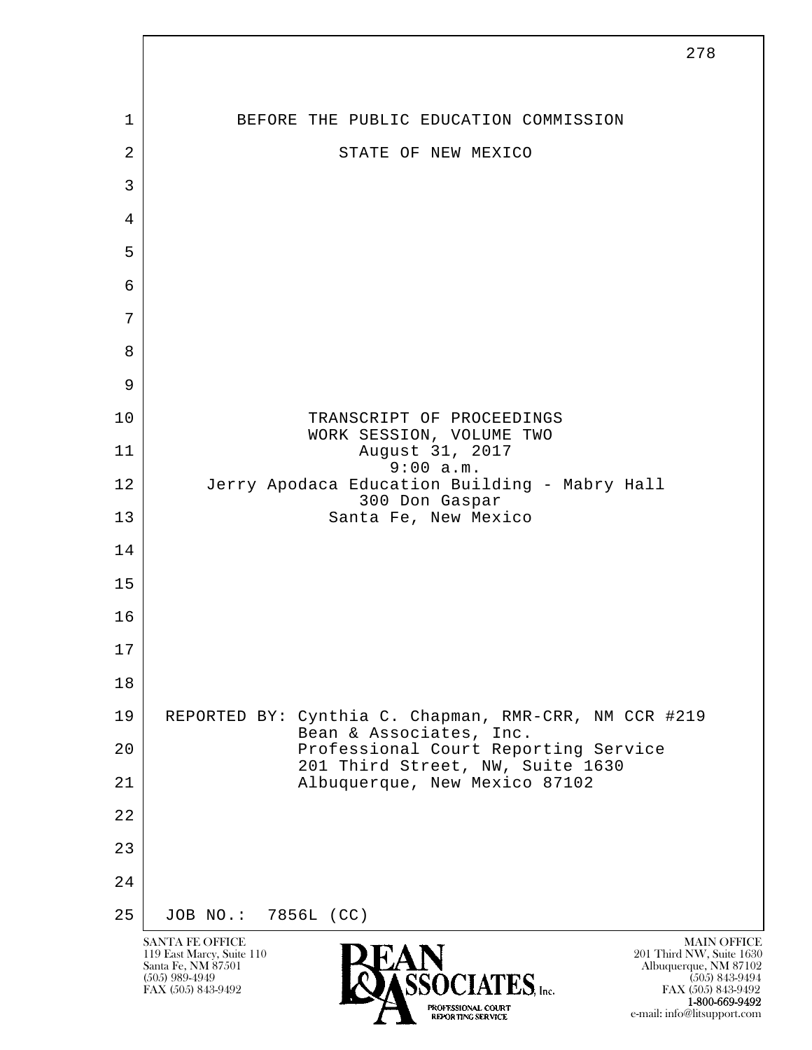BEFORE THE PUBLIC EDUCATION COMMISSION

STATE OF NEW MEXICO

TRANSCRIPT OF PROCEEDINGS
WORK SESSION, VOLUME TWO
August 31, 2017
9:00 a.m.
Jerry Apodaca Education Building - Mabry Hall
300 Don Gaspar
Santa Fe, New Mexico

REPORTED BY: Cynthia C. Chapman, RMR-CRR, NM CCR #219
Bean & Associates, Inc.
Professional Court Reporting Service
201 Third Street, NW, Suite 1630
Albuquerque, New Mexico 87102

JOB NO.: 7856L (CC)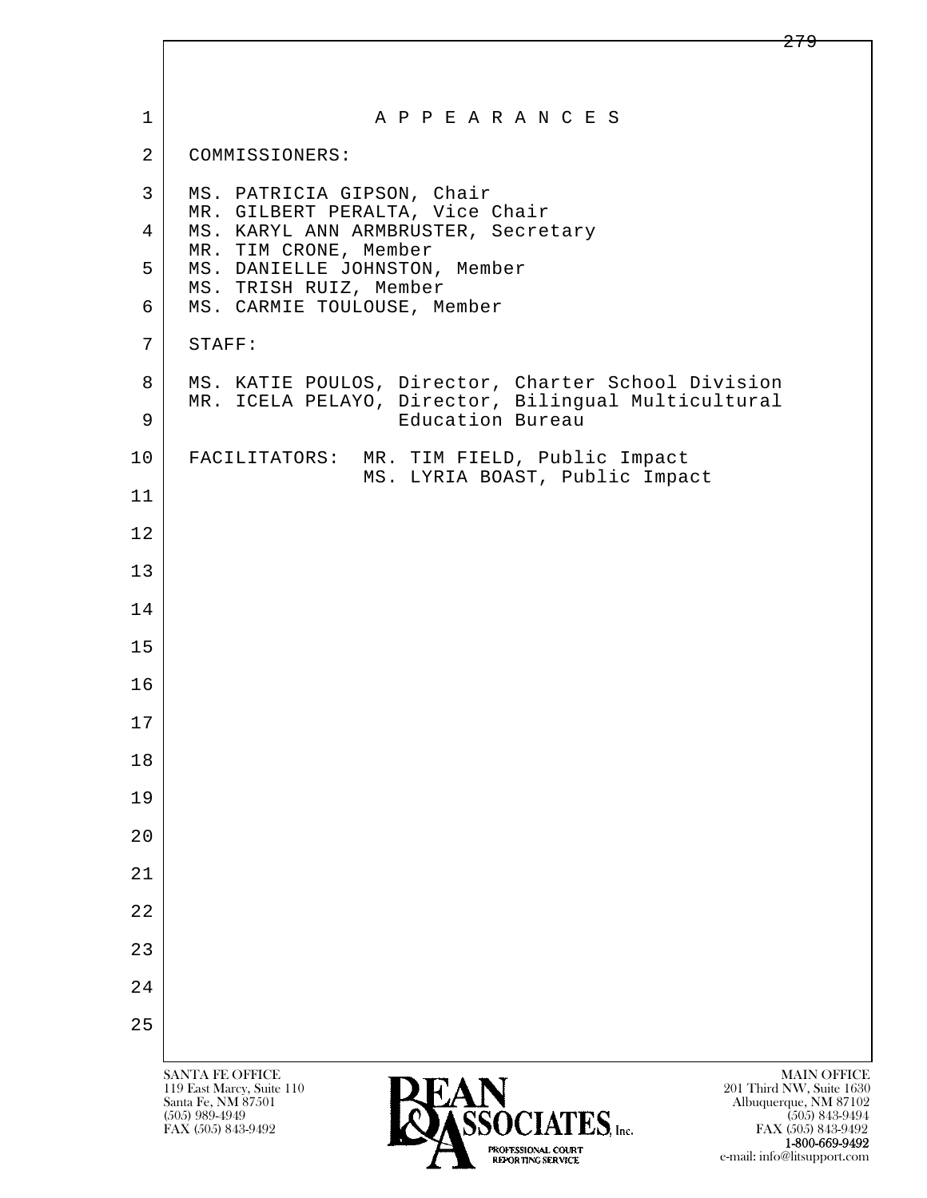# A P P E A R A N C E S

COMMISSIONERS:

MS. PATRICIA GIPSON, Chair
MR. GILBERT PERALTA, Vice Chair
MS. KARYL ANN ARMBRUSTER, Secretary
MR. TIM CRONE, Member
MS. DANIELLE JOHNSTON, Member
MS. TRISH RUIZ, Member
MS. CARMIE TOULOUSE, Member

STAFF:

MS. KATIE POULOS, Director, Charter School Division
MR. ICELA PELAYO, Director, Bilingual Multicultural Education Bureau

FACILITATORS: MR. TIM FIELD, Public Impact
MS. LYRIA BOAST, Public Impact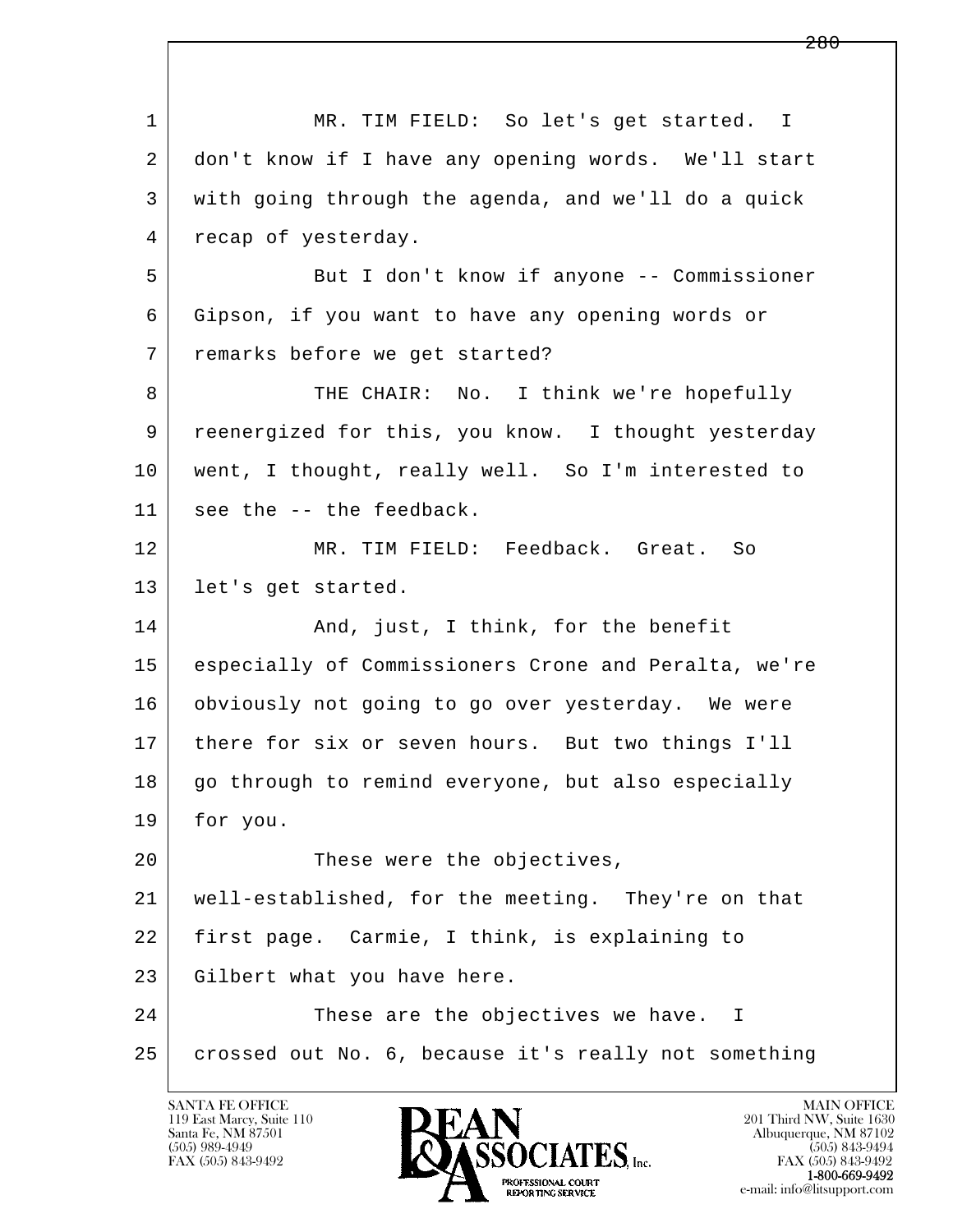MR. TIM FIELD: So let's get started. I don't know if I have any opening words. We'll start with going through the agenda, and we'll do a quick recap of yesterday.

But I don't know if anyone -- Commissioner Gipson, if you want to have any opening words or remarks before we get started?

THE CHAIR: No. I think we're hopefully reenergized for this, you know. I thought yesterday went, I thought, really well. So I'm interested to see the -- the feedback.

MR. TIM FIELD: Feedback. Great. So let's get started.

And, just, I think, for the benefit especially of Commissioners Crone and Peralta, we're obviously not going to go over yesterday. We were there for six or seven hours. But two things I'll go through to remind everyone, but also especially for you.

These were the objectives, well-established, for the meeting. They're on that first page. Carmie, I think, is explaining to Gilbert what you have here.

These are the objectives we have. I crossed out No. 6, because it's really not something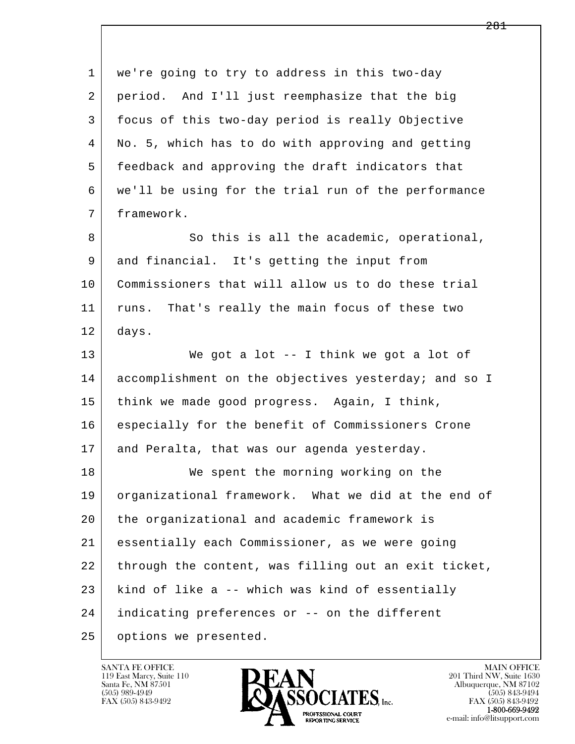we're going to try to address in this two-day period. And I'll just reemphasize that the big focus of this two-day period is really Objective No. 5, which has to do with approving and getting feedback and approving the draft indicators that we'll be using for the trial run of the performance framework.

So this is all the academic, operational, and financial. It's getting the input from Commissioners that will allow us to do these trial runs. That's really the main focus of these two days.

We got a lot -- I think we got a lot of accomplishment on the objectives yesterday; and so I think we made good progress. Again, I think, especially for the benefit of Commissioners Crone and Peralta, that was our agenda yesterday.

We spent the morning working on the organizational framework. What we did at the end of the organizational and academic framework is essentially each Commissioner, as we were going through the content, was filling out an exit ticket, kind of like a -- which was kind of essentially indicating preferences or -- on the different options we presented.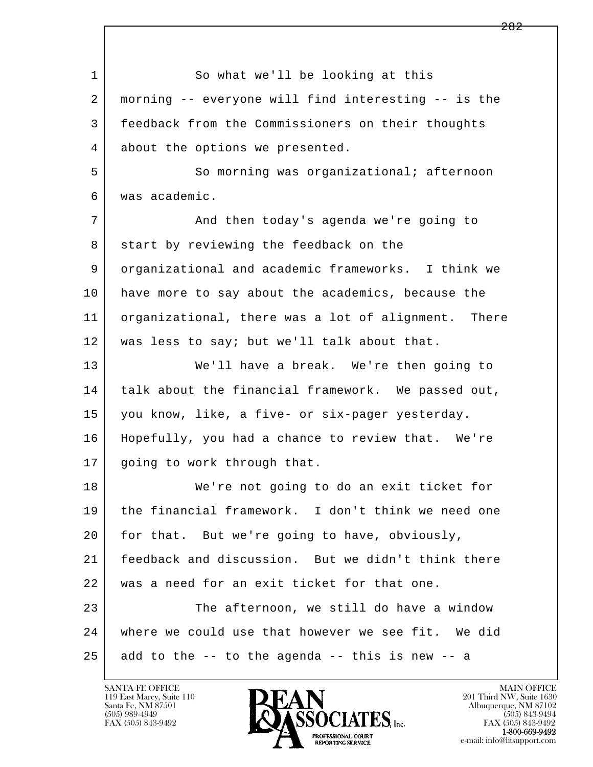So what we'll be looking at this morning -- everyone will find interesting -- is the feedback from the Commissioners on their thoughts about the options we presented.

So morning was organizational; afternoon was academic.

And then today's agenda we're going to start by reviewing the feedback on the organizational and academic frameworks. I think we have more to say about the academics, because the organizational, there was a lot of alignment. There was less to say; but we'll talk about that.

We'll have a break. We're then going to talk about the financial framework. We passed out, you know, like, a five- or six-pager yesterday. Hopefully, you had a chance to review that. We're going to work through that.

We're not going to do an exit ticket for the financial framework. I don't think we need one for that. But we're going to have, obviously, feedback and discussion. But we didn't think there was a need for an exit ticket for that one.

The afternoon, we still do have a window where we could use that however we see fit. We did add to the -- to the agenda -- this is new -- a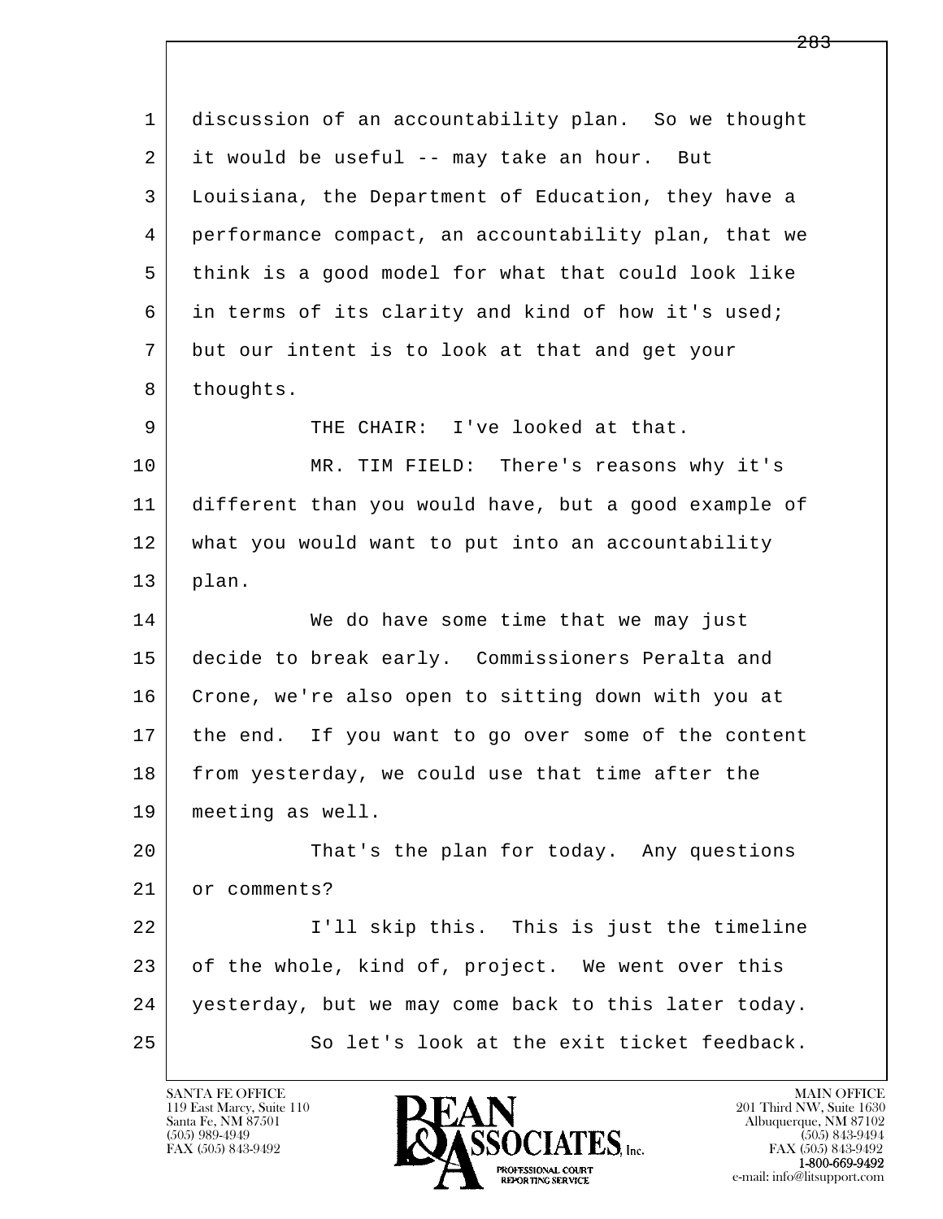1 discussion of an accountability plan. So we thought
2 it would be useful -- may take an hour. But
3 Louisiana, the Department of Education, they have a
4 performance compact, an accountability plan, that we
5 think is a good model for what that could look like
6 in terms of its clarity and kind of how it's used;
7 but our intent is to look at that and get your
8 thoughts.

9 THE CHAIR: I've looked at that.

10 MR. TIM FIELD: There's reasons why it's
11 different than you would have, but a good example of
12 what you would want to put into an accountability
13 plan.

14 We do have some time that we may just
15 decide to break early. Commissioners Peralta and
16 Crone, we're also open to sitting down with you at
17 the end. If you want to go over some of the content
18 from yesterday, we could use that time after the
19 meeting as well.

20 That's the plan for today. Any questions
21 or comments?

22 I'll skip this. This is just the timeline
23 of the whole, kind of, project. We went over this
24 yesterday, but we may come back to this later today.

25 So let's look at the exit ticket feedback.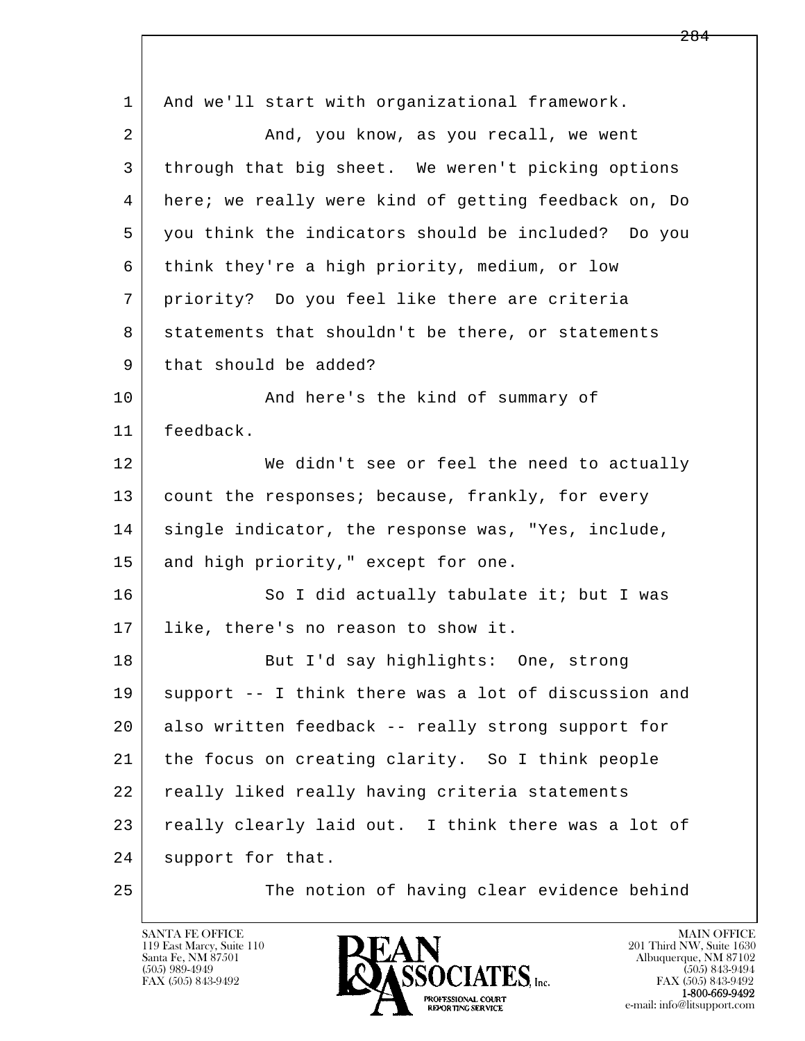1 And we'll start with organizational framework.

2 And, you know, as you recall, we went

3 through that big sheet. We weren't picking options

4 here; we really were kind of getting feedback on, Do

5 you think the indicators should be included? Do you

6 think they're a high priority, medium, or low

7 priority? Do you feel like there are criteria

8 statements that shouldn't be there, or statements

9 that should be added?

10 And here's the kind of summary of

11 feedback.

12 We didn't see or feel the need to actually

13 count the responses; because, frankly, for every

14 single indicator, the response was, "Yes, include,

15 and high priority," except for one.

16 So I did actually tabulate it; but I was

17 like, there's no reason to show it.

18 But I'd say highlights: One, strong

19 support -- I think there was a lot of discussion and

20 also written feedback -- really strong support for

21 the focus on creating clarity. So I think people

22 really liked really having criteria statements

23 really clearly laid out. I think there was a lot of

24 support for that.

25 The notion of having clear evidence behind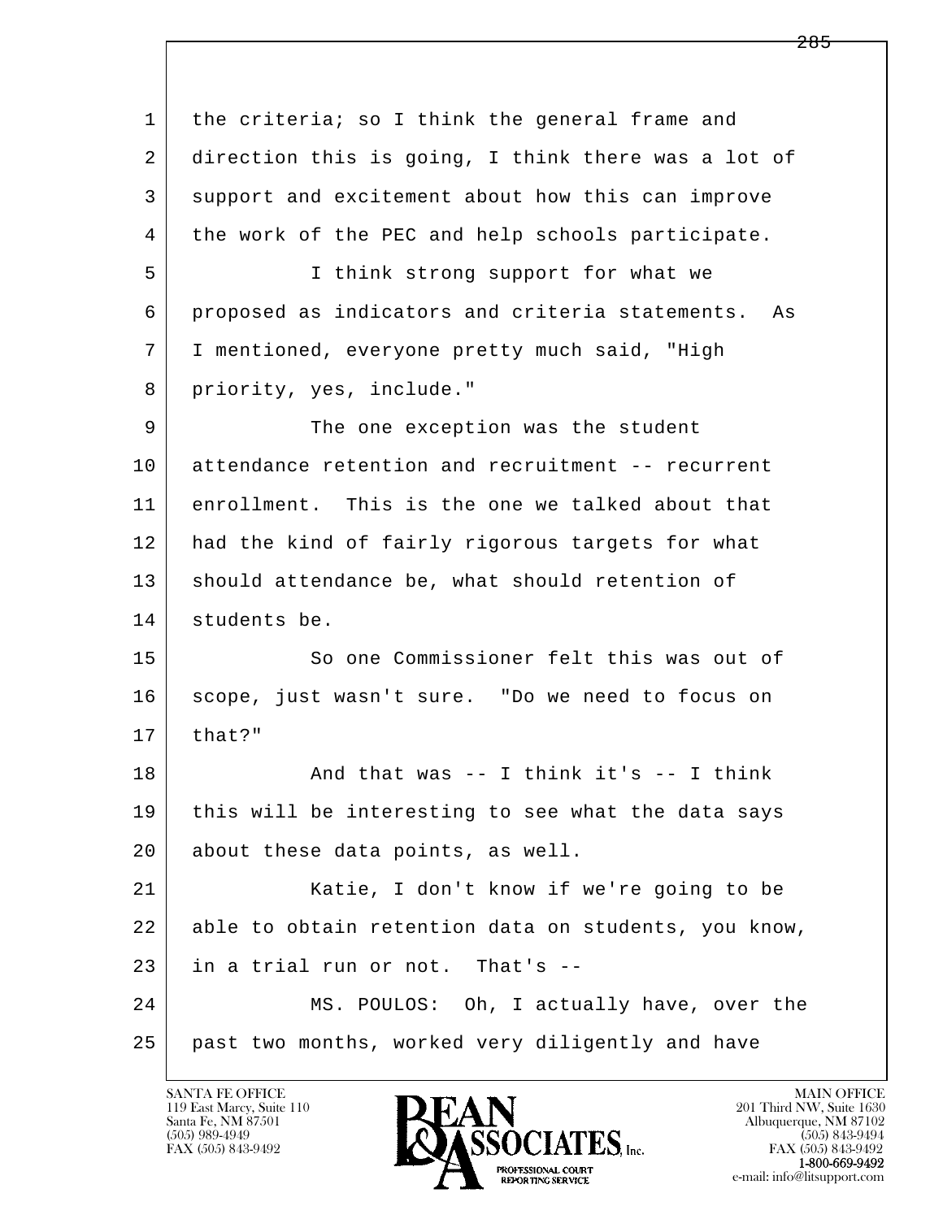1 the criteria; so I think the general frame and
2 direction this is going, I think there was a lot of
3 support and excitement about how this can improve
4 the work of the PEC and help schools participate.
5 I think strong support for what we
6 proposed as indicators and criteria statements. As
7 I mentioned, everyone pretty much said, "High
8 priority, yes, include."
9 The one exception was the student
10 attendance retention and recruitment -- recurrent
11 enrollment. This is the one we talked about that
12 had the kind of fairly rigorous targets for what
13 should attendance be, what should retention of
14 students be.
15 So one Commissioner felt this was out of
16 scope, just wasn't sure. "Do we need to focus on
17 that?"
18 And that was -- I think it's -- I think
19 this will be interesting to see what the data says
20 about these data points, as well.
21 Katie, I don't know if we're going to be
22 able to obtain retention data on students, you know,
23 in a trial run or not. That's --
24 MS. POULOS: Oh, I actually have, over the
25 past two months, worked very diligently and have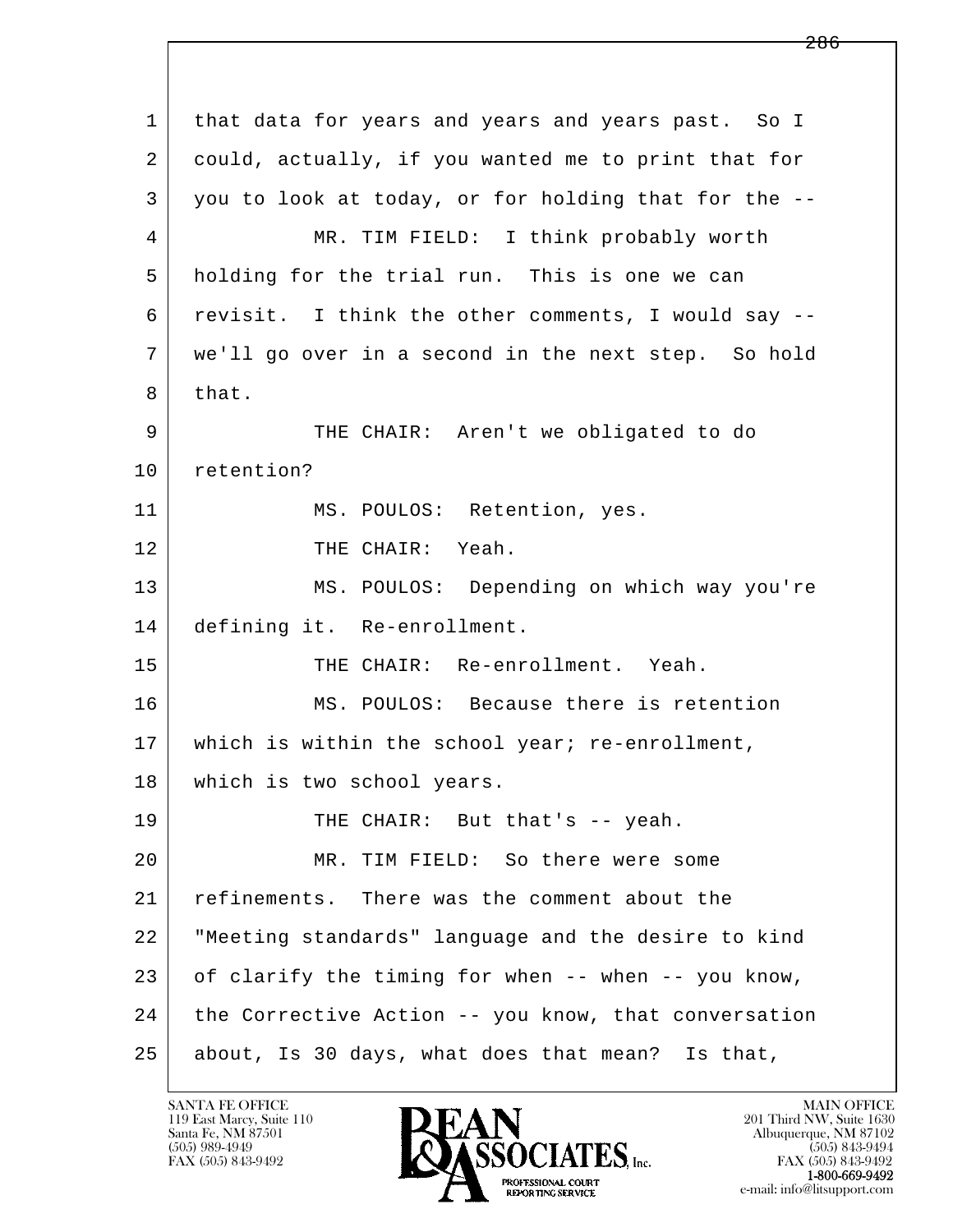1 that data for years and years and years past. So I
2 could, actually, if you wanted me to print that for
3 you to look at today, or for holding that for the --
4 MR. TIM FIELD: I think probably worth
5 holding for the trial run. This is one we can
6 revisit. I think the other comments, I would say --
7 we'll go over in a second in the next step. So hold
8 that.
9 THE CHAIR: Aren't we obligated to do
10 retention?
11 MS. POULOS: Retention, yes.
12 THE CHAIR: Yeah.
13 MS. POULOS: Depending on which way you're
14 defining it. Re-enrollment.
15 THE CHAIR: Re-enrollment. Yeah.
16 MS. POULOS: Because there is retention
17 which is within the school year; re-enrollment,
18 which is two school years.
19 THE CHAIR: But that's -- yeah.
20 MR. TIM FIELD: So there were some
21 refinements. There was the comment about the
22 "Meeting standards" language and the desire to kind
23 of clarify the timing for when -- when -- you know,
24 the Corrective Action -- you know, that conversation
25 about, Is 30 days, what does that mean? Is that,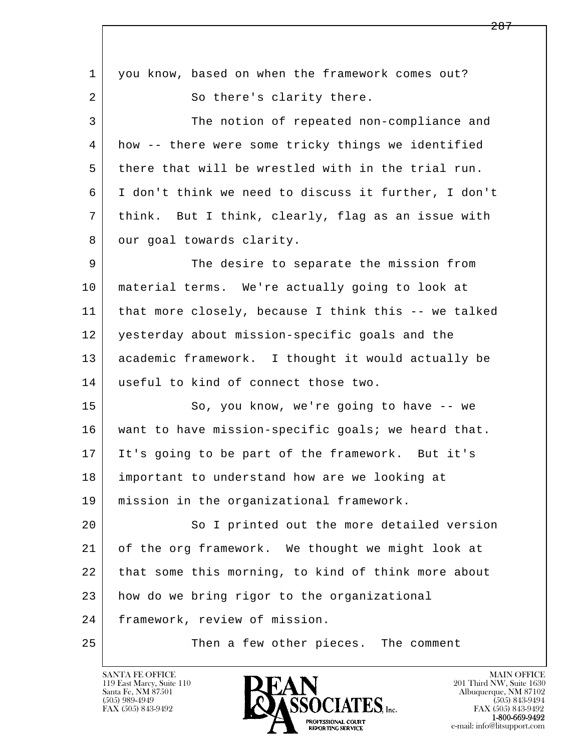1 you know, based on when the framework comes out?

2 So there's clarity there.

3 The notion of repeated non-compliance and

4 how -- there were some tricky things we identified

5 there that will be wrestled with in the trial run.

6 I don't think we need to discuss it further, I don't

7 think. But I think, clearly, flag as an issue with

8 our goal towards clarity.

9 The desire to separate the mission from

10 material terms. We're actually going to look at

11 that more closely, because I think this -- we talked

12 yesterday about mission-specific goals and the

13 academic framework. I thought it would actually be

14 useful to kind of connect those two.

15 So, you know, we're going to have -- we

16 want to have mission-specific goals; we heard that.

17 It's going to be part of the framework. But it's

18 important to understand how are we looking at

19 mission in the organizational framework.

20 So I printed out the more detailed version

21 of the org framework. We thought we might look at

22 that some this morning, to kind of think more about

23 how do we bring rigor to the organizational

24 framework, review of mission.

25 Then a few other pieces. The comment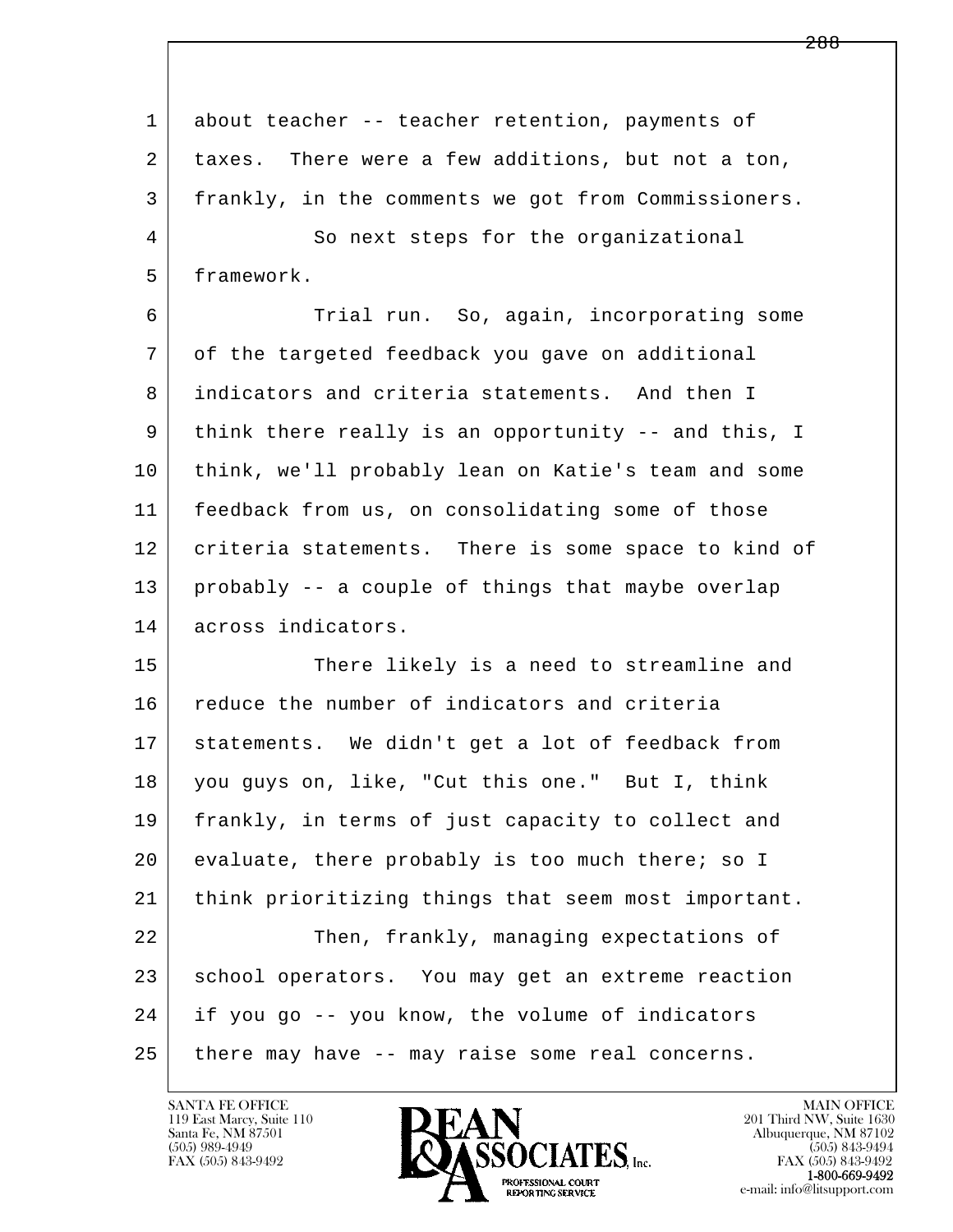about teacher -- teacher retention, payments of taxes. There were a few additions, but not a ton, frankly, in the comments we got from Commissioners.

So next steps for the organizational framework.

Trial run. So, again, incorporating some of the targeted feedback you gave on additional indicators and criteria statements. And then I think there really is an opportunity -- and this, I think, we'll probably lean on Katie's team and some feedback from us, on consolidating some of those criteria statements. There is some space to kind of probably -- a couple of things that maybe overlap across indicators.

There likely is a need to streamline and reduce the number of indicators and criteria statements. We didn't get a lot of feedback from you guys on, like, "Cut this one." But I, think frankly, in terms of just capacity to collect and evaluate, there probably is too much there; so I think prioritizing things that seem most important.

Then, frankly, managing expectations of school operators. You may get an extreme reaction if you go -- you know, the volume of indicators there may have -- may raise some real concerns.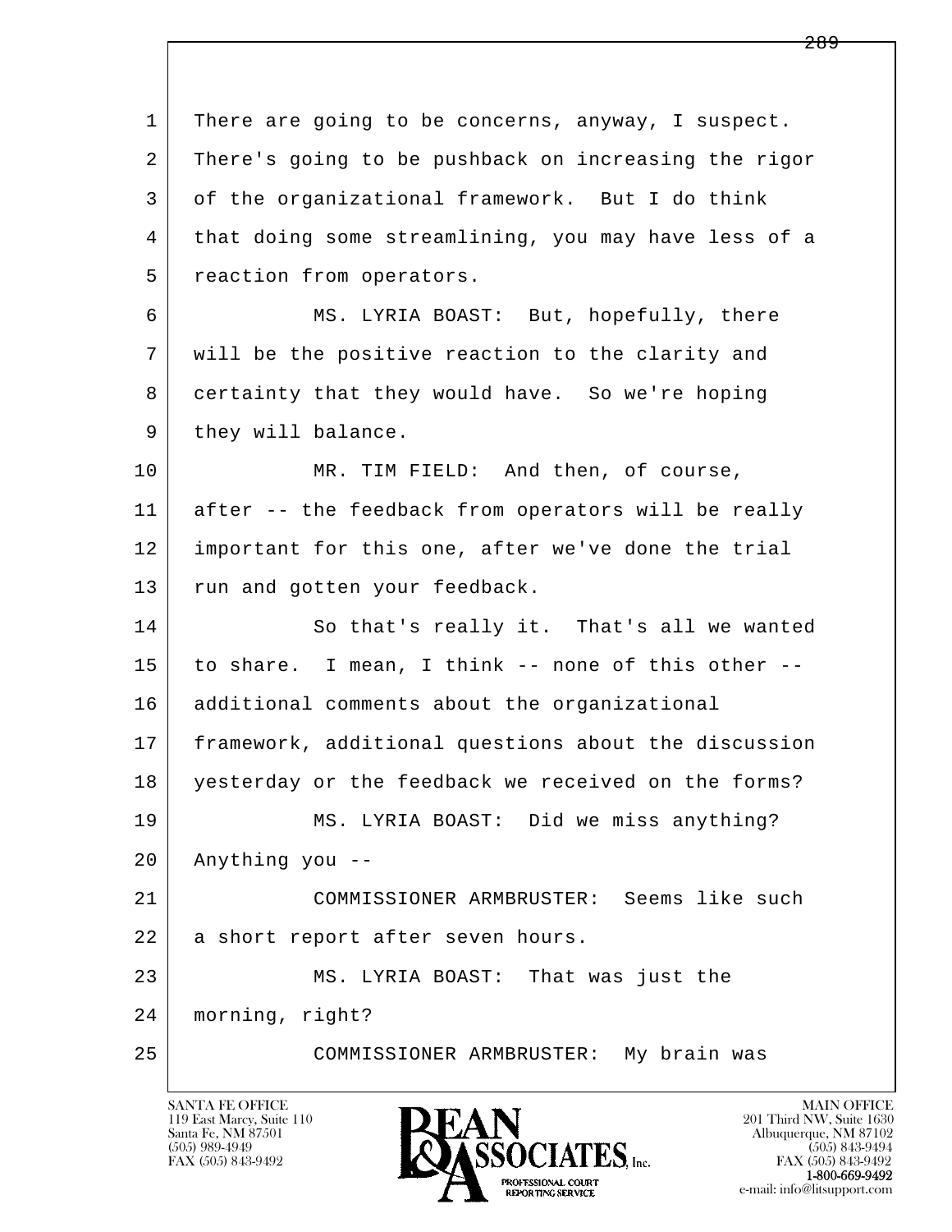1 There are going to be concerns, anyway, I suspect.
2 There's going to be pushback on increasing the rigor
3 of the organizational framework. But I do think
4 that doing some streamlining, you may have less of a
5 reaction from operators.

6 MS. LYRIA BOAST: But, hopefully, there
7 will be the positive reaction to the clarity and
8 certainty that they would have. So we're hoping
9 they will balance.

10 MR. TIM FIELD: And then, of course,
11 after -- the feedback from operators will be really
12 important for this one, after we've done the trial
13 run and gotten your feedback.

14 So that's really it. That's all we wanted
15 to share. I mean, I think -- none of this other --
16 additional comments about the organizational
17 framework, additional questions about the discussion
18 yesterday or the feedback we received on the forms?

19 MS. LYRIA BOAST: Did we miss anything?
20 Anything you --

21 COMMISSIONER ARMBRUSTER: Seems like such
22 a short report after seven hours.

23 MS. LYRIA BOAST: That was just the
24 morning, right?

25 COMMISSIONER ARMBRUSTER: My brain was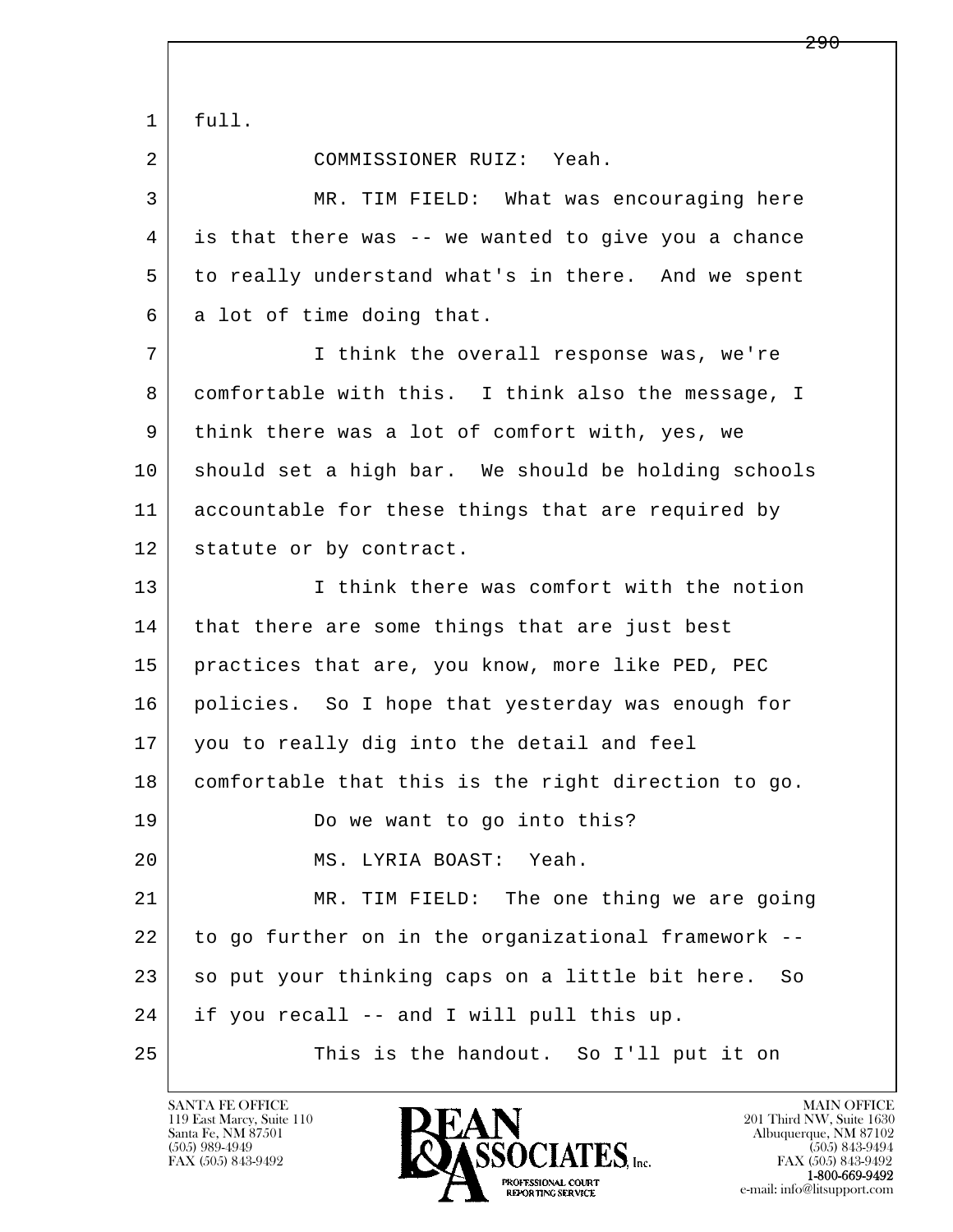full.

COMMISSIONER RUIZ: Yeah.

MR. TIM FIELD: What was encouraging here is that there was -- we wanted to give you a chance to really understand what's in there. And we spent a lot of time doing that.

I think the overall response was, we're comfortable with this. I think also the message, I think there was a lot of comfort with, yes, we should set a high bar. We should be holding schools accountable for these things that are required by statute or by contract.

I think there was comfort with the notion that there are some things that are just best practices that are, you know, more like PED, PEC policies. So I hope that yesterday was enough for you to really dig into the detail and feel comfortable that this is the right direction to go.

Do we want to go into this?

MS. LYRIA BOAST: Yeah.

MR. TIM FIELD: The one thing we are going to go further on in the organizational framework -- so put your thinking caps on a little bit here. So if you recall -- and I will pull this up.

This is the handout. So I'll put it on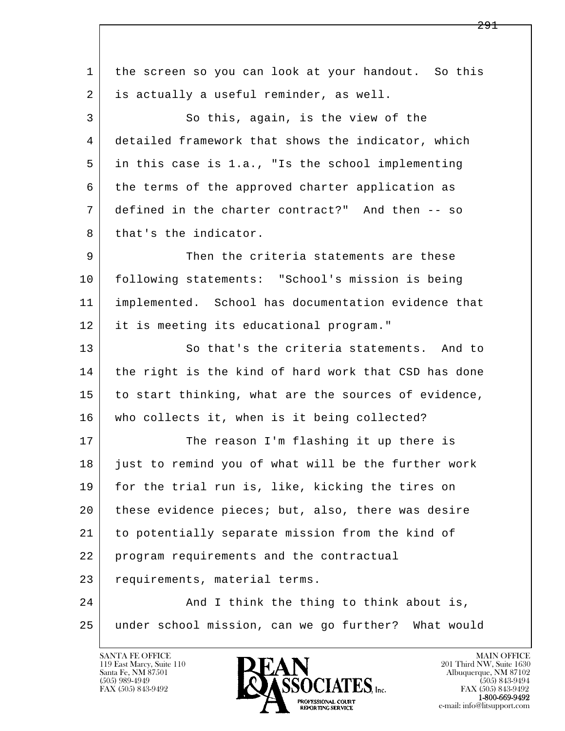the screen so you can look at your handout. So this is actually a useful reminder, as well.

So this, again, is the view of the detailed framework that shows the indicator, which in this case is 1.a., "Is the school implementing the terms of the approved charter application as defined in the charter contract?" And then -- so that's the indicator.

Then the criteria statements are these following statements: "School's mission is being implemented. School has documentation evidence that it is meeting its educational program."

So that's the criteria statements. And to the right is the kind of hard work that CSD has done to start thinking, what are the sources of evidence, who collects it, when is it being collected?

The reason I'm flashing it up there is just to remind you of what will be the further work for the trial run is, like, kicking the tires on these evidence pieces; but, also, there was desire to potentially separate mission from the kind of program requirements and the contractual requirements, material terms.

And I think the thing to think about is, under school mission, can we go further? What would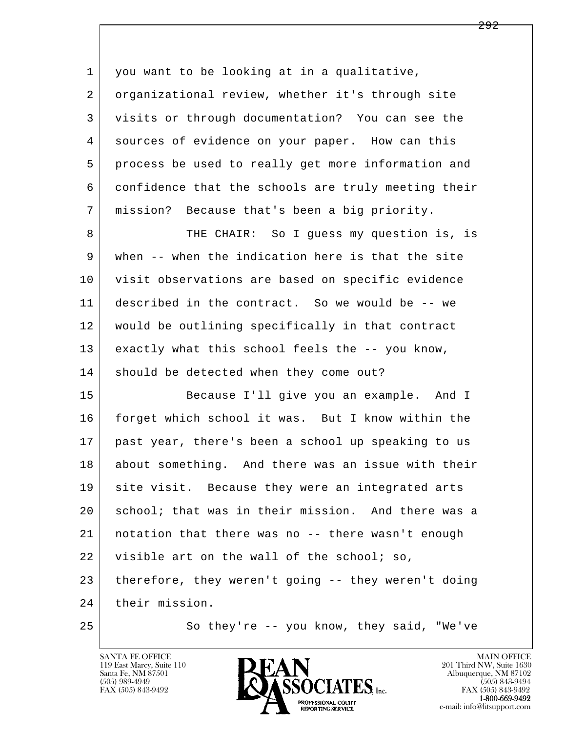you want to be looking at in a qualitative, organizational review, whether it's through site visits or through documentation? You can see the sources of evidence on your paper. How can this process be used to really get more information and confidence that the schools are truly meeting their mission? Because that's been a big priority.

THE CHAIR: So I guess my question is, is when -- when the indication here is that the site visit observations are based on specific evidence described in the contract. So we would be -- we would be outlining specifically in that contract exactly what this school feels the -- you know, should be detected when they come out?

Because I'll give you an example. And I forget which school it was. But I know within the past year, there's been a school up speaking to us about something. And there was an issue with their site visit. Because they were an integrated arts school; that was in their mission. And there was a notation that there was no -- there wasn't enough visible art on the wall of the school; so, therefore, they weren't going -- they weren't doing their mission.

So they're -- you know, they said, "We've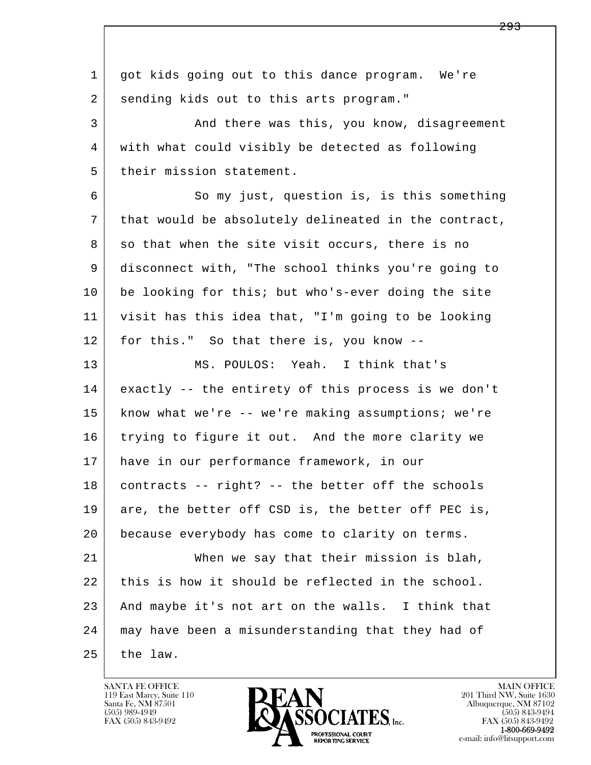got kids going out to this dance program. We're sending kids out to this arts program."

And there was this, you know, disagreement with what could visibly be detected as following their mission statement.

So my just, question is, is this something that would be absolutely delineated in the contract, so that when the site visit occurs, there is no disconnect with, "The school thinks you're going to be looking for this; but who's-ever doing the site visit has this idea that, "I'm going to be looking for this." So that there is, you know --

MS. POULOS: Yeah. I think that's exactly -- the entirety of this process is we don't know what we're -- we're making assumptions; we're trying to figure it out. And the more clarity we have in our performance framework, in our contracts -- right? -- the better off the schools are, the better off CSD is, the better off PEC is, because everybody has come to clarity on terms.

When we say that their mission is blah, this is how it should be reflected in the school. And maybe it's not art on the walls. I think that may have been a misunderstanding that they had of the law.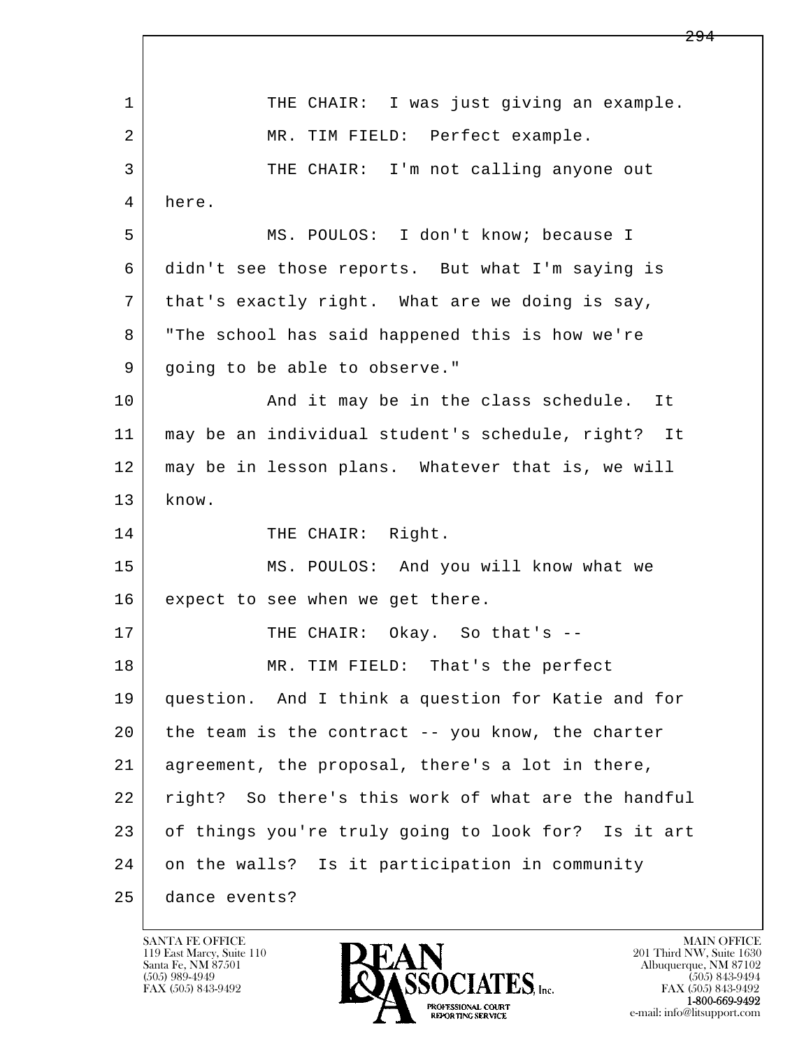1 THE CHAIR: I was just giving an example.
2 MR. TIM FIELD: Perfect example.
3 THE CHAIR: I'm not calling anyone out
4 here.
5 MS. POULOS: I don't know; because I
6 didn't see those reports. But what I'm saying is
7 that's exactly right. What are we doing is say,
8 "The school has said happened this is how we're
9 going to be able to observe."
10 And it may be in the class schedule. It
11 may be an individual student's schedule, right? It
12 may be in lesson plans. Whatever that is, we will
13 know.
14 THE CHAIR: Right.
15 MS. POULOS: And you will know what we
16 expect to see when we get there.
17 THE CHAIR: Okay. So that's --
18 MR. TIM FIELD: That's the perfect
19 question. And I think a question for Katie and for
20 the team is the contract -- you know, the charter
21 agreement, the proposal, there's a lot in there,
22 right? So there's this work of what are the handful
23 of things you're truly going to look for? Is it art
24 on the walls? Is it participation in community
25 dance events?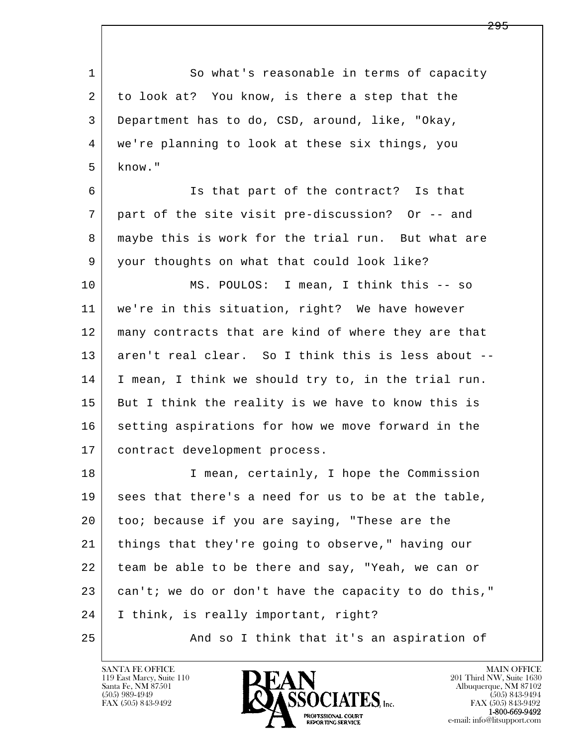So what's reasonable in terms of capacity to look at? You know, is there a step that the Department has to do, CSD, around, like, "Okay, we're planning to look at these six things, you know."

Is that part of the contract? Is that part of the site visit pre-discussion? Or -- and maybe this is work for the trial run. But what are your thoughts on what that could look like?

MS. POULOS: I mean, I think this -- so we're in this situation, right? We have however many contracts that are kind of where they are that aren't real clear. So I think this is less about -- I mean, I think we should try to, in the trial run. But I think the reality is we have to know this is setting aspirations for how we move forward in the contract development process.

I mean, certainly, I hope the Commission sees that there's a need for us to be at the table, too; because if you are saying, "These are the things that they're going to observe," having our team be able to be there and say, "Yeah, we can or can't; we do or don't have the capacity to do this," I think, is really important, right?

And so I think that it's an aspiration of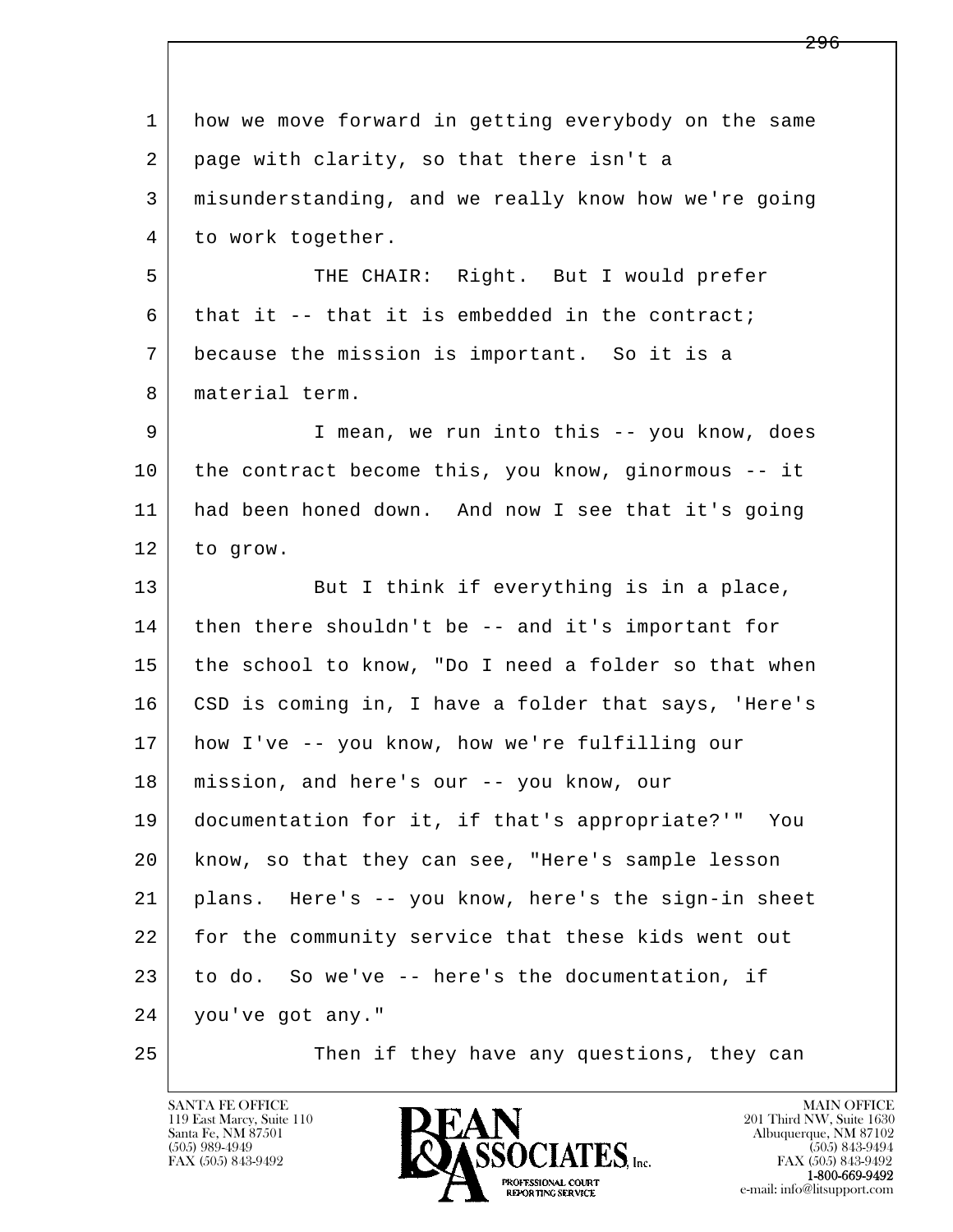1 how we move forward in getting everybody on the same
2 page with clarity, so that there isn't a
3 misunderstanding, and we really know how we're going
4 to work together.

5 THE CHAIR: Right. But I would prefer
6 that it -- that it is embedded in the contract;
7 because the mission is important. So it is a
8 material term.

9 I mean, we run into this -- you know, does
10 the contract become this, you know, ginormous -- it
11 had been honed down. And now I see that it's going
12 to grow.

13 But I think if everything is in a place,
14 then there shouldn't be -- and it's important for
15 the school to know, "Do I need a folder so that when
16 CSD is coming in, I have a folder that says, 'Here's
17 how I've -- you know, how we're fulfilling our
18 mission, and here's our -- you know, our
19 documentation for it, if that's appropriate?'" You
20 know, so that they can see, "Here's sample lesson
21 plans. Here's -- you know, here's the sign-in sheet
22 for the community service that these kids went out
23 to do. So we've -- here's the documentation, if
24 you've got any."

25 Then if they have any questions, they can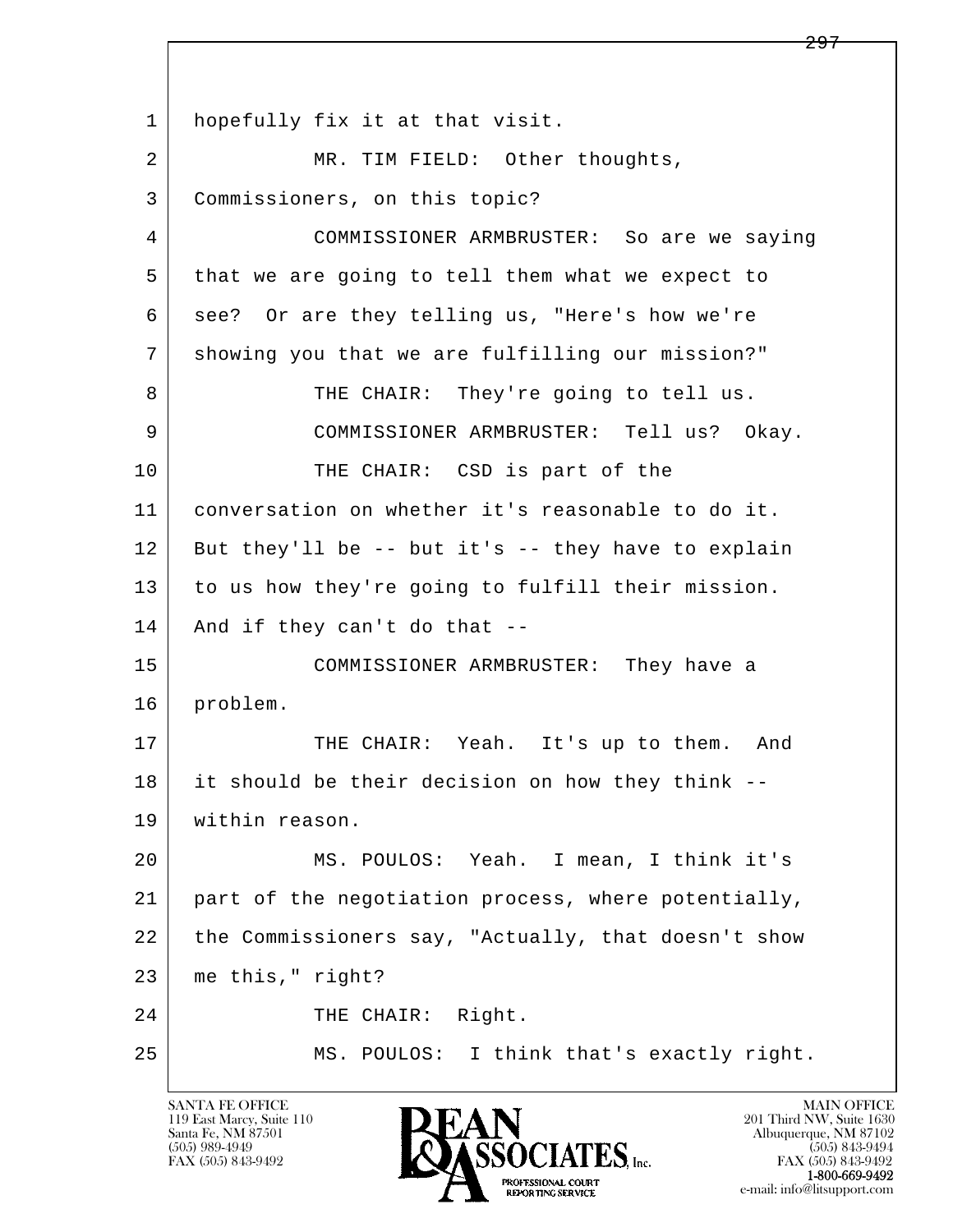1 hopefully fix it at that visit.

2 MR. TIM FIELD: Other thoughts,

3 Commissioners, on this topic?

4 COMMISSIONER ARMBRUSTER: So are we saying

5 that we are going to tell them what we expect to

6 see? Or are they telling us, "Here's how we're

7 showing you that we are fulfilling our mission?"

8 THE CHAIR: They're going to tell us.

9 COMMISSIONER ARMBRUSTER: Tell us? Okay.

10 THE CHAIR: CSD is part of the

11 conversation on whether it's reasonable to do it.

12 But they'll be -- but it's -- they have to explain

13 to us how they're going to fulfill their mission.

14 And if they can't do that --

15 COMMISSIONER ARMBRUSTER: They have a

16 problem.

17 THE CHAIR: Yeah. It's up to them. And

18 it should be their decision on how they think --

19 within reason.

20 MS. POULOS: Yeah. I mean, I think it's

21 part of the negotiation process, where potentially,

22 the Commissioners say, "Actually, that doesn't show

23 me this," right?

24 THE CHAIR: Right.

25 MS. POULOS: I think that's exactly right.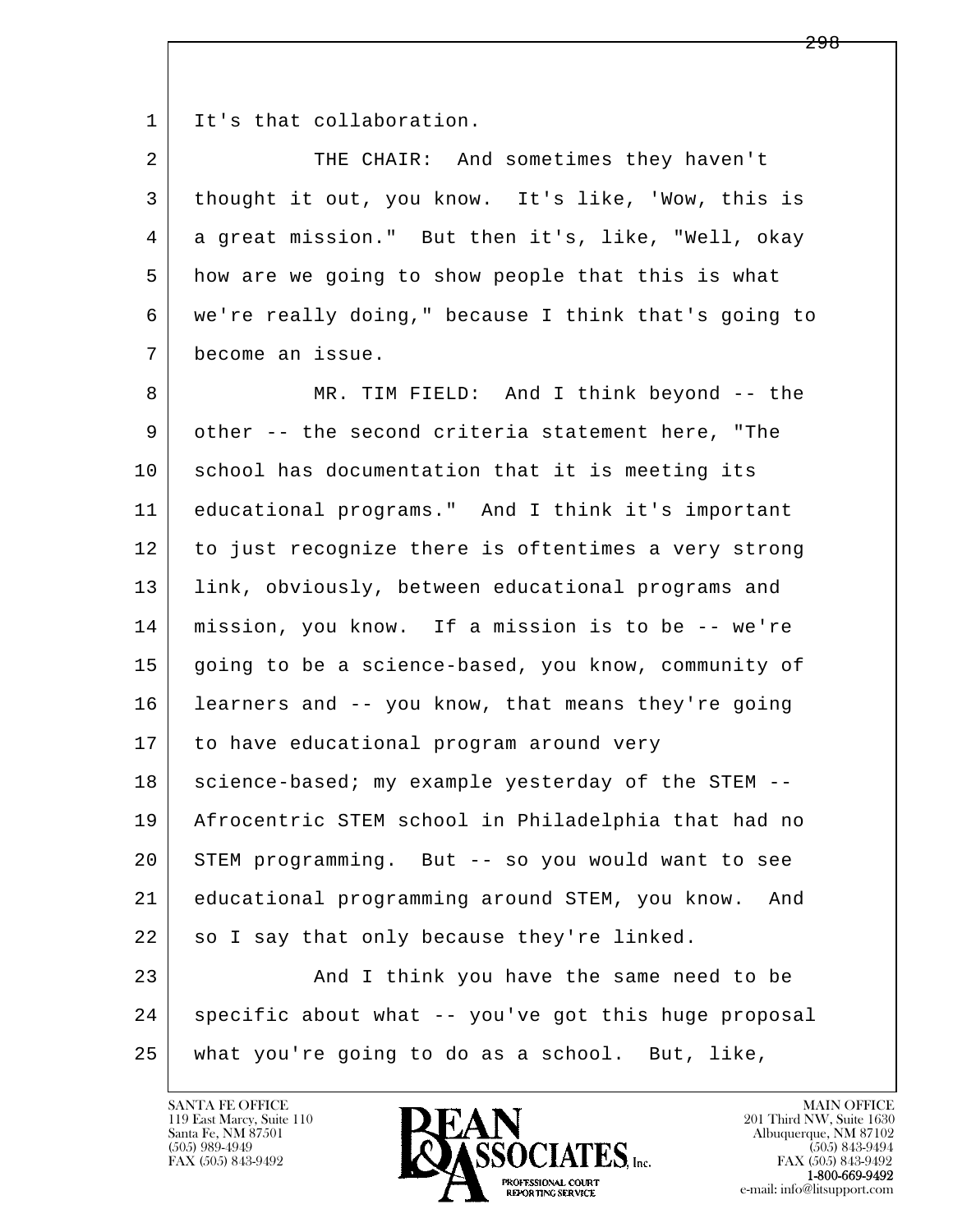It's that collaboration.

THE CHAIR: And sometimes they haven't thought it out, you know. It's like, 'Wow, this is a great mission." But then it's, like, "Well, okay how are we going to show people that this is what we're really doing," because I think that's going to become an issue.

MR. TIM FIELD: And I think beyond -- the other -- the second criteria statement here, "The school has documentation that it is meeting its educational programs." And I think it's important to just recognize there is oftentimes a very strong link, obviously, between educational programs and mission, you know. If a mission is to be -- we're going to be a science-based, you know, community of learners and -- you know, that means they're going to have educational program around very science-based; my example yesterday of the STEM -- Afrocentric STEM school in Philadelphia that had no STEM programming. But -- so you would want to see educational programming around STEM, you know. And so I say that only because they're linked.

And I think you have the same need to be specific about what -- you've got this huge proposal what you're going to do as a school. But, like,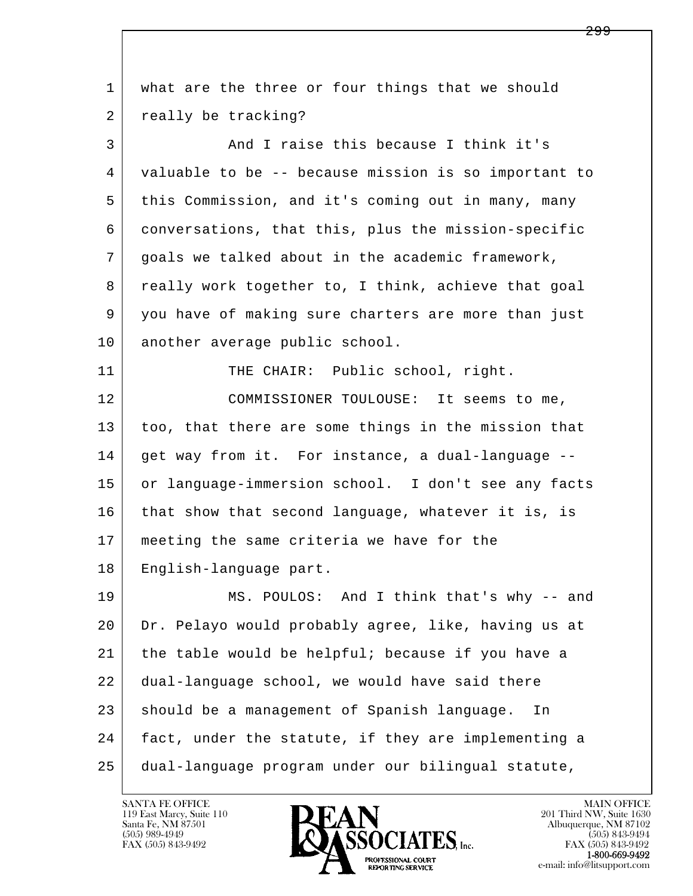1 what are the three or four things that we should
2 really be tracking?

3 And I raise this because I think it's
4 valuable to be -- because mission is so important to
5 this Commission, and it's coming out in many, many
6 conversations, that this, plus the mission-specific
7 goals we talked about in the academic framework,
8 really work together to, I think, achieve that goal
9 you have of making sure charters are more than just
10 another average public school.

11 THE CHAIR: Public school, right.

12 COMMISSIONER TOULOUSE: It seems to me,
13 too, that there are some things in the mission that
14 get way from it. For instance, a dual-language --
15 or language-immersion school. I don't see any facts
16 that show that second language, whatever it is, is
17 meeting the same criteria we have for the
18 English-language part.

19 MS. POULOS: And I think that's why -- and
20 Dr. Pelayo would probably agree, like, having us at
21 the table would be helpful; because if you have a
22 dual-language school, we would have said there
23 should be a management of Spanish language. In
24 fact, under the statute, if they are implementing a
25 dual-language program under our bilingual statute,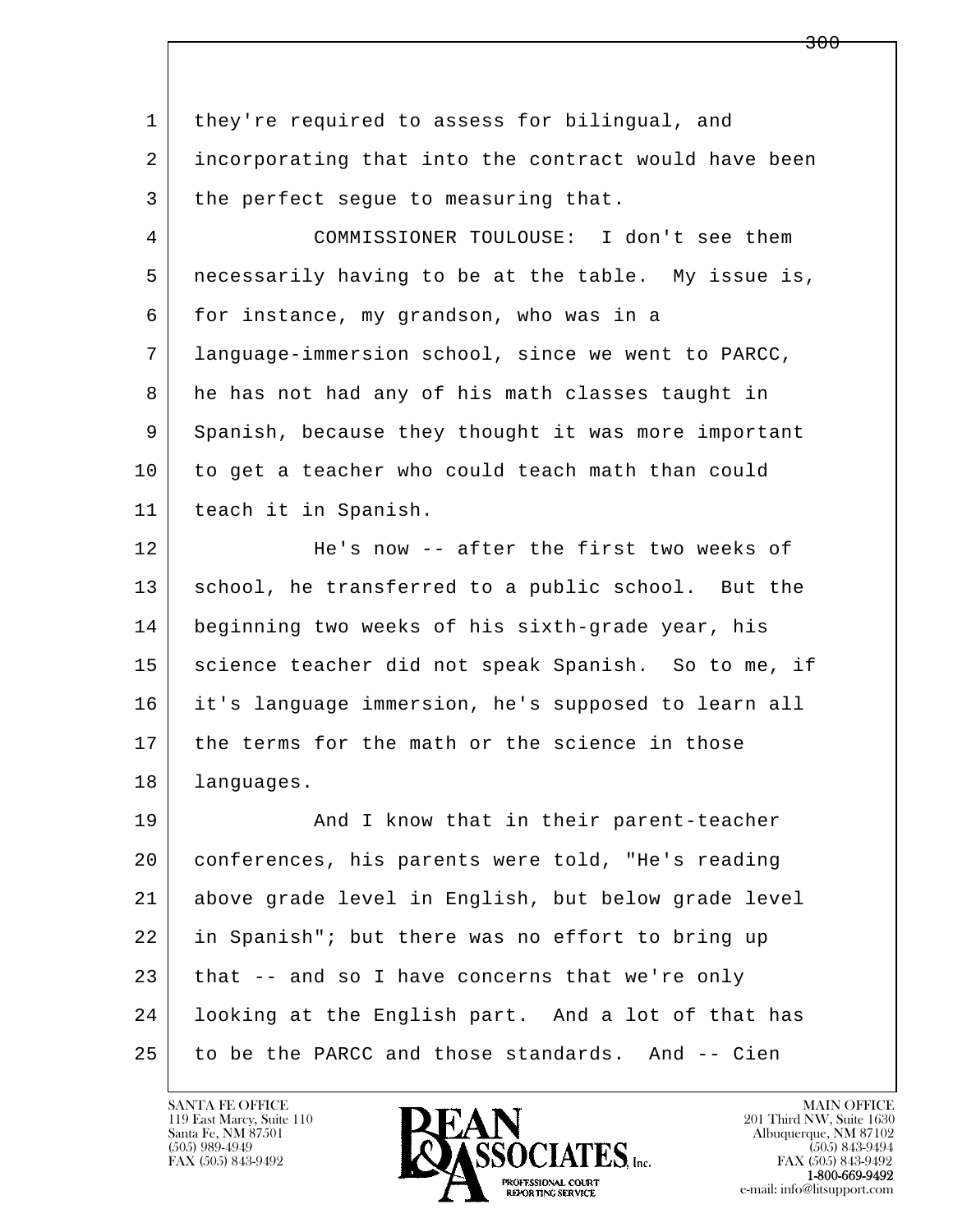they're required to assess for bilingual, and incorporating that into the contract would have been the perfect segue to measuring that.

COMMISSIONER TOULOUSE: I don't see them necessarily having to be at the table. My issue is, for instance, my grandson, who was in a language-immersion school, since we went to PARCC, he has not had any of his math classes taught in Spanish, because they thought it was more important to get a teacher who could teach math than could teach it in Spanish.

He's now -- after the first two weeks of school, he transferred to a public school. But the beginning two weeks of his sixth-grade year, his science teacher did not speak Spanish. So to me, if it's language immersion, he's supposed to learn all the terms for the math or the science in those languages.

And I know that in their parent-teacher conferences, his parents were told, "He's reading above grade level in English, but below grade level in Spanish"; but there was no effort to bring up that -- and so I have concerns that we're only looking at the English part. And a lot of that has to be the PARCC and those standards. And -- Cien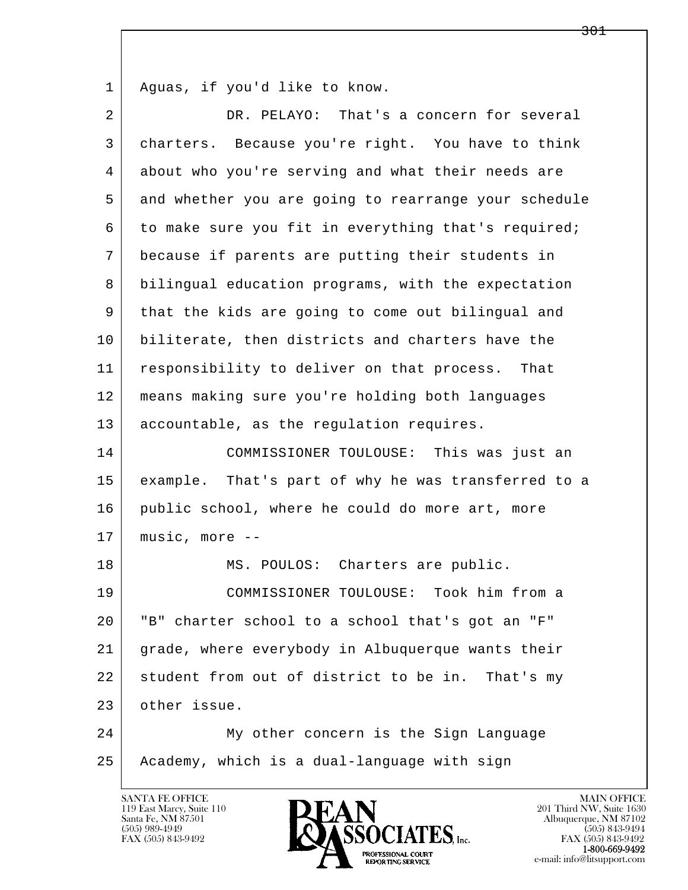Aguas, if you'd like to know.

DR. PELAYO: That's a concern for several charters. Because you're right. You have to think about who you're serving and what their needs are and whether you are going to rearrange your schedule to make sure you fit in everything that's required; because if parents are putting their students in bilingual education programs, with the expectation that the kids are going to come out bilingual and biliterate, then districts and charters have the responsibility to deliver on that process. That means making sure you're holding both languages accountable, as the regulation requires.

COMMISSIONER TOULOUSE: This was just an example. That's part of why he was transferred to a public school, where he could do more art, more music, more --

MS. POULOS: Charters are public.

COMMISSIONER TOULOUSE: Took him from a "B" charter school to a school that's got an "F" grade, where everybody in Albuquerque wants their student from out of district to be in. That's my other issue.

My other concern is the Sign Language Academy, which is a dual-language with sign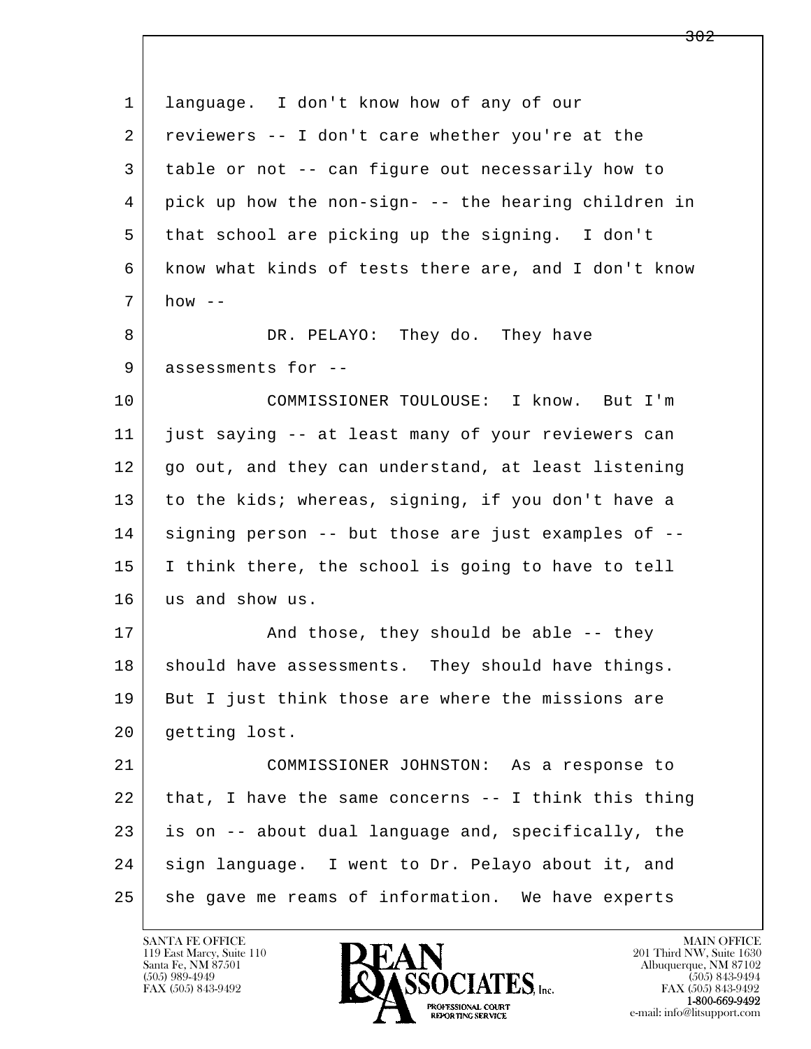1 language. I don't know how of any of our
2 reviewers -- I don't care whether you're at the
3 table or not -- can figure out necessarily how to
4 pick up how the non-sign- -- the hearing children in
5 that school are picking up the signing. I don't
6 know what kinds of tests there are, and I don't know
7 how --

8 DR. PELAYO: They do. They have
9 assessments for --

10 COMMISSIONER TOULOUSE: I know. But I'm
11 just saying -- at least many of your reviewers can
12 go out, and they can understand, at least listening
13 to the kids; whereas, signing, if you don't have a
14 signing person -- but those are just examples of --
15 I think there, the school is going to have to tell
16 us and show us.

17 And those, they should be able -- they
18 should have assessments. They should have things.
19 But I just think those are where the missions are
20 getting lost.

21 COMMISSIONER JOHNSTON: As a response to
22 that, I have the same concerns -- I think this thing
23 is on -- about dual language and, specifically, the
24 sign language. I went to Dr. Pelayo about it, and
25 she gave me reams of information. We have experts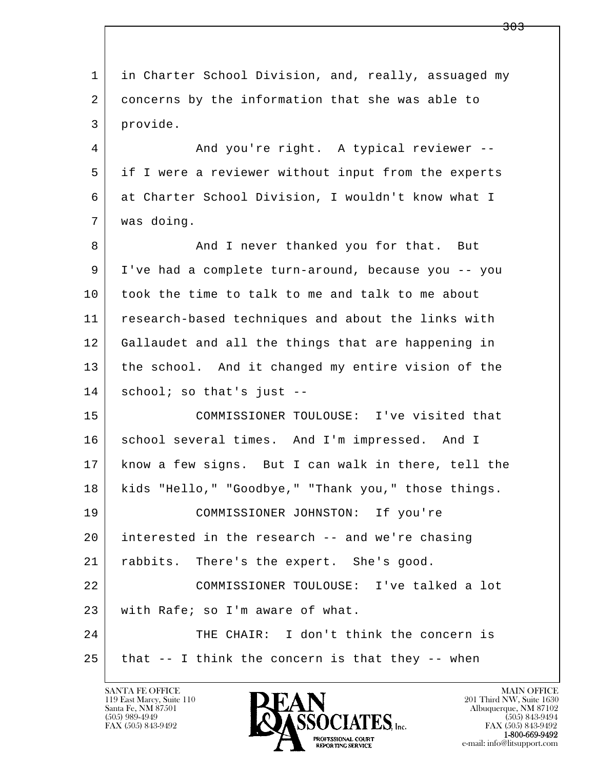1 in Charter School Division, and, really, assuaged my
2 concerns by the information that she was able to
3 provide.

4 And you're right. A typical reviewer --
5 if I were a reviewer without input from the experts
6 at Charter School Division, I wouldn't know what I
7 was doing.

8 And I never thanked you for that. But
9 I've had a complete turn-around, because you -- you
10 took the time to talk to me and talk to me about
11 research-based techniques and about the links with
12 Gallaudet and all the things that are happening in
13 the school. And it changed my entire vision of the
14 school; so that's just --

15 COMMISSIONER TOULOUSE: I've visited that
16 school several times. And I'm impressed. And I
17 know a few signs. But I can walk in there, tell the
18 kids "Hello," "Goodbye," "Thank you," those things.

19 COMMISSIONER JOHNSTON: If you're
20 interested in the research -- and we're chasing
21 rabbits. There's the expert. She's good.

22 COMMISSIONER TOULOUSE: I've talked a lot
23 with Rafe; so I'm aware of what.

24 THE CHAIR: I don't think the concern is
25 that -- I think the concern is that they -- when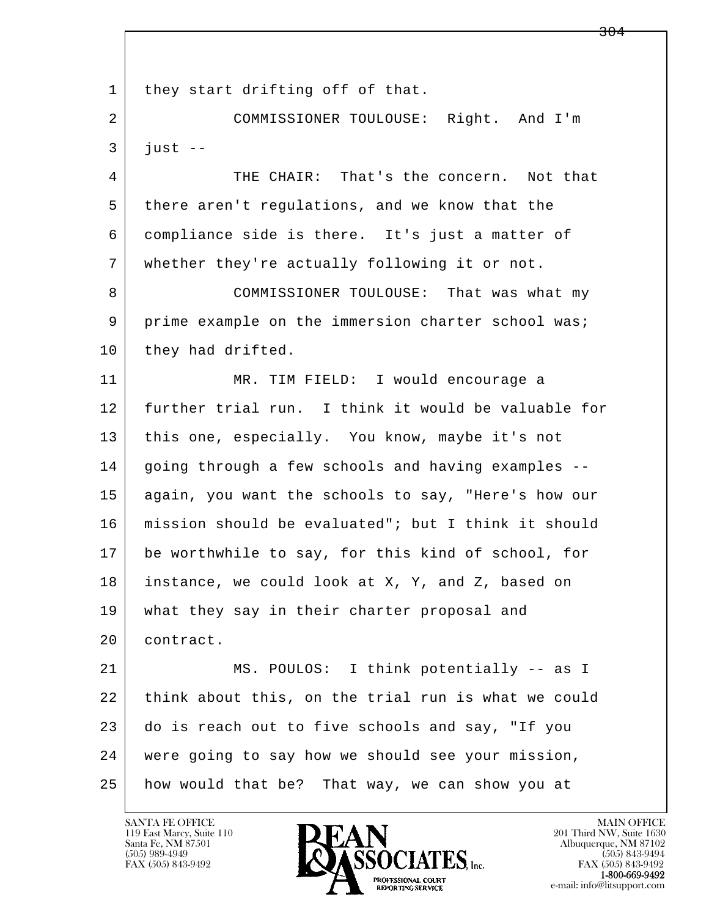1 they start drifting off of that.

2 COMMISSIONER TOULOUSE: Right. And I'm

3 just --

4 THE CHAIR: That's the concern. Not that

5 there aren't regulations, and we know that the

6 compliance side is there. It's just a matter of

7 whether they're actually following it or not.

8 COMMISSIONER TOULOUSE: That was what my

9 prime example on the immersion charter school was;

10 they had drifted.

11 MR. TIM FIELD: I would encourage a

12 further trial run. I think it would be valuable for

13 this one, especially. You know, maybe it's not

14 going through a few schools and having examples --

15 again, you want the schools to say, "Here's how our

16 mission should be evaluated"; but I think it should

17 be worthwhile to say, for this kind of school, for

18 instance, we could look at X, Y, and Z, based on

19 what they say in their charter proposal and

20 contract.

21 MS. POULOS: I think potentially -- as I

22 think about this, on the trial run is what we could

23 do is reach out to five schools and say, "If you

24 were going to say how we should see your mission,

25 how would that be? That way, we can show you at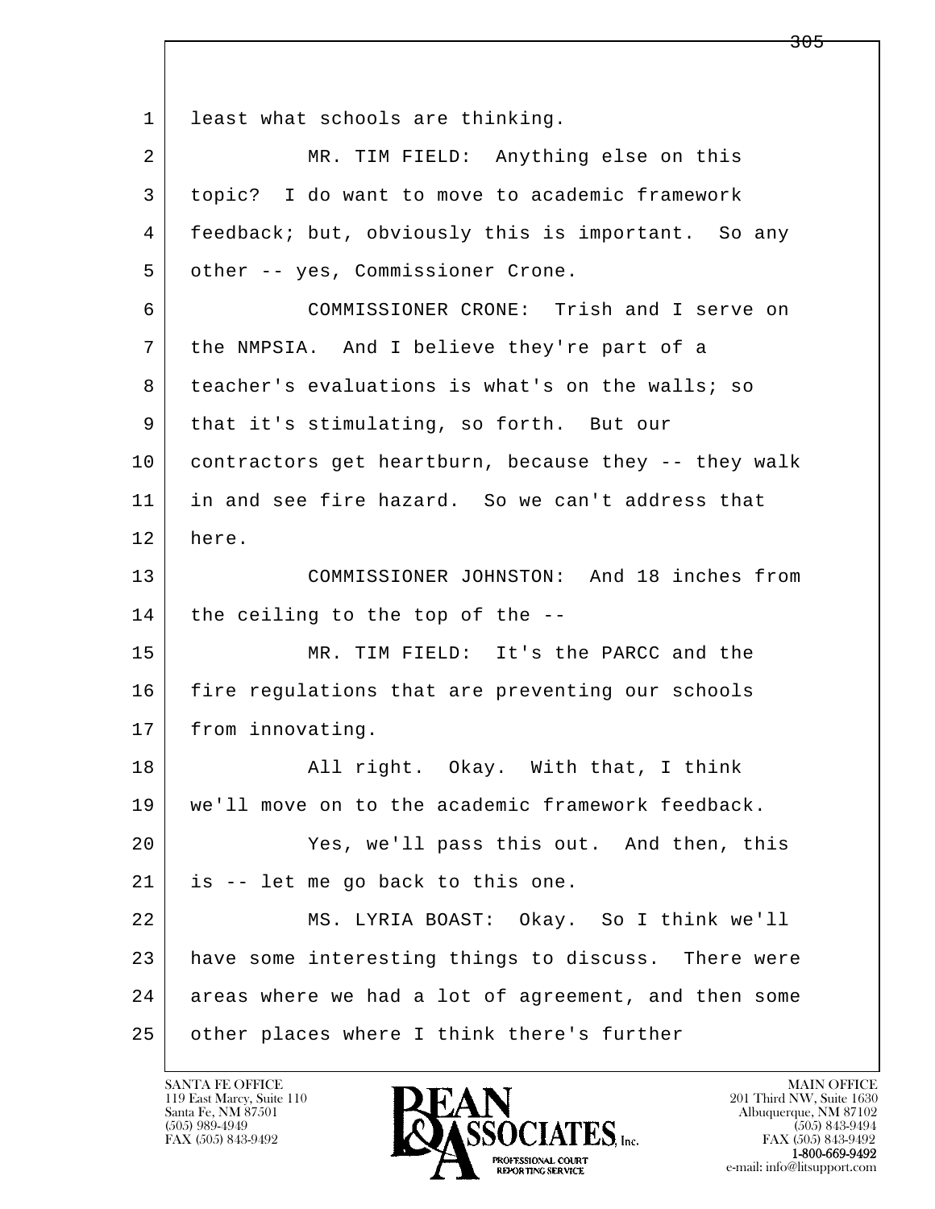1 least what schools are thinking.

2 MR. TIM FIELD: Anything else on this

3 topic? I do want to move to academic framework

4 feedback; but, obviously this is important. So any

5 other -- yes, Commissioner Crone.

6 COMMISSIONER CRONE: Trish and I serve on

7 the NMPSIA. And I believe they're part of a

8 teacher's evaluations is what's on the walls; so

9 that it's stimulating, so forth. But our

10 contractors get heartburn, because they -- they walk

11 in and see fire hazard. So we can't address that

12 here.

13 COMMISSIONER JOHNSTON: And 18 inches from

14 the ceiling to the top of the --

15 MR. TIM FIELD: It's the PARCC and the

16 fire regulations that are preventing our schools

17 from innovating.

18 All right. Okay. With that, I think

19 we'll move on to the academic framework feedback.

20 Yes, we'll pass this out. And then, this

21 is -- let me go back to this one.

22 MS. LYRIA BOAST: Okay. So I think we'll

23 have some interesting things to discuss. There were

24 areas where we had a lot of agreement, and then some

25 other places where I think there's further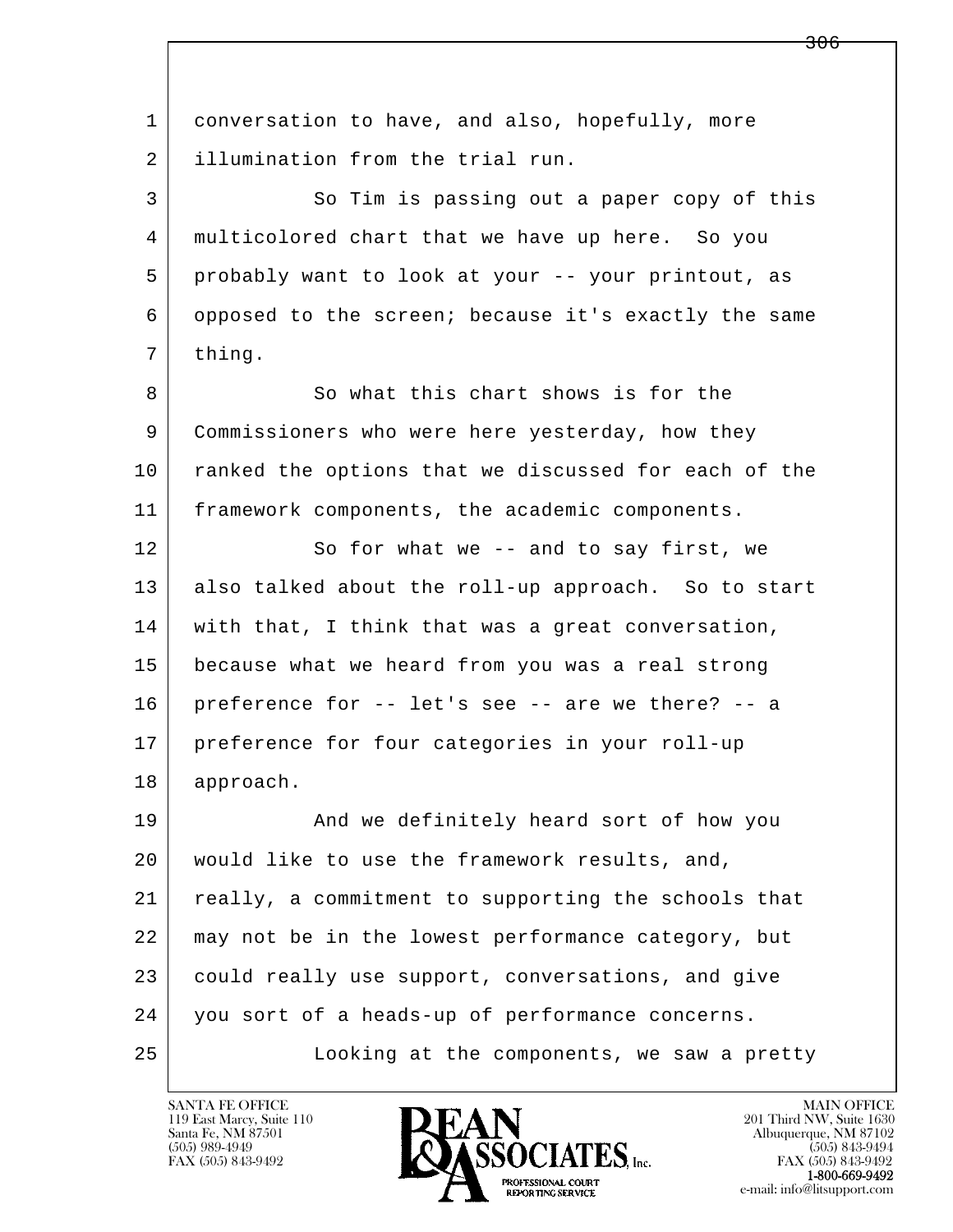conversation to have, and also, hopefully, more illumination from the trial run.

So Tim is passing out a paper copy of this multicolored chart that we have up here. So you probably want to look at your -- your printout, as opposed to the screen; because it's exactly the same thing.

So what this chart shows is for the Commissioners who were here yesterday, how they ranked the options that we discussed for each of the framework components, the academic components.

So for what we -- and to say first, we also talked about the roll-up approach. So to start with that, I think that was a great conversation, because what we heard from you was a real strong preference for -- let's see -- are we there? -- a preference for four categories in your roll-up approach.

And we definitely heard sort of how you would like to use the framework results, and, really, a commitment to supporting the schools that may not be in the lowest performance category, but could really use support, conversations, and give you sort of a heads-up of performance concerns.

Looking at the components, we saw a pretty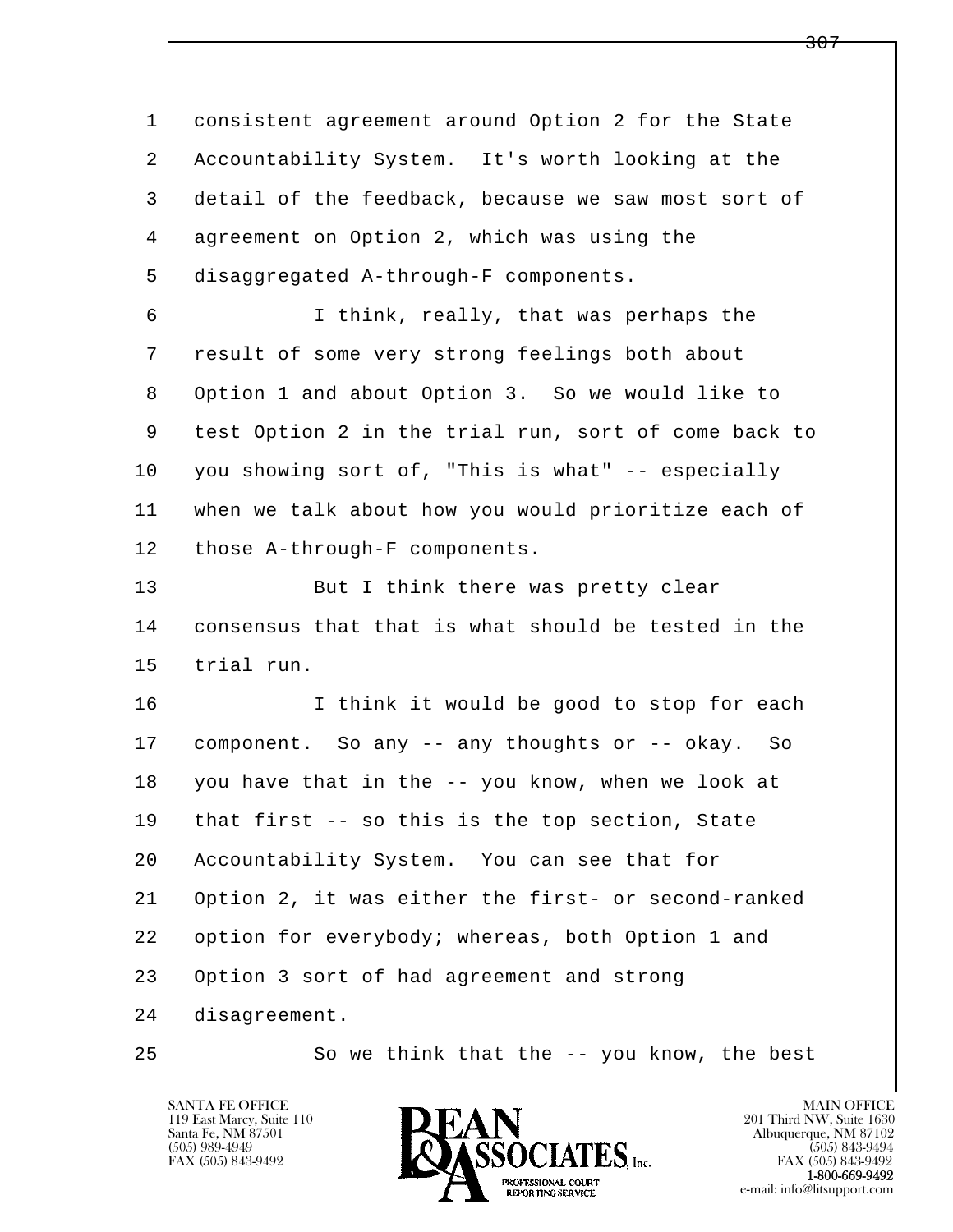consistent agreement around Option 2 for the State Accountability System. It's worth looking at the detail of the feedback, because we saw most sort of agreement on Option 2, which was using the disaggregated A-through-F components.

I think, really, that was perhaps the result of some very strong feelings both about Option 1 and about Option 3. So we would like to test Option 2 in the trial run, sort of come back to you showing sort of, "This is what" -- especially when we talk about how you would prioritize each of those A-through-F components.

But I think there was pretty clear consensus that that is what should be tested in the trial run.

I think it would be good to stop for each component. So any -- any thoughts or -- okay. So you have that in the -- you know, when we look at that first -- so this is the top section, State Accountability System. You can see that for Option 2, it was either the first- or second-ranked option for everybody; whereas, both Option 1 and Option 3 sort of had agreement and strong disagreement.

So we think that the -- you know, the best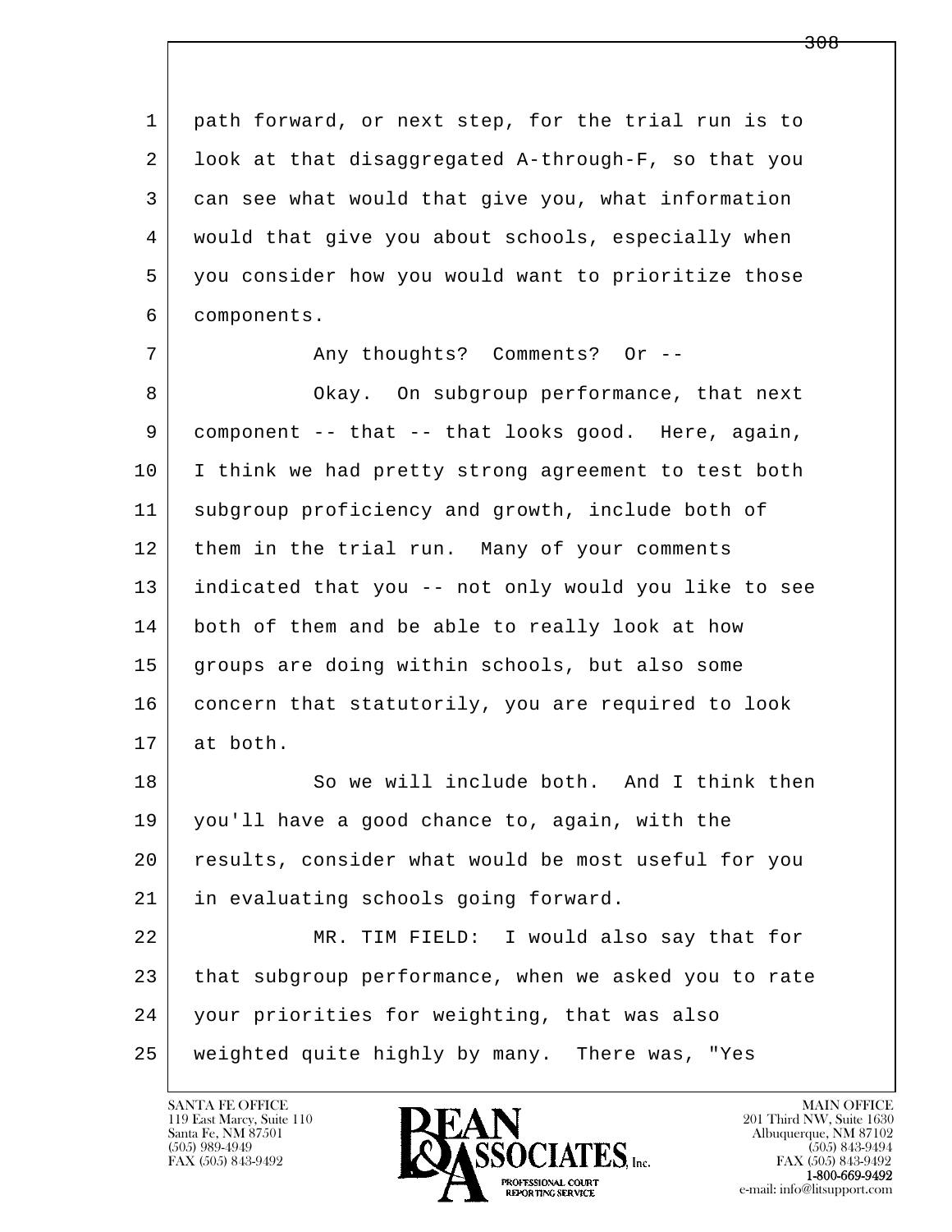path forward, or next step, for the trial run is to look at that disaggregated A-through-F, so that you can see what would that give you, what information would that give you about schools, especially when you consider how you would want to prioritize those components.

Any thoughts? Comments? Or --

Okay. On subgroup performance, that next component -- that -- that looks good. Here, again, I think we had pretty strong agreement to test both subgroup proficiency and growth, include both of them in the trial run. Many of your comments indicated that you -- not only would you like to see both of them and be able to really look at how groups are doing within schools, but also some concern that statutorily, you are required to look at both.

So we will include both. And I think then you'll have a good chance to, again, with the results, consider what would be most useful for you in evaluating schools going forward.

MR. TIM FIELD: I would also say that for that subgroup performance, when we asked you to rate your priorities for weighting, that was also weighted quite highly by many. There was, "Yes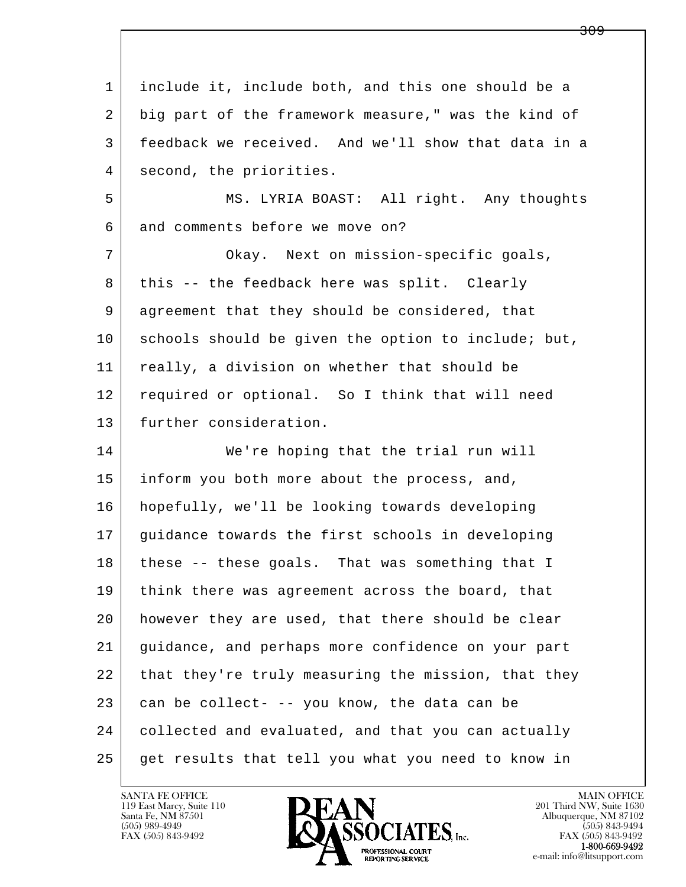include it, include both, and this one should be a big part of the framework measure," was the kind of feedback we received. And we'll show that data in a second, the priorities.

MS. LYRIA BOAST: All right. Any thoughts and comments before we move on?

Okay. Next on mission-specific goals, this -- the feedback here was split. Clearly agreement that they should be considered, that schools should be given the option to include; but, really, a division on whether that should be required or optional. So I think that will need further consideration.

We're hoping that the trial run will inform you both more about the process, and, hopefully, we'll be looking towards developing guidance towards the first schools in developing these -- these goals. That was something that I think there was agreement across the board, that however they are used, that there should be clear guidance, and perhaps more confidence on your part that they're truly measuring the mission, that they can be collect- -- you know, the data can be collected and evaluated, and that you can actually get results that tell you what you need to know in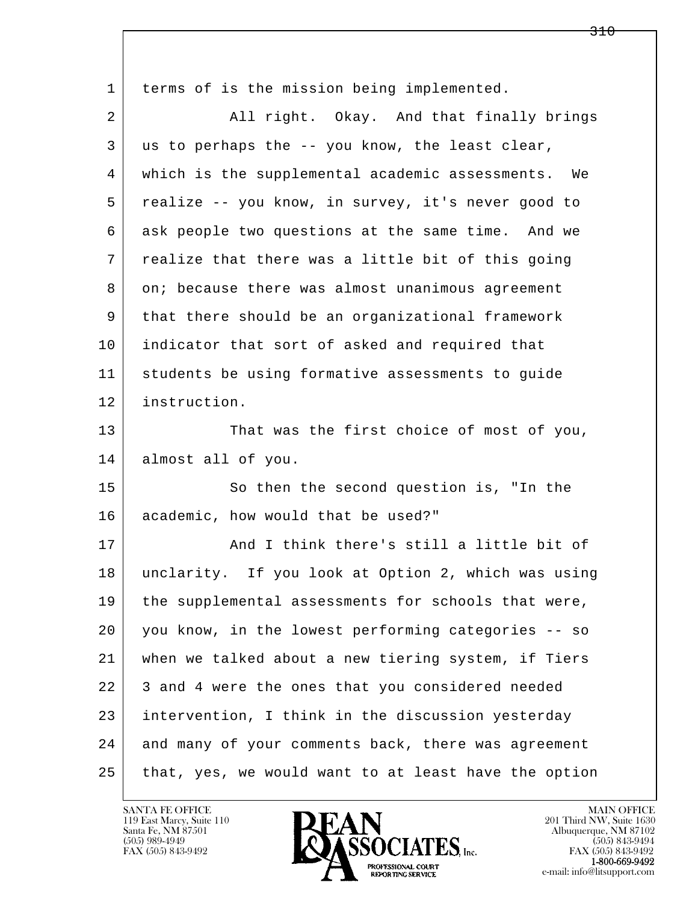terms of is the mission being implemented.

All right. Okay. And that finally brings us to perhaps the -- you know, the least clear, which is the supplemental academic assessments. We realize -- you know, in survey, it's never good to ask people two questions at the same time. And we realize that there was a little bit of this going on; because there was almost unanimous agreement that there should be an organizational framework indicator that sort of asked and required that students be using formative assessments to guide instruction.

That was the first choice of most of you, almost all of you.

So then the second question is, "In the academic, how would that be used?"

And I think there's still a little bit of unclarity. If you look at Option 2, which was using the supplemental assessments for schools that were, you know, in the lowest performing categories -- so when we talked about a new tiering system, if Tiers 3 and 4 were the ones that you considered needed intervention, I think in the discussion yesterday and many of your comments back, there was agreement that, yes, we would want to at least have the option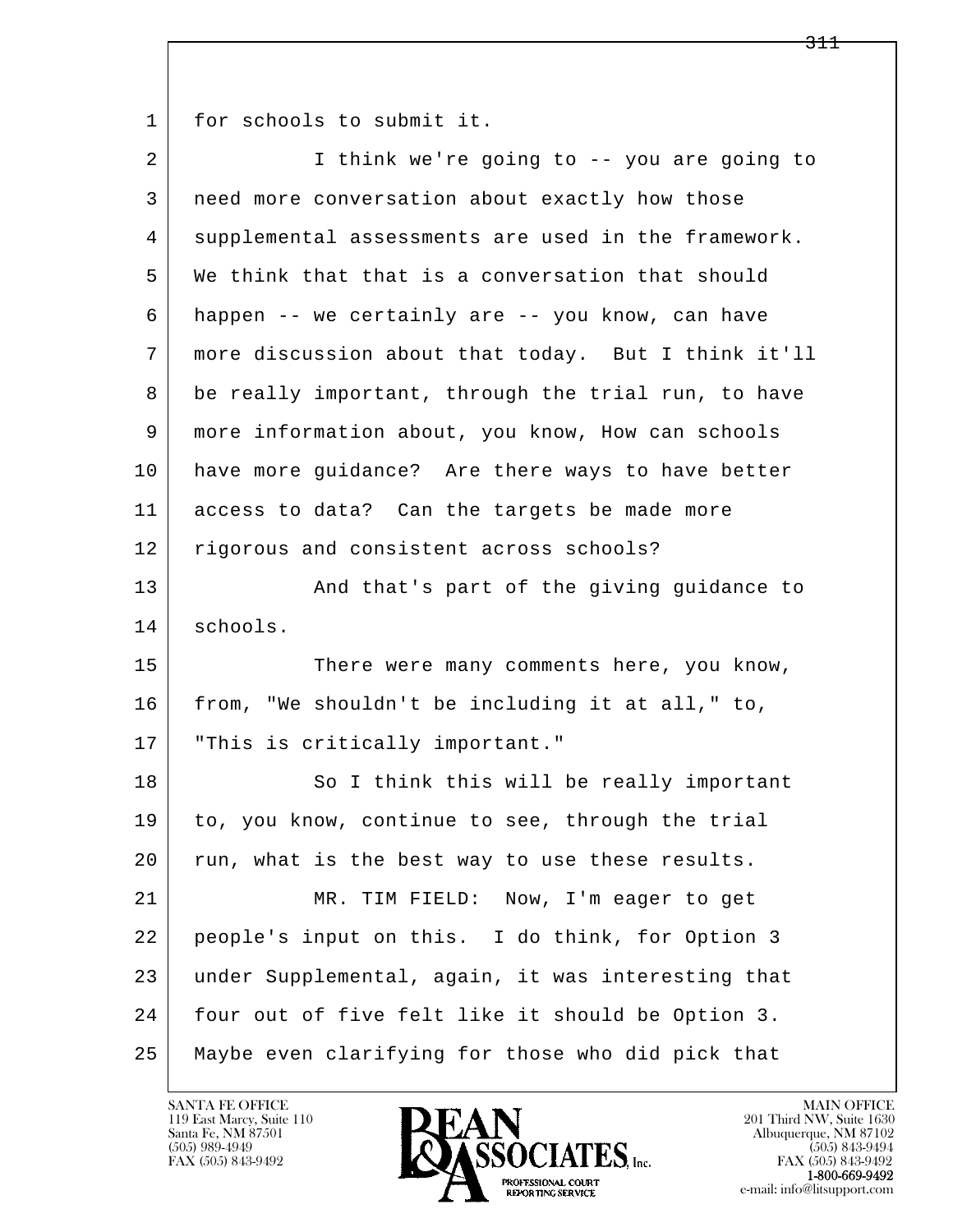for schools to submit it.

I think we're going to -- you are going to need more conversation about exactly how those supplemental assessments are used in the framework. We think that that is a conversation that should happen -- we certainly are -- you know, can have more discussion about that today. But I think it'll be really important, through the trial run, to have more information about, you know, How can schools have more guidance? Are there ways to have better access to data? Can the targets be made more rigorous and consistent across schools?

And that's part of the giving guidance to schools.

There were many comments here, you know, from, "We shouldn't be including it at all," to, "This is critically important."

So I think this will be really important to, you know, continue to see, through the trial run, what is the best way to use these results.

MR. TIM FIELD: Now, I'm eager to get people's input on this. I do think, for Option 3 under Supplemental, again, it was interesting that four out of five felt like it should be Option 3. Maybe even clarifying for those who did pick that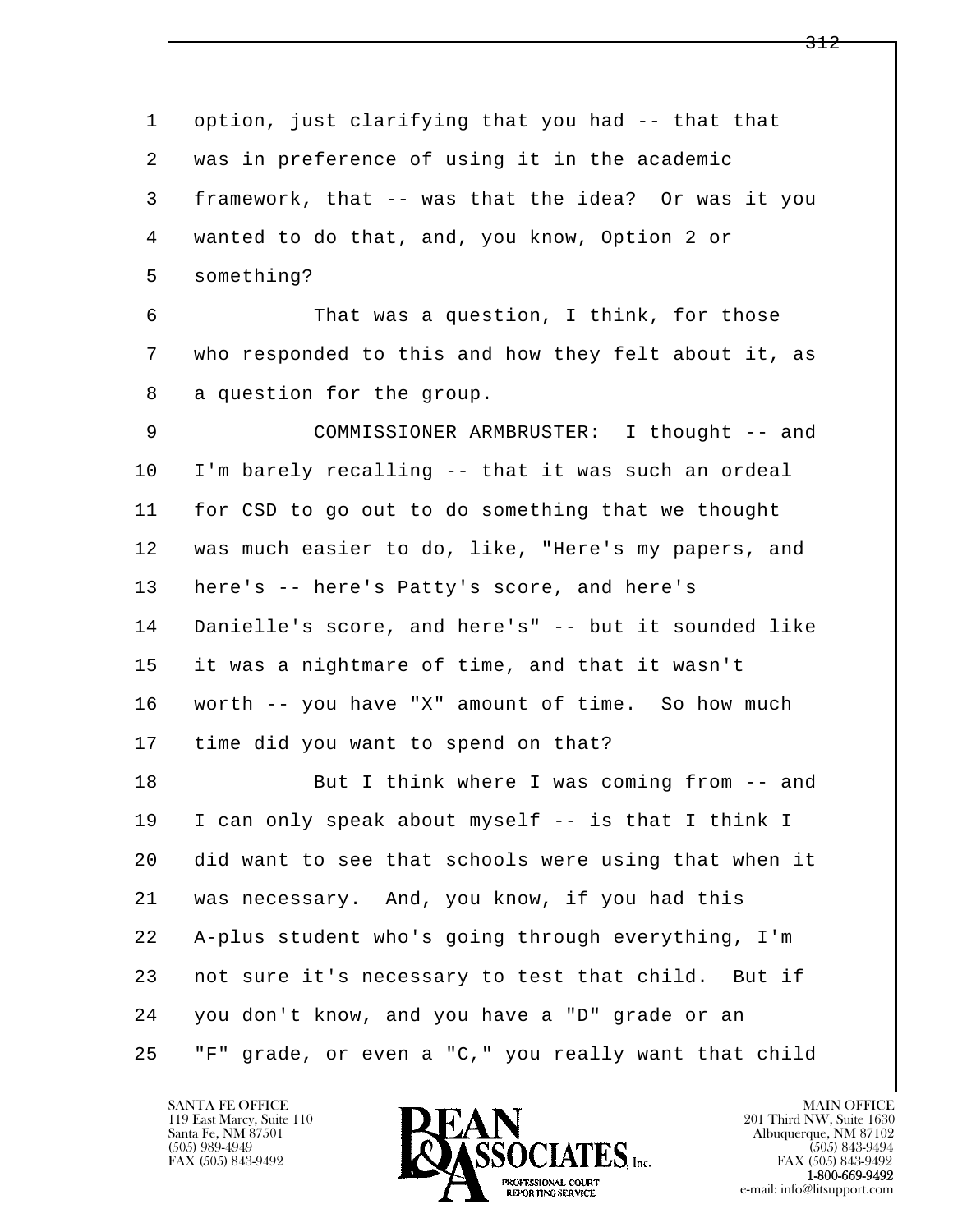option, just clarifying that you had -- that that was in preference of using it in the academic framework, that -- was that the idea? Or was it you wanted to do that, and, you know, Option 2 or something?

That was a question, I think, for those who responded to this and how they felt about it, as a question for the group.

COMMISSIONER ARMBRUSTER: I thought -- and I'm barely recalling -- that it was such an ordeal for CSD to go out to do something that we thought was much easier to do, like, "Here's my papers, and here's -- here's Patty's score, and here's Danielle's score, and here's" -- but it sounded like it was a nightmare of time, and that it wasn't worth -- you have "X" amount of time. So how much time did you want to spend on that?

But I think where I was coming from -- and I can only speak about myself -- is that I think I did want to see that schools were using that when it was necessary. And, you know, if you had this A-plus student who's going through everything, I'm not sure it's necessary to test that child. But if you don't know, and you have a "D" grade or an "F" grade, or even a "C," you really want that child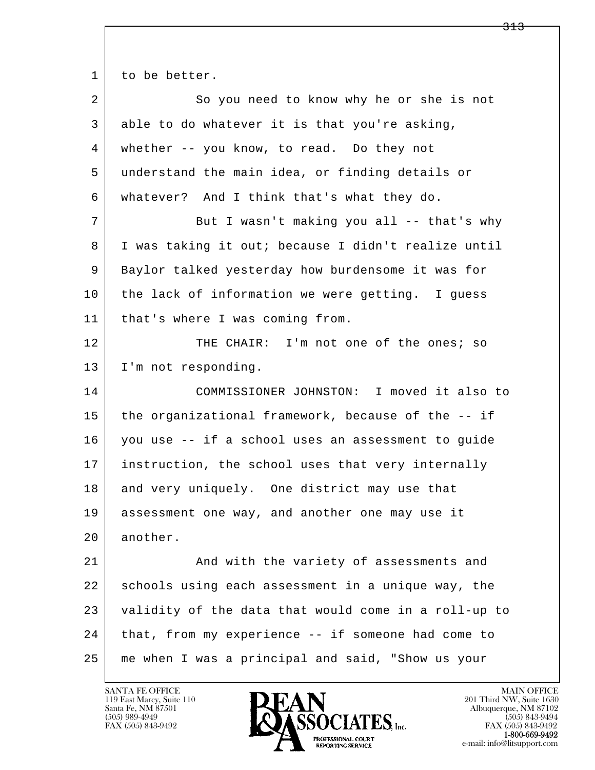to be better.

So you need to know why he or she is not able to do whatever it is that you're asking, whether -- you know, to read. Do they not understand the main idea, or finding details or whatever? And I think that's what they do.

But I wasn't making you all -- that's why I was taking it out; because I didn't realize until Baylor talked yesterday how burdensome it was for the lack of information we were getting. I guess that's where I was coming from.

THE CHAIR: I'm not one of the ones; so I'm not responding.

COMMISSIONER JOHNSTON: I moved it also to the organizational framework, because of the -- if you use -- if a school uses an assessment to guide instruction, the school uses that very internally and very uniquely. One district may use that assessment one way, and another one may use it another.

And with the variety of assessments and schools using each assessment in a unique way, the validity of the data that would come in a roll-up to that, from my experience -- if someone had come to me when I was a principal and said, "Show us your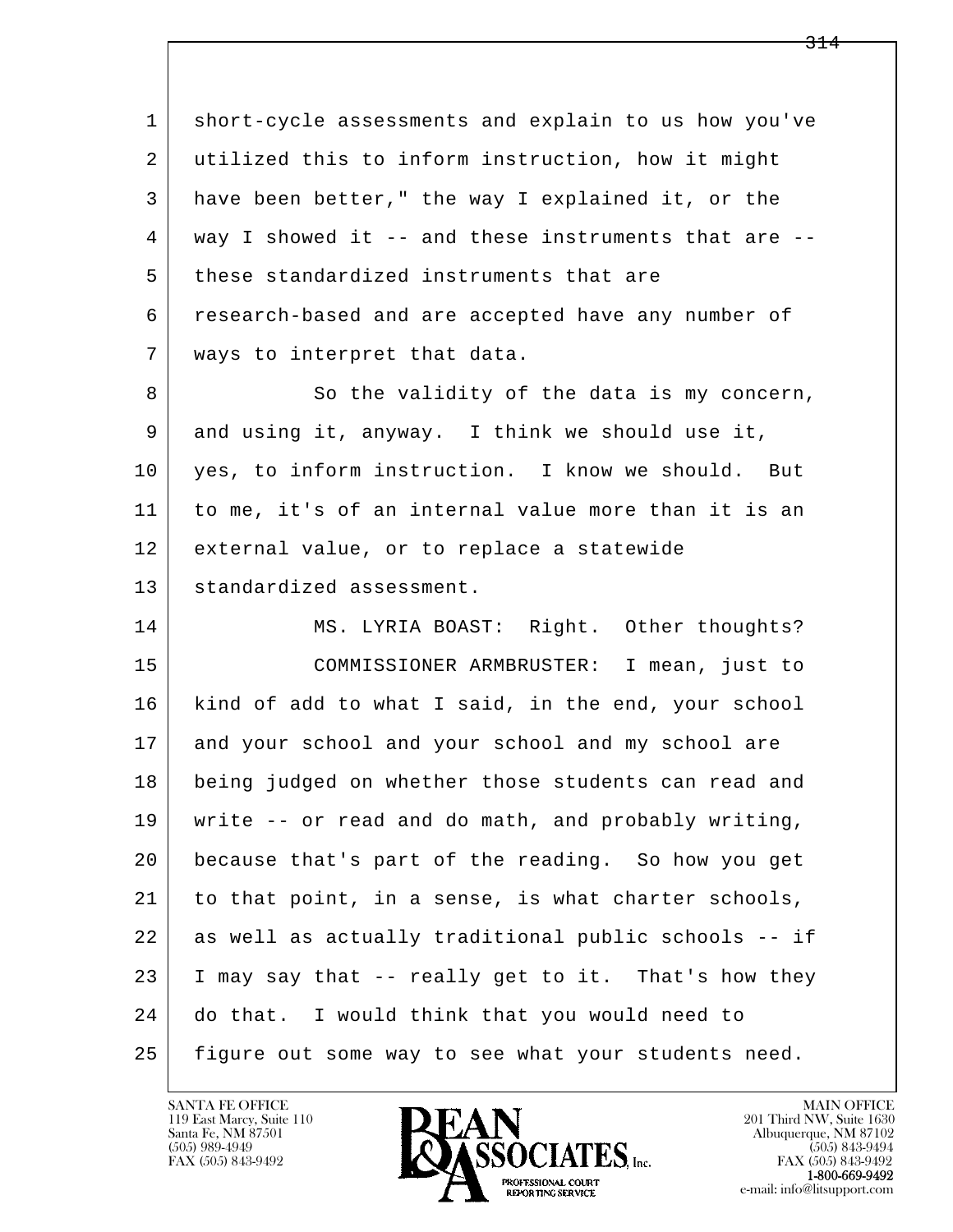1 short-cycle assessments and explain to us how you've
2 utilized this to inform instruction, how it might
3 have been better," the way I explained it, or the
4 way I showed it -- and these instruments that are --
5 these standardized instruments that are
6 research-based and are accepted have any number of
7 ways to interpret that data.

8 So the validity of the data is my concern,
9 and using it, anyway. I think we should use it,
10 yes, to inform instruction. I know we should. But
11 to me, it's of an internal value more than it is an
12 external value, or to replace a statewide
13 standardized assessment.

14 MS. LYRIA BOAST: Right. Other thoughts?

15 COMMISSIONER ARMBRUSTER: I mean, just to
16 kind of add to what I said, in the end, your school
17 and your school and your school and my school are
18 being judged on whether those students can read and
19 write -- or read and do math, and probably writing,
20 because that's part of the reading. So how you get
21 to that point, in a sense, is what charter schools,
22 as well as actually traditional public schools -- if
23 I may say that -- really get to it. That's how they
24 do that. I would think that you would need to
25 figure out some way to see what your students need.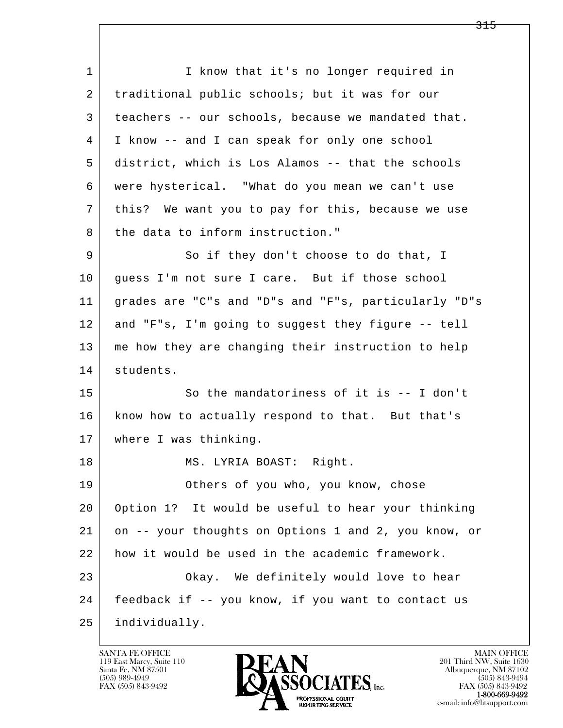I know that it's no longer required in traditional public schools; but it was for our teachers -- our schools, because we mandated that. I know -- and I can speak for only one school district, which is Los Alamos -- that the schools were hysterical. "What do you mean we can't use this? We want you to pay for this, because we use the data to inform instruction."

So if they don't choose to do that, I guess I'm not sure I care. But if those school grades are "C"s and "D"s and "F"s, particularly "D"s and "F"s, I'm going to suggest they figure -- tell me how they are changing their instruction to help students.

So the mandatoriness of it is -- I don't know how to actually respond to that. But that's where I was thinking.

MS. LYRIA BOAST: Right.

Others of you who, you know, chose Option 1? It would be useful to hear your thinking on -- your thoughts on Options 1 and 2, you know, or how it would be used in the academic framework.

Okay. We definitely would love to hear feedback if -- you know, if you want to contact us individually.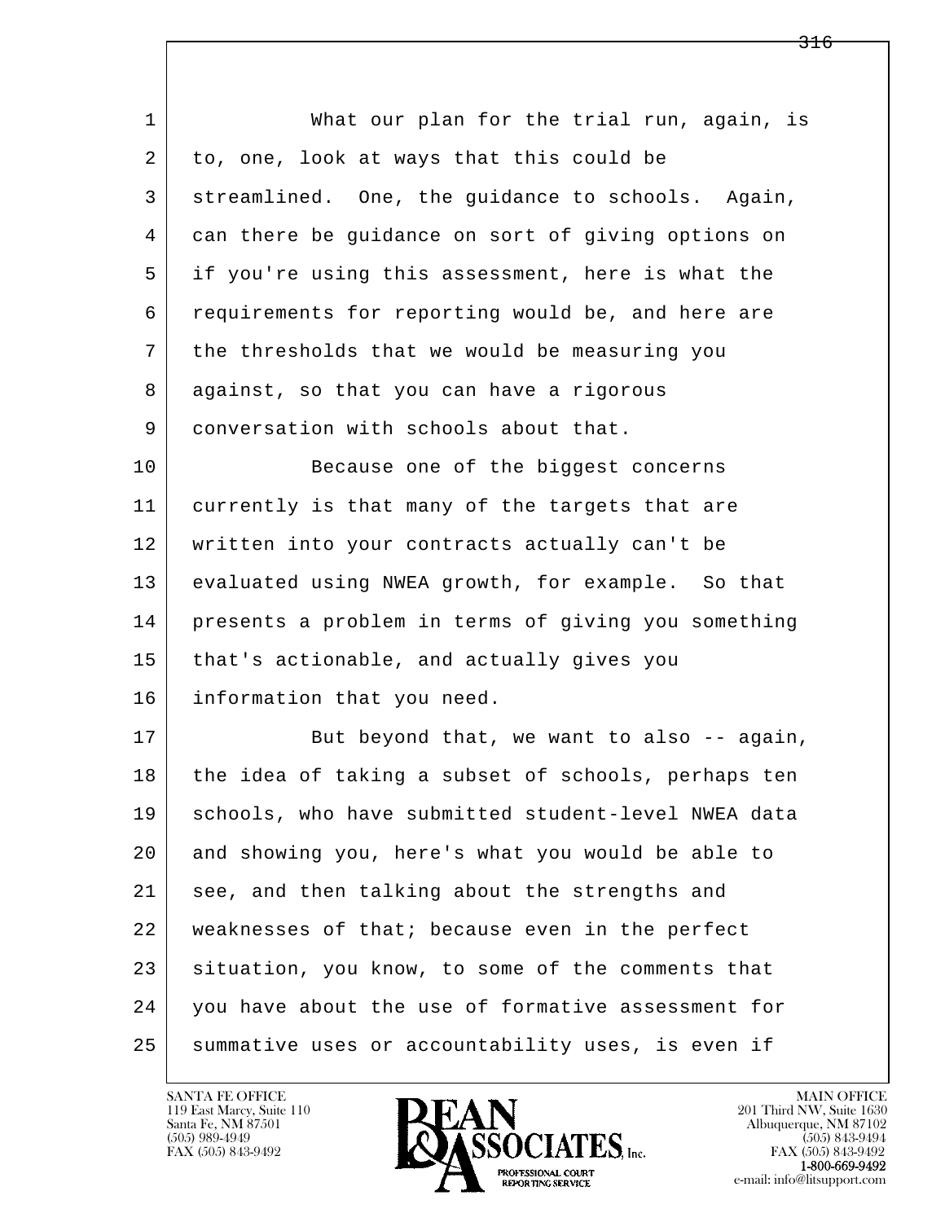What our plan for the trial run, again, is to, one, look at ways that this could be streamlined. One, the guidance to schools. Again, can there be guidance on sort of giving options on if you're using this assessment, here is what the requirements for reporting would be, and here are the thresholds that we would be measuring you against, so that you can have a rigorous conversation with schools about that.

Because one of the biggest concerns currently is that many of the targets that are written into your contracts actually can't be evaluated using NWEA growth, for example. So that presents a problem in terms of giving you something that's actionable, and actually gives you information that you need.

But beyond that, we want to also -- again, the idea of taking a subset of schools, perhaps ten schools, who have submitted student-level NWEA data and showing you, here's what you would be able to see, and then talking about the strengths and weaknesses of that; because even in the perfect situation, you know, to some of the comments that you have about the use of formative assessment for summative uses or accountability uses, is even if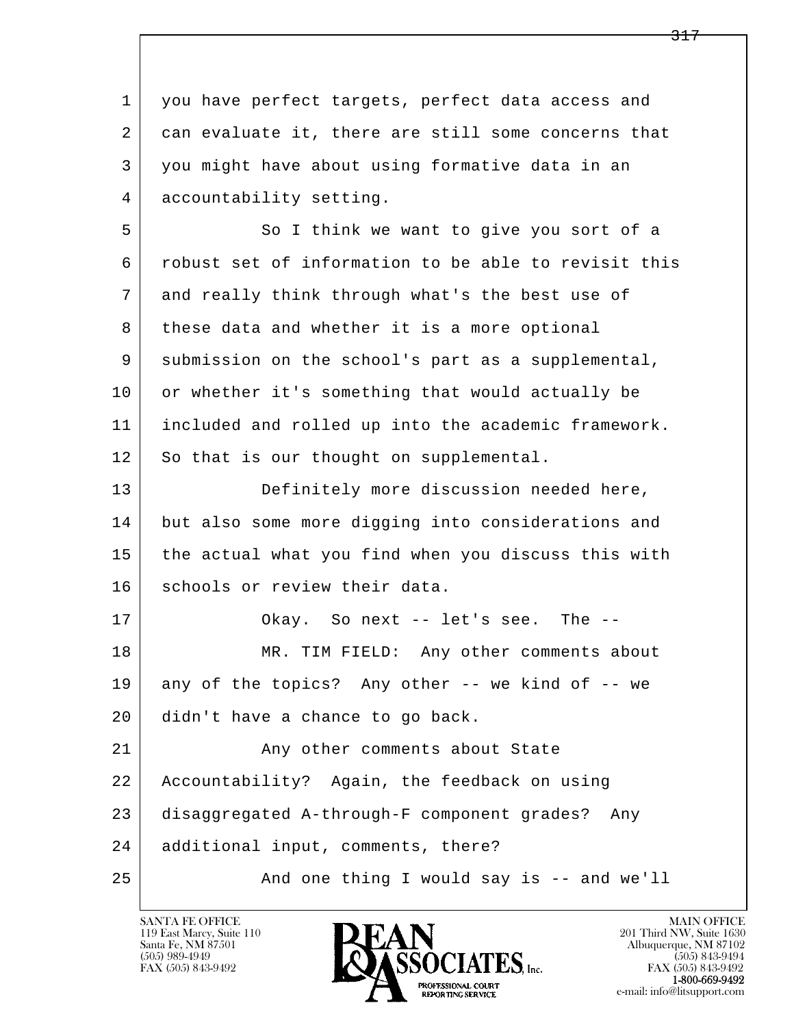1 you have perfect targets, perfect data access and
2 can evaluate it, there are still some concerns that
3 you might have about using formative data in an
4 accountability setting.

5 So I think we want to give you sort of a
6 robust set of information to be able to revisit this
7 and really think through what's the best use of
8 these data and whether it is a more optional
9 submission on the school's part as a supplemental,
10 or whether it's something that would actually be
11 included and rolled up into the academic framework.
12 So that is our thought on supplemental.

13 Definitely more discussion needed here,
14 but also some more digging into considerations and
15 the actual what you find when you discuss this with
16 schools or review their data.

17 Okay. So next -- let's see. The --

18 MR. TIM FIELD: Any other comments about
19 any of the topics? Any other -- we kind of -- we
20 didn't have a chance to go back.

21 Any other comments about State
22 Accountability? Again, the feedback on using
23 disaggregated A-through-F component grades? Any
24 additional input, comments, there?

25 And one thing I would say is -- and we'll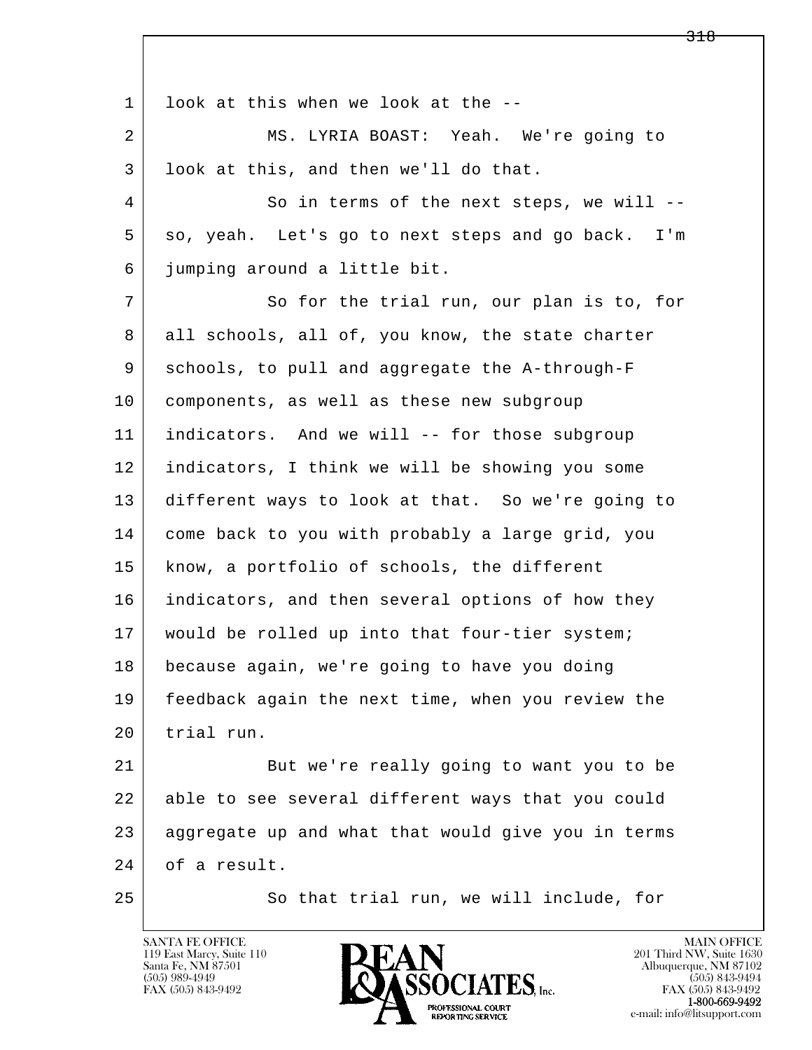1 look at this when we look at the --

2 MS. LYRIA BOAST: Yeah. We're going to

3 look at this, and then we'll do that.

4 So in terms of the next steps, we will --

5 so, yeah. Let's go to next steps and go back. I'm

6 jumping around a little bit.

7 So for the trial run, our plan is to, for

8 all schools, all of, you know, the state charter

9 schools, to pull and aggregate the A-through-F

10 components, as well as these new subgroup

11 indicators. And we will -- for those subgroup

12 indicators, I think we will be showing you some

13 different ways to look at that. So we're going to

14 come back to you with probably a large grid, you

15 know, a portfolio of schools, the different

16 indicators, and then several options of how they

17 would be rolled up into that four-tier system;

18 because again, we're going to have you doing

19 feedback again the next time, when you review the

20 trial run.

21 But we're really going to want you to be

22 able to see several different ways that you could

23 aggregate up and what that would give you in terms

24 of a result.

25 So that trial run, we will include, for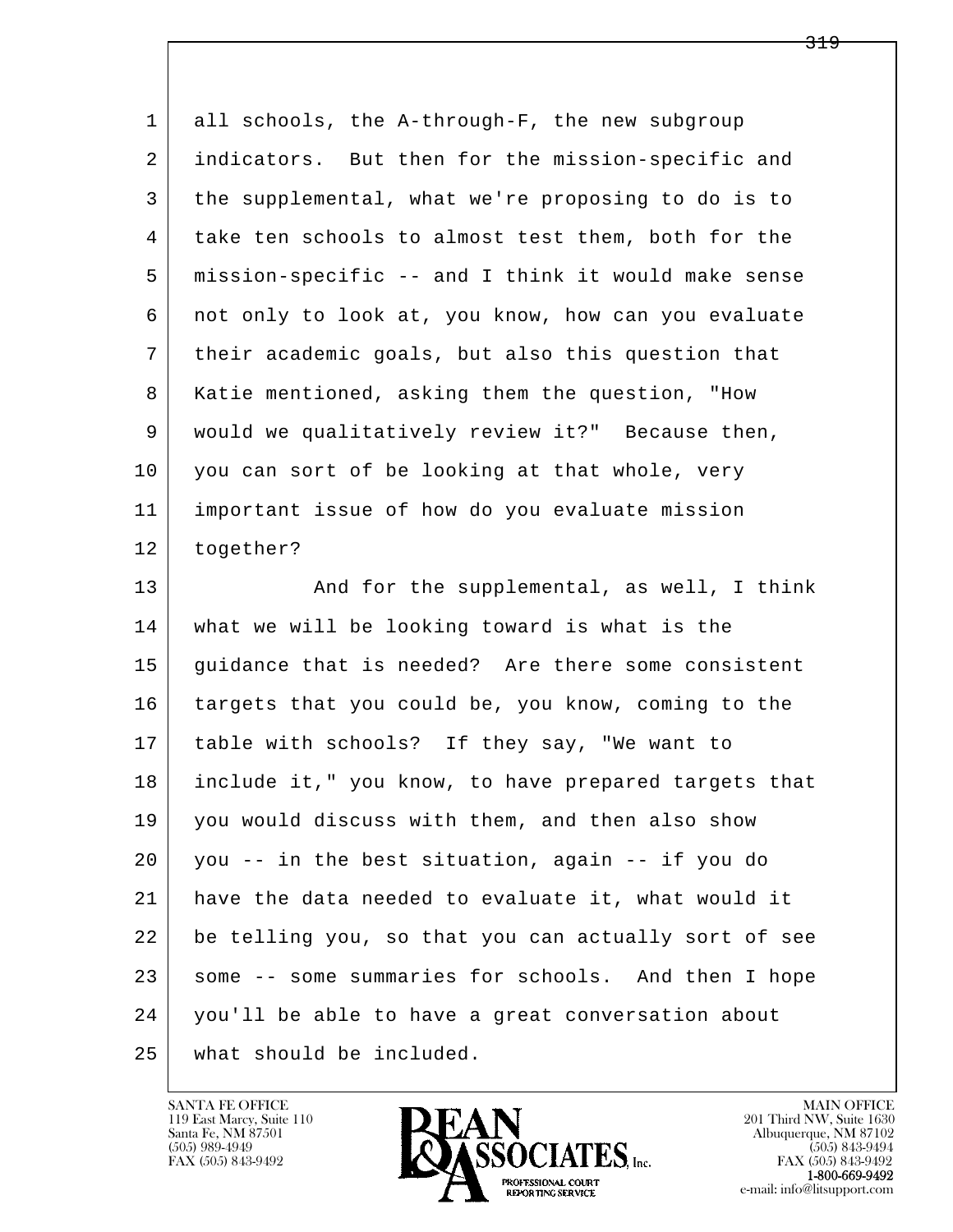1 all schools, the A-through-F, the new subgroup
2 indicators. But then for the mission-specific and
3 the supplemental, what we're proposing to do is to
4 take ten schools to almost test them, both for the
5 mission-specific -- and I think it would make sense
6 not only to look at, you know, how can you evaluate
7 their academic goals, but also this question that
8 Katie mentioned, asking them the question, "How
9 would we qualitatively review it?" Because then,
10 you can sort of be looking at that whole, very
11 important issue of how do you evaluate mission
12 together?

13 And for the supplemental, as well, I think
14 what we will be looking toward is what is the
15 guidance that is needed? Are there some consistent
16 targets that you could be, you know, coming to the
17 table with schools? If they say, "We want to
18 include it," you know, to have prepared targets that
19 you would discuss with them, and then also show
20 you -- in the best situation, again -- if you do
21 have the data needed to evaluate it, what would it
22 be telling you, so that you can actually sort of see
23 some -- some summaries for schools. And then I hope
24 you'll be able to have a great conversation about
25 what should be included.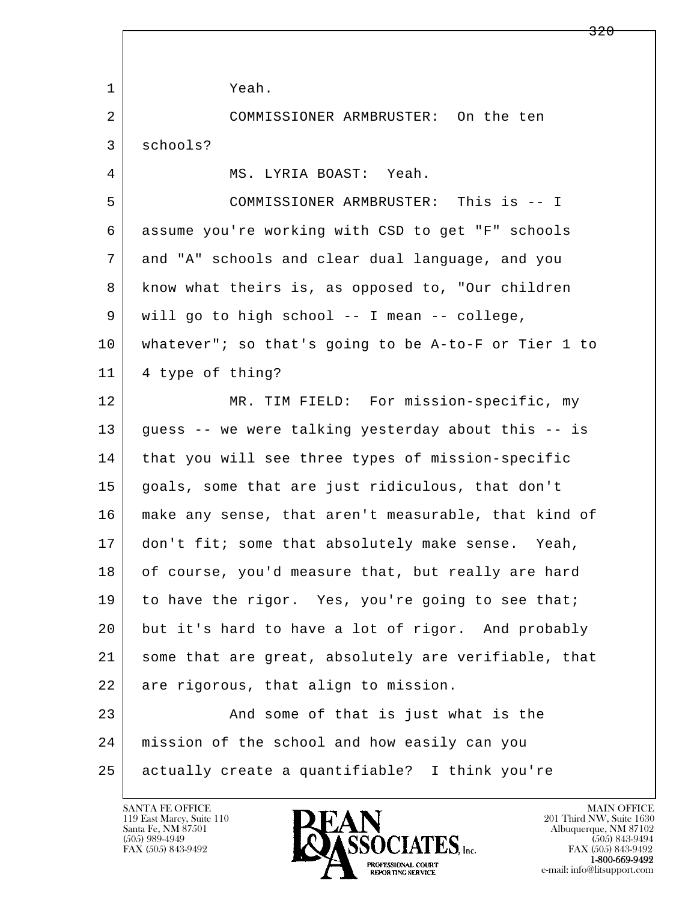Yeah.

COMMISSIONER ARMBRUSTER: On the ten schools?

MS. LYRIA BOAST: Yeah.

COMMISSIONER ARMBRUSTER: This is -- I assume you're working with CSD to get "F" schools and "A" schools and clear dual language, and you know what theirs is, as opposed to, "Our children will go to high school -- I mean -- college, whatever"; so that's going to be A-to-F or Tier 1 to 4 type of thing?

MR. TIM FIELD: For mission-specific, my guess -- we were talking yesterday about this -- is that you will see three types of mission-specific goals, some that are just ridiculous, that don't make any sense, that aren't measurable, that kind of don't fit; some that absolutely make sense. Yeah, of course, you'd measure that, but really are hard to have the rigor. Yes, you're going to see that; but it's hard to have a lot of rigor. And probably some that are great, absolutely are verifiable, that are rigorous, that align to mission.

And some of that is just what is the mission of the school and how easily can you actually create a quantifiable? I think you're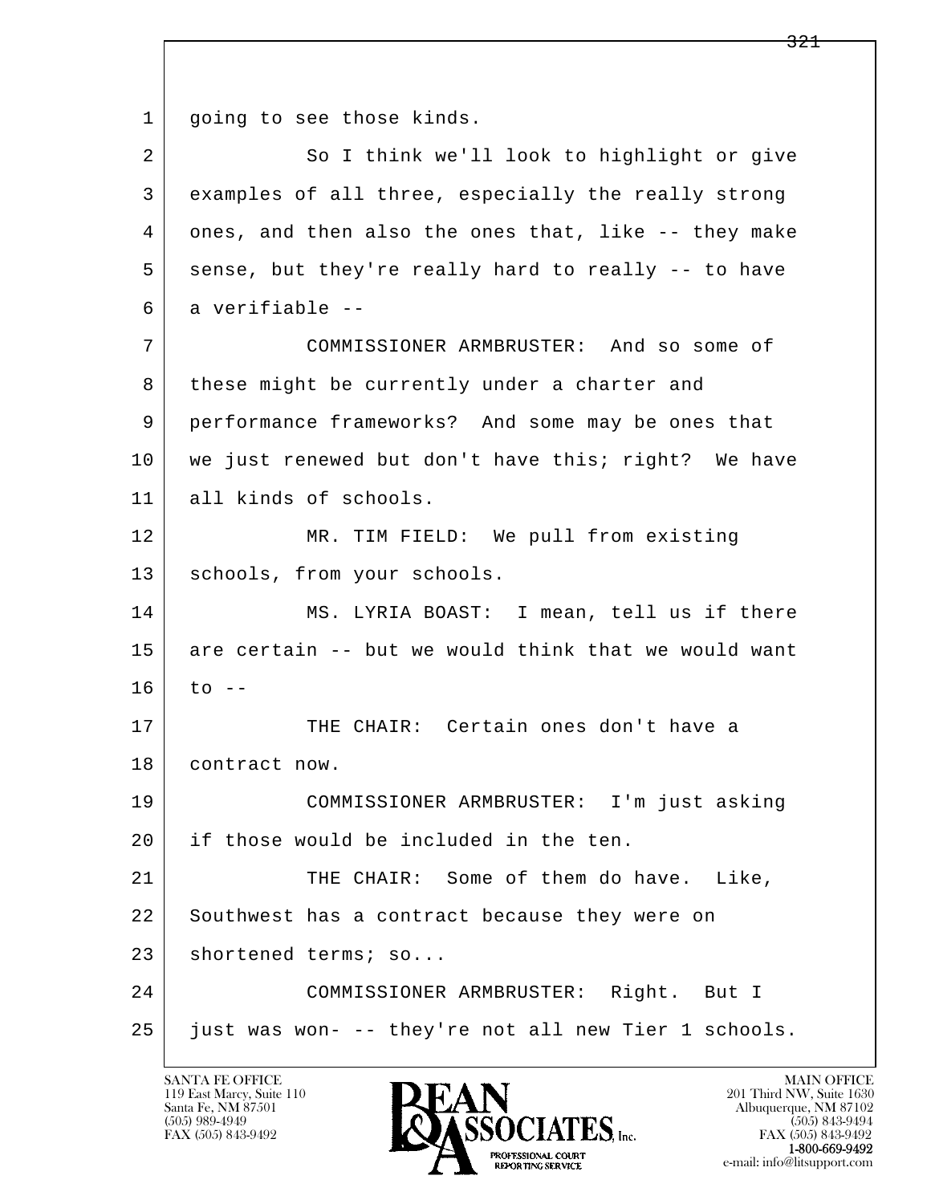going to see those kinds.

So I think we'll look to highlight or give examples of all three, especially the really strong ones, and then also the ones that, like -- they make sense, but they're really hard to really -- to have a verifiable --

COMMISSIONER ARMBRUSTER: And so some of these might be currently under a charter and performance frameworks? And some may be ones that we just renewed but don't have this; right? We have all kinds of schools.

MR. TIM FIELD: We pull from existing schools, from your schools.

MS. LYRIA BOAST: I mean, tell us if there are certain -- but we would think that we would want to --

THE CHAIR: Certain ones don't have a contract now.

COMMISSIONER ARMBRUSTER: I'm just asking if those would be included in the ten.

THE CHAIR: Some of them do have. Like, Southwest has a contract because they were on shortened terms; so...

COMMISSIONER ARMBRUSTER: Right. But I just was won- -- they're not all new Tier 1 schools.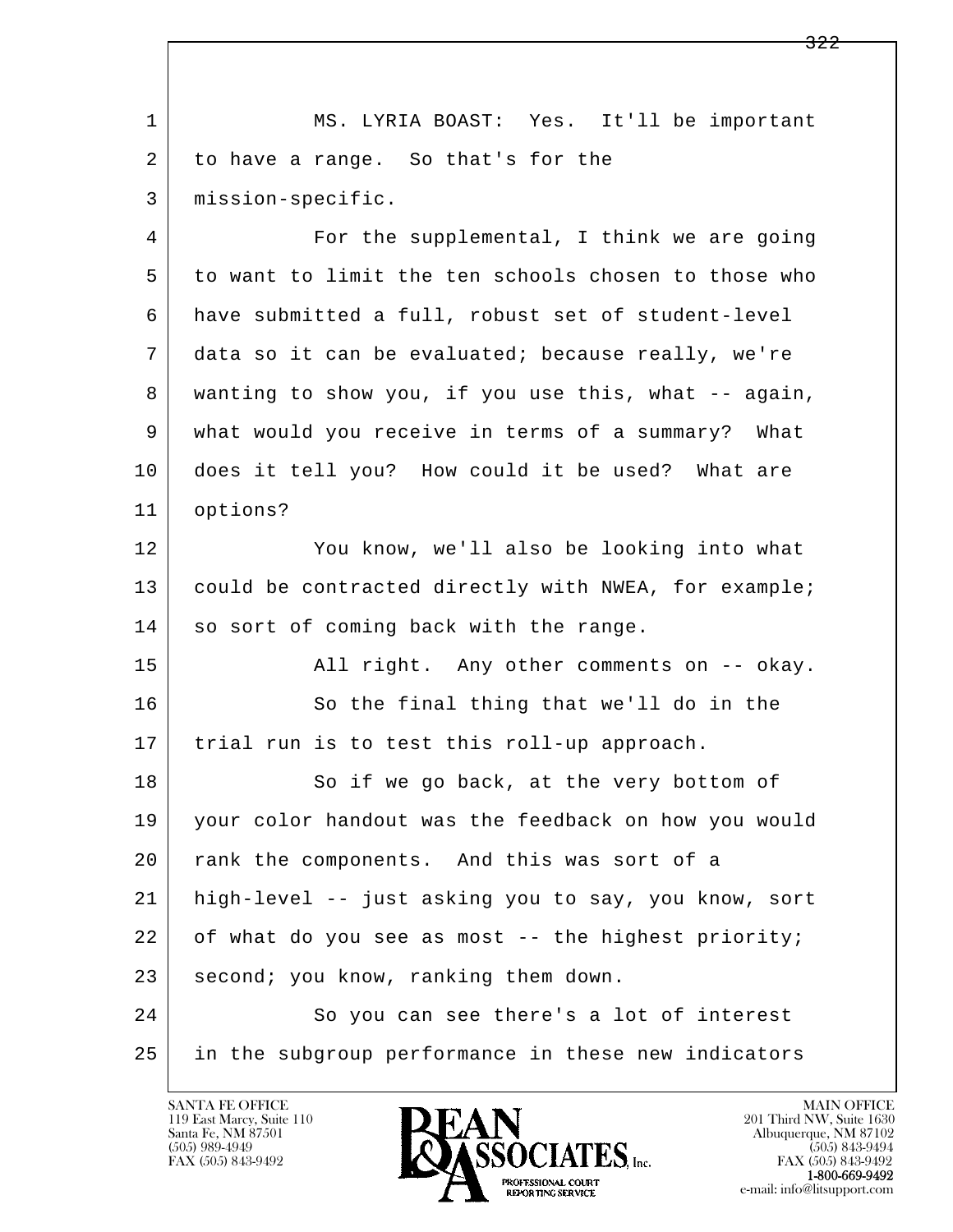MS. LYRIA BOAST: Yes. It'll be important to have a range. So that's for the mission-specific.

For the supplemental, I think we are going to want to limit the ten schools chosen to those who have submitted a full, robust set of student-level data so it can be evaluated; because really, we're wanting to show you, if you use this, what -- again, what would you receive in terms of a summary? What does it tell you? How could it be used? What are options?

You know, we'll also be looking into what could be contracted directly with NWEA, for example; so sort of coming back with the range.

All right. Any other comments on -- okay.

So the final thing that we'll do in the trial run is to test this roll-up approach.

So if we go back, at the very bottom of your color handout was the feedback on how you would rank the components. And this was sort of a high-level -- just asking you to say, you know, sort of what do you see as most -- the highest priority; second; you know, ranking them down.

So you can see there's a lot of interest in the subgroup performance in these new indicators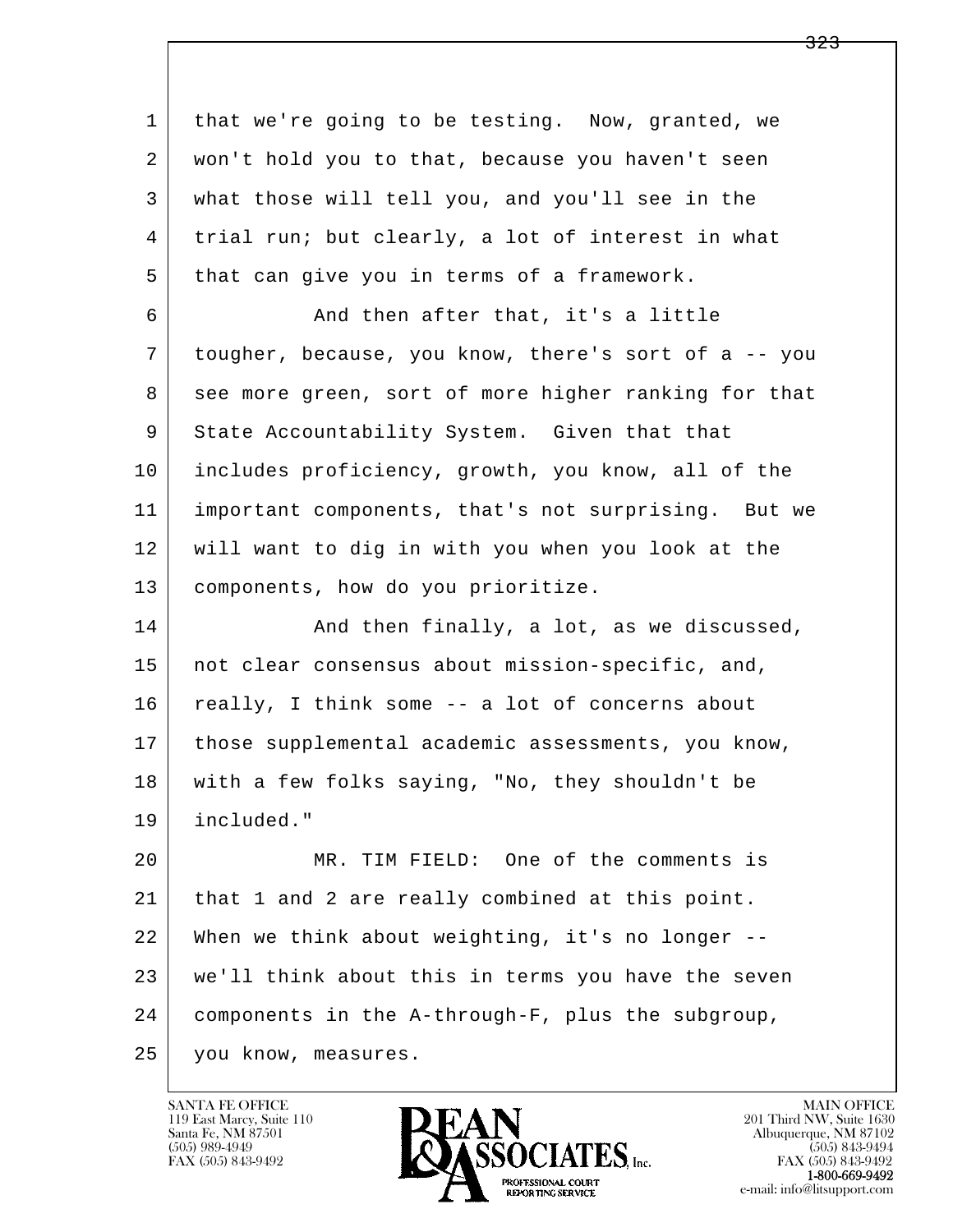that we're going to be testing. Now, granted, we won't hold you to that, because you haven't seen what those will tell you, and you'll see in the trial run; but clearly, a lot of interest in what that can give you in terms of a framework.

And then after that, it's a little tougher, because, you know, there's sort of a -- you see more green, sort of more higher ranking for that State Accountability System. Given that that includes proficiency, growth, you know, all of the important components, that's not surprising. But we will want to dig in with you when you look at the components, how do you prioritize.

And then finally, a lot, as we discussed, not clear consensus about mission-specific, and, really, I think some -- a lot of concerns about those supplemental academic assessments, you know, with a few folks saying, "No, they shouldn't be included."

MR. TIM FIELD: One of the comments is that 1 and 2 are really combined at this point. When we think about weighting, it's no longer -- we'll think about this in terms you have the seven components in the A-through-F, plus the subgroup, you know, measures.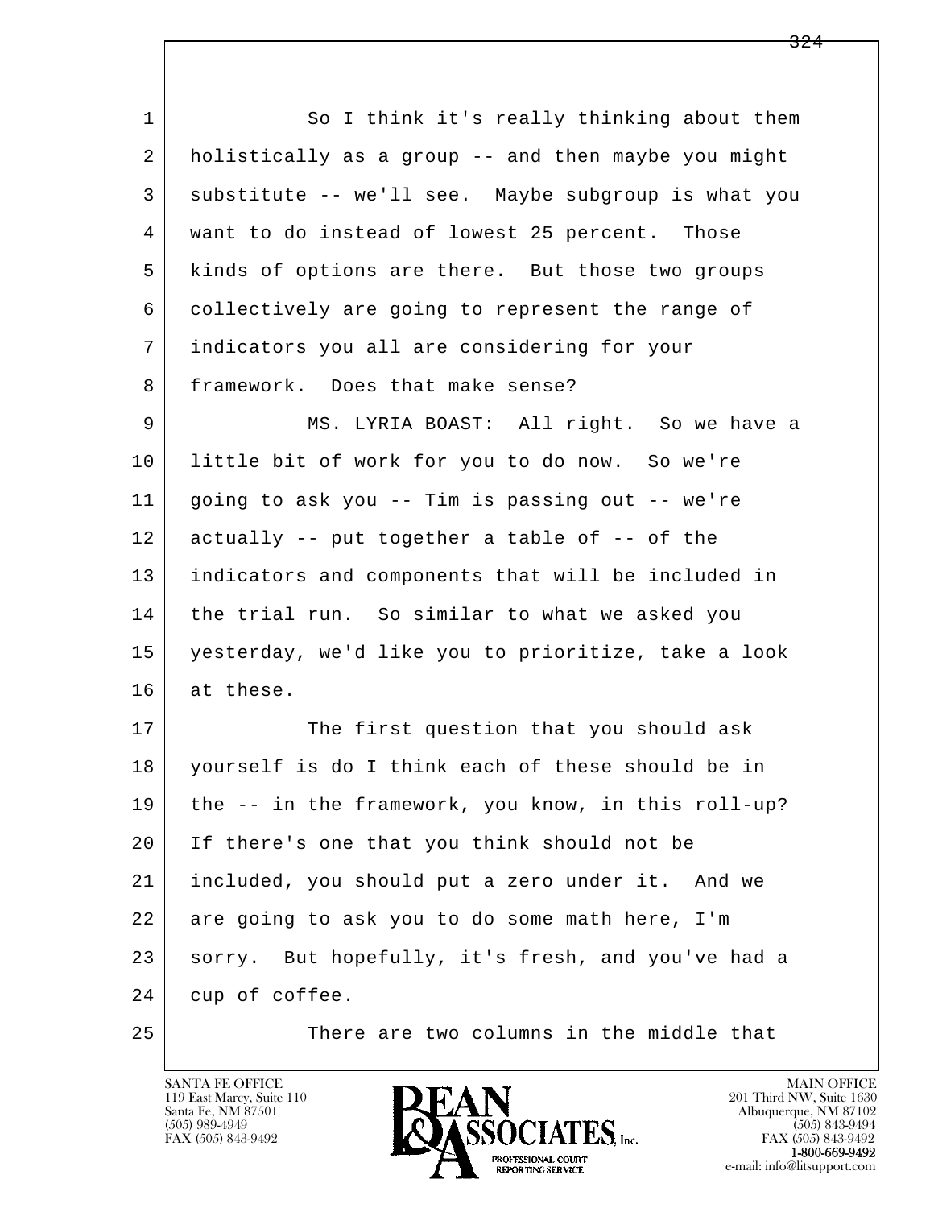So I think it's really thinking about them holistically as a group -- and then maybe you might substitute -- we'll see. Maybe subgroup is what you want to do instead of lowest 25 percent. Those kinds of options are there. But those two groups collectively are going to represent the range of indicators you all are considering for your framework. Does that make sense?

MS. LYRIA BOAST: All right. So we have a little bit of work for you to do now. So we're going to ask you -- Tim is passing out -- we're actually -- put together a table of -- of the indicators and components that will be included in the trial run. So similar to what we asked you yesterday, we'd like you to prioritize, take a look at these.

The first question that you should ask yourself is do I think each of these should be in the -- in the framework, you know, in this roll-up? If there's one that you think should not be included, you should put a zero under it. And we are going to ask you to do some math here, I'm sorry. But hopefully, it's fresh, and you've had a cup of coffee.

There are two columns in the middle that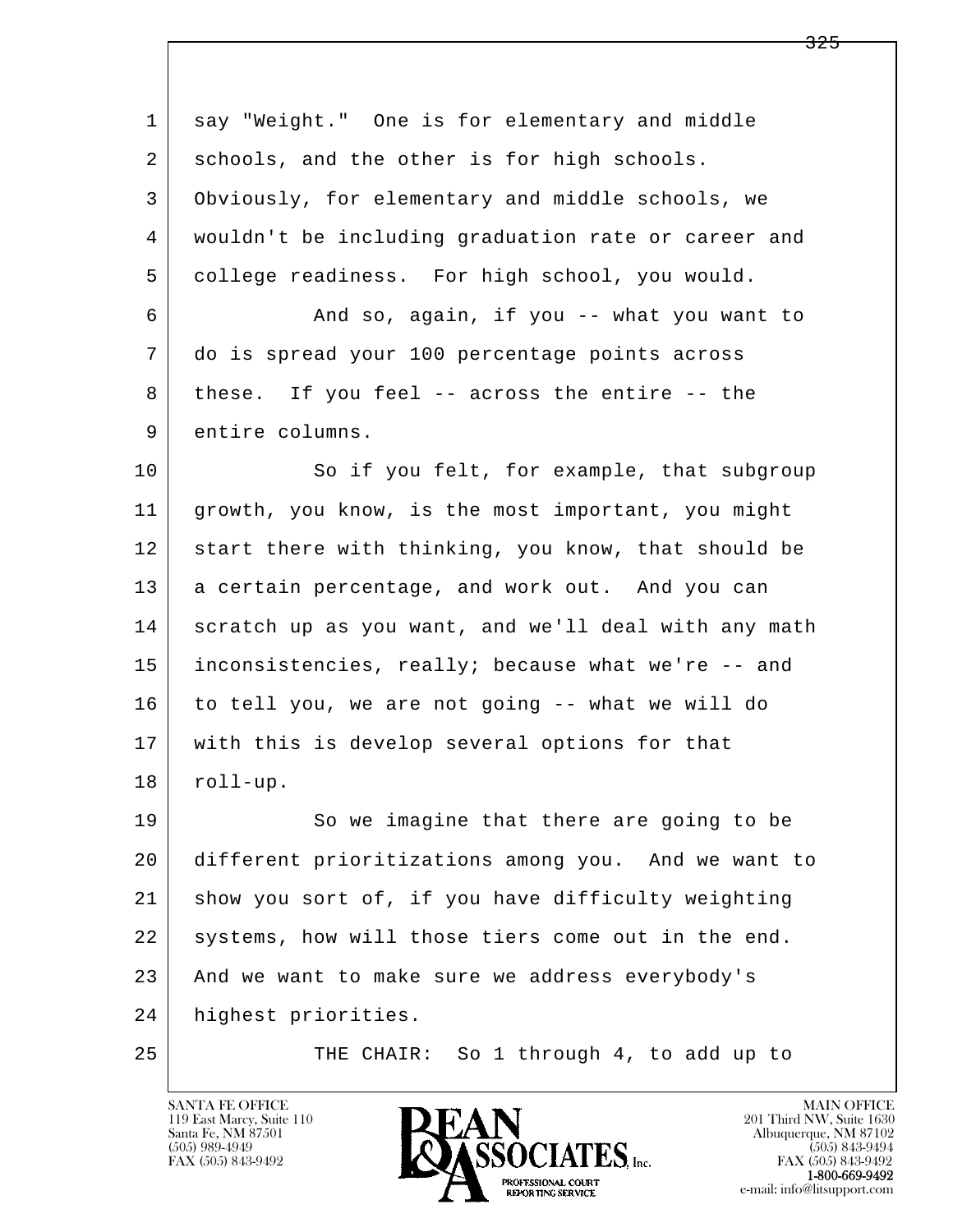say "Weight." One is for elementary and middle schools, and the other is for high schools. Obviously, for elementary and middle schools, we wouldn't be including graduation rate or career and college readiness. For high school, you would.

And so, again, if you -- what you want to do is spread your 100 percentage points across these. If you feel -- across the entire -- the entire columns.

So if you felt, for example, that subgroup growth, you know, is the most important, you might start there with thinking, you know, that should be a certain percentage, and work out. And you can scratch up as you want, and we'll deal with any math inconsistencies, really; because what we're -- and to tell you, we are not going -- what we will do with this is develop several options for that roll-up.

So we imagine that there are going to be different prioritizations among you. And we want to show you sort of, if you have difficulty weighting systems, how will those tiers come out in the end. And we want to make sure we address everybody's highest priorities.

THE CHAIR: So 1 through 4, to add up to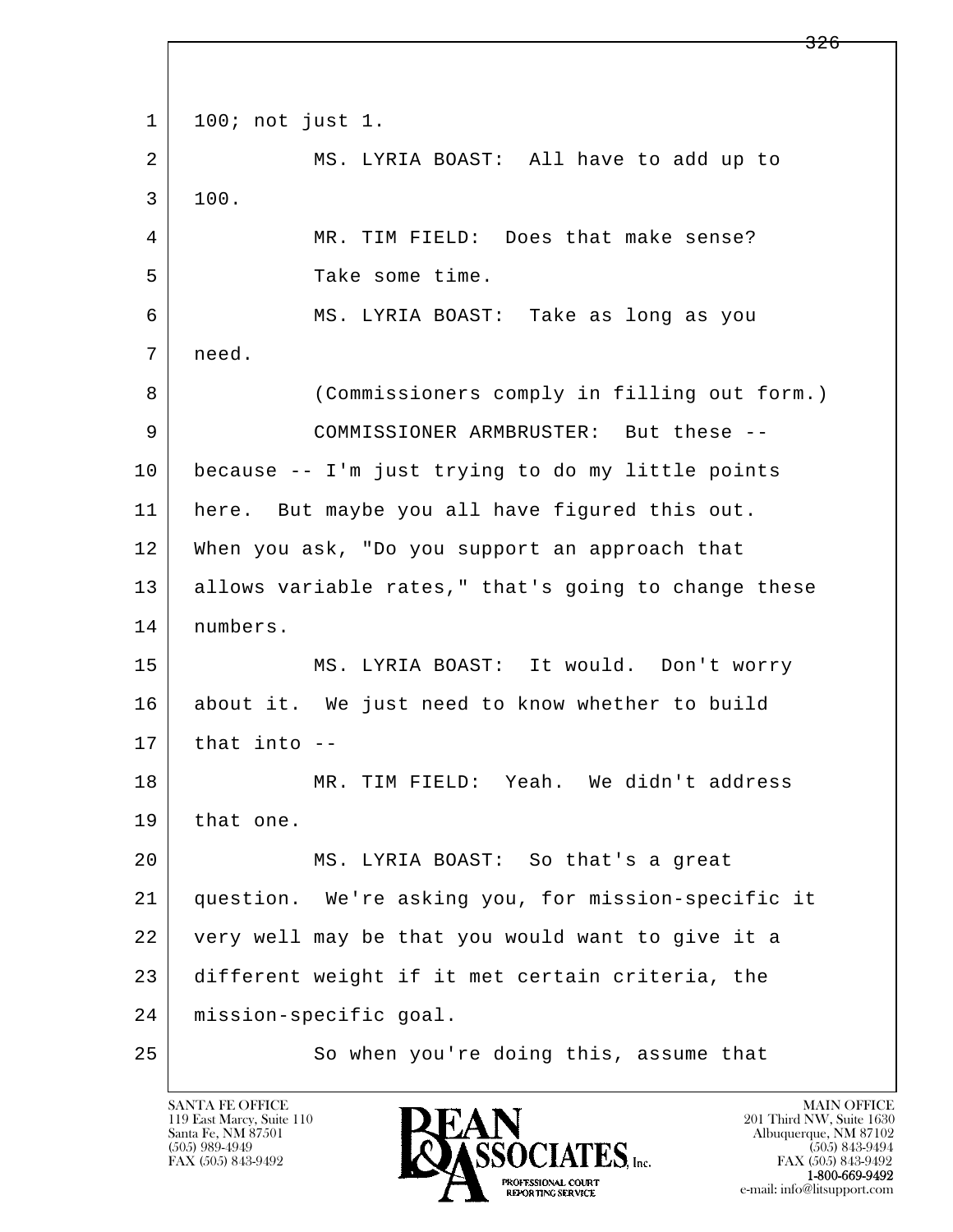1 100; not just 1.

2 MS. LYRIA BOAST: All have to add up to

3 100.

4 MR. TIM FIELD: Does that make sense?

5 Take some time.

6 MS. LYRIA BOAST: Take as long as you

7 need.

8 (Commissioners comply in filling out form.)

9 COMMISSIONER ARMBRUSTER: But these --

10 because -- I'm just trying to do my little points

11 here. But maybe you all have figured this out.

12 When you ask, "Do you support an approach that

13 allows variable rates," that's going to change these

14 numbers.

15 MS. LYRIA BOAST: It would. Don't worry

16 about it. We just need to know whether to build

17 that into --

18 MR. TIM FIELD: Yeah. We didn't address

19 that one.

20 MS. LYRIA BOAST: So that's a great

21 question. We're asking you, for mission-specific it

22 very well may be that you would want to give it a

23 different weight if it met certain criteria, the

24 mission-specific goal.

25 So when you're doing this, assume that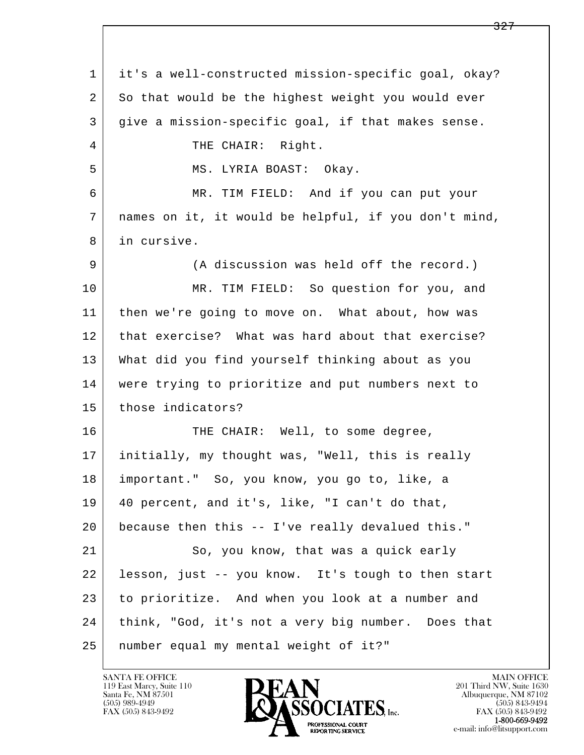1 it's a well-constructed mission-specific goal, okay?
2 So that would be the highest weight you would ever
3 give a mission-specific goal, if that makes sense.
4 THE CHAIR: Right.
5 MS. LYRIA BOAST: Okay.
6 MR. TIM FIELD: And if you can put your
7 names on it, it would be helpful, if you don't mind,
8 in cursive.
9 (A discussion was held off the record.)
10 MR. TIM FIELD: So question for you, and
11 then we're going to move on. What about, how was
12 that exercise? What was hard about that exercise?
13 What did you find yourself thinking about as you
14 were trying to prioritize and put numbers next to
15 those indicators?
16 THE CHAIR: Well, to some degree,
17 initially, my thought was, "Well, this is really
18 important." So, you know, you go to, like, a
19 40 percent, and it's, like, "I can't do that,
20 because then this -- I've really devalued this."
21 So, you know, that was a quick early
22 lesson, just -- you know. It's tough to then start
23 to prioritize. And when you look at a number and
24 think, "God, it's not a very big number. Does that
25 number equal my mental weight of it?"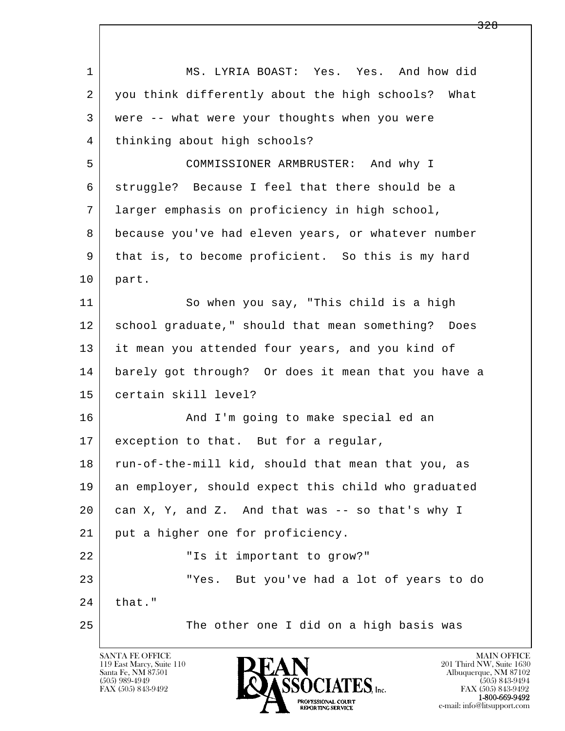MS. LYRIA BOAST: Yes. Yes. And how did you think differently about the high schools? What were -- what were your thoughts when you were thinking about high schools?

COMMISSIONER ARMBRUSTER: And why I struggle? Because I feel that there should be a larger emphasis on proficiency in high school, because you've had eleven years, or whatever number that is, to become proficient. So this is my hard part.

So when you say, "This child is a high school graduate," should that mean something? Does it mean you attended four years, and you kind of barely got through? Or does it mean that you have a certain skill level?

And I'm going to make special ed an exception to that. But for a regular, run-of-the-mill kid, should that mean that you, as an employer, should expect this child who graduated can X, Y, and Z. And that was -- so that's why I put a higher one for proficiency.

"Is it important to grow?"

"Yes. But you've had a lot of years to do that."

The other one I did on a high basis was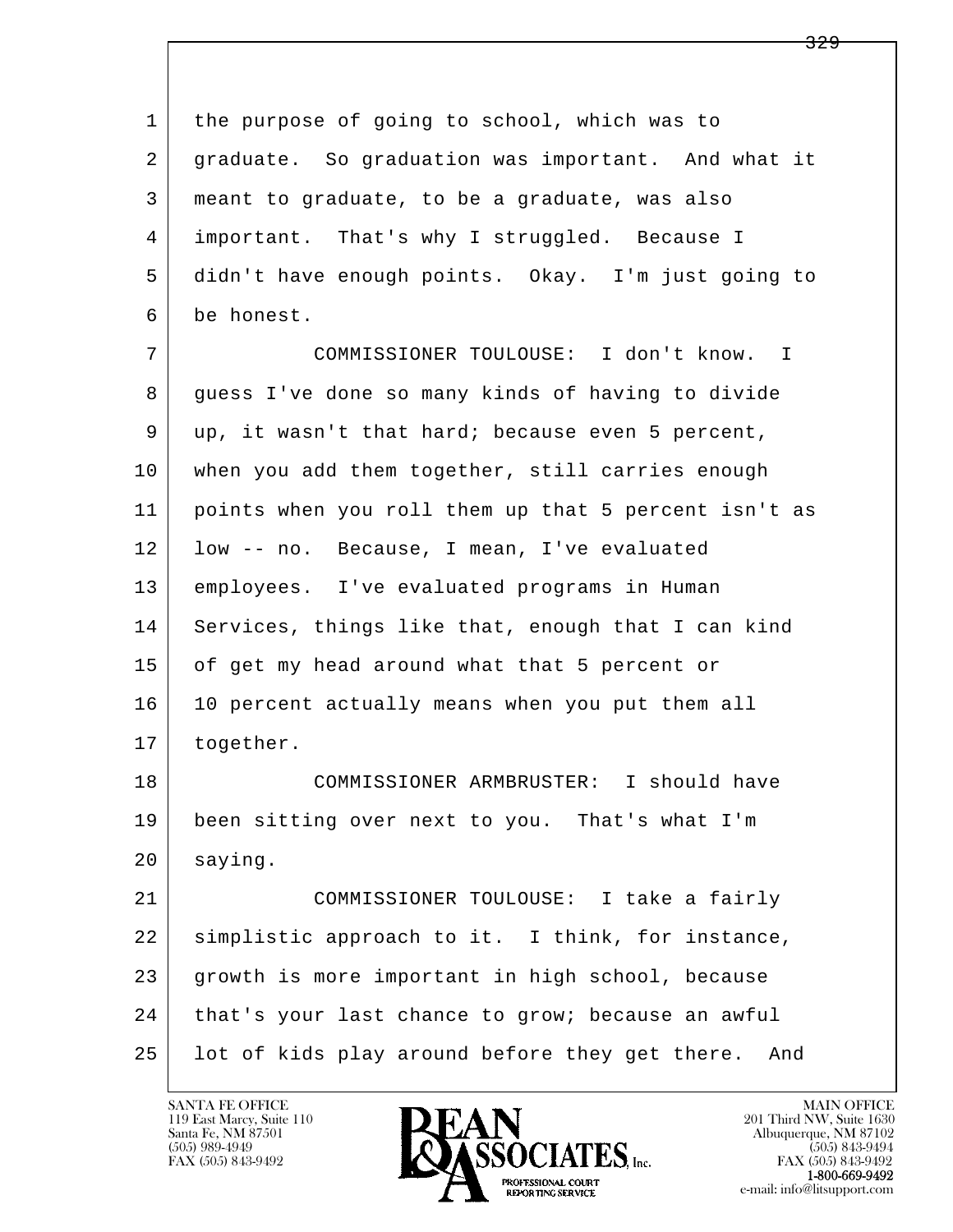the purpose of going to school, which was to graduate. So graduation was important. And what it meant to graduate, to be a graduate, was also important. That's why I struggled. Because I didn't have enough points. Okay. I'm just going to be honest.

COMMISSIONER TOULOUSE: I don't know. I guess I've done so many kinds of having to divide up, it wasn't that hard; because even 5 percent, when you add them together, still carries enough points when you roll them up that 5 percent isn't as low -- no. Because, I mean, I've evaluated employees. I've evaluated programs in Human Services, things like that, enough that I can kind of get my head around what that 5 percent or 10 percent actually means when you put them all together.

COMMISSIONER ARMBRUSTER: I should have been sitting over next to you. That's what I'm saying.

COMMISSIONER TOULOUSE: I take a fairly simplistic approach to it. I think, for instance, growth is more important in high school, because that's your last chance to grow; because an awful lot of kids play around before they get there. And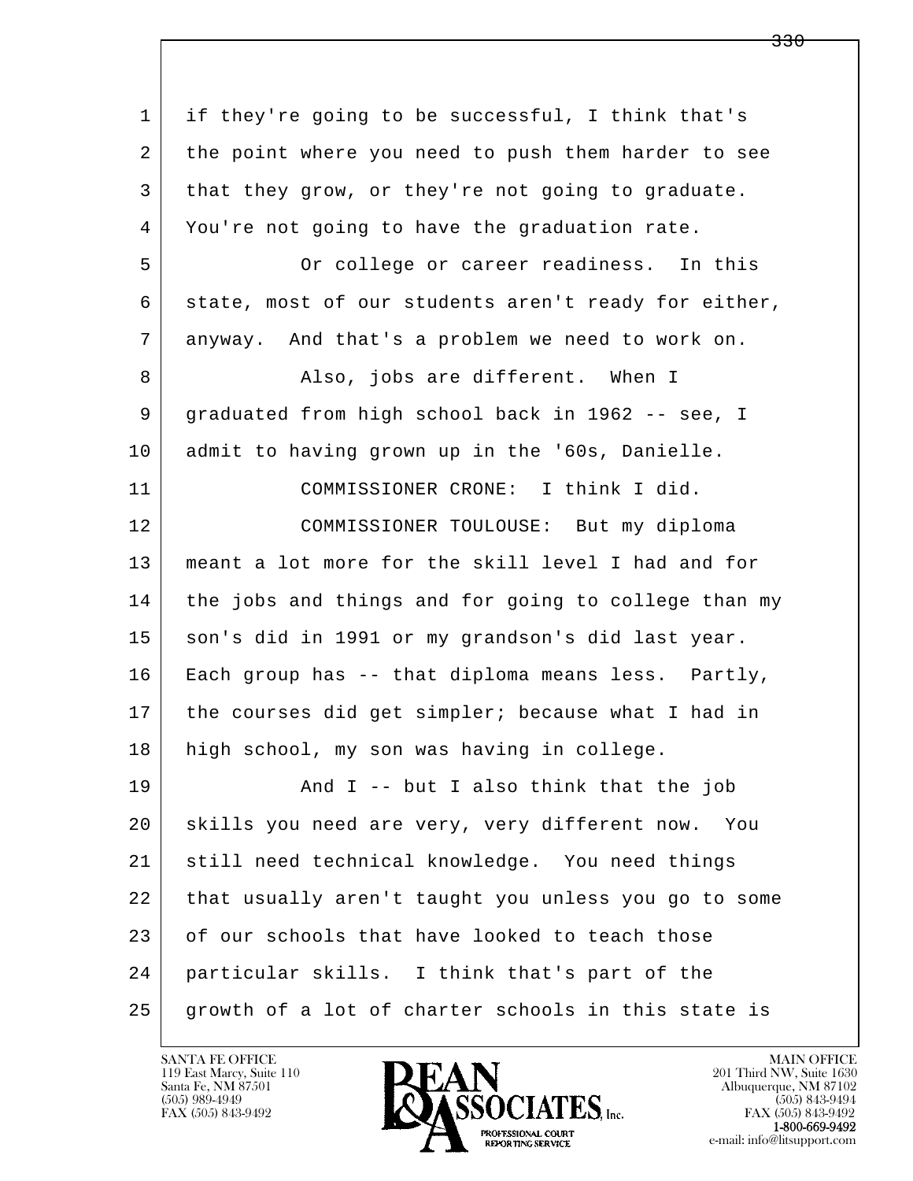if they're going to be successful, I think that's the point where you need to push them harder to see that they grow, or they're not going to graduate. You're not going to have the graduation rate.

Or college or career readiness. In this state, most of our students aren't ready for either, anyway. And that's a problem we need to work on.

Also, jobs are different. When I graduated from high school back in 1962 -- see, I admit to having grown up in the '60s, Danielle.

COMMISSIONER CRONE: I think I did.

COMMISSIONER TOULOUSE: But my diploma meant a lot more for the skill level I had and for the jobs and things and for going to college than my son's did in 1991 or my grandson's did last year. Each group has -- that diploma means less. Partly, the courses did get simpler; because what I had in high school, my son was having in college.

And I -- but I also think that the job skills you need are very, very different now. You still need technical knowledge. You need things that usually aren't taught you unless you go to some of our schools that have looked to teach those particular skills. I think that's part of the growth of a lot of charter schools in this state is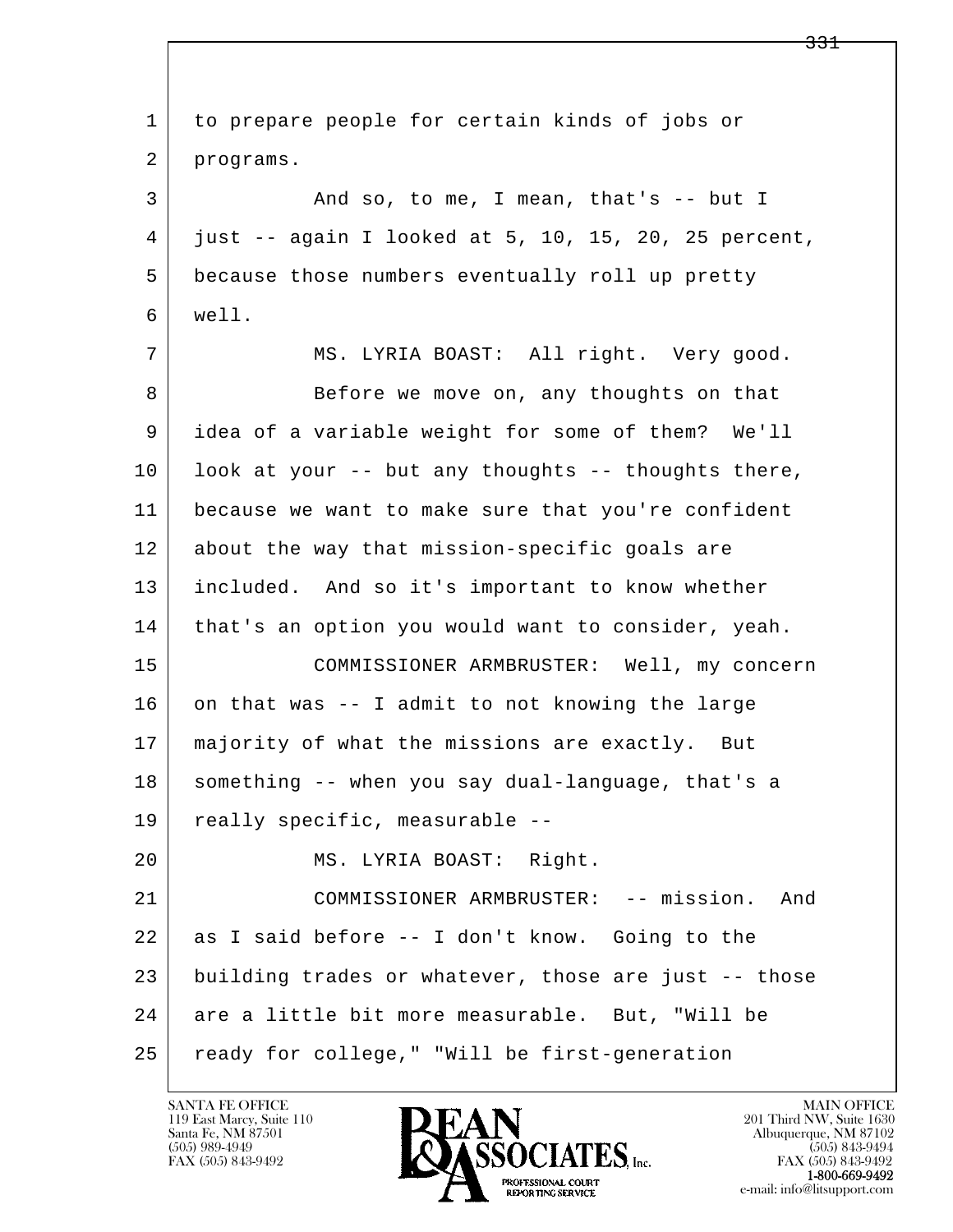1 to prepare people for certain kinds of jobs or
2 programs.
3 And so, to me, I mean, that's -- but I
4 just -- again I looked at 5, 10, 15, 20, 25 percent,
5 because those numbers eventually roll up pretty
6 well.
7 MS. LYRIA BOAST: All right. Very good.
8 Before we move on, any thoughts on that
9 idea of a variable weight for some of them? We'll
10 look at your -- but any thoughts -- thoughts there,
11 because we want to make sure that you're confident
12 about the way that mission-specific goals are
13 included. And so it's important to know whether
14 that's an option you would want to consider, yeah.
15 COMMISSIONER ARMBRUSTER: Well, my concern
16 on that was -- I admit to not knowing the large
17 majority of what the missions are exactly. But
18 something -- when you say dual-language, that's a
19 really specific, measurable --
20 MS. LYRIA BOAST: Right.
21 COMMISSIONER ARMBRUSTER: -- mission. And
22 as I said before -- I don't know. Going to the
23 building trades or whatever, those are just -- those
24 are a little bit more measurable. But, "Will be
25 ready for college," "Will be first-generation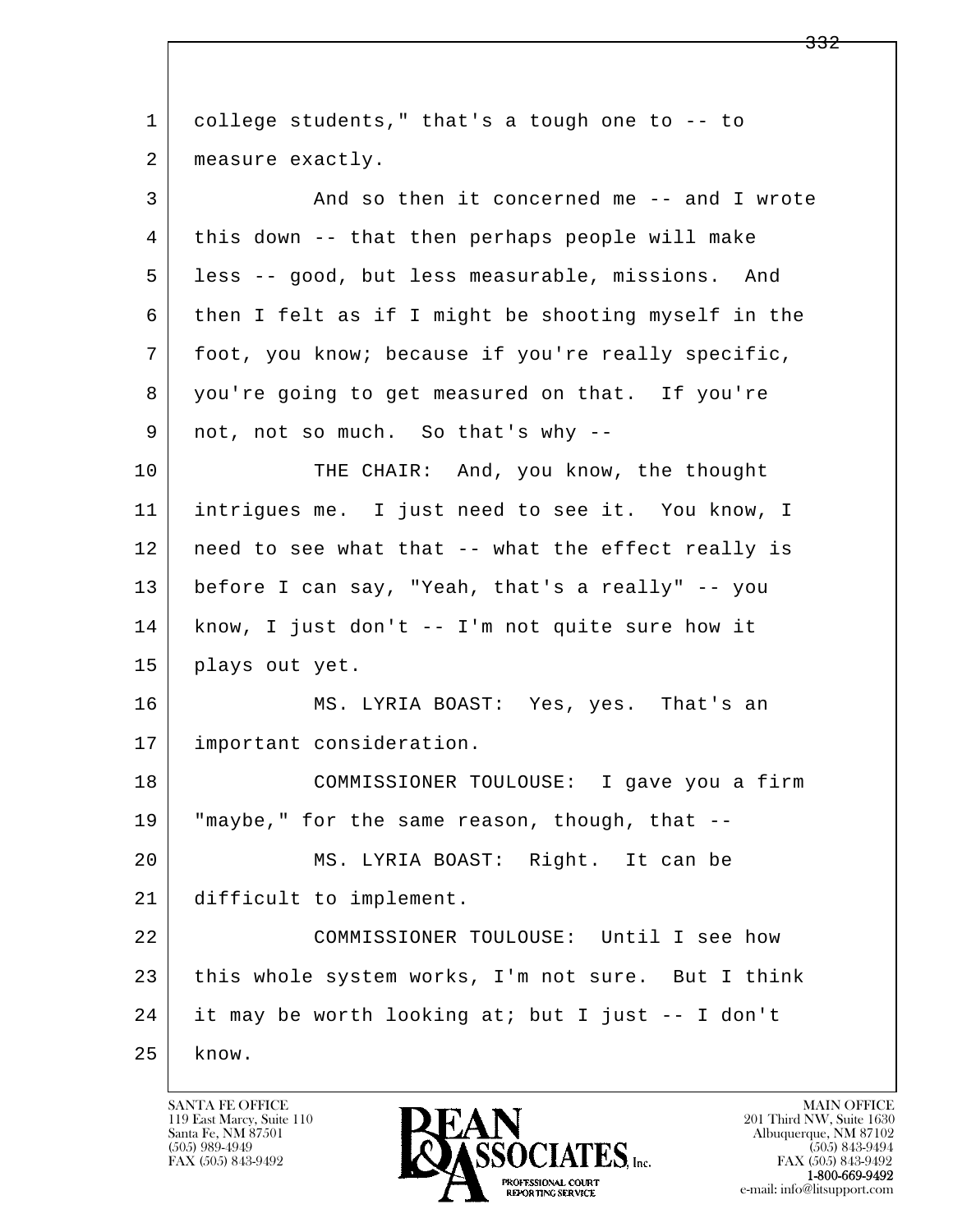1 college students," that's a tough one to -- to
2 measure exactly.
3 And so then it concerned me -- and I wrote
4 this down -- that then perhaps people will make
5 less -- good, but less measurable, missions. And
6 then I felt as if I might be shooting myself in the
7 foot, you know; because if you're really specific,
8 you're going to get measured on that. If you're
9 not, not so much. So that's why --
10 THE CHAIR: And, you know, the thought
11 intrigues me. I just need to see it. You know, I
12 need to see what that -- what the effect really is
13 before I can say, "Yeah, that's a really" -- you
14 know, I just don't -- I'm not quite sure how it
15 plays out yet.
16 MS. LYRIA BOAST: Yes, yes. That's an
17 important consideration.
18 COMMISSIONER TOULOUSE: I gave you a firm
19 "maybe," for the same reason, though, that --
20 MS. LYRIA BOAST: Right. It can be
21 difficult to implement.
22 COMMISSIONER TOULOUSE: Until I see how
23 this whole system works, I'm not sure. But I think
24 it may be worth looking at; but I just -- I don't
25 know.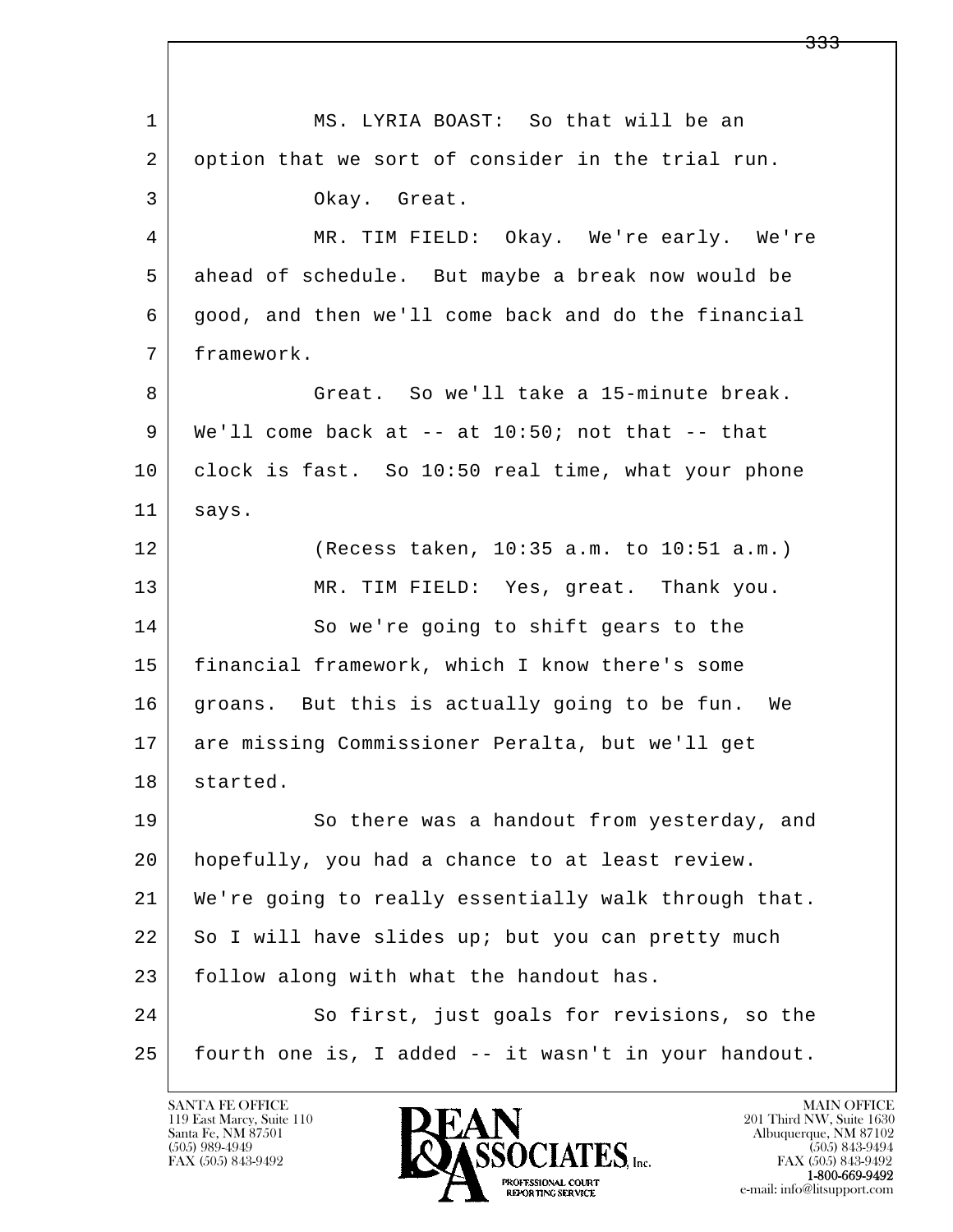MS. LYRIA BOAST: So that will be an option that we sort of consider in the trial run.

Okay. Great.

MR. TIM FIELD: Okay. We're early. We're ahead of schedule. But maybe a break now would be good, and then we'll come back and do the financial framework.

Great. So we'll take a 15-minute break. We'll come back at -- at 10:50; not that -- that clock is fast. So 10:50 real time, what your phone says.

(Recess taken, 10:35 a.m. to 10:51 a.m.)

MR. TIM FIELD: Yes, great. Thank you.

So we're going to shift gears to the financial framework, which I know there's some groans. But this is actually going to be fun. We are missing Commissioner Peralta, but we'll get started.

So there was a handout from yesterday, and hopefully, you had a chance to at least review. We're going to really essentially walk through that. So I will have slides up; but you can pretty much follow along with what the handout has.

So first, just goals for revisions, so the fourth one is, I added -- it wasn't in your handout.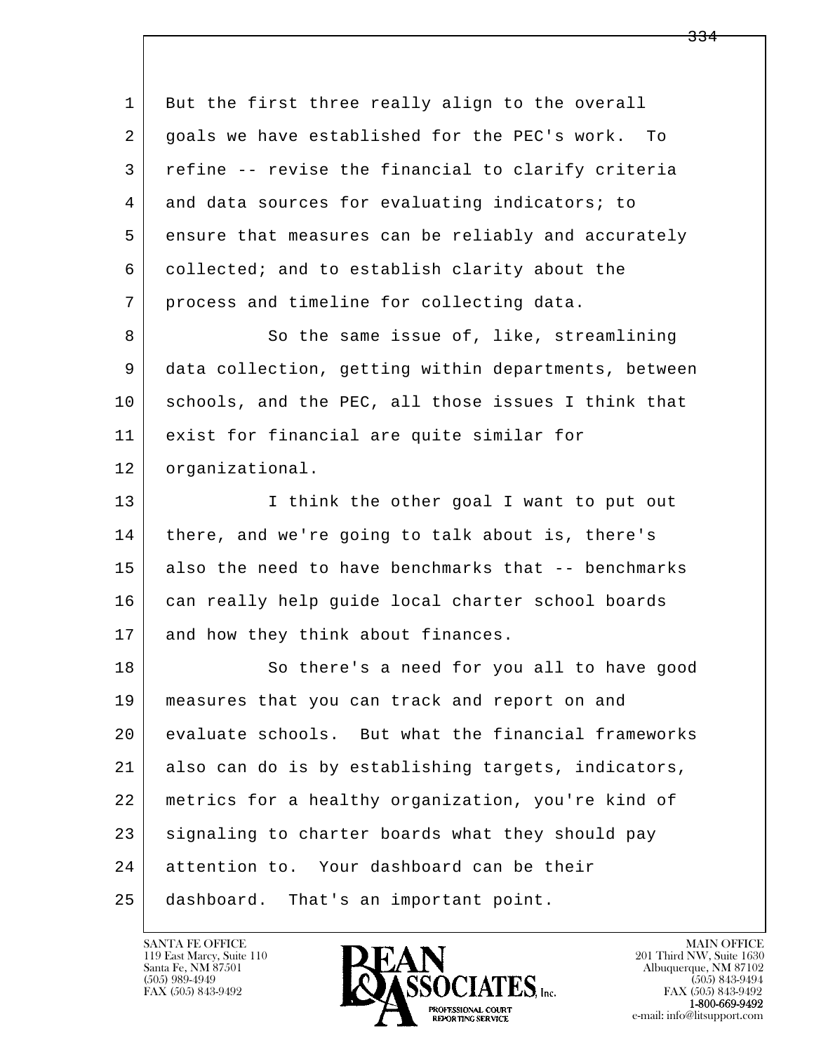But the first three really align to the overall goals we have established for the PEC's work. To refine -- revise the financial to clarify criteria and data sources for evaluating indicators; to ensure that measures can be reliably and accurately collected; and to establish clarity about the process and timeline for collecting data.

So the same issue of, like, streamlining data collection, getting within departments, between schools, and the PEC, all those issues I think that exist for financial are quite similar for organizational.

I think the other goal I want to put out there, and we're going to talk about is, there's also the need to have benchmarks that -- benchmarks can really help guide local charter school boards and how they think about finances.

So there's a need for you all to have good measures that you can track and report on and evaluate schools. But what the financial frameworks also can do is by establishing targets, indicators, metrics for a healthy organization, you're kind of signaling to charter boards what they should pay attention to. Your dashboard can be their dashboard. That's an important point.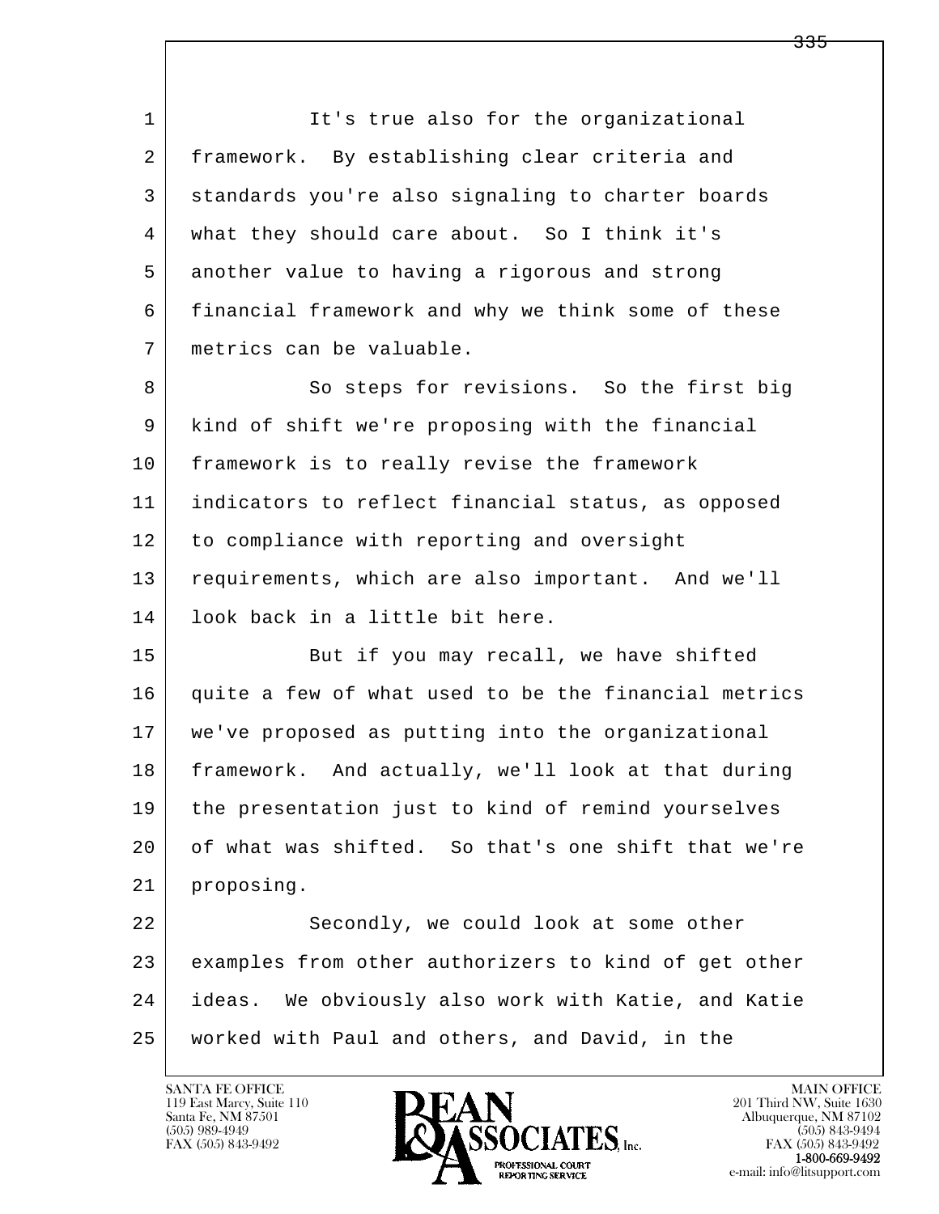It's true also for the organizational framework. By establishing clear criteria and standards you're also signaling to charter boards what they should care about. So I think it's another value to having a rigorous and strong financial framework and why we think some of these metrics can be valuable.

So steps for revisions. So the first big kind of shift we're proposing with the financial framework is to really revise the framework indicators to reflect financial status, as opposed to compliance with reporting and oversight requirements, which are also important. And we'll look back in a little bit here.

But if you may recall, we have shifted quite a few of what used to be the financial metrics we've proposed as putting into the organizational framework. And actually, we'll look at that during the presentation just to kind of remind yourselves of what was shifted. So that's one shift that we're proposing.

Secondly, we could look at some other examples from other authorizers to kind of get other ideas. We obviously also work with Katie, and Katie worked with Paul and others, and David, in the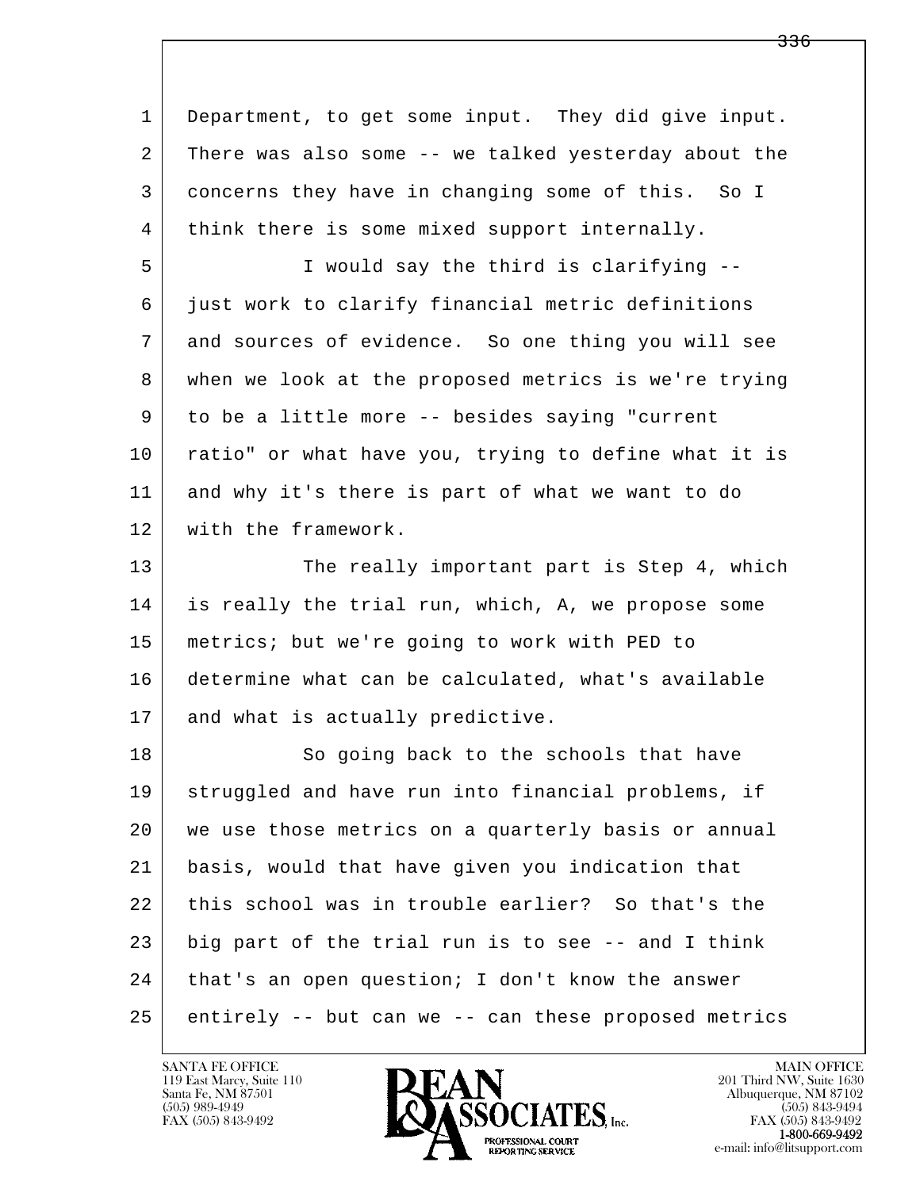Department, to get some input. They did give input. There was also some -- we talked yesterday about the concerns they have in changing some of this. So I think there is some mixed support internally.

I would say the third is clarifying -- just work to clarify financial metric definitions and sources of evidence. So one thing you will see when we look at the proposed metrics is we're trying to be a little more -- besides saying "current ratio" or what have you, trying to define what it is and why it's there is part of what we want to do with the framework.

The really important part is Step 4, which is really the trial run, which, A, we propose some metrics; but we're going to work with PED to determine what can be calculated, what's available and what is actually predictive.

So going back to the schools that have struggled and have run into financial problems, if we use those metrics on a quarterly basis or annual basis, would that have given you indication that this school was in trouble earlier? So that's the big part of the trial run is to see -- and I think that's an open question; I don't know the answer entirely -- but can we -- can these proposed metrics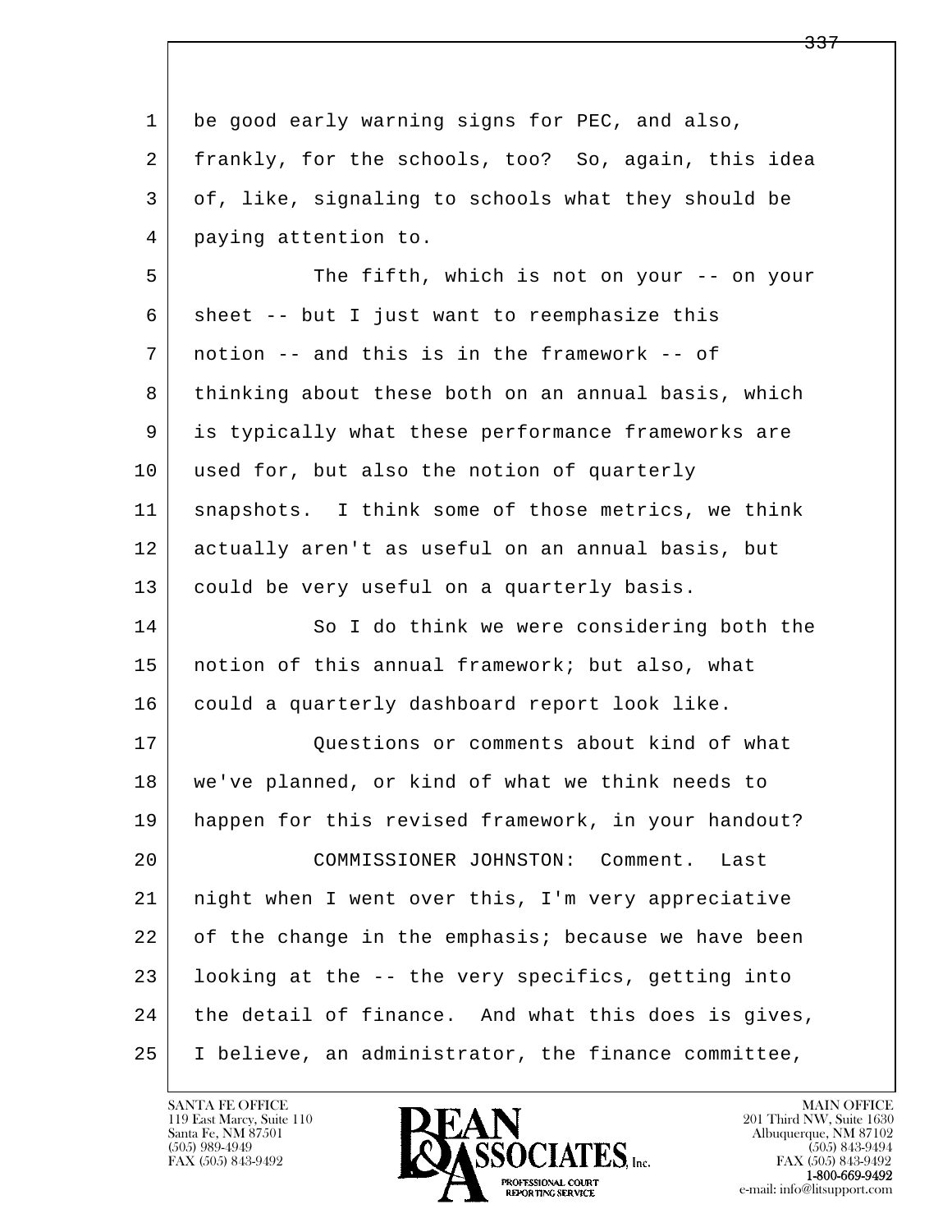1 be good early warning signs for PEC, and also,
2 frankly, for the schools, too? So, again, this idea
3 of, like, signaling to schools what they should be
4 paying attention to.

5 The fifth, which is not on your -- on your
6 sheet -- but I just want to reemphasize this
7 notion -- and this is in the framework -- of
8 thinking about these both on an annual basis, which
9 is typically what these performance frameworks are
10 used for, but also the notion of quarterly
11 snapshots. I think some of those metrics, we think
12 actually aren't as useful on an annual basis, but
13 could be very useful on a quarterly basis.

14 So I do think we were considering both the
15 notion of this annual framework; but also, what
16 could a quarterly dashboard report look like.

17 Questions or comments about kind of what
18 we've planned, or kind of what we think needs to
19 happen for this revised framework, in your handout?

20 COMMISSIONER JOHNSTON: Comment. Last
21 night when I went over this, I'm very appreciative
22 of the change in the emphasis; because we have been
23 looking at the -- the very specifics, getting into
24 the detail of finance. And what this does is gives,
25 I believe, an administrator, the finance committee,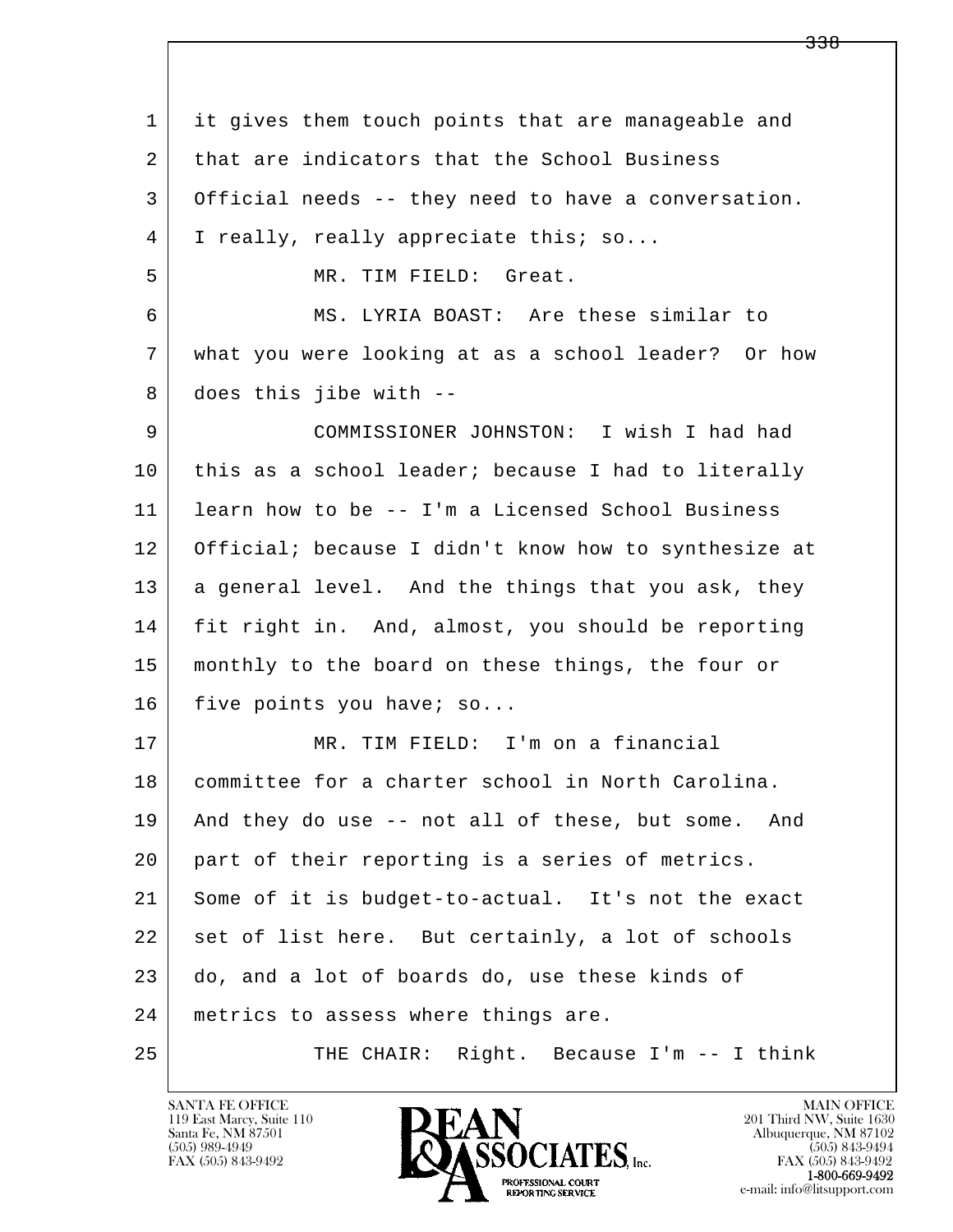1 it gives them touch points that are manageable and
2 that are indicators that the School Business
3 Official needs -- they need to have a conversation.
4 I really, really appreciate this; so...
5 MR. TIM FIELD: Great.
6 MS. LYRIA BOAST: Are these similar to
7 what you were looking at as a school leader? Or how
8 does this jibe with --
9 COMMISSIONER JOHNSTON: I wish I had had
10 this as a school leader; because I had to literally
11 learn how to be -- I'm a Licensed School Business
12 Official; because I didn't know how to synthesize at
13 a general level. And the things that you ask, they
14 fit right in. And, almost, you should be reporting
15 monthly to the board on these things, the four or
16 five points you have; so...
17 MR. TIM FIELD: I'm on a financial
18 committee for a charter school in North Carolina.
19 And they do use -- not all of these, but some. And
20 part of their reporting is a series of metrics.
21 Some of it is budget-to-actual. It's not the exact
22 set of list here. But certainly, a lot of schools
23 do, and a lot of boards do, use these kinds of
24 metrics to assess where things are.
25 THE CHAIR: Right. Because I'm -- I think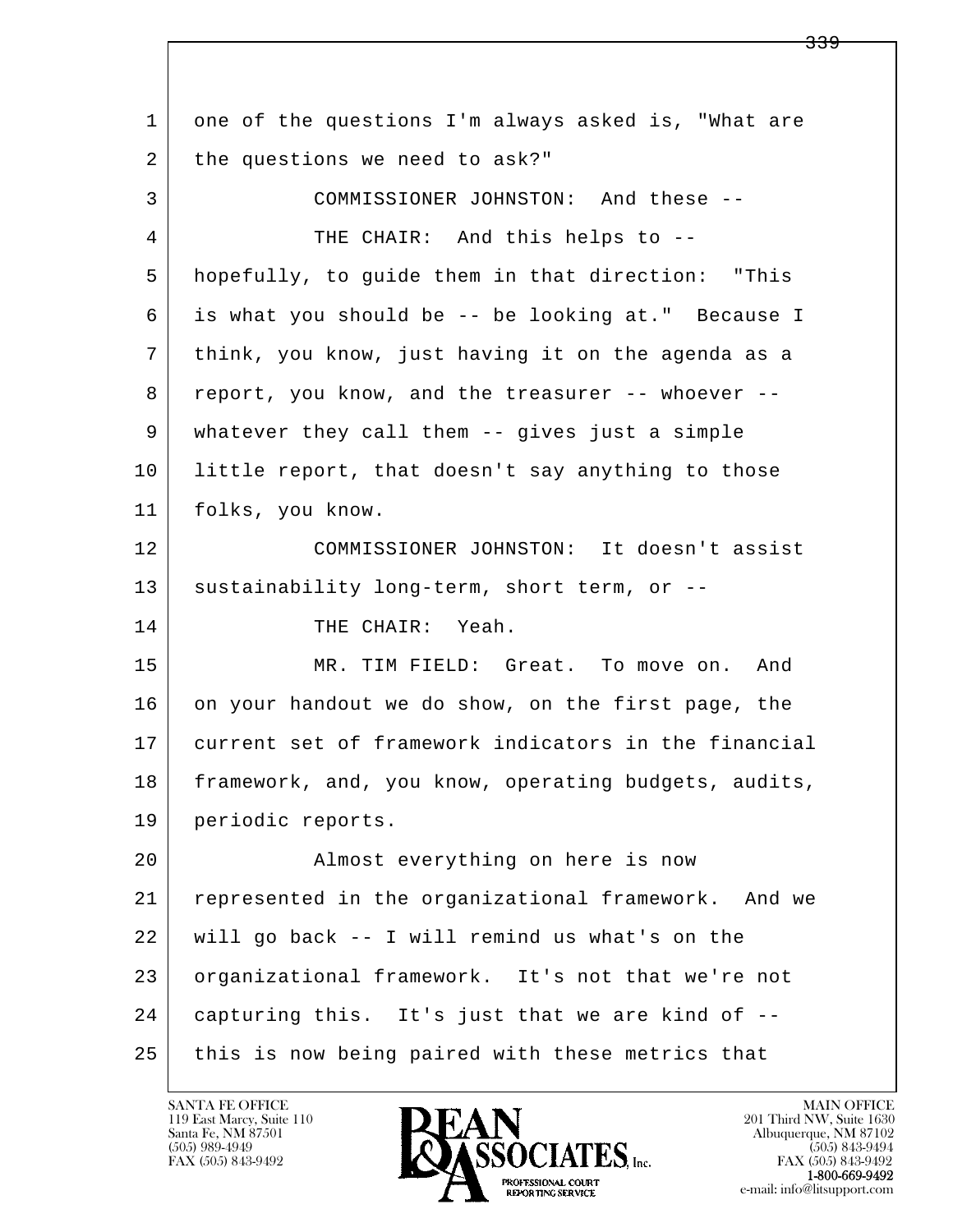1 one of the questions I'm always asked is, "What are
2 the questions we need to ask?"

3 COMMISSIONER JOHNSTON: And these --

4 THE CHAIR: And this helps to --
5 hopefully, to guide them in that direction: "This
6 is what you should be -- be looking at." Because I
7 think, you know, just having it on the agenda as a
8 report, you know, and the treasurer -- whoever --
9 whatever they call them -- gives just a simple
10 little report, that doesn't say anything to those
11 folks, you know.

12 COMMISSIONER JOHNSTON: It doesn't assist
13 sustainability long-term, short term, or --

14 THE CHAIR: Yeah.

15 MR. TIM FIELD: Great. To move on. And
16 on your handout we do show, on the first page, the
17 current set of framework indicators in the financial
18 framework, and, you know, operating budgets, audits,
19 periodic reports.

20 Almost everything on here is now
21 represented in the organizational framework. And we
22 will go back -- I will remind us what's on the
23 organizational framework. It's not that we're not
24 capturing this. It's just that we are kind of --
25 this is now being paired with these metrics that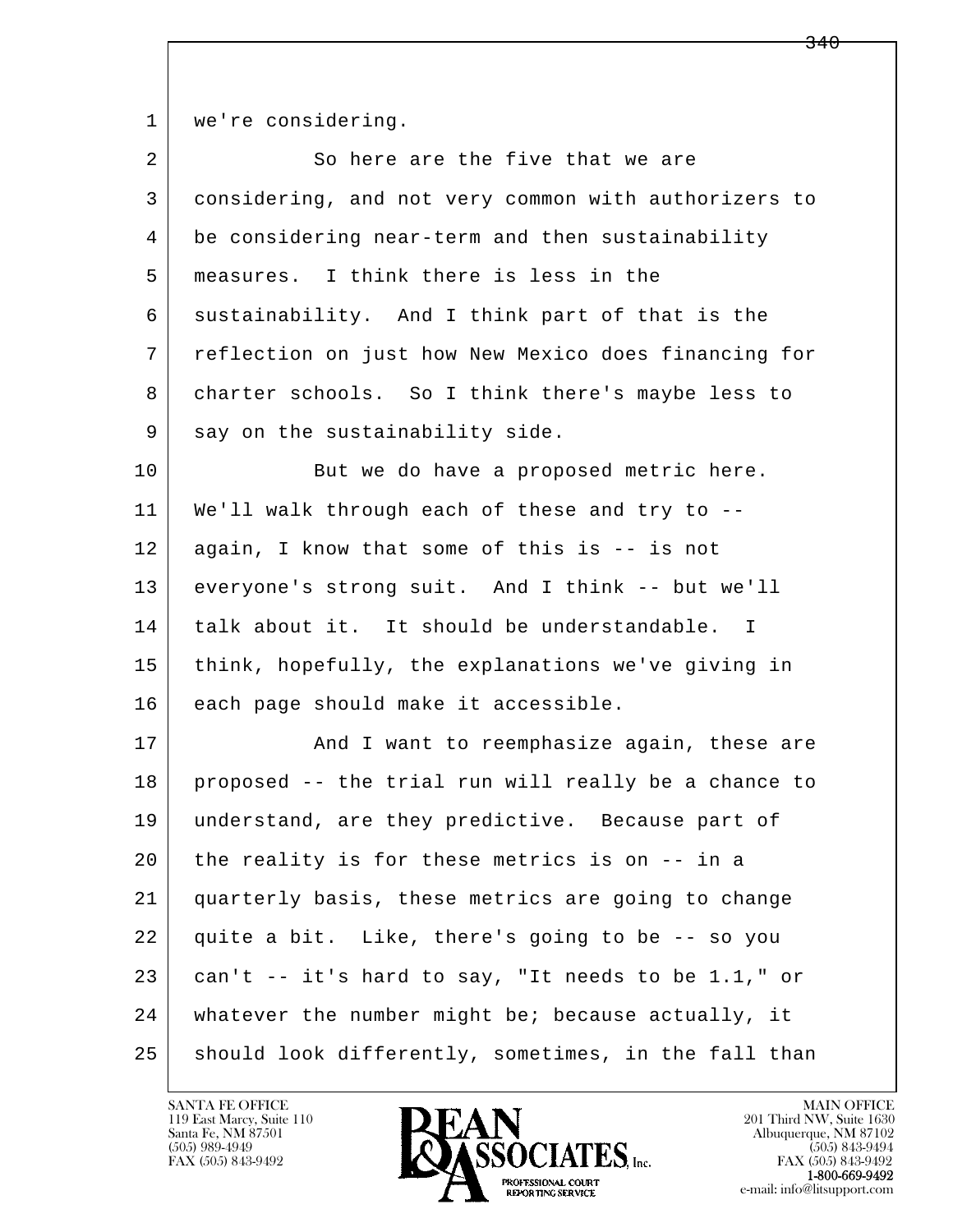we're considering.

So here are the five that we are considering, and not very common with authorizers to be considering near-term and then sustainability measures. I think there is less in the sustainability. And I think part of that is the reflection on just how New Mexico does financing for charter schools. So I think there's maybe less to say on the sustainability side.

But we do have a proposed metric here. We'll walk through each of these and try to -- again, I know that some of this is -- is not everyone's strong suit. And I think -- but we'll talk about it. It should be understandable. I think, hopefully, the explanations we've giving in each page should make it accessible.

And I want to reemphasize again, these are proposed -- the trial run will really be a chance to understand, are they predictive. Because part of the reality is for these metrics is on -- in a quarterly basis, these metrics are going to change quite a bit. Like, there's going to be -- so you can't -- it's hard to say, "It needs to be 1.1," or whatever the number might be; because actually, it should look differently, sometimes, in the fall than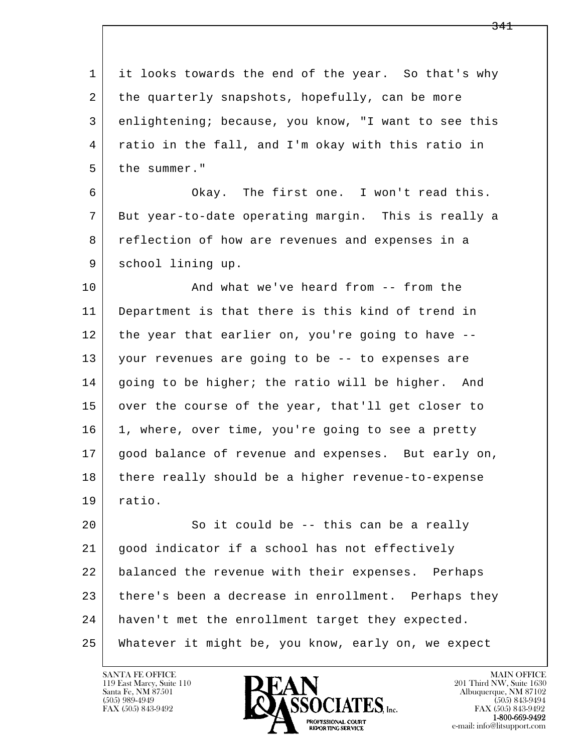it looks towards the end of the year. So that's why the quarterly snapshots, hopefully, can be more enlightening; because, you know, "I want to see this ratio in the fall, and I'm okay with this ratio in the summer."

Okay. The first one. I won't read this. But year-to-date operating margin. This is really a reflection of how are revenues and expenses in a school lining up.

And what we've heard from -- from the Department is that there is this kind of trend in the year that earlier on, you're going to have -- your revenues are going to be -- to expenses are going to be higher; the ratio will be higher. And over the course of the year, that'll get closer to 1, where, over time, you're going to see a pretty good balance of revenue and expenses. But early on, there really should be a higher revenue-to-expense ratio.

So it could be -- this can be a really good indicator if a school has not effectively balanced the revenue with their expenses. Perhaps there's been a decrease in enrollment. Perhaps they haven't met the enrollment target they expected. Whatever it might be, you know, early on, we expect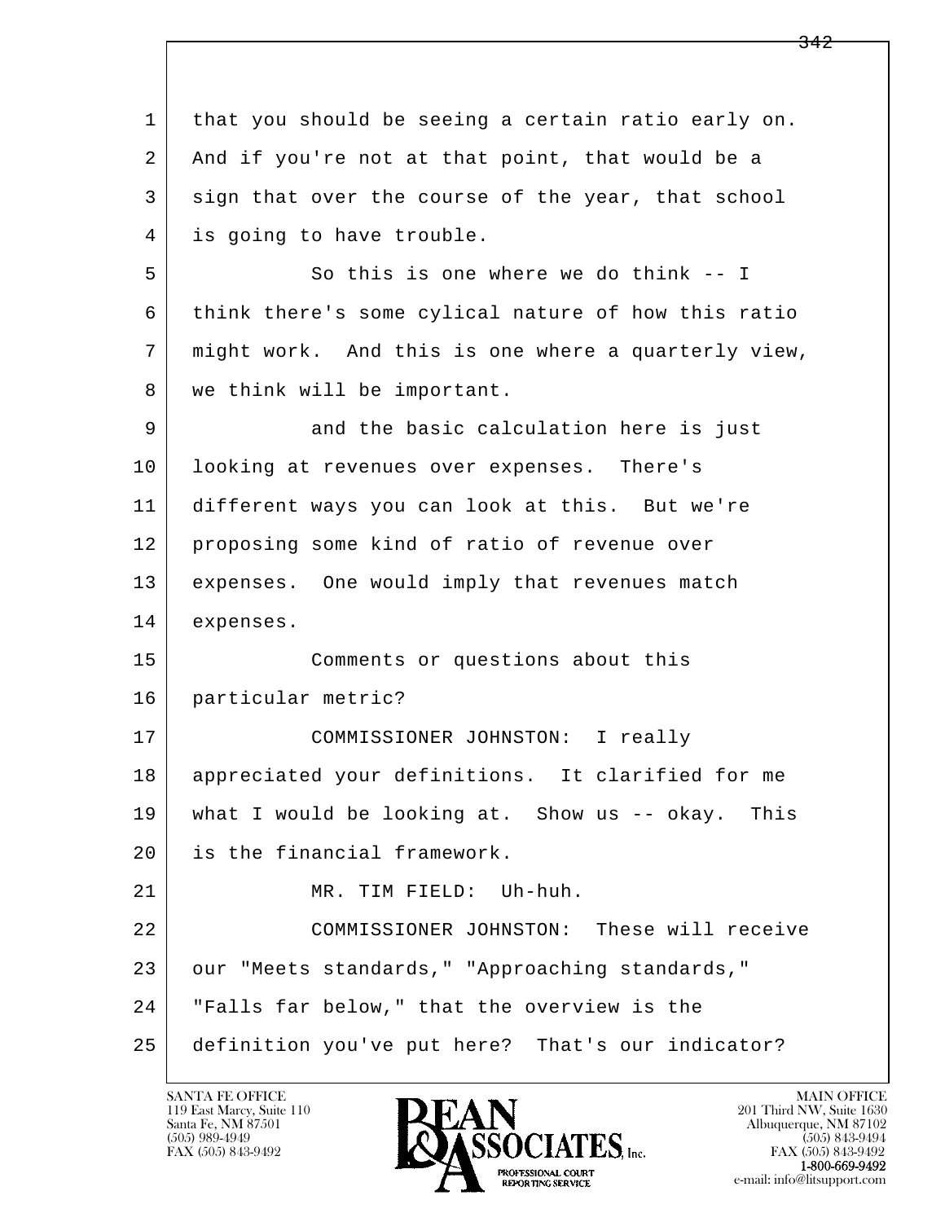1 that you should be seeing a certain ratio early on.
2 And if you're not at that point, that would be a
3 sign that over the course of the year, that school
4 is going to have trouble.

5 So this is one where we do think -- I
6 think there's some cylical nature of how this ratio
7 might work. And this is one where a quarterly view,
8 we think will be important.

9 and the basic calculation here is just
10 looking at revenues over expenses. There's
11 different ways you can look at this. But we're
12 proposing some kind of ratio of revenue over
13 expenses. One would imply that revenues match
14 expenses.

15 Comments or questions about this
16 particular metric?

17 COMMISSIONER JOHNSTON: I really
18 appreciated your definitions. It clarified for me
19 what I would be looking at. Show us -- okay. This
20 is the financial framework.

21 MR. TIM FIELD: Uh-huh.

22 COMMISSIONER JOHNSTON: These will receive
23 our "Meets standards," "Approaching standards,"
24 "Falls far below," that the overview is the
25 definition you've put here? That's our indicator?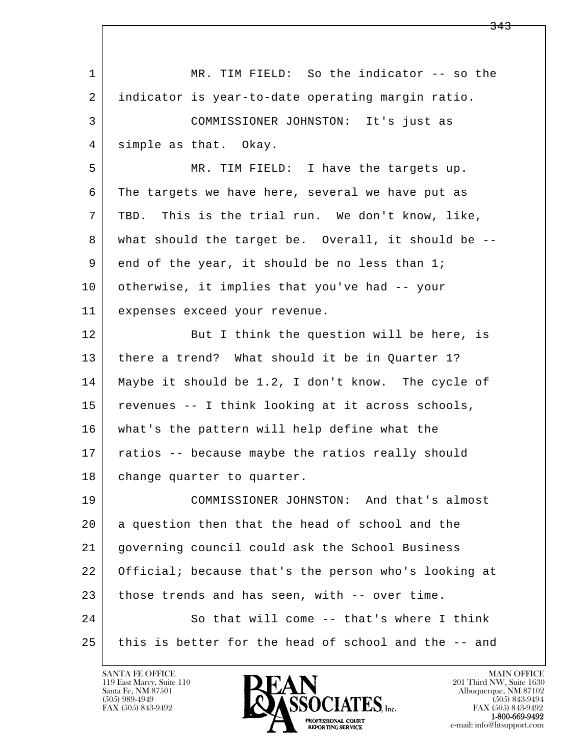MR. TIM FIELD: So the indicator -- so the indicator is year-to-date operating margin ratio.

COMMISSIONER JOHNSTON: It's just as simple as that. Okay.

MR. TIM FIELD: I have the targets up. The targets we have here, several we have put as TBD. This is the trial run. We don't know, like, what should the target be. Overall, it should be -- end of the year, it should be no less than 1; otherwise, it implies that you've had -- your expenses exceed your revenue.

But I think the question will be here, is there a trend? What should it be in Quarter 1? Maybe it should be 1.2, I don't know. The cycle of revenues -- I think looking at it across schools, what's the pattern will help define what the ratios -- because maybe the ratios really should change quarter to quarter.

COMMISSIONER JOHNSTON: And that's almost a question then that the head of school and the governing council could ask the School Business Official; because that's the person who's looking at those trends and has seen, with -- over time.

So that will come -- that's where I think this is better for the head of school and the -- and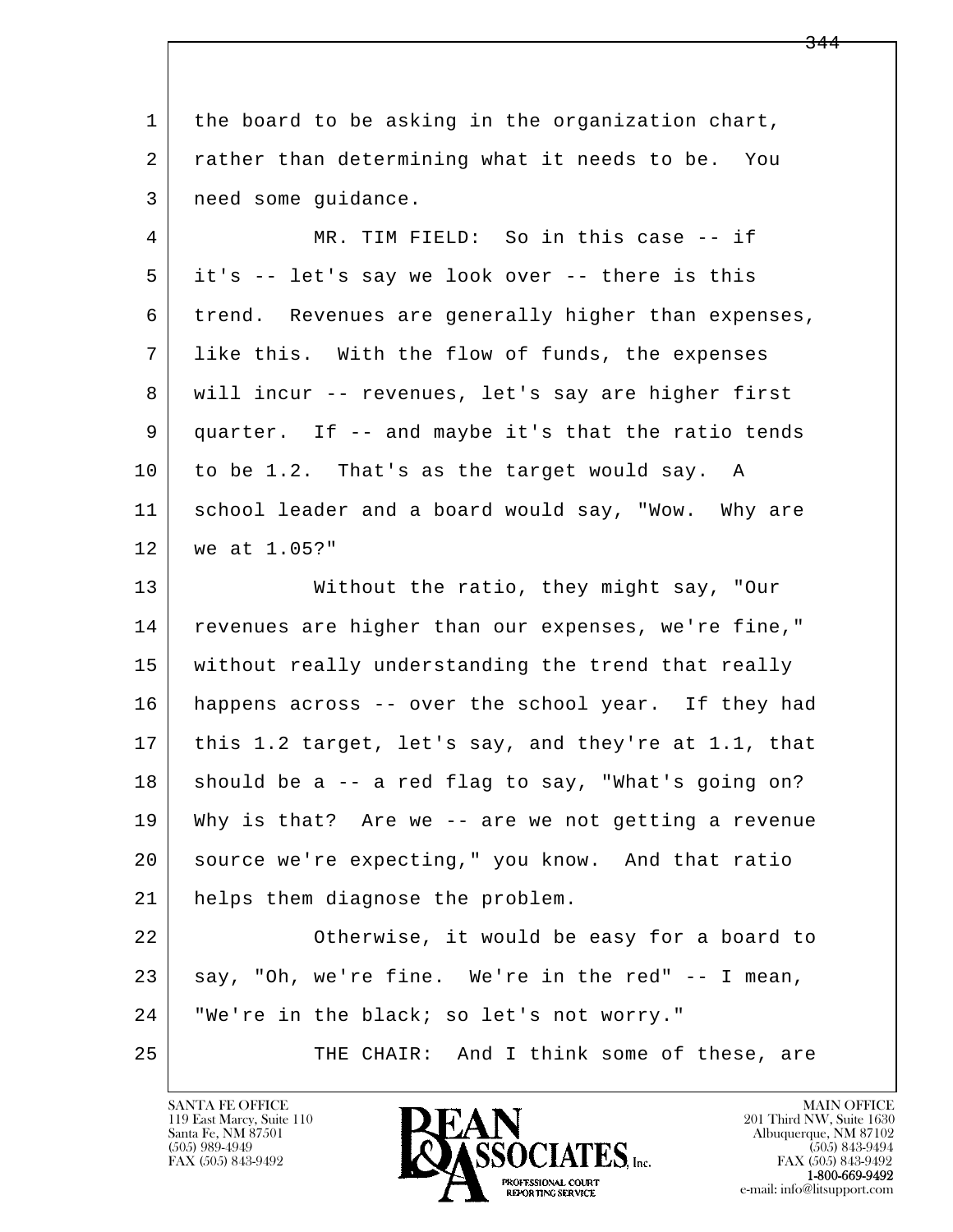the board to be asking in the organization chart, rather than determining what it needs to be. You need some guidance.

MR. TIM FIELD: So in this case -- if it's -- let's say we look over -- there is this trend. Revenues are generally higher than expenses, like this. With the flow of funds, the expenses will incur -- revenues, let's say are higher first quarter. If -- and maybe it's that the ratio tends to be 1.2. That's as the target would say. A school leader and a board would say, "Wow. Why are we at 1.05?"

Without the ratio, they might say, "Our revenues are higher than our expenses, we're fine," without really understanding the trend that really happens across -- over the school year. If they had this 1.2 target, let's say, and they're at 1.1, that should be a -- a red flag to say, "What's going on? Why is that? Are we -- are we not getting a revenue source we're expecting," you know. And that ratio helps them diagnose the problem.

Otherwise, it would be easy for a board to say, "Oh, we're fine. We're in the red" -- I mean, "We're in the black; so let's not worry."

THE CHAIR: And I think some of these, are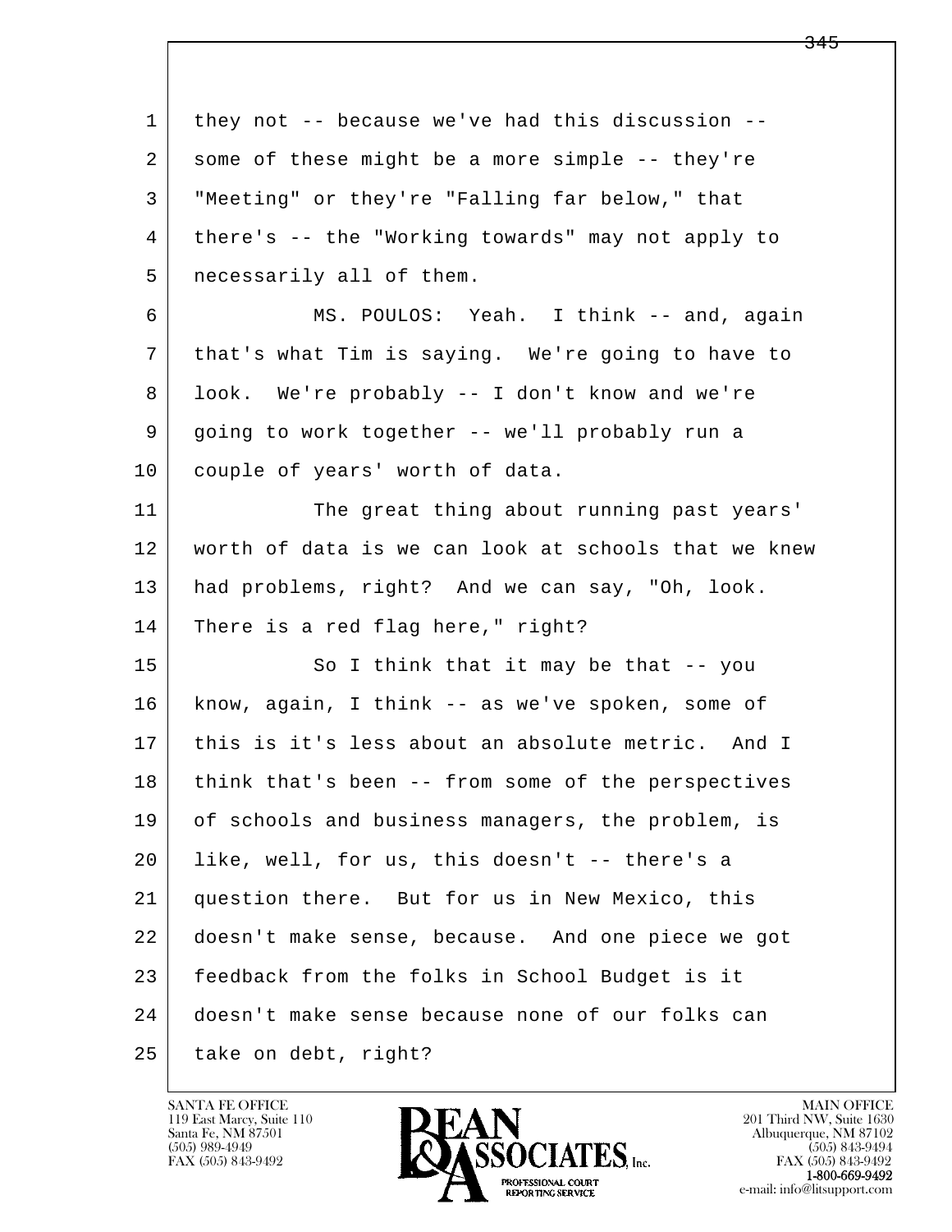they not -- because we've had this discussion -- some of these might be a more simple -- they're "Meeting" or they're "Falling far below," that there's -- the "Working towards" may not apply to necessarily all of them.

MS. POULOS: Yeah. I think -- and, again that's what Tim is saying. We're going to have to look. We're probably -- I don't know and we're going to work together -- we'll probably run a couple of years' worth of data.

The great thing about running past years' worth of data is we can look at schools that we knew had problems, right? And we can say, "Oh, look. There is a red flag here," right?

So I think that it may be that -- you know, again, I think -- as we've spoken, some of this is it's less about an absolute metric. And I think that's been -- from some of the perspectives of schools and business managers, the problem, is like, well, for us, this doesn't -- there's a question there. But for us in New Mexico, this doesn't make sense, because. And one piece we got feedback from the folks in School Budget is it doesn't make sense because none of our folks can take on debt, right?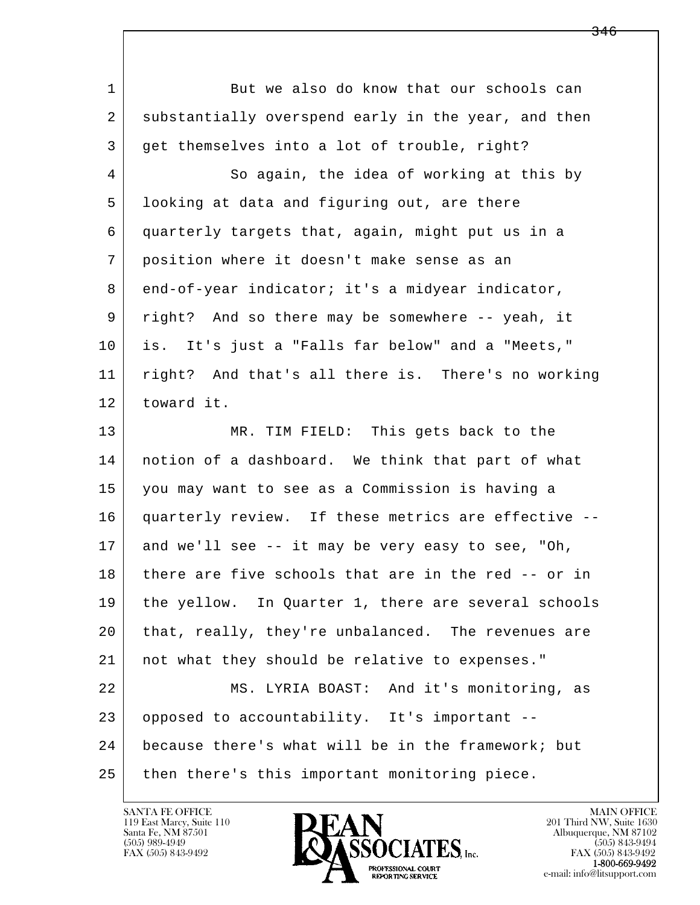But we also do know that our schools can substantially overspend early in the year, and then get themselves into a lot of trouble, right?

So again, the idea of working at this by looking at data and figuring out, are there quarterly targets that, again, might put us in a position where it doesn't make sense as an end-of-year indicator; it's a midyear indicator, right? And so there may be somewhere -- yeah, it is. It's just a "Falls far below" and a "Meets," right? And that's all there is. There's no working toward it.

MR. TIM FIELD: This gets back to the notion of a dashboard. We think that part of what you may want to see as a Commission is having a quarterly review. If these metrics are effective -- and we'll see -- it may be very easy to see, "Oh, there are five schools that are in the red -- or in the yellow. In Quarter 1, there are several schools that, really, they're unbalanced. The revenues are not what they should be relative to expenses."

MS. LYRIA BOAST: And it's monitoring, as opposed to accountability. It's important -- because there's what will be in the framework; but then there's this important monitoring piece.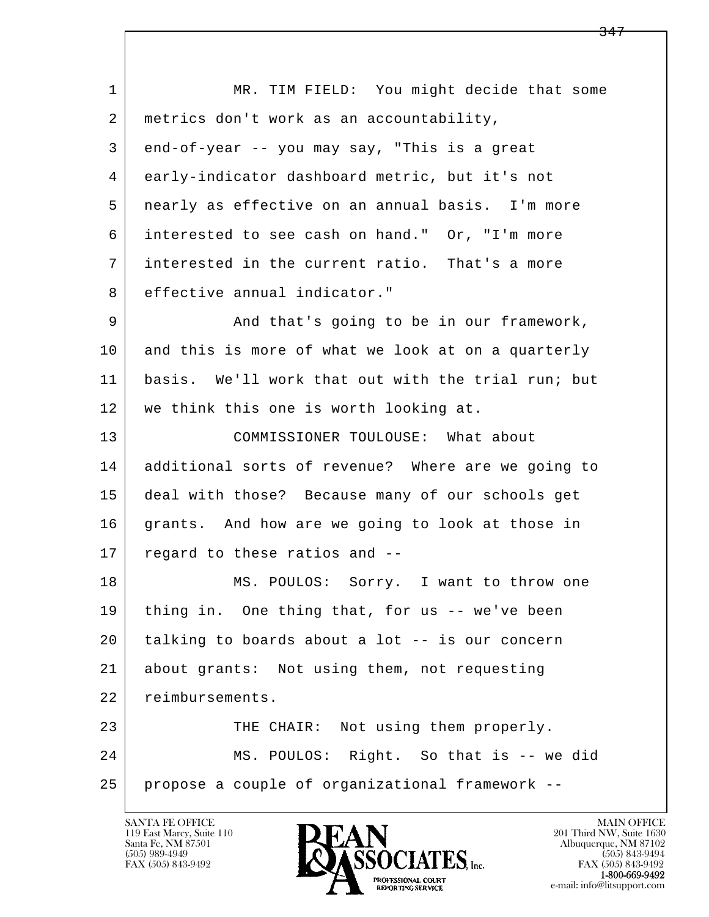MR. TIM FIELD: You might decide that some metrics don't work as an accountability, end-of-year -- you may say, "This is a great early-indicator dashboard metric, but it's not nearly as effective on an annual basis. I'm more interested to see cash on hand." Or, "I'm more interested in the current ratio. That's a more effective annual indicator."

And that's going to be in our framework, and this is more of what we look at on a quarterly basis. We'll work that out with the trial run; but we think this one is worth looking at.

COMMISSIONER TOULOUSE: What about additional sorts of revenue? Where are we going to deal with those? Because many of our schools get grants. And how are we going to look at those in regard to these ratios and --

MS. POULOS: Sorry. I want to throw one thing in. One thing that, for us -- we've been talking to boards about a lot -- is our concern about grants: Not using them, not requesting reimbursements.

THE CHAIR: Not using them properly.

MS. POULOS: Right. So that is -- we did propose a couple of organizational framework --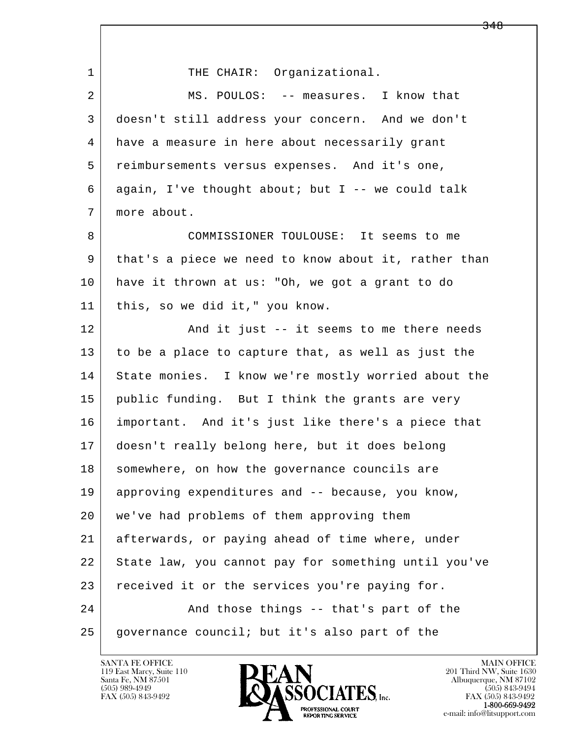THE CHAIR: Organizational.

MS. POULOS: -- measures. I know that doesn't still address your concern. And we don't have a measure in here about necessarily grant reimbursements versus expenses. And it's one, again, I've thought about; but I -- we could talk more about.

COMMISSIONER TOULOUSE: It seems to me that's a piece we need to know about it, rather than have it thrown at us: "Oh, we got a grant to do this, so we did it," you know.

And it just -- it seems to me there needs to be a place to capture that, as well as just the State monies. I know we're mostly worried about the public funding. But I think the grants are very important. And it's just like there's a piece that doesn't really belong here, but it does belong somewhere, on how the governance councils are approving expenditures and -- because, you know, we've had problems of them approving them afterwards, or paying ahead of time where, under State law, you cannot pay for something until you've received it or the services you're paying for.

And those things -- that's part of the governance council; but it's also part of the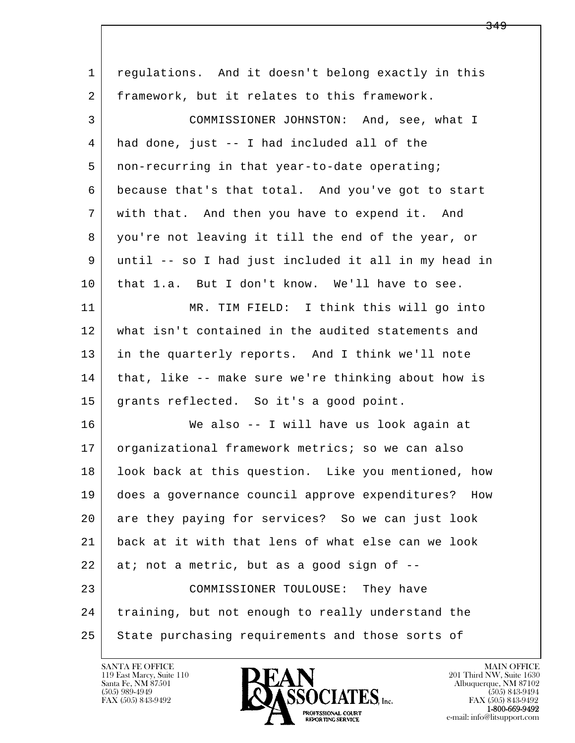regulations. And it doesn't belong exactly in this framework, but it relates to this framework.

COMMISSIONER JOHNSTON: And, see, what I had done, just -- I had included all of the non-recurring in that year-to-date operating; because that's that total. And you've got to start with that. And then you have to expend it. And you're not leaving it till the end of the year, or until -- so I had just included it all in my head in that 1.a. But I don't know. We'll have to see.

MR. TIM FIELD: I think this will go into what isn't contained in the audited statements and in the quarterly reports. And I think we'll note that, like -- make sure we're thinking about how is grants reflected. So it's a good point.

We also -- I will have us look again at organizational framework metrics; so we can also look back at this question. Like you mentioned, how does a governance council approve expenditures? How are they paying for services? So we can just look back at it with that lens of what else can we look at; not a metric, but as a good sign of --

COMMISSIONER TOULOUSE: They have training, but not enough to really understand the State purchasing requirements and those sorts of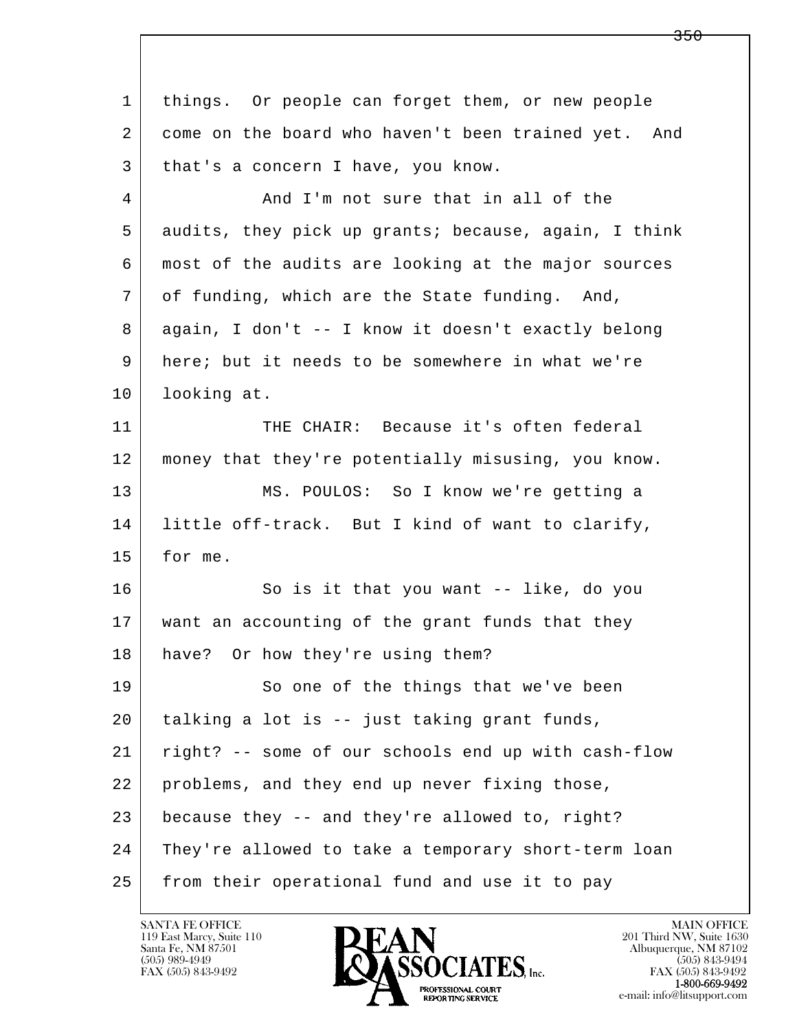things. Or people can forget them, or new people come on the board who haven't been trained yet. And that's a concern I have, you know.

And I'm not sure that in all of the audits, they pick up grants; because, again, I think most of the audits are looking at the major sources of funding, which are the State funding. And, again, I don't -- I know it doesn't exactly belong here; but it needs to be somewhere in what we're looking at.

THE CHAIR: Because it's often federal money that they're potentially misusing, you know.

MS. POULOS: So I know we're getting a little off-track. But I kind of want to clarify, for me.

So is it that you want -- like, do you want an accounting of the grant funds that they have? Or how they're using them?

So one of the things that we've been talking a lot is -- just taking grant funds, right? -- some of our schools end up with cash-flow problems, and they end up never fixing those, because they -- and they're allowed to, right? They're allowed to take a temporary short-term loan from their operational fund and use it to pay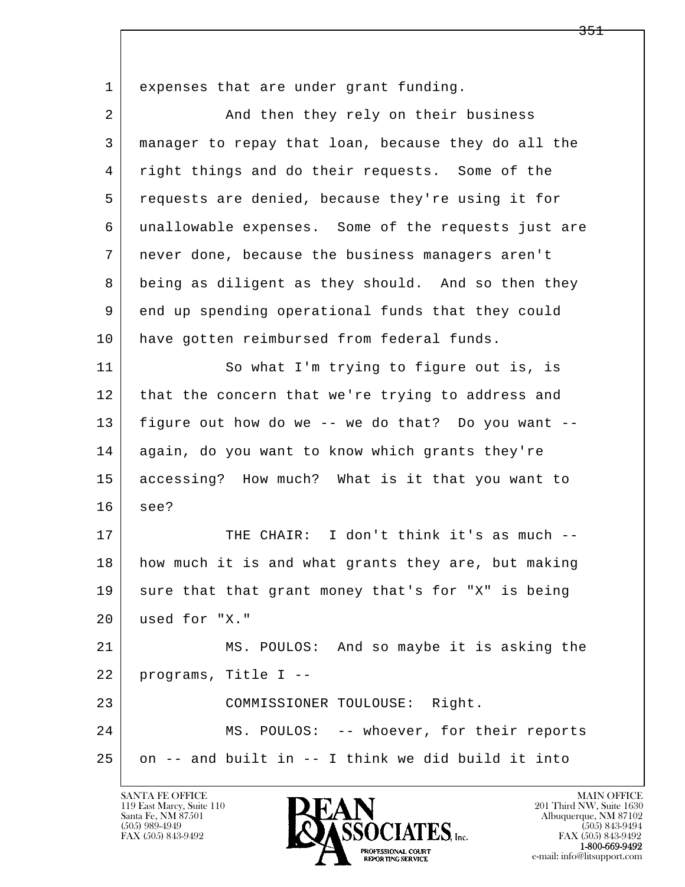expenses that are under grant funding.

And then they rely on their business manager to repay that loan, because they do all the right things and do their requests. Some of the requests are denied, because they're using it for unallowable expenses. Some of the requests just are never done, because the business managers aren't being as diligent as they should. And so then they end up spending operational funds that they could have gotten reimbursed from federal funds.

So what I'm trying to figure out is, is that the concern that we're trying to address and figure out how do we -- we do that? Do you want -- again, do you want to know which grants they're accessing? How much? What is it that you want to see?

THE CHAIR: I don't think it's as much -- how much it is and what grants they are, but making sure that that grant money that's for "X" is being used for "X."

MS. POULOS: And so maybe it is asking the programs, Title I --

COMMISSIONER TOULOUSE: Right.

MS. POULOS: -- whoever, for their reports on -- and built in -- I think we did build it into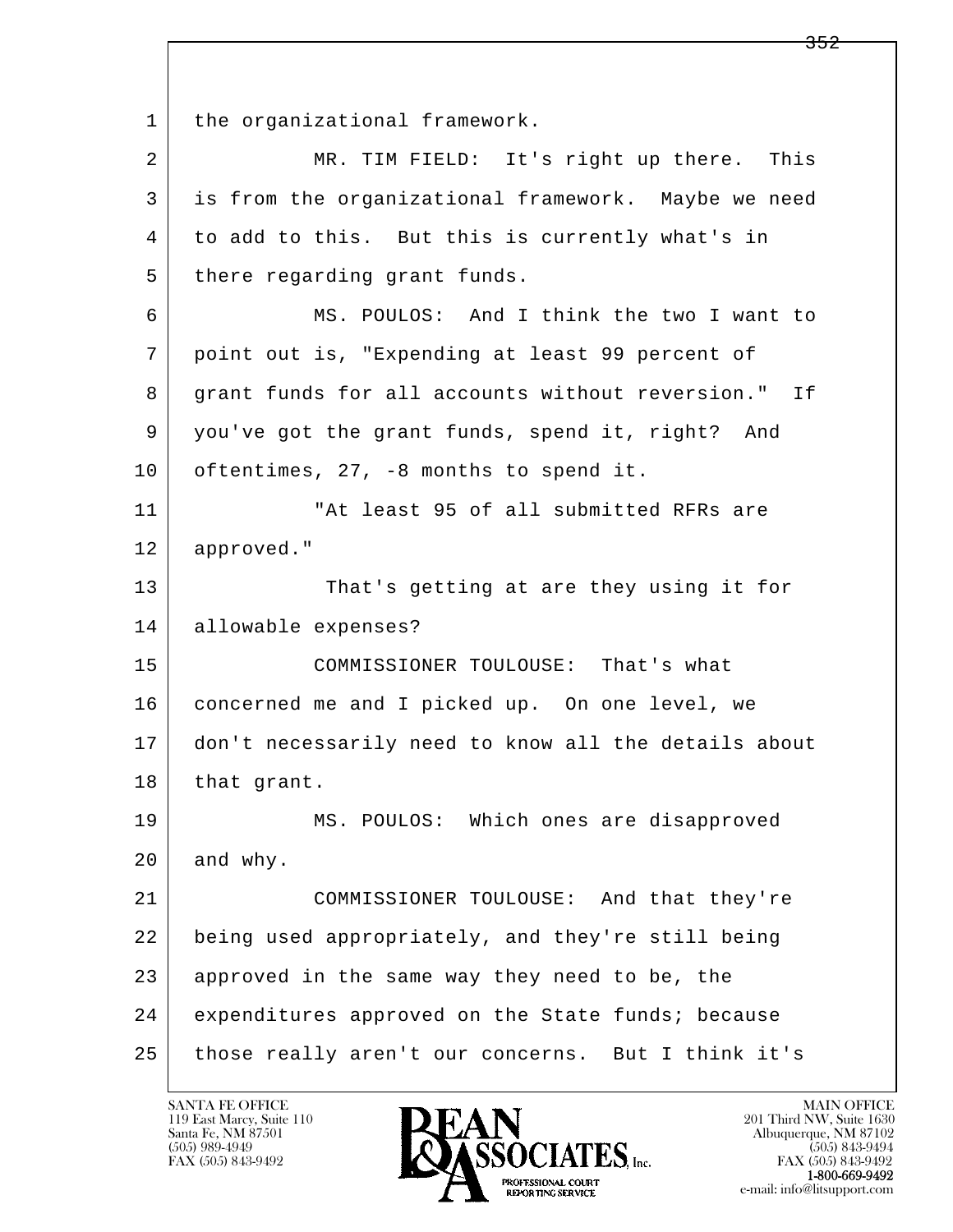the organizational framework.

MR. TIM FIELD: It's right up there. This is from the organizational framework. Maybe we need to add to this. But this is currently what's in there regarding grant funds.

MS. POULOS: And I think the two I want to point out is, "Expending at least 99 percent of grant funds for all accounts without reversion." If you've got the grant funds, spend it, right? And oftentimes, 27, -8 months to spend it.

"At least 95 of all submitted RFRs are approved."

That's getting at are they using it for allowable expenses?

COMMISSIONER TOULOUSE: That's what concerned me and I picked up. On one level, we don't necessarily need to know all the details about that grant.

MS. POULOS: Which ones are disapproved and why.

COMMISSIONER TOULOUSE: And that they're being used appropriately, and they're still being approved in the same way they need to be, the expenditures approved on the State funds; because those really aren't our concerns. But I think it's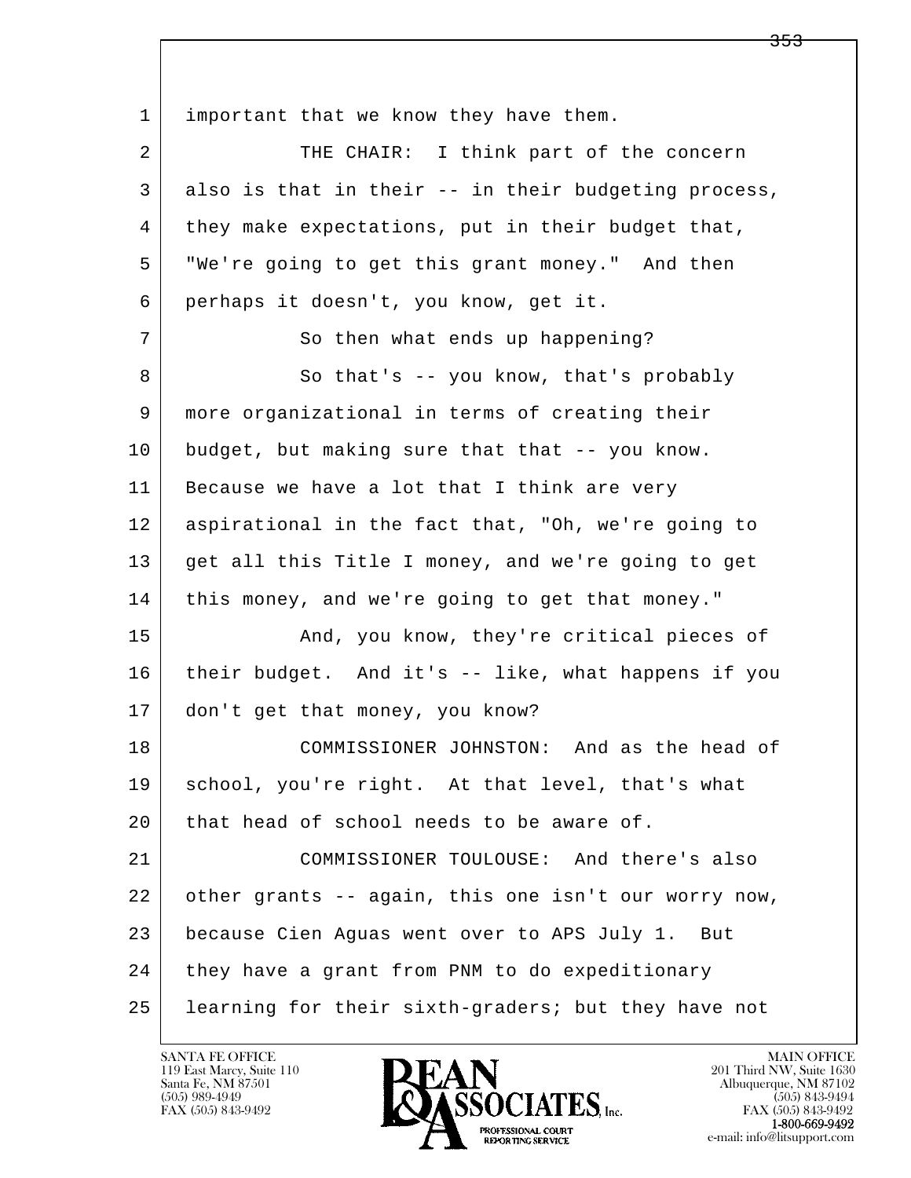important that we know they have them.

THE CHAIR: I think part of the concern also is that in their -- in their budgeting process, they make expectations, put in their budget that, "We're going to get this grant money." And then perhaps it doesn't, you know, get it.

So then what ends up happening?

So that's -- you know, that's probably more organizational in terms of creating their budget, but making sure that that -- you know. Because we have a lot that I think are very aspirational in the fact that, "Oh, we're going to get all this Title I money, and we're going to get this money, and we're going to get that money."

And, you know, they're critical pieces of their budget. And it's -- like, what happens if you don't get that money, you know?

COMMISSIONER JOHNSTON: And as the head of school, you're right. At that level, that's what that head of school needs to be aware of.

COMMISSIONER TOULOUSE: And there's also other grants -- again, this one isn't our worry now, because Cien Aguas went over to APS July 1. But they have a grant from PNM to do expeditionary learning for their sixth-graders; but they have not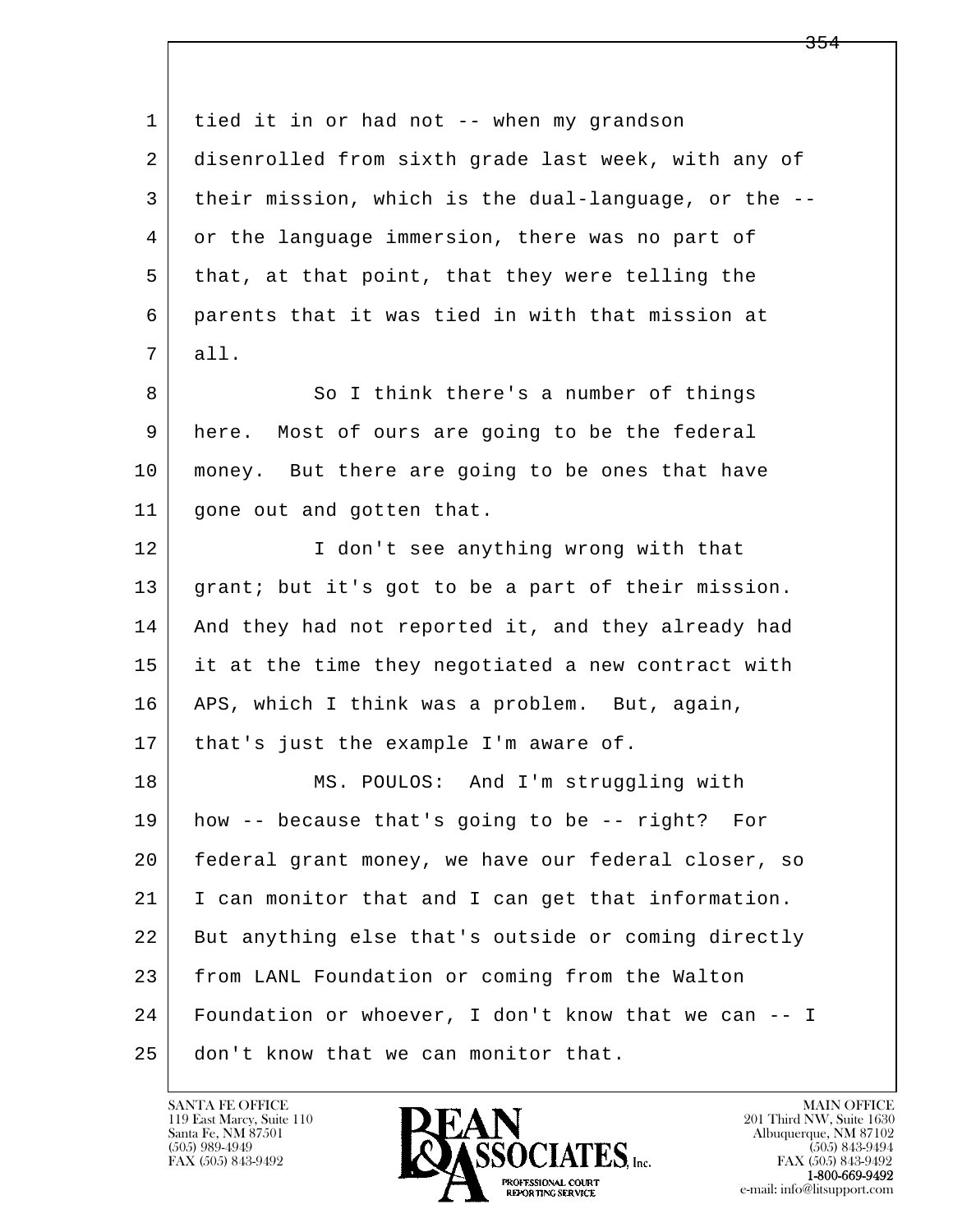1 tied it in or had not -- when my grandson
2 disenrolled from sixth grade last week, with any of
3 their mission, which is the dual-language, or the --
4 or the language immersion, there was no part of
5 that, at that point, that they were telling the
6 parents that it was tied in with that mission at
7 all.
8 So I think there's a number of things
9 here. Most of ours are going to be the federal
10 money. But there are going to be ones that have
11 gone out and gotten that.
12 I don't see anything wrong with that
13 grant; but it's got to be a part of their mission.
14 And they had not reported it, and they already had
15 it at the time they negotiated a new contract with
16 APS, which I think was a problem. But, again,
17 that's just the example I'm aware of.
18 MS. POULOS: And I'm struggling with
19 how -- because that's going to be -- right? For
20 federal grant money, we have our federal closer, so
21 I can monitor that and I can get that information.
22 But anything else that's outside or coming directly
23 from LANL Foundation or coming from the Walton
24 Foundation or whoever, I don't know that we can -- I
25 don't know that we can monitor that.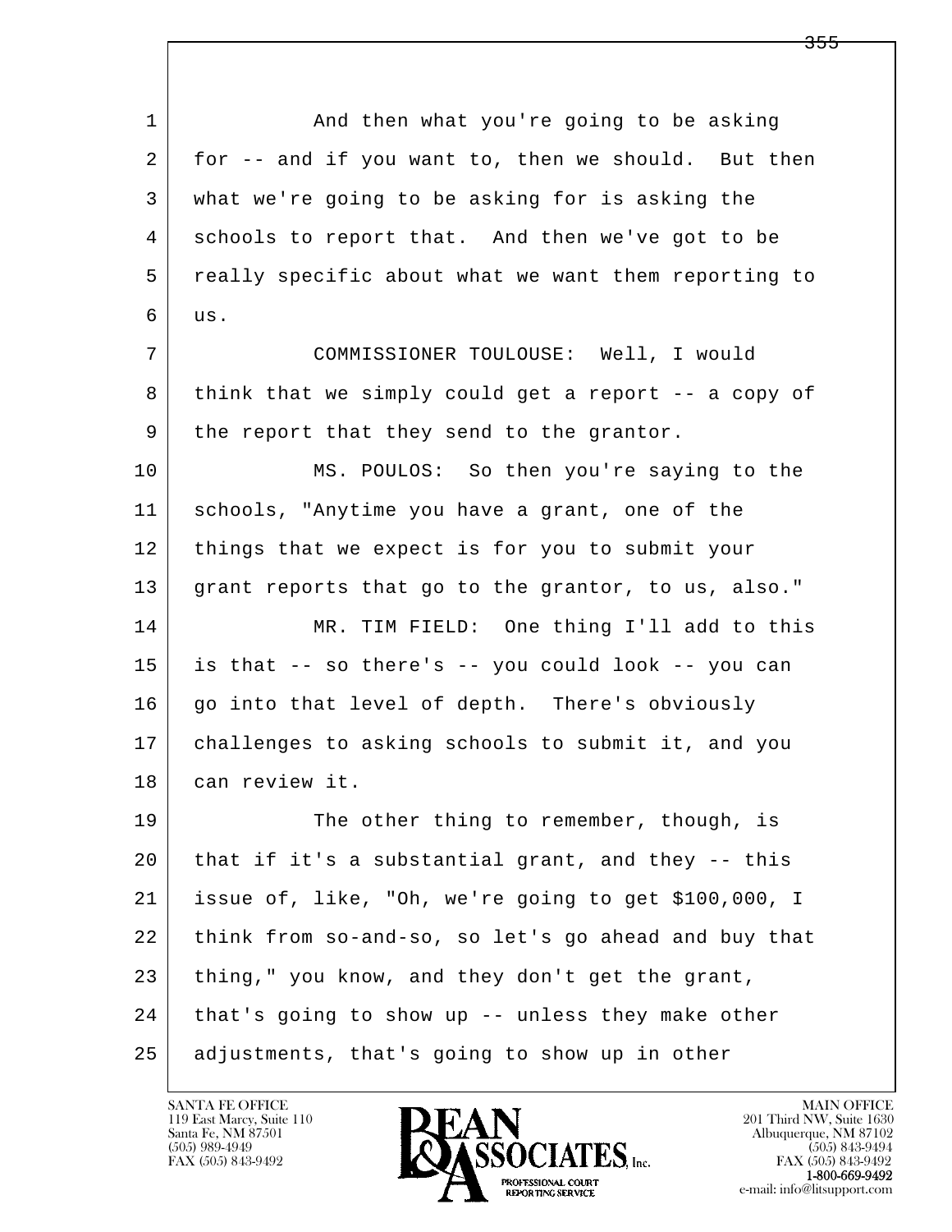1 And then what you're going to be asking
2 for -- and if you want to, then we should. But then
3 what we're going to be asking for is asking the
4 schools to report that. And then we've got to be
5 really specific about what we want them reporting to
6 us.

7 COMMISSIONER TOULOUSE: Well, I would
8 think that we simply could get a report -- a copy of
9 the report that they send to the grantor.

10 MS. POULOS: So then you're saying to the
11 schools, "Anytime you have a grant, one of the
12 things that we expect is for you to submit your
13 grant reports that go to the grantor, to us, also."

14 MR. TIM FIELD: One thing I'll add to this
15 is that -- so there's -- you could look -- you can
16 go into that level of depth. There's obviously
17 challenges to asking schools to submit it, and you
18 can review it.

19 The other thing to remember, though, is
20 that if it's a substantial grant, and they -- this
21 issue of, like, "Oh, we're going to get $100,000, I
22 think from so-and-so, so let's go ahead and buy that
23 thing," you know, and they don't get the grant,
24 that's going to show up -- unless they make other
25 adjustments, that's going to show up in other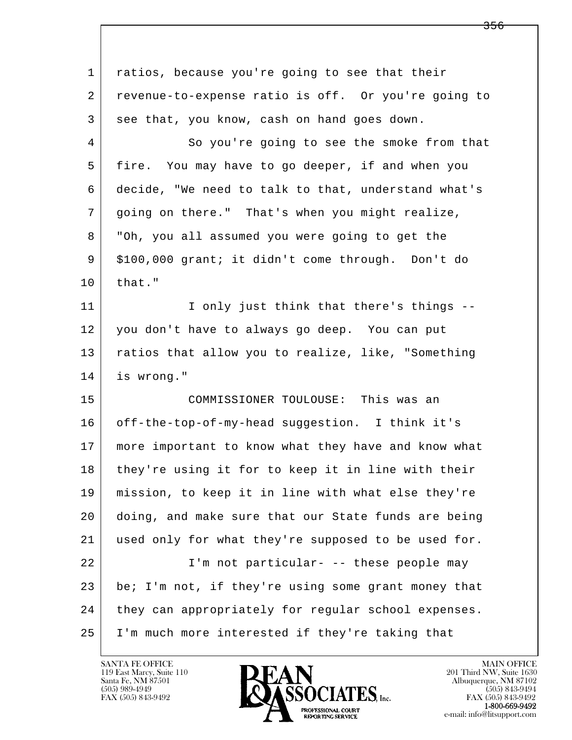ratios, because you're going to see that their revenue-to-expense ratio is off. Or you're going to see that, you know, cash on hand goes down.

So you're going to see the smoke from that fire. You may have to go deeper, if and when you decide, "We need to talk to that, understand what's going on there." That's when you might realize, "Oh, you all assumed you were going to get the $100,000 grant; it didn't come through. Don't do that."

I only just think that there's things -- you don't have to always go deep. You can put ratios that allow you to realize, like, "Something is wrong."

COMMISSIONER TOULOUSE: This was an off-the-top-of-my-head suggestion. I think it's more important to know what they have and know what they're using it for to keep it in line with their mission, to keep it in line with what else they're doing, and make sure that our State funds are being used only for what they're supposed to be used for.

I'm not particular- -- these people may be; I'm not, if they're using some grant money that they can appropriately for regular school expenses. I'm much more interested if they're taking that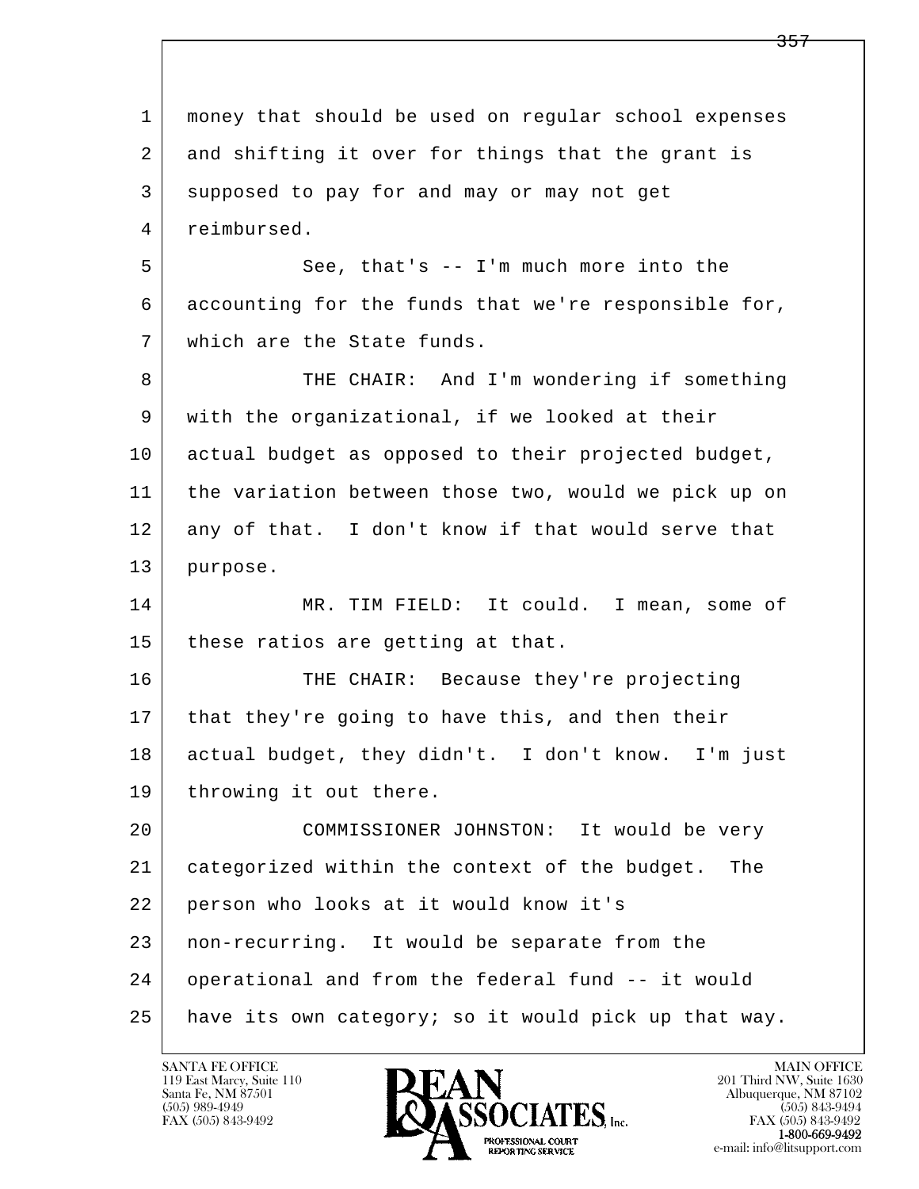money that should be used on regular school expenses and shifting it over for things that the grant is supposed to pay for and may or may not get reimbursed.

See, that's -- I'm much more into the accounting for the funds that we're responsible for, which are the State funds.

THE CHAIR: And I'm wondering if something with the organizational, if we looked at their actual budget as opposed to their projected budget, the variation between those two, would we pick up on any of that. I don't know if that would serve that purpose.

MR. TIM FIELD: It could. I mean, some of these ratios are getting at that.

THE CHAIR: Because they're projecting that they're going to have this, and then their actual budget, they didn't. I don't know. I'm just throwing it out there.

COMMISSIONER JOHNSTON: It would be very categorized within the context of the budget. The person who looks at it would know it's non-recurring. It would be separate from the operational and from the federal fund -- it would have its own category; so it would pick up that way.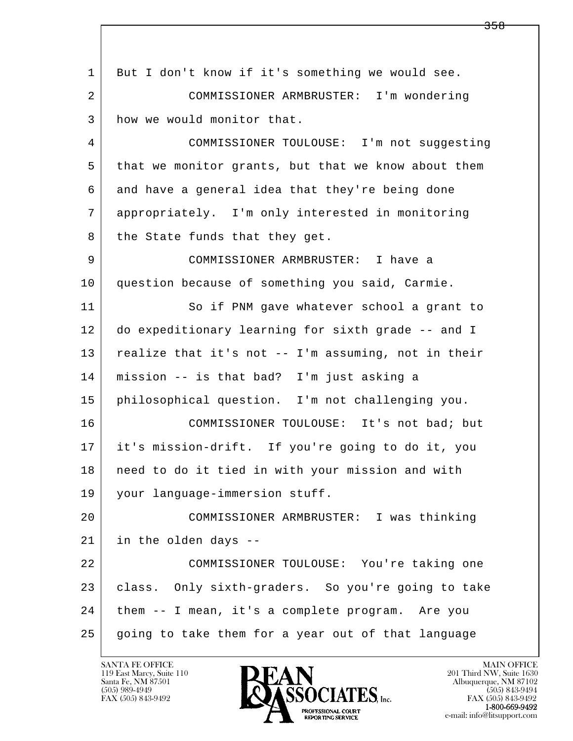1 But I don't know if it's something we would see.

2 COMMISSIONER ARMBRUSTER: I'm wondering

3 how we would monitor that.

4 COMMISSIONER TOULOUSE: I'm not suggesting

5 that we monitor grants, but that we know about them

6 and have a general idea that they're being done

7 appropriately. I'm only interested in monitoring

8 the State funds that they get.

9 COMMISSIONER ARMBRUSTER: I have a

10 question because of something you said, Carmie.

11 So if PNM gave whatever school a grant to

12 do expeditionary learning for sixth grade -- and I

13 realize that it's not -- I'm assuming, not in their

14 mission -- is that bad? I'm just asking a

15 philosophical question. I'm not challenging you.

16 COMMISSIONER TOULOUSE: It's not bad; but

17 it's mission-drift. If you're going to do it, you

18 need to do it tied in with your mission and with

19 your language-immersion stuff.

20 COMMISSIONER ARMBRUSTER: I was thinking

21 in the olden days --

22 COMMISSIONER TOULOUSE: You're taking one

23 class. Only sixth-graders. So you're going to take

24 them -- I mean, it's a complete program. Are you

25 going to take them for a year out of that language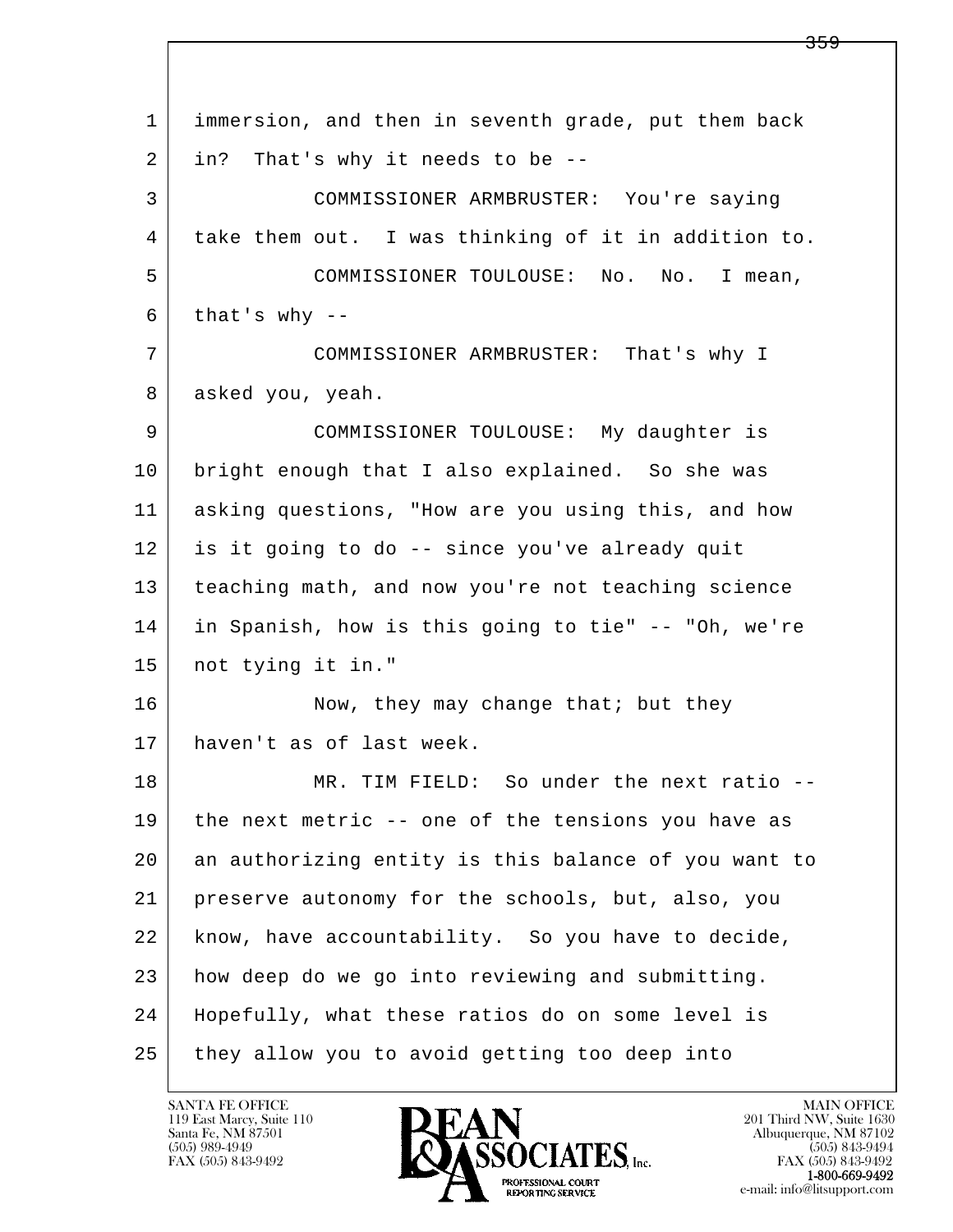immersion, and then in seventh grade, put them back in? That's why it needs to be --

COMMISSIONER ARMBRUSTER: You're saying take them out. I was thinking of it in addition to.

COMMISSIONER TOULOUSE: No. No. I mean, that's why --

COMMISSIONER ARMBRUSTER: That's why I asked you, yeah.

COMMISSIONER TOULOUSE: My daughter is bright enough that I also explained. So she was asking questions, "How are you using this, and how is it going to do -- since you've already quit teaching math, and now you're not teaching science in Spanish, how is this going to tie" -- "Oh, we're not tying it in."

Now, they may change that; but they haven't as of last week.

MR. TIM FIELD: So under the next ratio -- the next metric -- one of the tensions you have as an authorizing entity is this balance of you want to preserve autonomy for the schools, but, also, you know, have accountability. So you have to decide, how deep do we go into reviewing and submitting. Hopefully, what these ratios do on some level is they allow you to avoid getting too deep into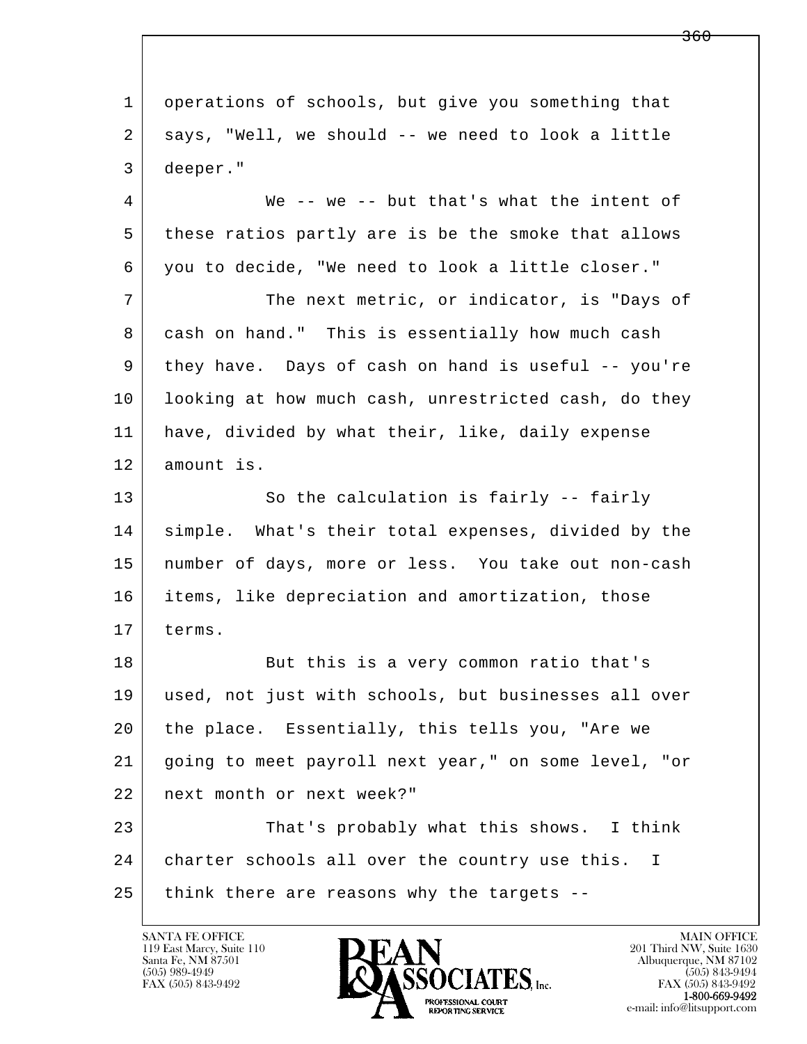1 operations of schools, but give you something that
2 says, "Well, we should -- we need to look a little
3 deeper."

4 We -- we -- but that's what the intent of
5 these ratios partly are is be the smoke that allows
6 you to decide, "We need to look a little closer."

7 The next metric, or indicator, is "Days of
8 cash on hand." This is essentially how much cash
9 they have. Days of cash on hand is useful -- you're
10 looking at how much cash, unrestricted cash, do they
11 have, divided by what their, like, daily expense
12 amount is.

13 So the calculation is fairly -- fairly
14 simple. What's their total expenses, divided by the
15 number of days, more or less. You take out non-cash
16 items, like depreciation and amortization, those
17 terms.

18 But this is a very common ratio that's
19 used, not just with schools, but businesses all over
20 the place. Essentially, this tells you, "Are we
21 going to meet payroll next year," on some level, "or
22 next month or next week?"

23 That's probably what this shows. I think
24 charter schools all over the country use this. I
25 think there are reasons why the targets --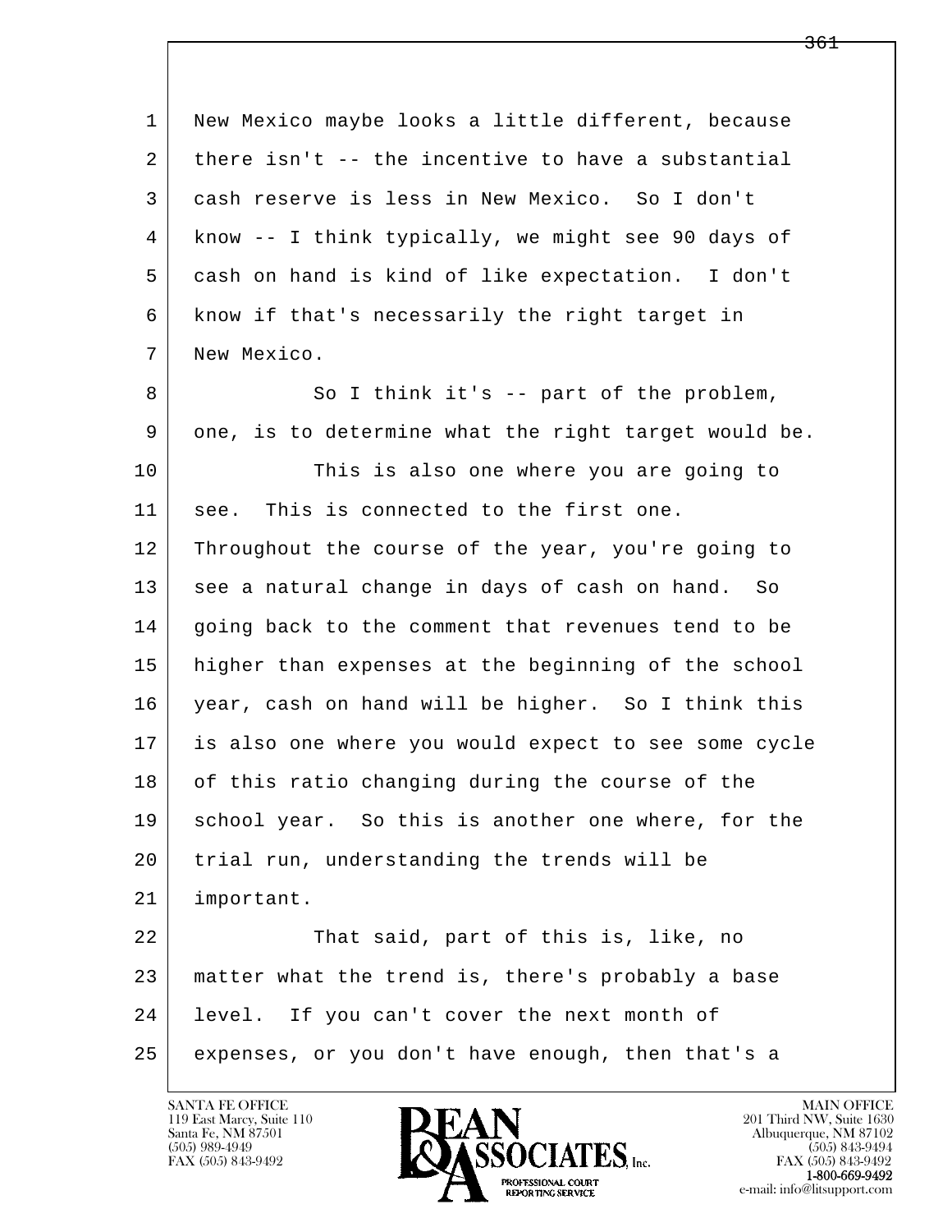New Mexico maybe looks a little different, because there isn't -- the incentive to have a substantial cash reserve is less in New Mexico. So I don't know -- I think typically, we might see 90 days of cash on hand is kind of like expectation. I don't know if that's necessarily the right target in New Mexico.

So I think it's -- part of the problem, one, is to determine what the right target would be.

This is also one where you are going to see. This is connected to the first one. Throughout the course of the year, you're going to see a natural change in days of cash on hand. So going back to the comment that revenues tend to be higher than expenses at the beginning of the school year, cash on hand will be higher. So I think this is also one where you would expect to see some cycle of this ratio changing during the course of the school year. So this is another one where, for the trial run, understanding the trends will be important.

That said, part of this is, like, no matter what the trend is, there's probably a base level. If you can't cover the next month of expenses, or you don't have enough, then that's a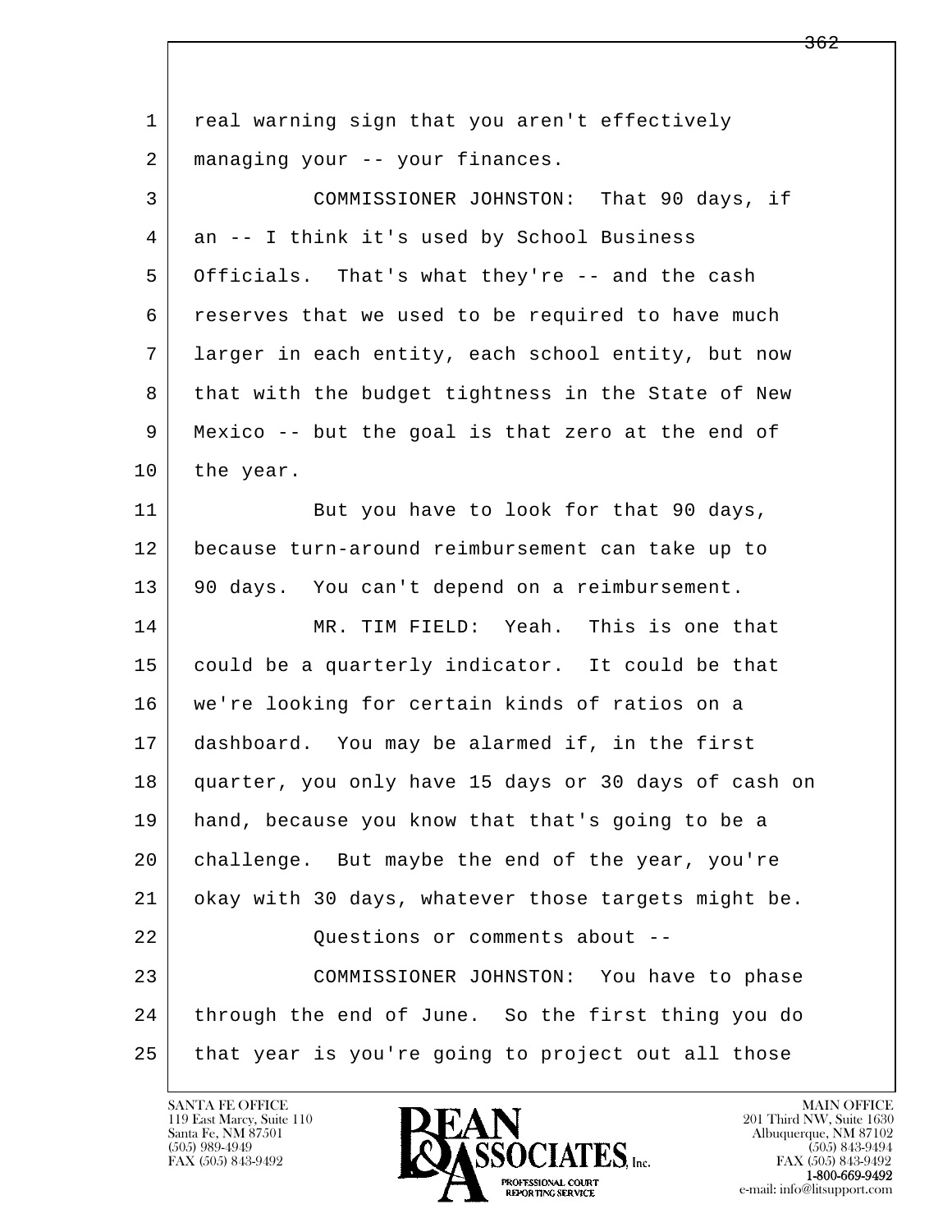real warning sign that you aren't effectively managing your -- your finances.

COMMISSIONER JOHNSTON: That 90 days, if an -- I think it's used by School Business Officials. That's what they're -- and the cash reserves that we used to be required to have much larger in each entity, each school entity, but now that with the budget tightness in the State of New Mexico -- but the goal is that zero at the end of the year.

But you have to look for that 90 days, because turn-around reimbursement can take up to 90 days. You can't depend on a reimbursement.

MR. TIM FIELD: Yeah. This is one that could be a quarterly indicator. It could be that we're looking for certain kinds of ratios on a dashboard. You may be alarmed if, in the first quarter, you only have 15 days or 30 days of cash on hand, because you know that that's going to be a challenge. But maybe the end of the year, you're okay with 30 days, whatever those targets might be.

Questions or comments about --

COMMISSIONER JOHNSTON: You have to phase through the end of June. So the first thing you do that year is you're going to project out all those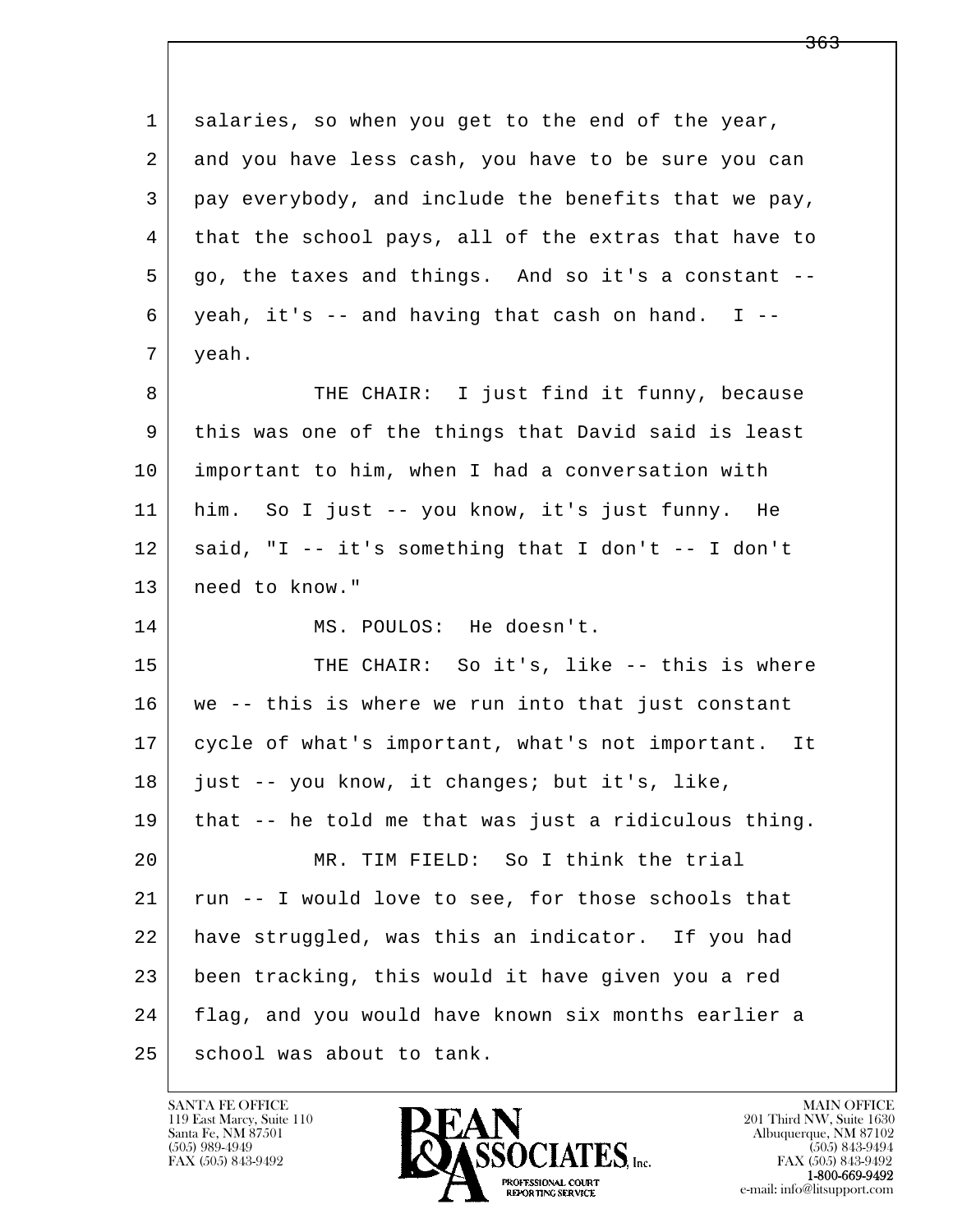salaries, so when you get to the end of the year, and you have less cash, you have to be sure you can pay everybody, and include the benefits that we pay, that the school pays, all of the extras that have to go, the taxes and things. And so it's a constant -- yeah, it's -- and having that cash on hand. I -- yeah.

THE CHAIR: I just find it funny, because this was one of the things that David said is least important to him, when I had a conversation with him. So I just -- you know, it's just funny. He said, "I -- it's something that I don't -- I don't need to know."

MS. POULOS: He doesn't.

THE CHAIR: So it's, like -- this is where we -- this is where we run into that just constant cycle of what's important, what's not important. It just -- you know, it changes; but it's, like, that -- he told me that was just a ridiculous thing.

MR. TIM FIELD: So I think the trial run -- I would love to see, for those schools that have struggled, was this an indicator. If you had been tracking, this would it have given you a red flag, and you would have known six months earlier a school was about to tank.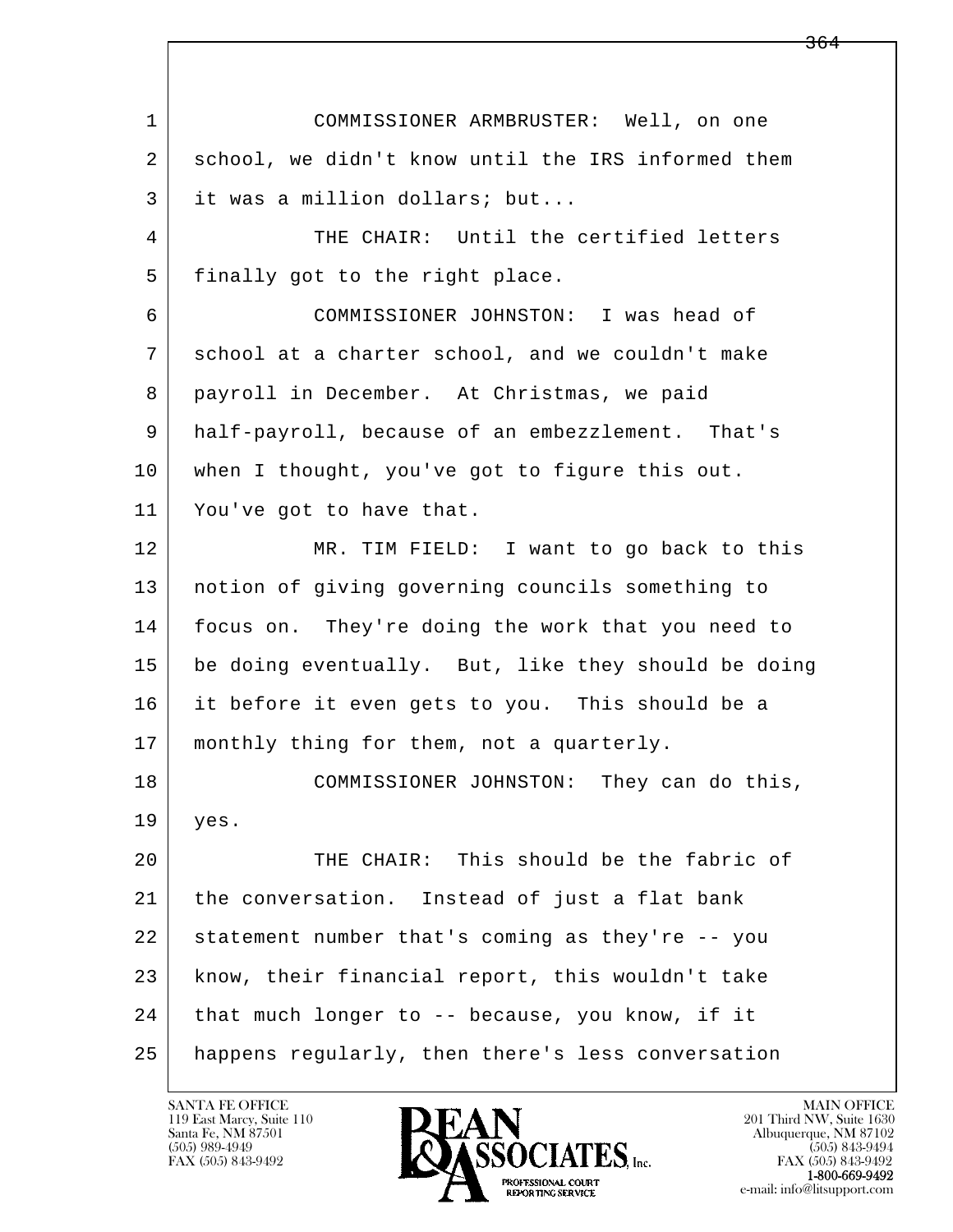1 COMMISSIONER ARMBRUSTER: Well, on one
2 school, we didn't know until the IRS informed them
3 it was a million dollars; but...
4 THE CHAIR: Until the certified letters
5 finally got to the right place.
6 COMMISSIONER JOHNSTON: I was head of
7 school at a charter school, and we couldn't make
8 payroll in December. At Christmas, we paid
9 half-payroll, because of an embezzlement. That's
10 when I thought, you've got to figure this out.
11 You've got to have that.
12 MR. TIM FIELD: I want to go back to this
13 notion of giving governing councils something to
14 focus on. They're doing the work that you need to
15 be doing eventually. But, like they should be doing
16 it before it even gets to you. This should be a
17 monthly thing for them, not a quarterly.
18 COMMISSIONER JOHNSTON: They can do this,
19 yes.
20 THE CHAIR: This should be the fabric of
21 the conversation. Instead of just a flat bank
22 statement number that's coming as they're -- you
23 know, their financial report, this wouldn't take
24 that much longer to -- because, you know, if it
25 happens regularly, then there's less conversation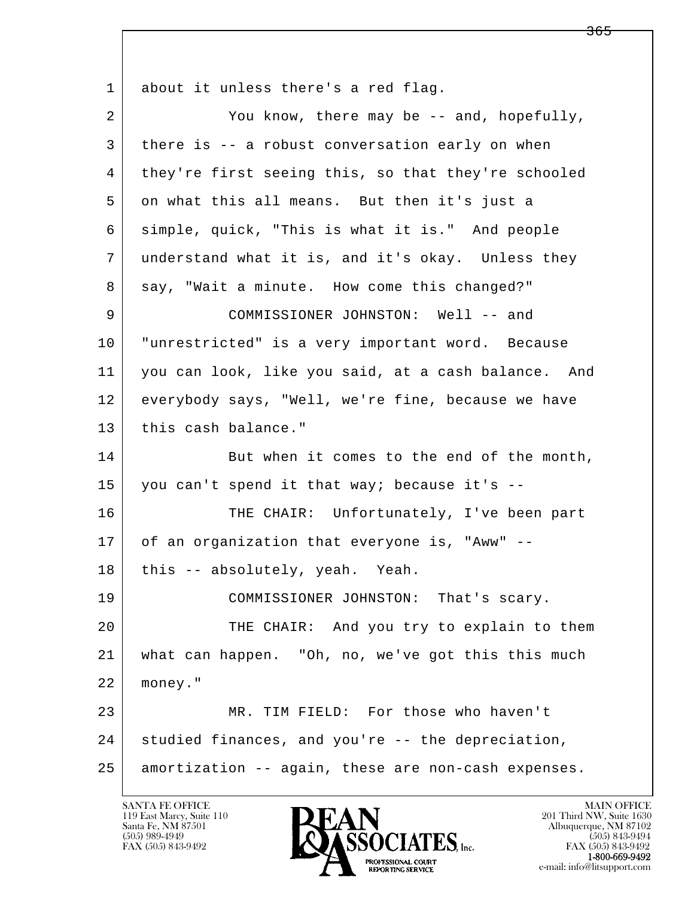1 about it unless there's a red flag.

2 You know, there may be -- and, hopefully,
3 there is -- a robust conversation early on when
4 they're first seeing this, so that they're schooled
5 on what this all means. But then it's just a
6 simple, quick, "This is what it is." And people
7 understand what it is, and it's okay. Unless they
8 say, "Wait a minute. How come this changed?"

9 COMMISSIONER JOHNSTON: Well -- and
10 "unrestricted" is a very important word. Because
11 you can look, like you said, at a cash balance. And
12 everybody says, "Well, we're fine, because we have
13 this cash balance."

14 But when it comes to the end of the month,
15 you can't spend it that way; because it's --

16 THE CHAIR: Unfortunately, I've been part
17 of an organization that everyone is, "Aww" --
18 this -- absolutely, yeah. Yeah.

19 COMMISSIONER JOHNSTON: That's scary.

20 THE CHAIR: And you try to explain to them
21 what can happen. "Oh, no, we've got this this much
22 money."

23 MR. TIM FIELD: For those who haven't
24 studied finances, and you're -- the depreciation,
25 amortization -- again, these are non-cash expenses.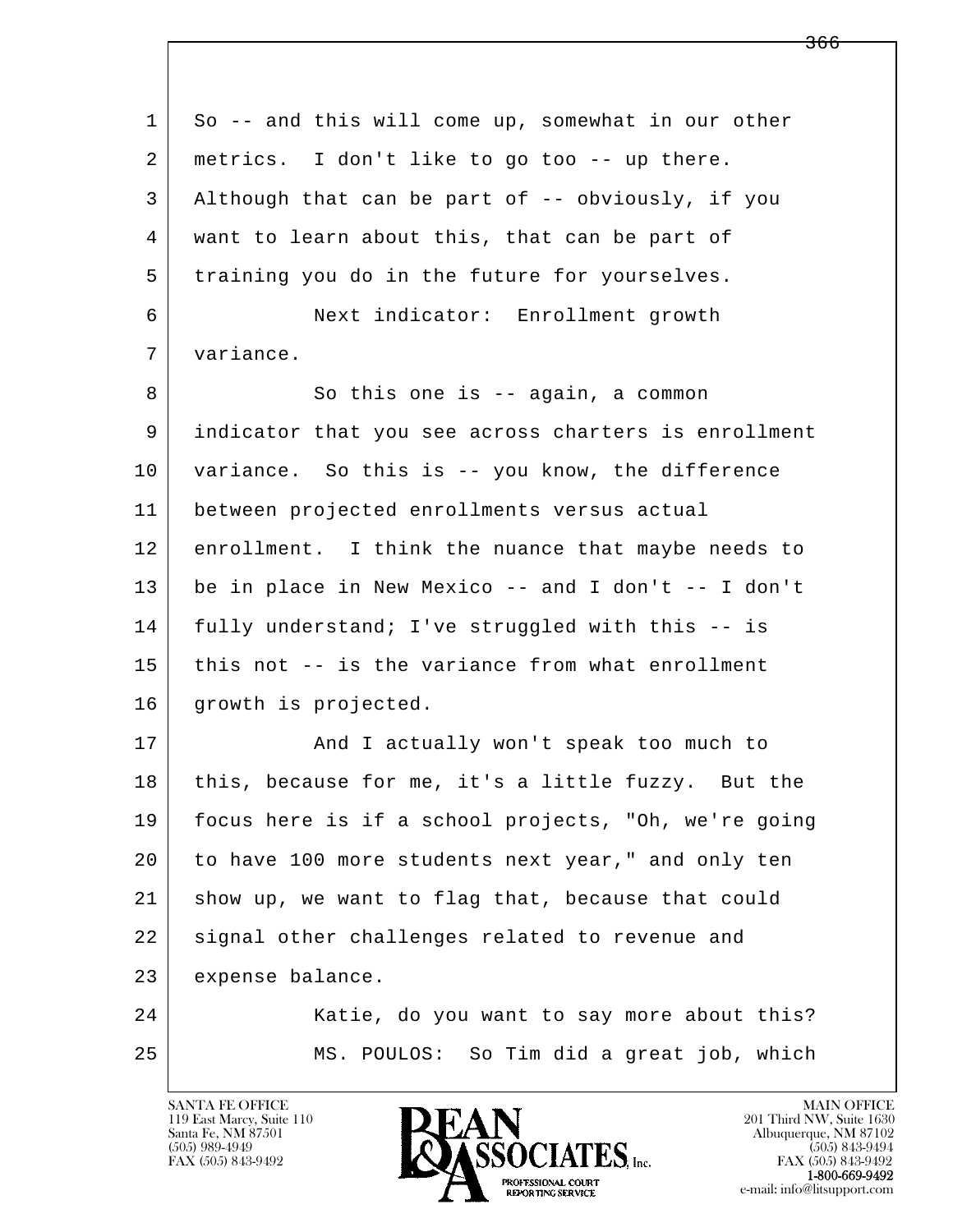1 So -- and this will come up, somewhat in our other
2 metrics. I don't like to go too -- up there.
3 Although that can be part of -- obviously, if you
4 want to learn about this, that can be part of
5 training you do in the future for yourselves.
6 Next indicator: Enrollment growth
7 variance.
8 So this one is -- again, a common
9 indicator that you see across charters is enrollment
10 variance. So this is -- you know, the difference
11 between projected enrollments versus actual
12 enrollment. I think the nuance that maybe needs to
13 be in place in New Mexico -- and I don't -- I don't
14 fully understand; I've struggled with this -- is
15 this not -- is the variance from what enrollment
16 growth is projected.
17 And I actually won't speak too much to
18 this, because for me, it's a little fuzzy. But the
19 focus here is if a school projects, "Oh, we're going
20 to have 100 more students next year," and only ten
21 show up, we want to flag that, because that could
22 signal other challenges related to revenue and
23 expense balance.
24 Katie, do you want to say more about this?
25 MS. POULOS: So Tim did a great job, which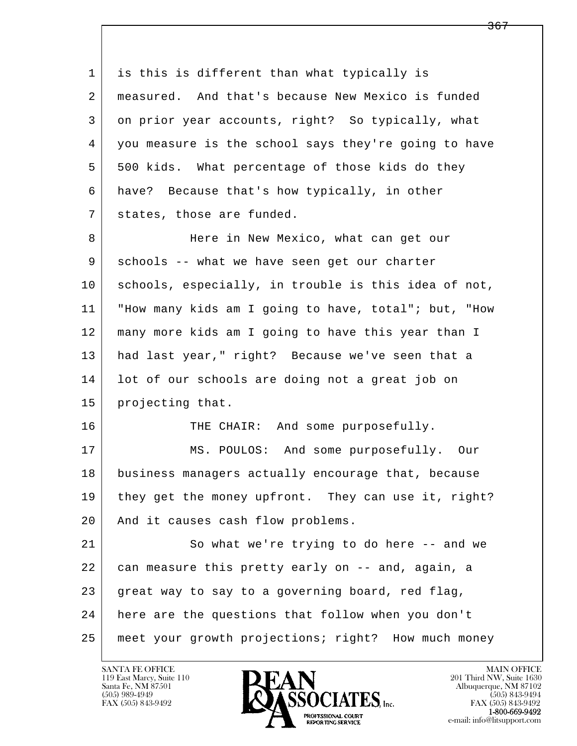1 is this is different than what typically is
2 measured. And that's because New Mexico is funded
3 on prior year accounts, right? So typically, what
4 you measure is the school says they're going to have
5 500 kids. What percentage of those kids do they
6 have? Because that's how typically, in other
7 states, those are funded.

8 Here in New Mexico, what can get our
9 schools -- what we have seen get our charter
10 schools, especially, in trouble is this idea of not,
11 "How many kids am I going to have, total"; but, "How
12 many more kids am I going to have this year than I
13 had last year," right? Because we've seen that a
14 lot of our schools are doing not a great job on
15 projecting that.

16 THE CHAIR: And some purposefully.

17 MS. POULOS: And some purposefully. Our
18 business managers actually encourage that, because
19 they get the money upfront. They can use it, right?
20 And it causes cash flow problems.

21 So what we're trying to do here -- and we
22 can measure this pretty early on -- and, again, a
23 great way to say to a governing board, red flag,
24 here are the questions that follow when you don't
25 meet your growth projections; right? How much money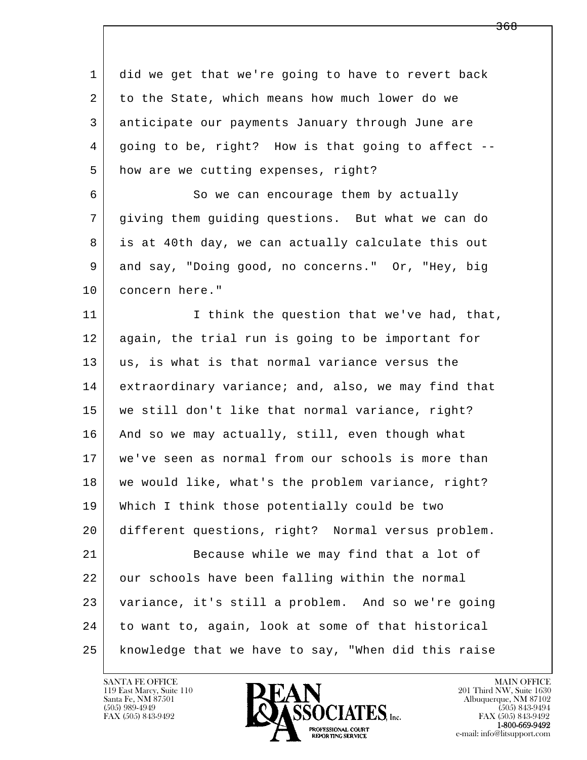did we get that we're going to have to revert back to the State, which means how much lower do we anticipate our payments January through June are going to be, right? How is that going to affect -- how are we cutting expenses, right?

So we can encourage them by actually giving them guiding questions. But what we can do is at 40th day, we can actually calculate this out and say, "Doing good, no concerns." Or, "Hey, big concern here."

I think the question that we've had, that, again, the trial run is going to be important for us, is what is that normal variance versus the extraordinary variance; and, also, we may find that we still don't like that normal variance, right? And so we may actually, still, even though what we've seen as normal from our schools is more than we would like, what's the problem variance, right? Which I think those potentially could be two different questions, right? Normal versus problem.

Because while we may find that a lot of our schools have been falling within the normal variance, it's still a problem. And so we're going to want to, again, look at some of that historical knowledge that we have to say, "When did this raise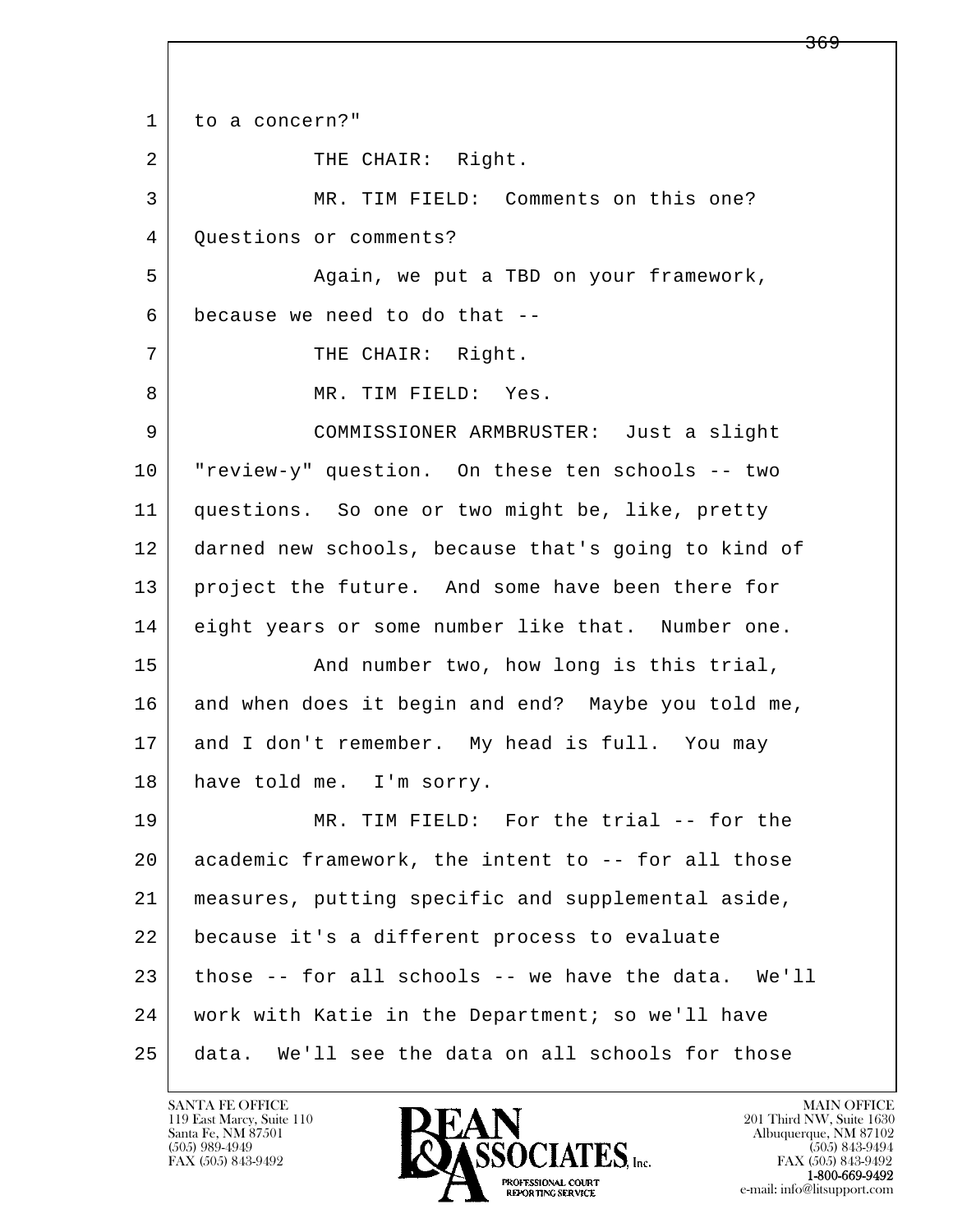1 to a concern?"

2 THE CHAIR: Right.

3 MR. TIM FIELD: Comments on this one?

4 Questions or comments?

5 Again, we put a TBD on your framework,

6 because we need to do that --

7 THE CHAIR: Right.

8 MR. TIM FIELD: Yes.

9 COMMISSIONER ARMBRUSTER: Just a slight

10 "review-y" question. On these ten schools -- two

11 questions. So one or two might be, like, pretty

12 darned new schools, because that's going to kind of

13 project the future. And some have been there for

14 eight years or some number like that. Number one.

15 And number two, how long is this trial,

16 and when does it begin and end? Maybe you told me,

17 and I don't remember. My head is full. You may

18 have told me. I'm sorry.

19 MR. TIM FIELD: For the trial -- for the

20 academic framework, the intent to -- for all those

21 measures, putting specific and supplemental aside,

22 because it's a different process to evaluate

23 those -- for all schools -- we have the data. We'll

24 work with Katie in the Department; so we'll have

25 data. We'll see the data on all schools for those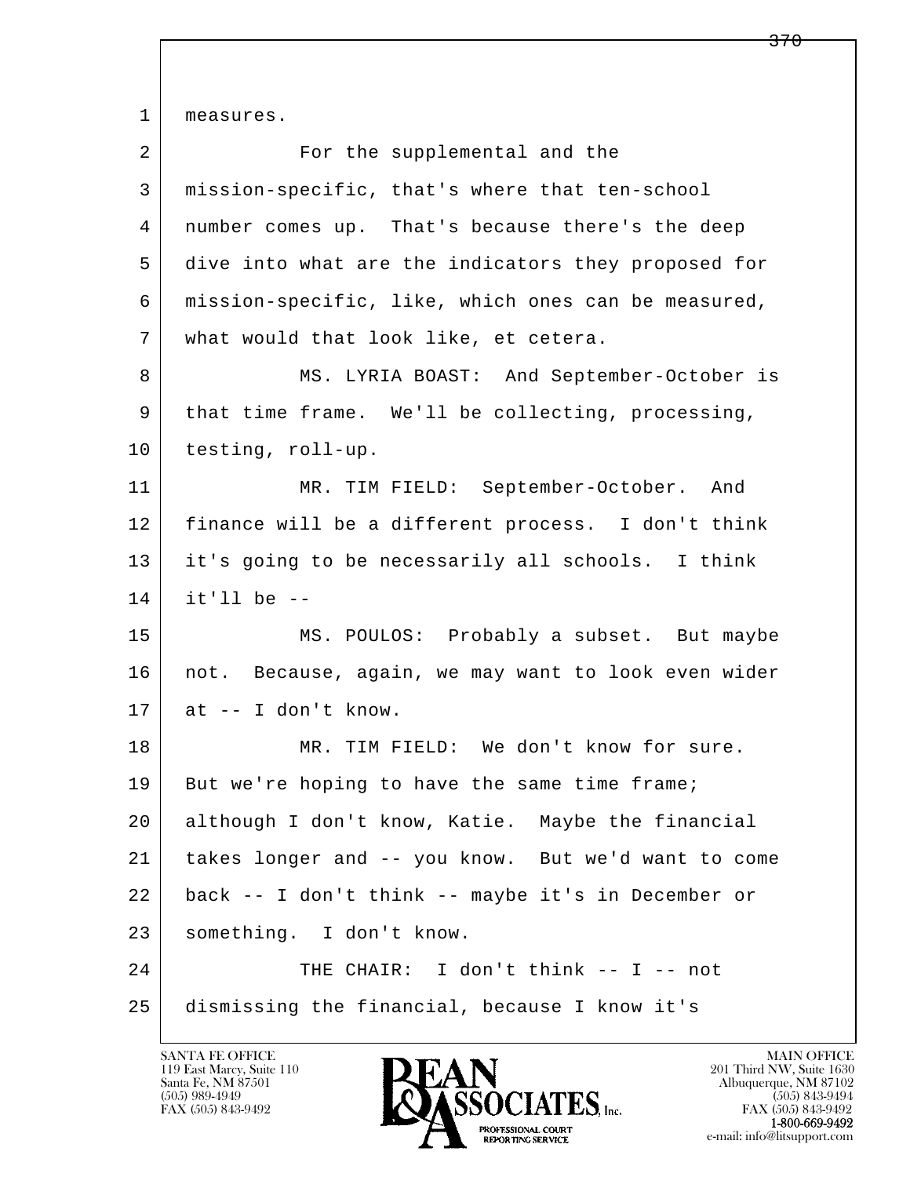measures.

For the supplemental and the mission-specific, that's where that ten-school number comes up. That's because there's the deep dive into what are the indicators they proposed for mission-specific, like, which ones can be measured, what would that look like, et cetera.

MS. LYRIA BOAST: And September-October is that time frame. We'll be collecting, processing, testing, roll-up.

MR. TIM FIELD: September-October. And finance will be a different process. I don't think it's going to be necessarily all schools. I think it'll be --

MS. POULOS: Probably a subset. But maybe not. Because, again, we may want to look even wider at -- I don't know.

MR. TIM FIELD: We don't know for sure. But we're hoping to have the same time frame; although I don't know, Katie. Maybe the financial takes longer and -- you know. But we'd want to come back -- I don't think -- maybe it's in December or something. I don't know.

THE CHAIR: I don't think -- I -- not dismissing the financial, because I know it's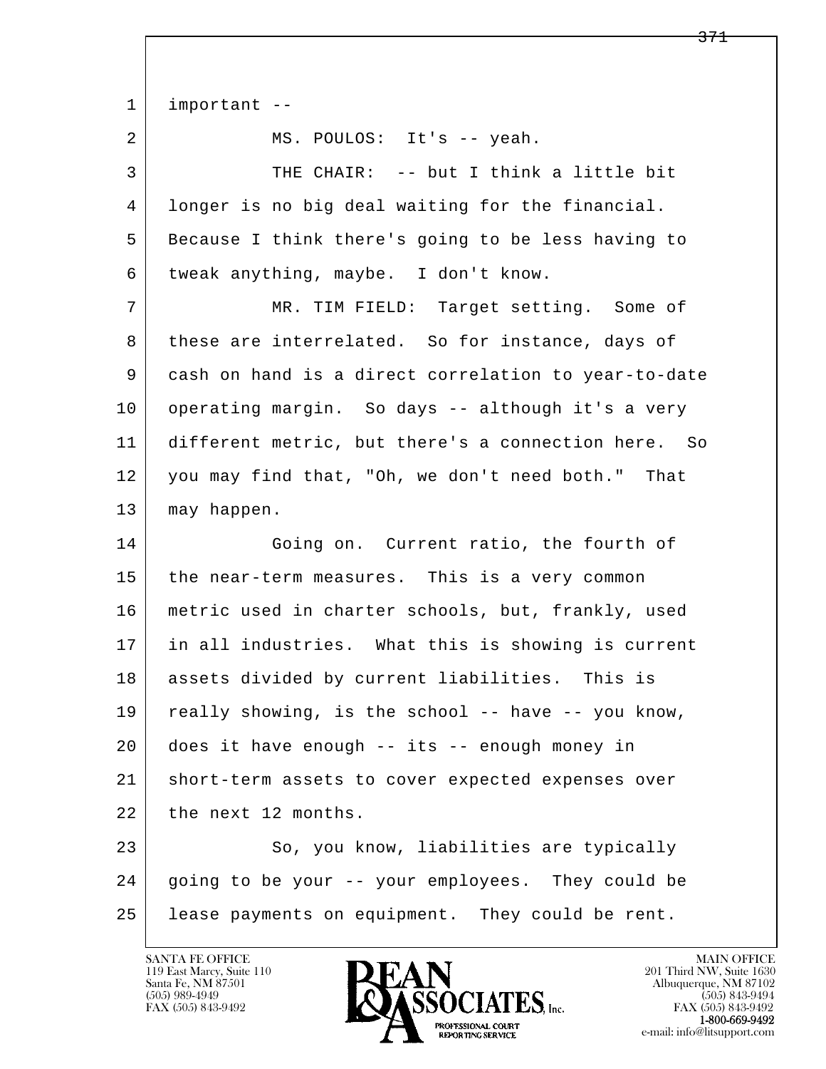important --

MS. POULOS: It's -- yeah.

THE CHAIR: -- but I think a little bit longer is no big deal waiting for the financial. Because I think there's going to be less having to tweak anything, maybe. I don't know.

MR. TIM FIELD: Target setting. Some of these are interrelated. So for instance, days of cash on hand is a direct correlation to year-to-date operating margin. So days -- although it's a very different metric, but there's a connection here. So you may find that, "Oh, we don't need both." That may happen.

Going on. Current ratio, the fourth of the near-term measures. This is a very common metric used in charter schools, but, frankly, used in all industries. What this is showing is current assets divided by current liabilities. This is really showing, is the school -- have -- you know, does it have enough -- its -- enough money in short-term assets to cover expected expenses over the next 12 months.

So, you know, liabilities are typically going to be your -- your employees. They could be lease payments on equipment. They could be rent.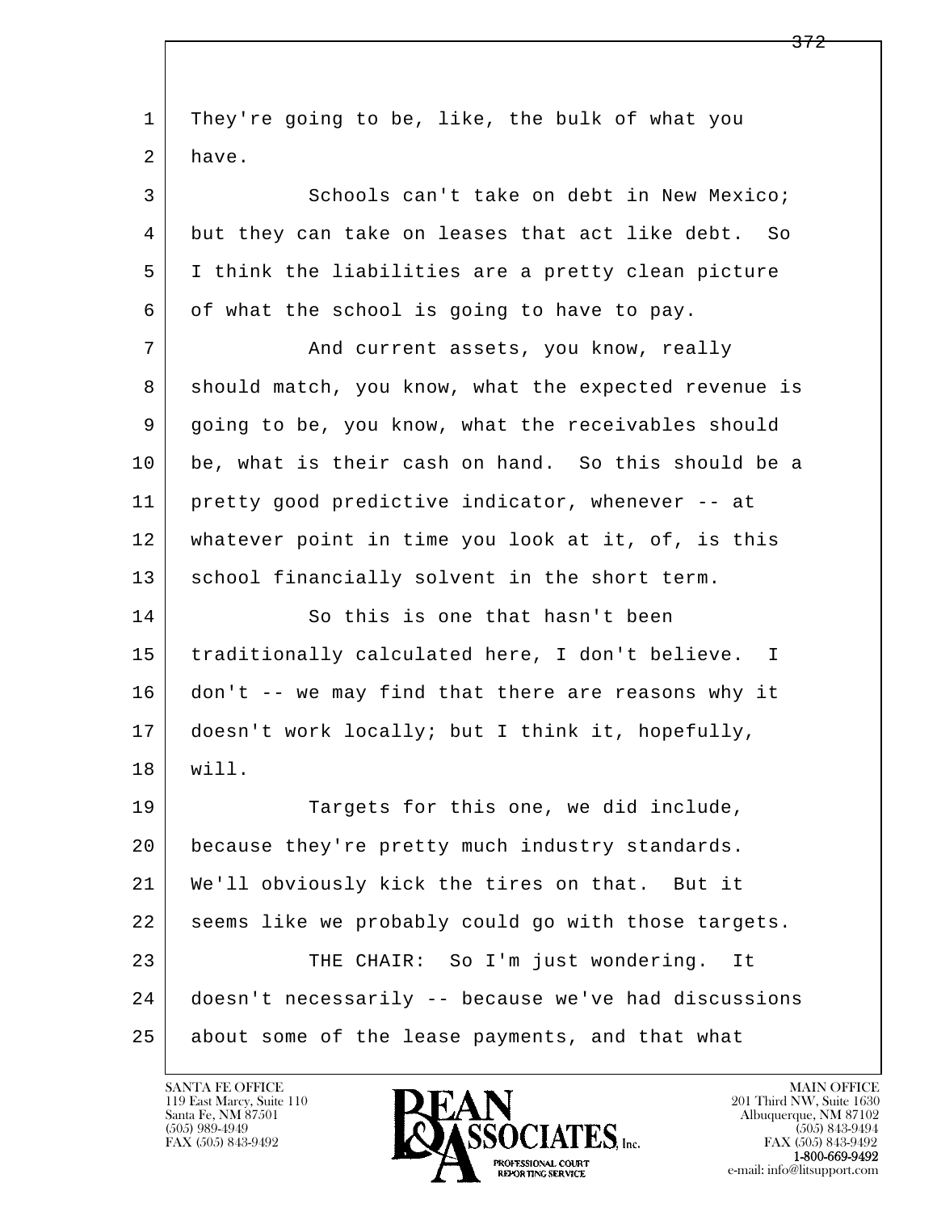They're going to be, like, the bulk of what you have.

Schools can't take on debt in New Mexico; but they can take on leases that act like debt. So I think the liabilities are a pretty clean picture of what the school is going to have to pay.

And current assets, you know, really should match, you know, what the expected revenue is going to be, you know, what the receivables should be, what is their cash on hand. So this should be a pretty good predictive indicator, whenever -- at whatever point in time you look at it, of, is this school financially solvent in the short term.

So this is one that hasn't been traditionally calculated here, I don't believe. I don't -- we may find that there are reasons why it doesn't work locally; but I think it, hopefully, will.

Targets for this one, we did include, because they're pretty much industry standards. We'll obviously kick the tires on that. But it seems like we probably could go with those targets.

THE CHAIR: So I'm just wondering. It doesn't necessarily -- because we've had discussions about some of the lease payments, and that what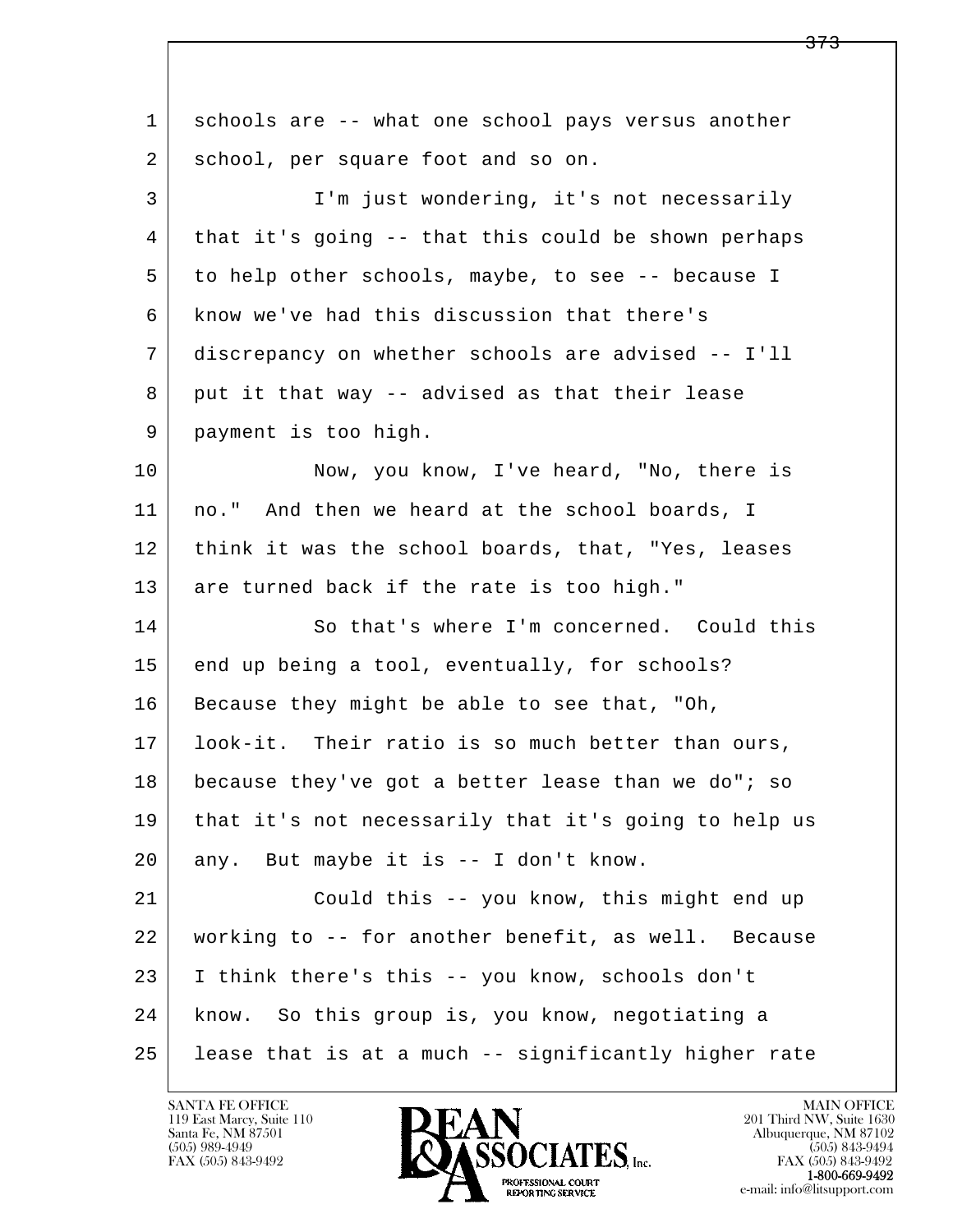schools are -- what one school pays versus another school, per square foot and so on.

I'm just wondering, it's not necessarily that it's going -- that this could be shown perhaps to help other schools, maybe, to see -- because I know we've had this discussion that there's discrepancy on whether schools are advised -- I'll put it that way -- advised as that their lease payment is too high.

Now, you know, I've heard, "No, there is no." And then we heard at the school boards, I think it was the school boards, that, "Yes, leases are turned back if the rate is too high."

So that's where I'm concerned. Could this end up being a tool, eventually, for schools? Because they might be able to see that, "Oh, look-it. Their ratio is so much better than ours, because they've got a better lease than we do"; so that it's not necessarily that it's going to help us any. But maybe it is -- I don't know.

Could this -- you know, this might end up working to -- for another benefit, as well. Because I think there's this -- you know, schools don't know. So this group is, you know, negotiating a lease that is at a much -- significantly higher rate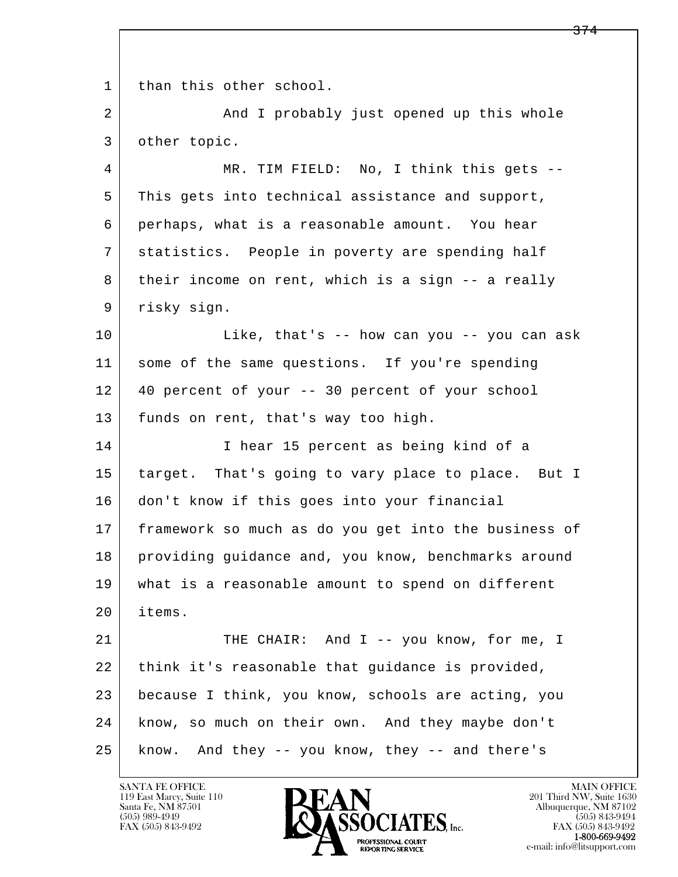than this other school.

And I probably just opened up this whole other topic.

MR. TIM FIELD: No, I think this gets -- This gets into technical assistance and support, perhaps, what is a reasonable amount. You hear statistics. People in poverty are spending half their income on rent, which is a sign -- a really risky sign.

Like, that's -- how can you -- you can ask some of the same questions. If you're spending 40 percent of your -- 30 percent of your school funds on rent, that's way too high.

I hear 15 percent as being kind of a target. That's going to vary place to place. But I don't know if this goes into your financial framework so much as do you get into the business of providing guidance and, you know, benchmarks around what is a reasonable amount to spend on different items.

THE CHAIR: And I -- you know, for me, I think it's reasonable that guidance is provided, because I think, you know, schools are acting, you know, so much on their own. And they maybe don't know. And they -- you know, they -- and there's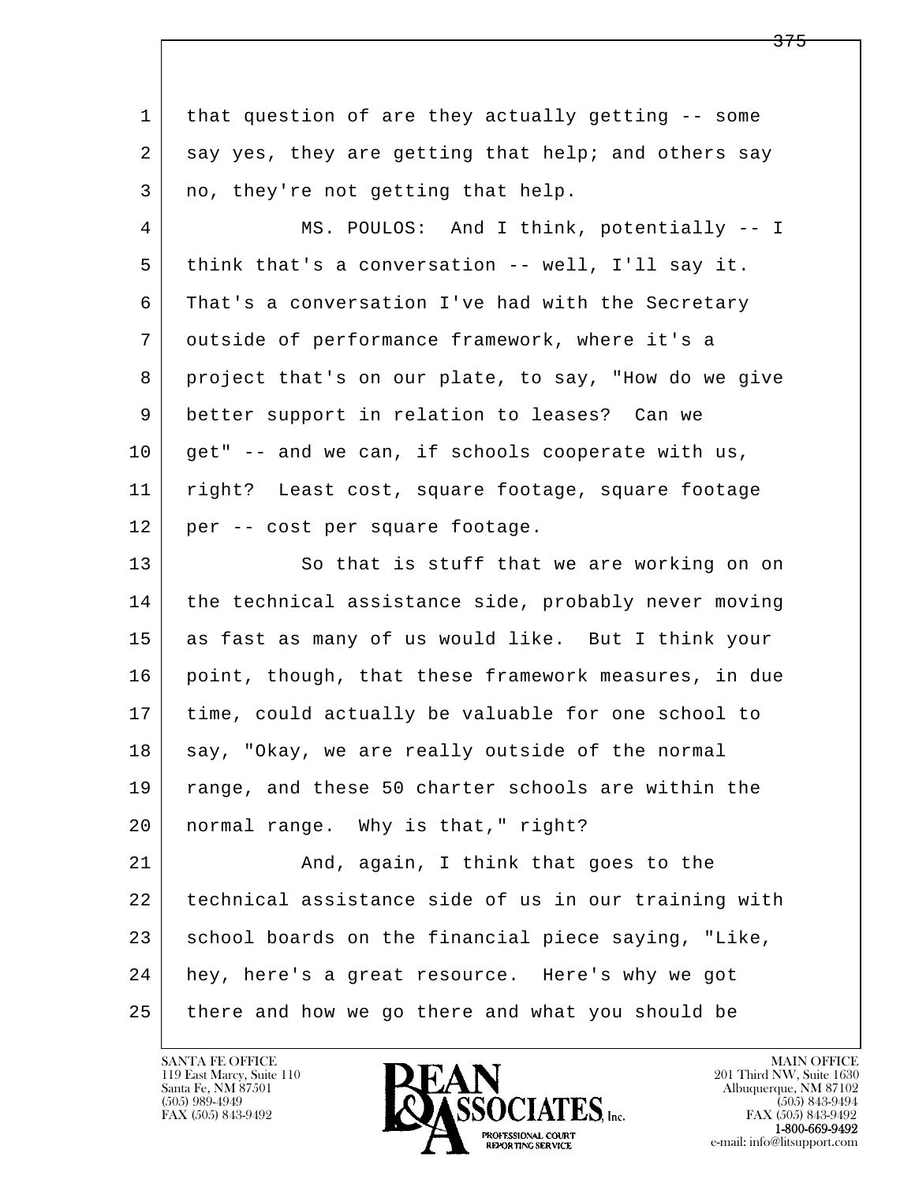that question of are they actually getting -- some say yes, they are getting that help; and others say no, they're not getting that help.

MS. POULOS: And I think, potentially -- I think that's a conversation -- well, I'll say it. That's a conversation I've had with the Secretary outside of performance framework, where it's a project that's on our plate, to say, "How do we give better support in relation to leases? Can we get" -- and we can, if schools cooperate with us, right? Least cost, square footage, square footage per -- cost per square footage.

So that is stuff that we are working on on the technical assistance side, probably never moving as fast as many of us would like. But I think your point, though, that these framework measures, in due time, could actually be valuable for one school to say, "Okay, we are really outside of the normal range, and these 50 charter schools are within the normal range. Why is that," right?

And, again, I think that goes to the technical assistance side of us in our training with school boards on the financial piece saying, "Like, hey, here's a great resource. Here's why we got there and how we go there and what you should be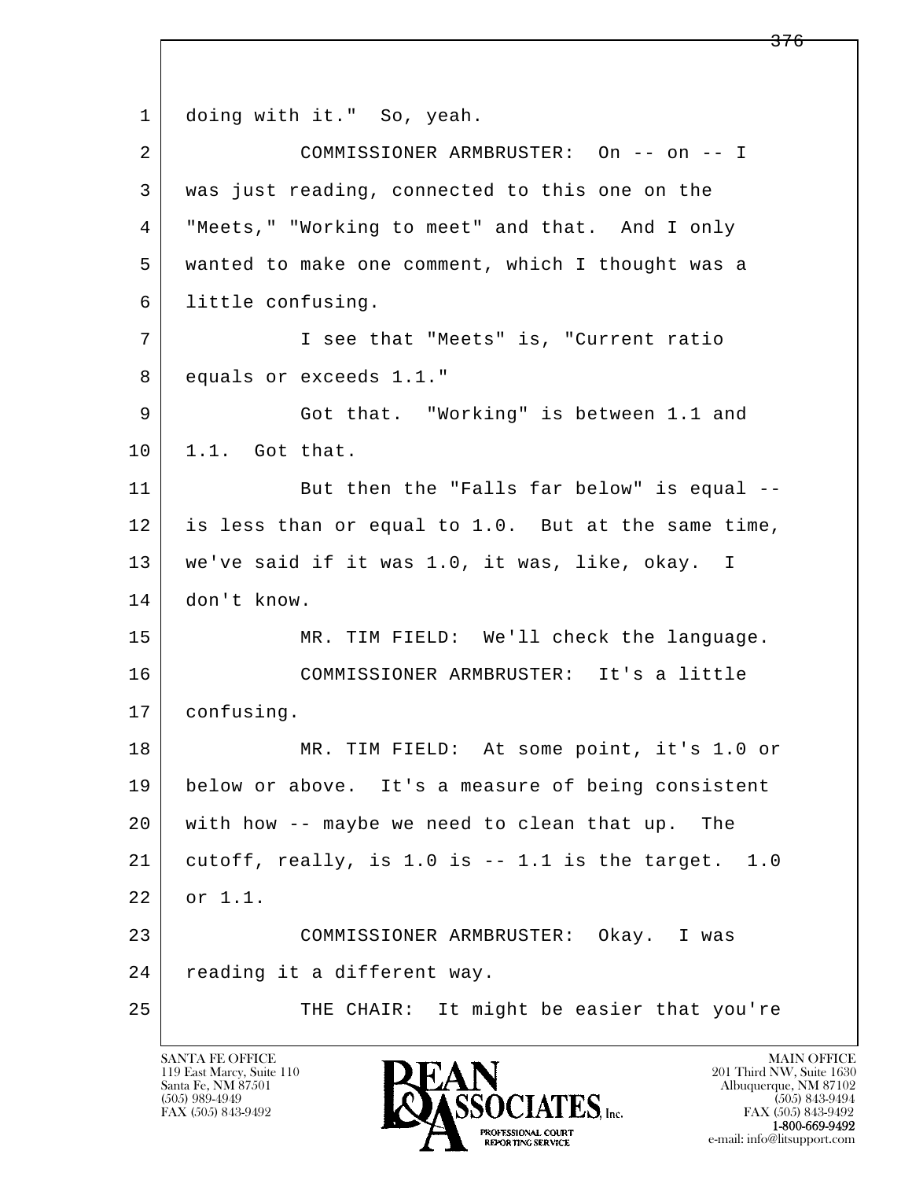1 doing with it." So, yeah.

2 COMMISSIONER ARMBRUSTER: On -- on -- I

3 was just reading, connected to this one on the

4 "Meets," "Working to meet" and that. And I only

5 wanted to make one comment, which I thought was a

6 little confusing.

7 I see that "Meets" is, "Current ratio

8 equals or exceeds 1.1."

9 Got that. "Working" is between 1.1 and

10 1.1. Got that.

11 But then the "Falls far below" is equal --

12 is less than or equal to 1.0. But at the same time,

13 we've said if it was 1.0, it was, like, okay. I

14 don't know.

15 MR. TIM FIELD: We'll check the language.

16 COMMISSIONER ARMBRUSTER: It's a little

17 confusing.

18 MR. TIM FIELD: At some point, it's 1.0 or

19 below or above. It's a measure of being consistent

20 with how -- maybe we need to clean that up. The

21 cutoff, really, is 1.0 is -- 1.1 is the target. 1.0

22 or 1.1.

23 COMMISSIONER ARMBRUSTER: Okay. I was

24 reading it a different way.

25 THE CHAIR: It might be easier that you're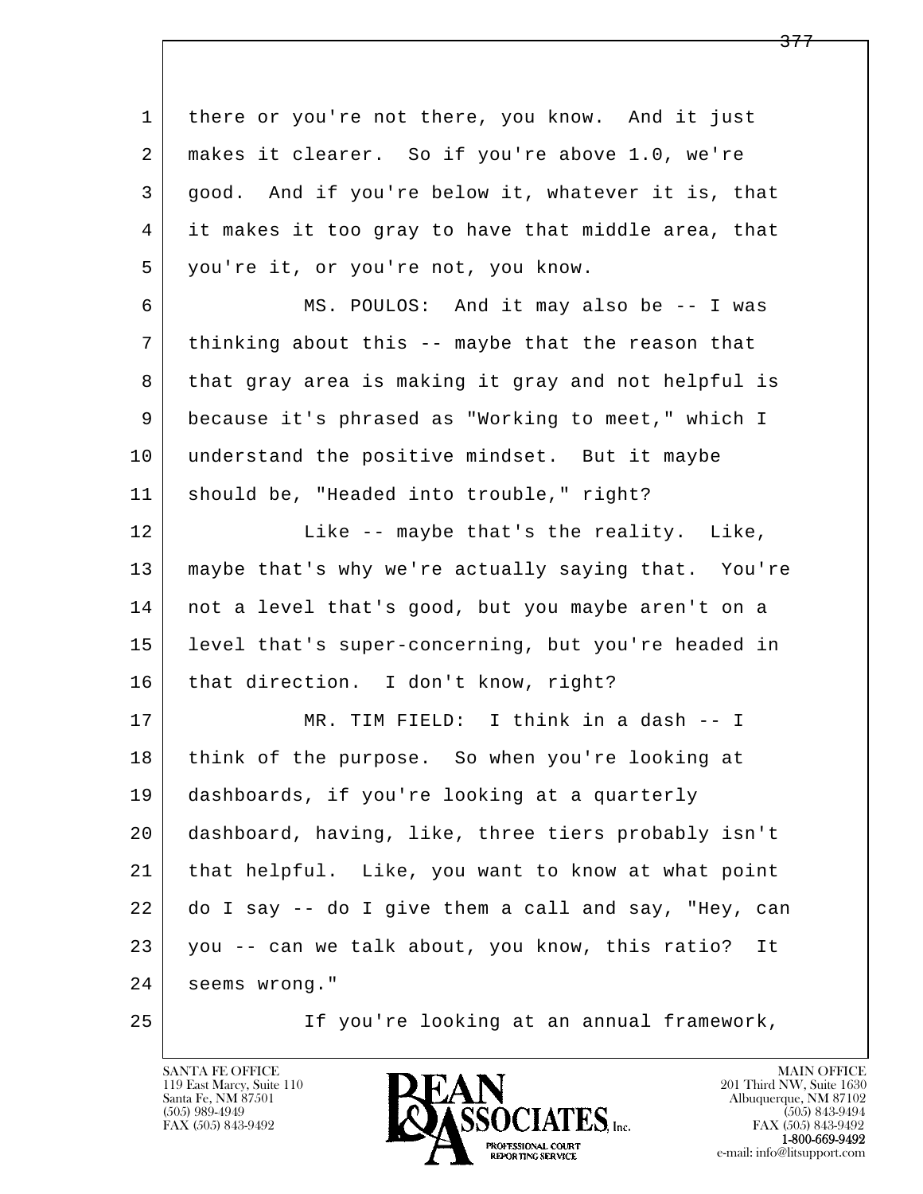there or you're not there, you know. And it just makes it clearer. So if you're above 1.0, we're good. And if you're below it, whatever it is, that it makes it too gray to have that middle area, that you're it, or you're not, you know.

MS. POULOS: And it may also be -- I was thinking about this -- maybe that the reason that that gray area is making it gray and not helpful is because it's phrased as "Working to meet," which I understand the positive mindset. But it maybe should be, "Headed into trouble," right?

Like -- maybe that's the reality. Like, maybe that's why we're actually saying that. You're not a level that's good, but you maybe aren't on a level that's super-concerning, but you're headed in that direction. I don't know, right?

MR. TIM FIELD: I think in a dash -- I think of the purpose. So when you're looking at dashboards, if you're looking at a quarterly dashboard, having, like, three tiers probably isn't that helpful. Like, you want to know at what point do I say -- do I give them a call and say, "Hey, can you -- can we talk about, you know, this ratio? It seems wrong."

If you're looking at an annual framework,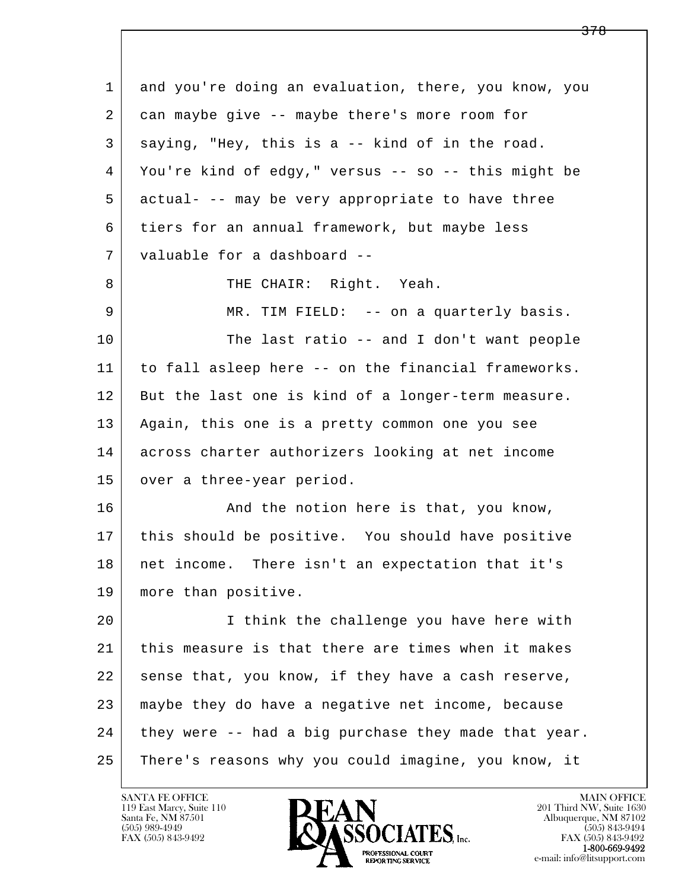and you're doing an evaluation, there, you know, you can maybe give -- maybe there's more room for saying, "Hey, this is a -- kind of in the road. You're kind of edgy," versus -- so -- this might be actual- -- may be very appropriate to have three tiers for an annual framework, but maybe less valuable for a dashboard --

THE CHAIR: Right. Yeah.

MR. TIM FIELD: -- on a quarterly basis.

The last ratio -- and I don't want people to fall asleep here -- on the financial frameworks. But the last one is kind of a longer-term measure. Again, this one is a pretty common one you see across charter authorizers looking at net income over a three-year period.

And the notion here is that, you know, this should be positive. You should have positive net income. There isn't an expectation that it's more than positive.

I think the challenge you have here with this measure is that there are times when it makes sense that, you know, if they have a cash reserve, maybe they do have a negative net income, because they were -- had a big purchase they made that year. There's reasons why you could imagine, you know, it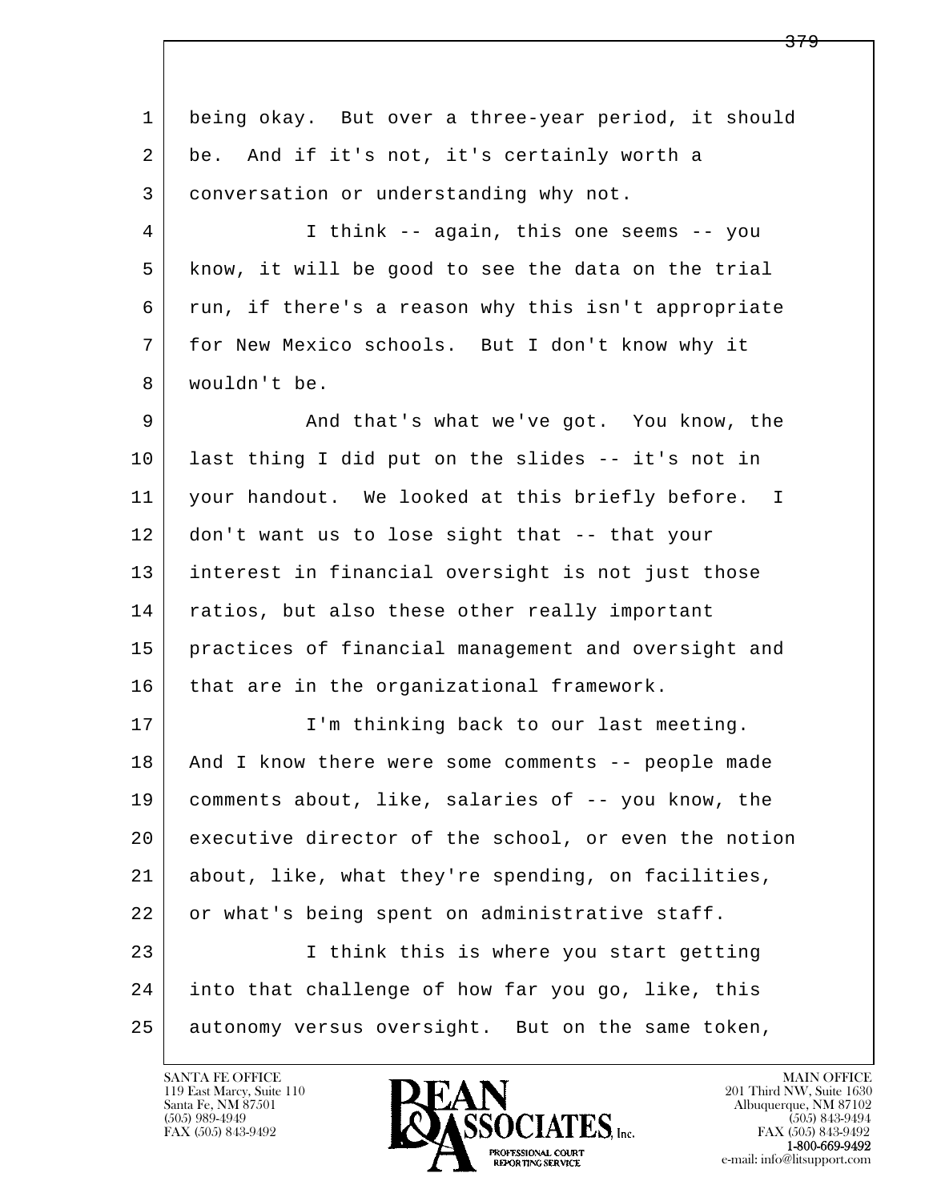being okay. But over a three-year period, it should be. And if it's not, it's certainly worth a conversation or understanding why not.

I think -- again, this one seems -- you know, it will be good to see the data on the trial run, if there's a reason why this isn't appropriate for New Mexico schools. But I don't know why it wouldn't be.

And that's what we've got. You know, the last thing I did put on the slides -- it's not in your handout. We looked at this briefly before. I don't want us to lose sight that -- that your interest in financial oversight is not just those ratios, but also these other really important practices of financial management and oversight and that are in the organizational framework.

I'm thinking back to our last meeting. And I know there were some comments -- people made comments about, like, salaries of -- you know, the executive director of the school, or even the notion about, like, what they're spending, on facilities, or what's being spent on administrative staff.

I think this is where you start getting into that challenge of how far you go, like, this autonomy versus oversight. But on the same token,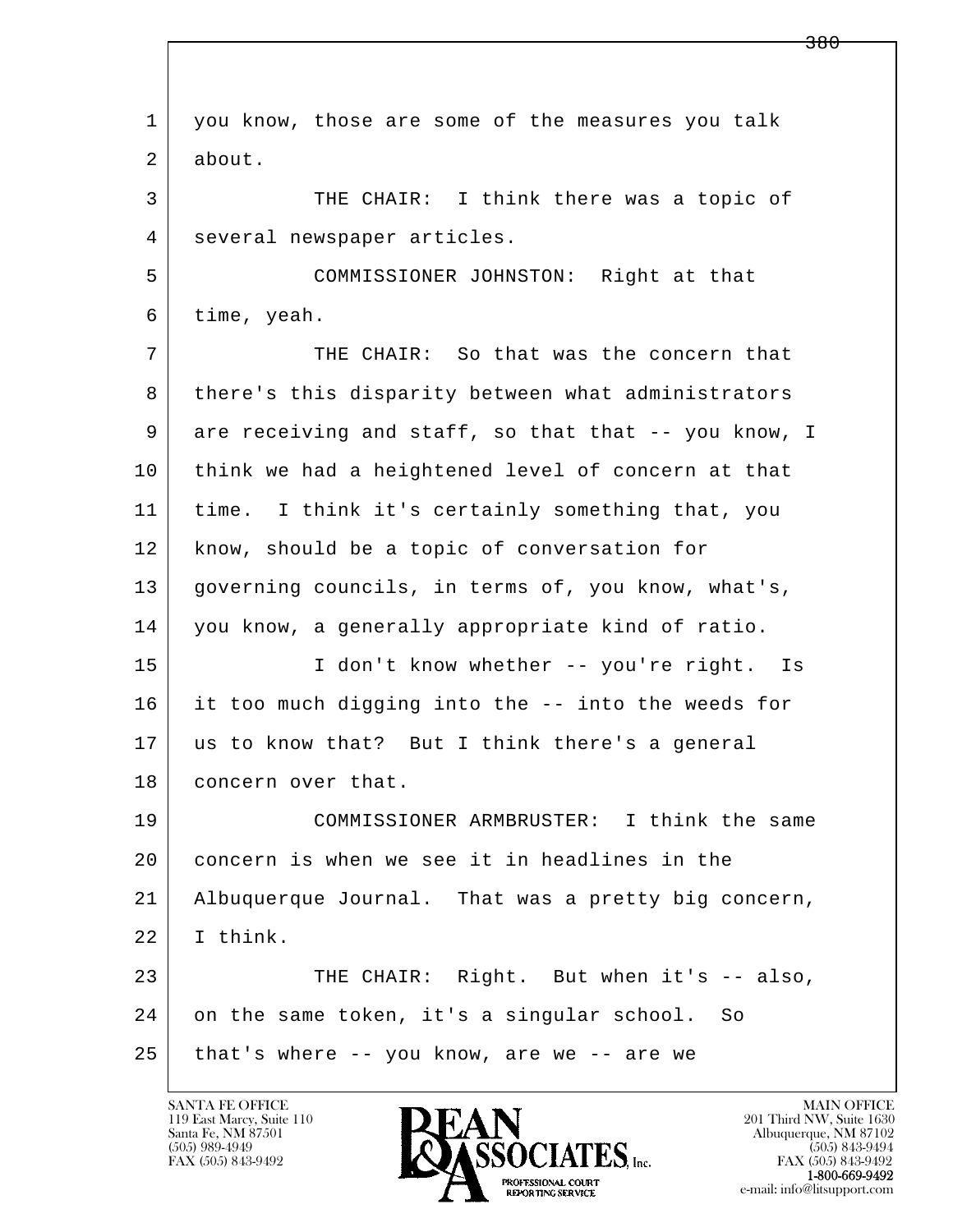1 you know, those are some of the measures you talk
2 about.
3 THE CHAIR: I think there was a topic of
4 several newspaper articles.
5 COMMISSIONER JOHNSTON: Right at that
6 time, yeah.
7 THE CHAIR: So that was the concern that
8 there's this disparity between what administrators
9 are receiving and staff, so that that -- you know, I
10 think we had a heightened level of concern at that
11 time. I think it's certainly something that, you
12 know, should be a topic of conversation for
13 governing councils, in terms of, you know, what's,
14 you know, a generally appropriate kind of ratio.
15 I don't know whether -- you're right. Is
16 it too much digging into the -- into the weeds for
17 us to know that? But I think there's a general
18 concern over that.
19 COMMISSIONER ARMBRUSTER: I think the same
20 concern is when we see it in headlines in the
21 Albuquerque Journal. That was a pretty big concern,
22 I think.
23 THE CHAIR: Right. But when it's -- also,
24 on the same token, it's a singular school. So
25 that's where -- you know, are we -- are we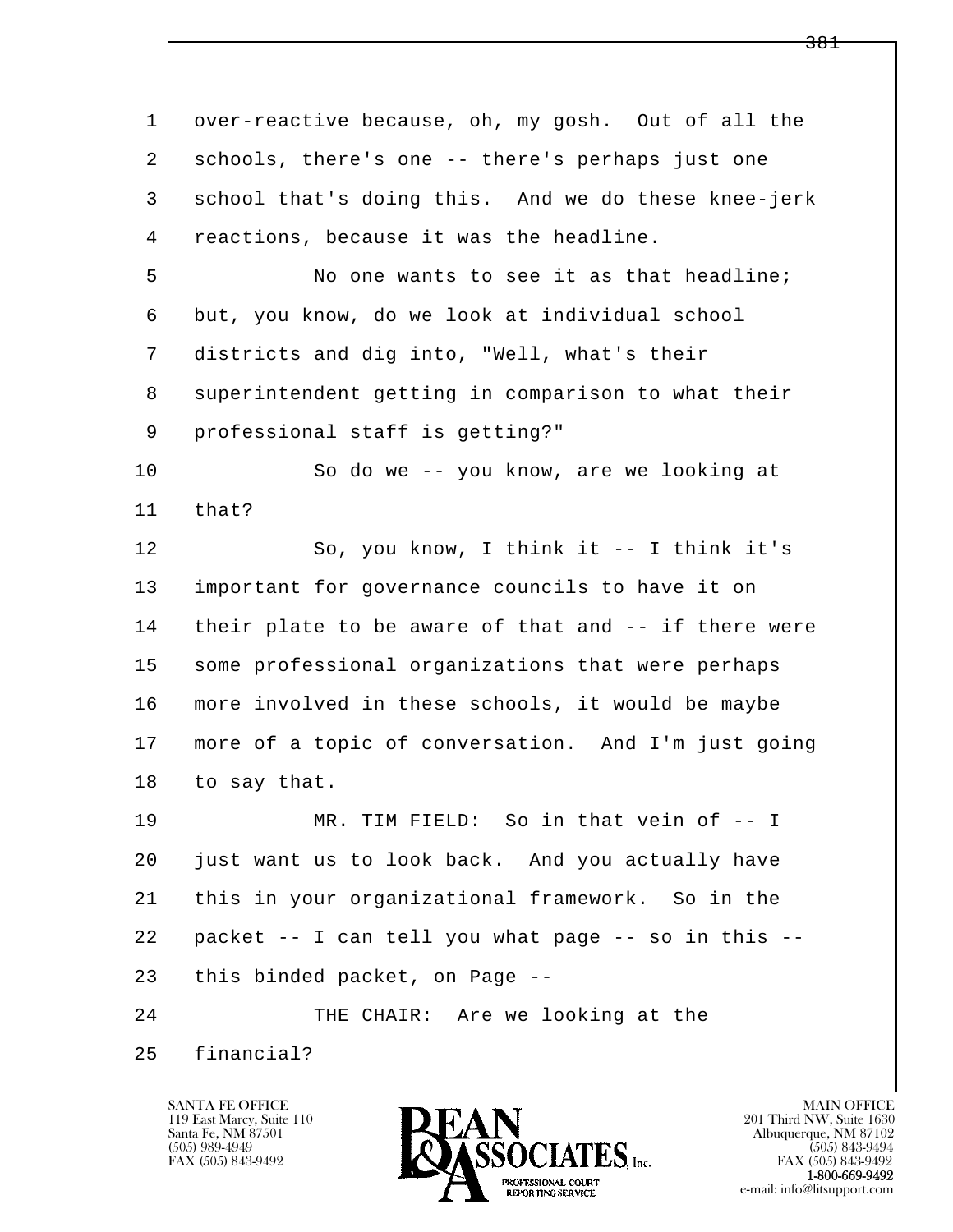over-reactive because, oh, my gosh. Out of all the schools, there's one -- there's perhaps just one school that's doing this. And we do these knee-jerk reactions, because it was the headline.

No one wants to see it as that headline; but, you know, do we look at individual school districts and dig into, "Well, what's their superintendent getting in comparison to what their professional staff is getting?"

So do we -- you know, are we looking at that?

So, you know, I think it -- I think it's important for governance councils to have it on their plate to be aware of that and -- if there were some professional organizations that were perhaps more involved in these schools, it would be maybe more of a topic of conversation. And I'm just going to say that.

MR. TIM FIELD: So in that vein of -- I just want us to look back. And you actually have this in your organizational framework. So in the packet -- I can tell you what page -- so in this -- this binded packet, on Page --

THE CHAIR: Are we looking at the financial?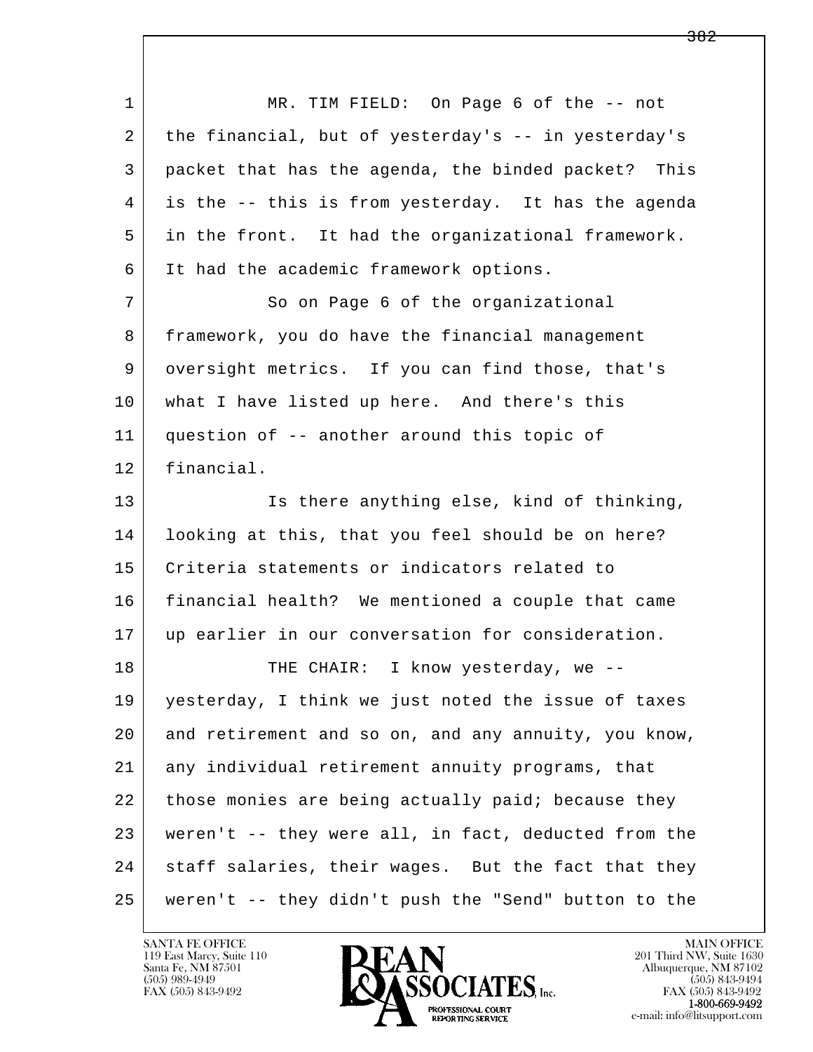MR. TIM FIELD: On Page 6 of the -- not the financial, but of yesterday's -- in yesterday's packet that has the agenda, the binded packet? This is the -- this is from yesterday. It has the agenda in the front. It had the organizational framework. It had the academic framework options.

So on Page 6 of the organizational framework, you do have the financial management oversight metrics. If you can find those, that's what I have listed up here. And there's this question of -- another around this topic of financial.

Is there anything else, kind of thinking, looking at this, that you feel should be on here? Criteria statements or indicators related to financial health? We mentioned a couple that came up earlier in our conversation for consideration.

THE CHAIR: I know yesterday, we -- yesterday, I think we just noted the issue of taxes and retirement and so on, and any annuity, you know, any individual retirement annuity programs, that those monies are being actually paid; because they weren't -- they were all, in fact, deducted from the staff salaries, their wages. But the fact that they weren't -- they didn't push the "Send" button to the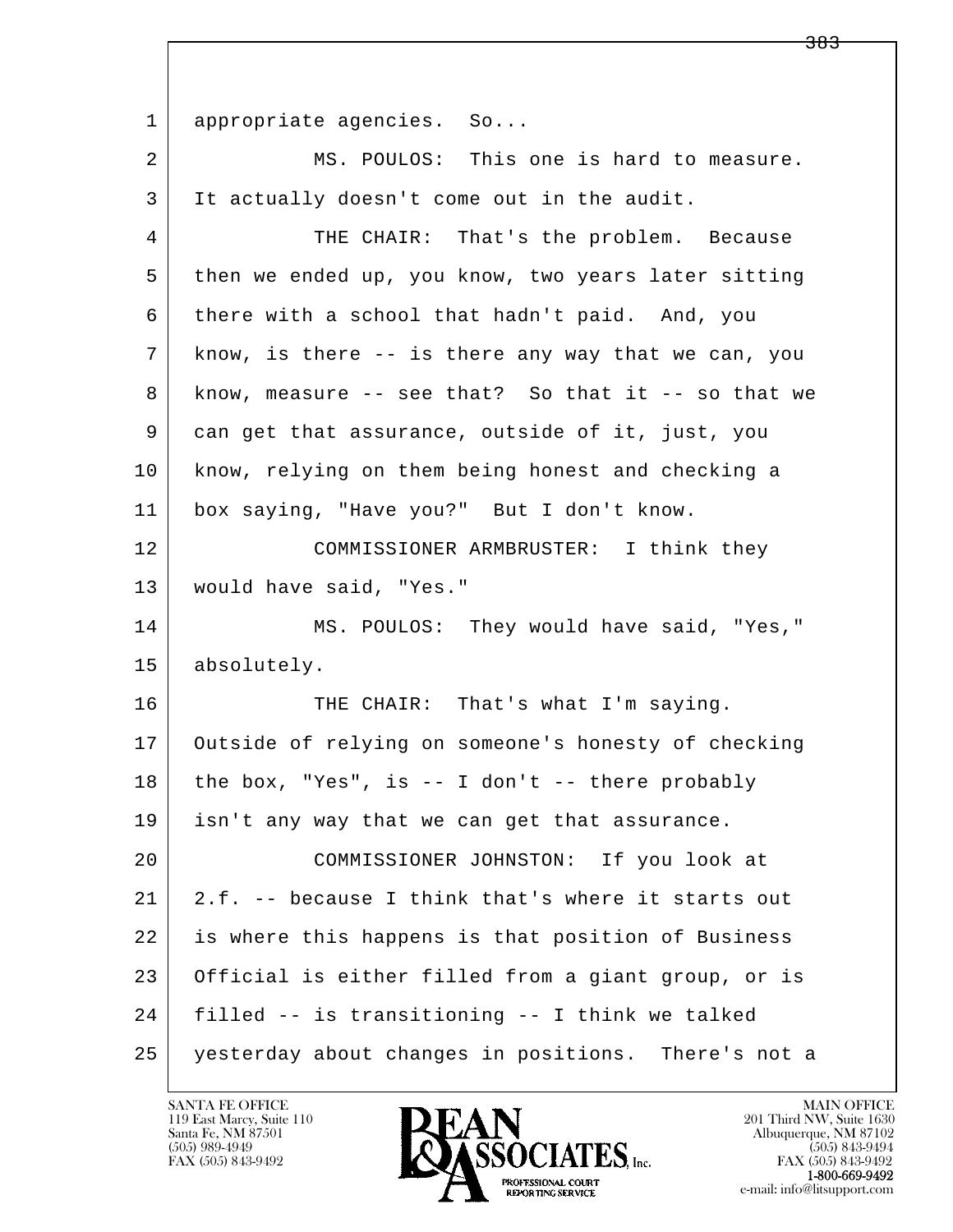appropriate agencies. So...

MS. POULOS: This one is hard to measure. It actually doesn't come out in the audit.

THE CHAIR: That's the problem. Because then we ended up, you know, two years later sitting there with a school that hadn't paid. And, you know, is there -- is there any way that we can, you know, measure -- see that? So that it -- so that we can get that assurance, outside of it, just, you know, relying on them being honest and checking a box saying, "Have you?" But I don't know.

COMMISSIONER ARMBRUSTER: I think they would have said, "Yes."

MS. POULOS: They would have said, "Yes," absolutely.

THE CHAIR: That's what I'm saying. Outside of relying on someone's honesty of checking the box, "Yes", is -- I don't -- there probably isn't any way that we can get that assurance.

COMMISSIONER JOHNSTON: If you look at 2.f. -- because I think that's where it starts out is where this happens is that position of Business Official is either filled from a giant group, or is filled -- is transitioning -- I think we talked yesterday about changes in positions. There's not a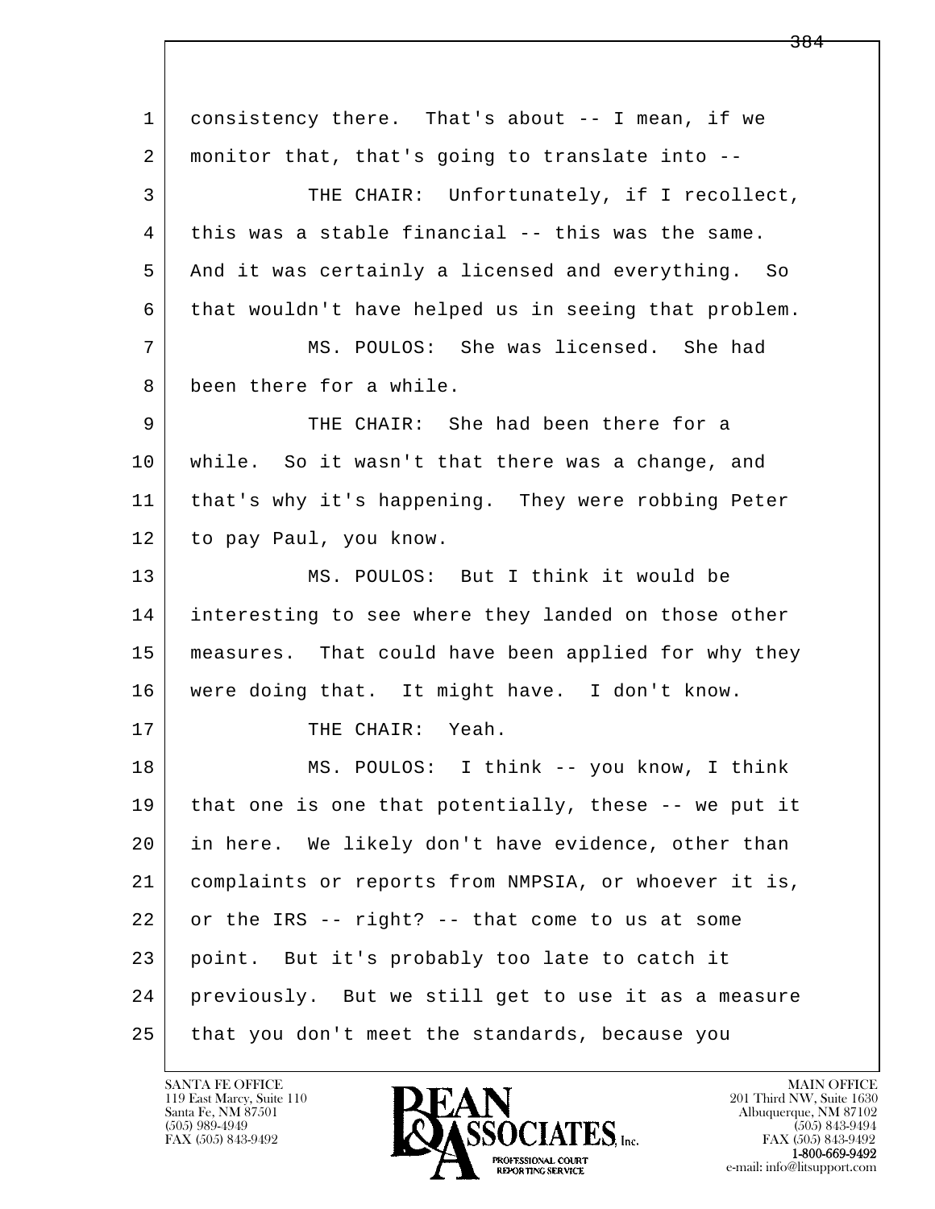consistency there. That's about -- I mean, if we monitor that, that's going to translate into --

THE CHAIR: Unfortunately, if I recollect, this was a stable financial -- this was the same. And it was certainly a licensed and everything. So that wouldn't have helped us in seeing that problem.

MS. POULOS: She was licensed. She had been there for a while.

THE CHAIR: She had been there for a while. So it wasn't that there was a change, and that's why it's happening. They were robbing Peter to pay Paul, you know.

MS. POULOS: But I think it would be interesting to see where they landed on those other measures. That could have been applied for why they were doing that. It might have. I don't know.

THE CHAIR: Yeah.

MS. POULOS: I think -- you know, I think that one is one that potentially, these -- we put it in here. We likely don't have evidence, other than complaints or reports from NMPSIA, or whoever it is, or the IRS -- right? -- that come to us at some point. But it's probably too late to catch it previously. But we still get to use it as a measure that you don't meet the standards, because you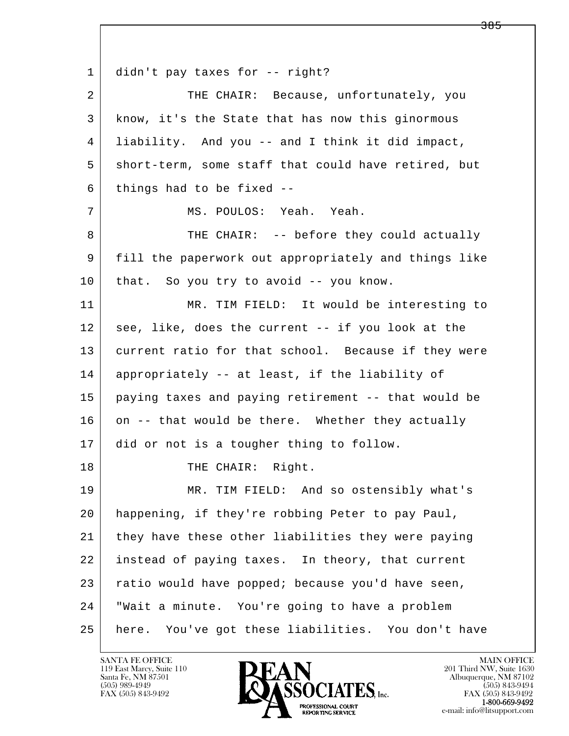didn't pay taxes for -- right?

THE CHAIR: Because, unfortunately, you know, it's the State that has now this ginormous liability. And you -- and I think it did impact, short-term, some staff that could have retired, but things had to be fixed --

MS. POULOS: Yeah. Yeah.

THE CHAIR: -- before they could actually fill the paperwork out appropriately and things like that. So you try to avoid -- you know.

MR. TIM FIELD: It would be interesting to see, like, does the current -- if you look at the current ratio for that school. Because if they were appropriately -- at least, if the liability of paying taxes and paying retirement -- that would be on -- that would be there. Whether they actually did or not is a tougher thing to follow.

THE CHAIR: Right.

MR. TIM FIELD: And so ostensibly what's happening, if they're robbing Peter to pay Paul, they have these other liabilities they were paying instead of paying taxes. In theory, that current ratio would have popped; because you'd have seen, "Wait a minute. You're going to have a problem here. You've got these liabilities. You don't have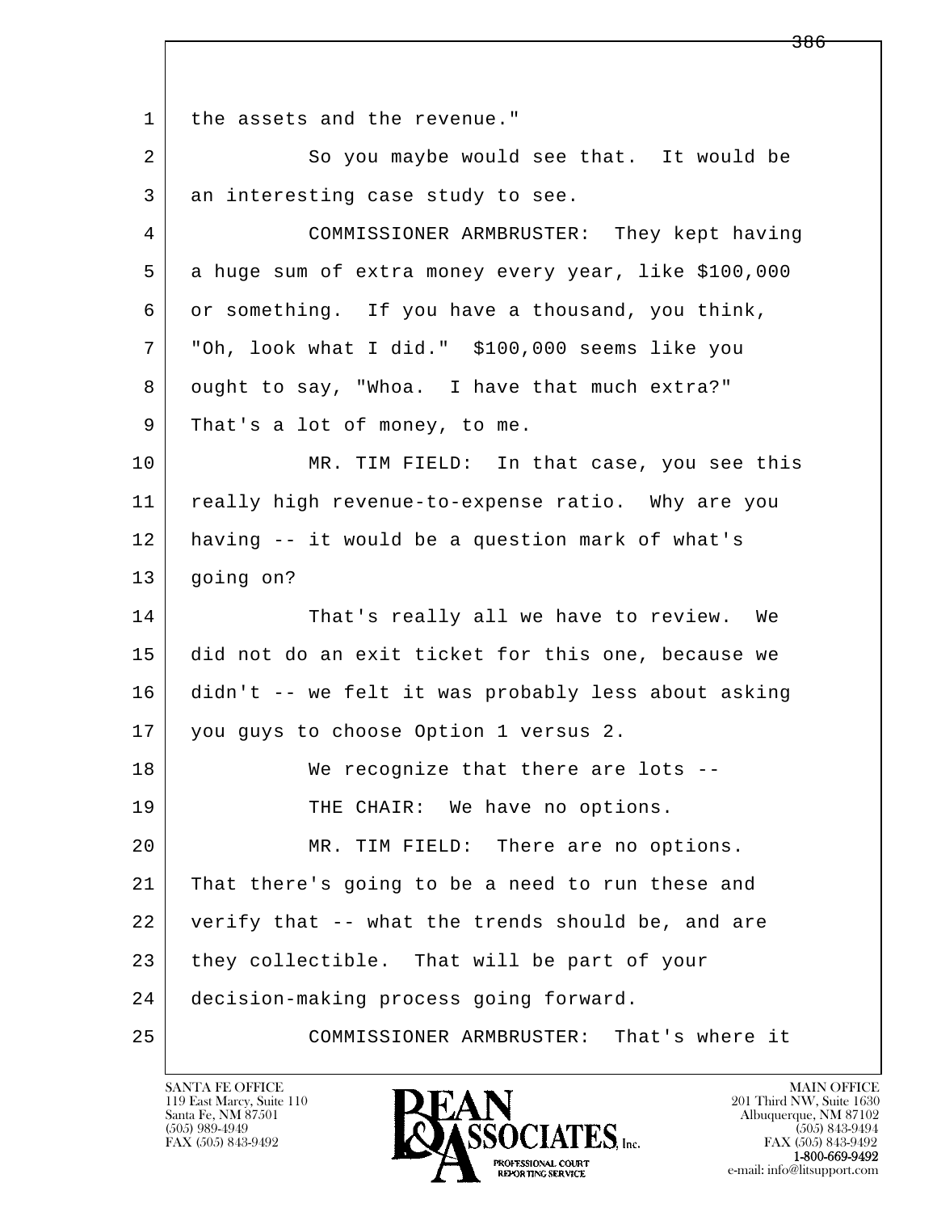1 the assets and the revenue."

2 So you maybe would see that. It would be

3 an interesting case study to see.

4 COMMISSIONER ARMBRUSTER: They kept having

5 a huge sum of extra money every year, like $100,000

6 or something. If you have a thousand, you think,

7 "Oh, look what I did." $100,000 seems like you

8 ought to say, "Whoa. I have that much extra?"

9 That's a lot of money, to me.

10 MR. TIM FIELD: In that case, you see this

11 really high revenue-to-expense ratio. Why are you

12 having -- it would be a question mark of what's

13 going on?

14 That's really all we have to review. We

15 did not do an exit ticket for this one, because we

16 didn't -- we felt it was probably less about asking

17 you guys to choose Option 1 versus 2.

18 We recognize that there are lots --

19 THE CHAIR: We have no options.

20 MR. TIM FIELD: There are no options.

21 That there's going to be a need to run these and

22 verify that -- what the trends should be, and are

23 they collectible. That will be part of your

24 decision-making process going forward.

25 COMMISSIONER ARMBRUSTER: That's where it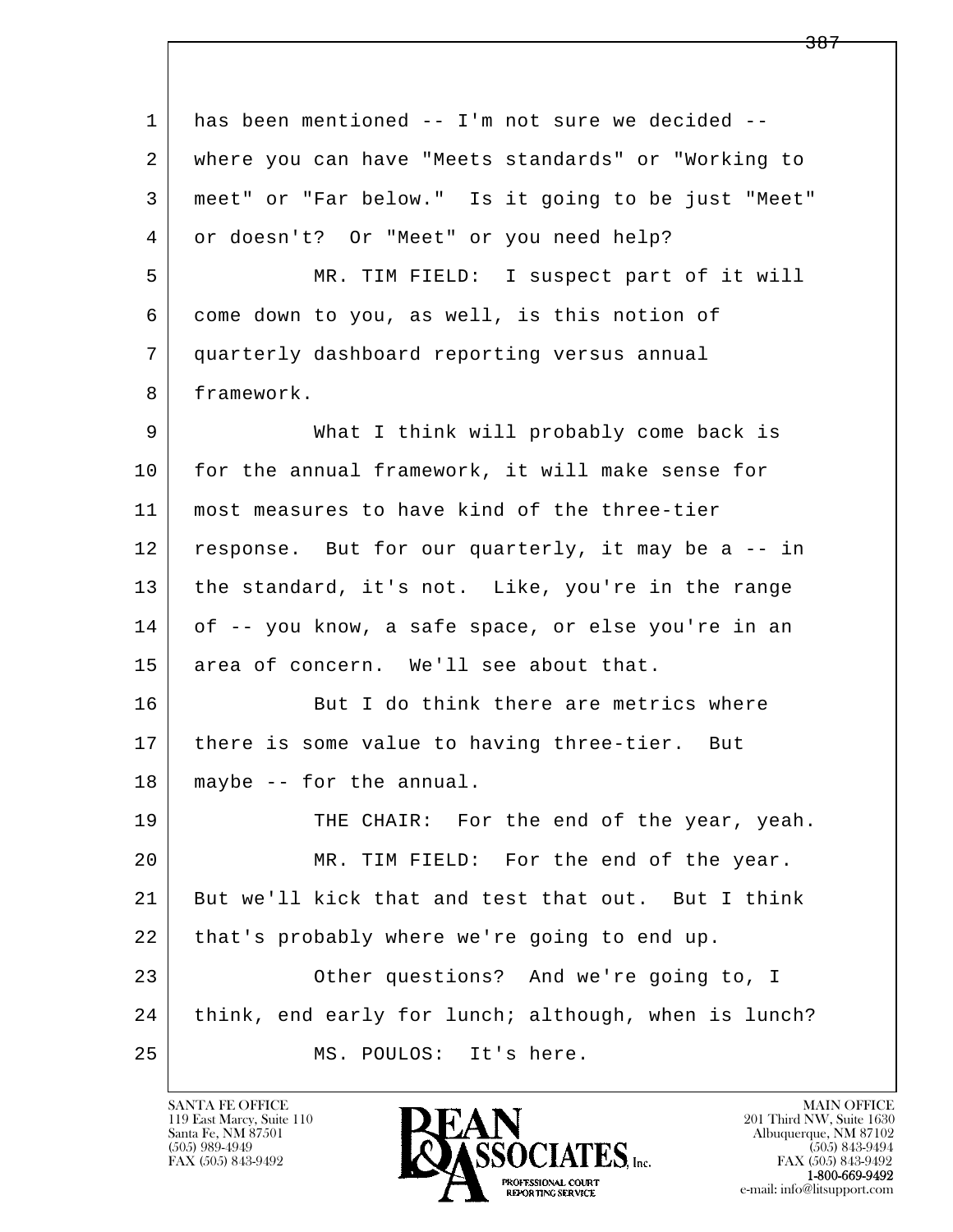has been mentioned -- I'm not sure we decided -- where you can have "Meets standards" or "Working to meet" or "Far below." Is it going to be just "Meet" or doesn't? Or "Meet" or you need help?

MR. TIM FIELD: I suspect part of it will come down to you, as well, is this notion of quarterly dashboard reporting versus annual framework.

What I think will probably come back is for the annual framework, it will make sense for most measures to have kind of the three-tier response. But for our quarterly, it may be a -- in the standard, it's not. Like, you're in the range of -- you know, a safe space, or else you're in an area of concern. We'll see about that.

But I do think there are metrics where there is some value to having three-tier. But maybe -- for the annual.

THE CHAIR: For the end of the year, yeah.

MR. TIM FIELD: For the end of the year. But we'll kick that and test that out. But I think that's probably where we're going to end up.

Other questions? And we're going to, I think, end early for lunch; although, when is lunch?

MS. POULOS: It's here.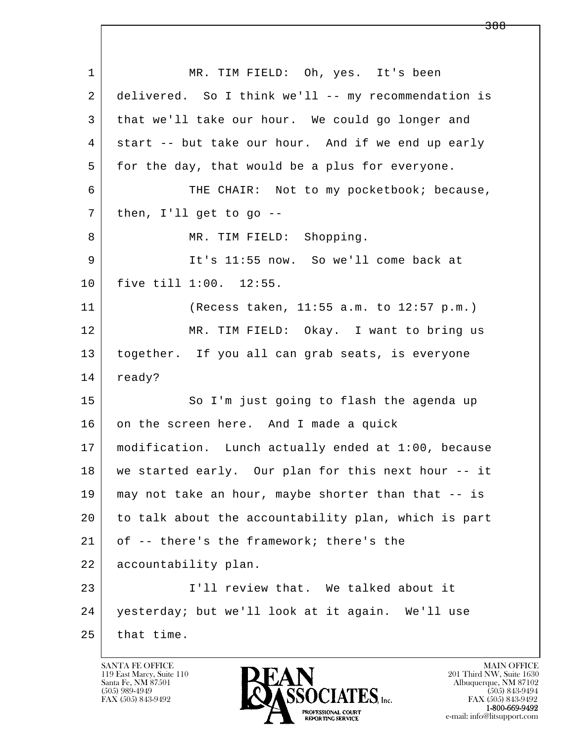1 MR. TIM FIELD: Oh, yes. It's been
2 delivered. So I think we'll -- my recommendation is
3 that we'll take our hour. We could go longer and
4 start -- but take our hour. And if we end up early
5 for the day, that would be a plus for everyone.
6 THE CHAIR: Not to my pocketbook; because,
7 then, I'll get to go --
8 MR. TIM FIELD: Shopping.
9 It's 11:55 now. So we'll come back at
10 five till 1:00. 12:55.
11 (Recess taken, 11:55 a.m. to 12:57 p.m.)
12 MR. TIM FIELD: Okay. I want to bring us
13 together. If you all can grab seats, is everyone
14 ready?
15 So I'm just going to flash the agenda up
16 on the screen here. And I made a quick
17 modification. Lunch actually ended at 1:00, because
18 we started early. Our plan for this next hour -- it
19 may not take an hour, maybe shorter than that -- is
20 to talk about the accountability plan, which is part
21 of -- there's the framework; there's the
22 accountability plan.
23 I'll review that. We talked about it
24 yesterday; but we'll look at it again. We'll use
25 that time.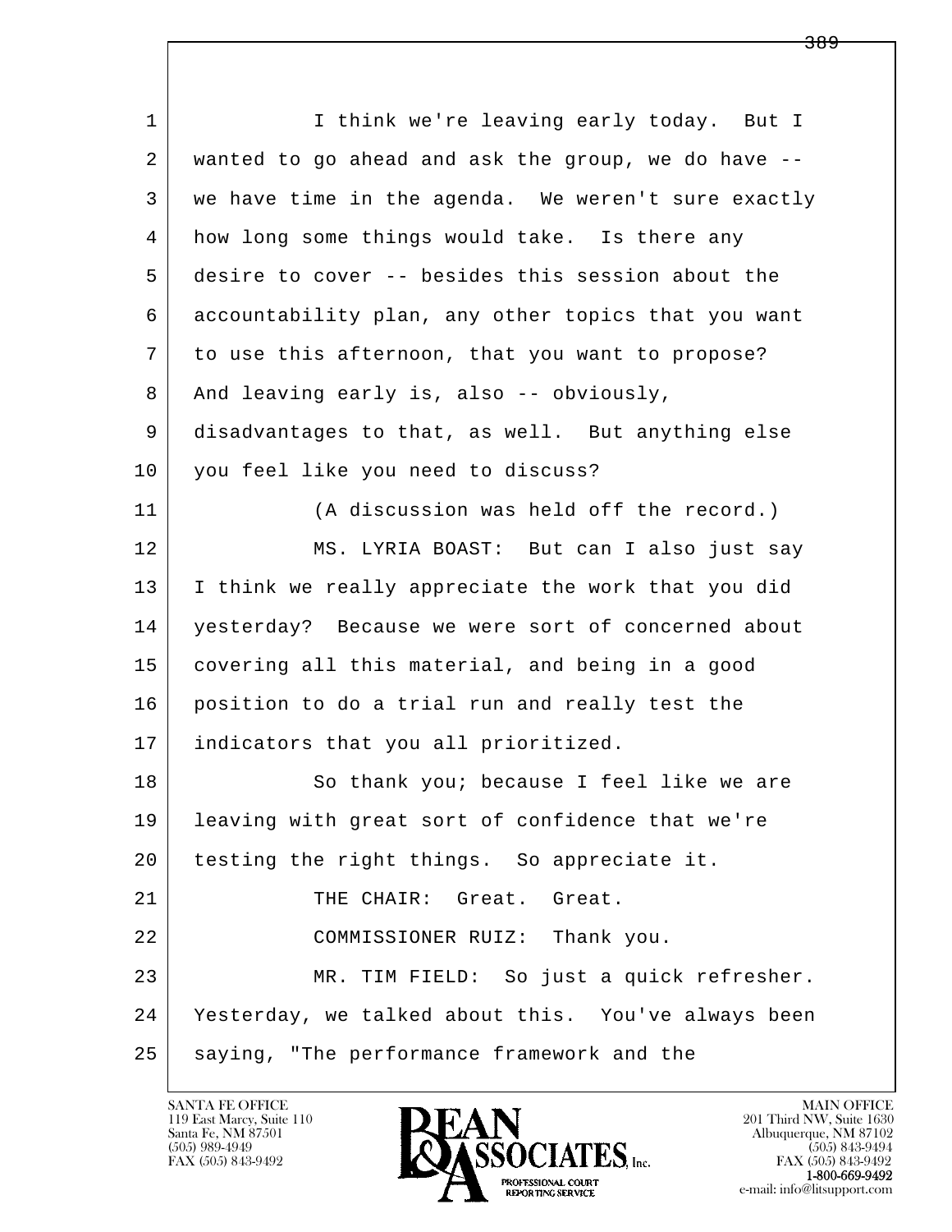1 I think we're leaving early today. But I
2 wanted to go ahead and ask the group, we do have --
3 we have time in the agenda. We weren't sure exactly
4 how long some things would take. Is there any
5 desire to cover -- besides this session about the
6 accountability plan, any other topics that you want
7 to use this afternoon, that you want to propose?
8 And leaving early is, also -- obviously,
9 disadvantages to that, as well. But anything else
10 you feel like you need to discuss?
11 (A discussion was held off the record.)
12 MS. LYRIA BOAST: But can I also just say
13 I think we really appreciate the work that you did
14 yesterday? Because we were sort of concerned about
15 covering all this material, and being in a good
16 position to do a trial run and really test the
17 indicators that you all prioritized.
18 So thank you; because I feel like we are
19 leaving with great sort of confidence that we're
20 testing the right things. So appreciate it.
21 THE CHAIR: Great. Great.
22 COMMISSIONER RUIZ: Thank you.
23 MR. TIM FIELD: So just a quick refresher.
24 Yesterday, we talked about this. You've always been
25 saying, "The performance framework and the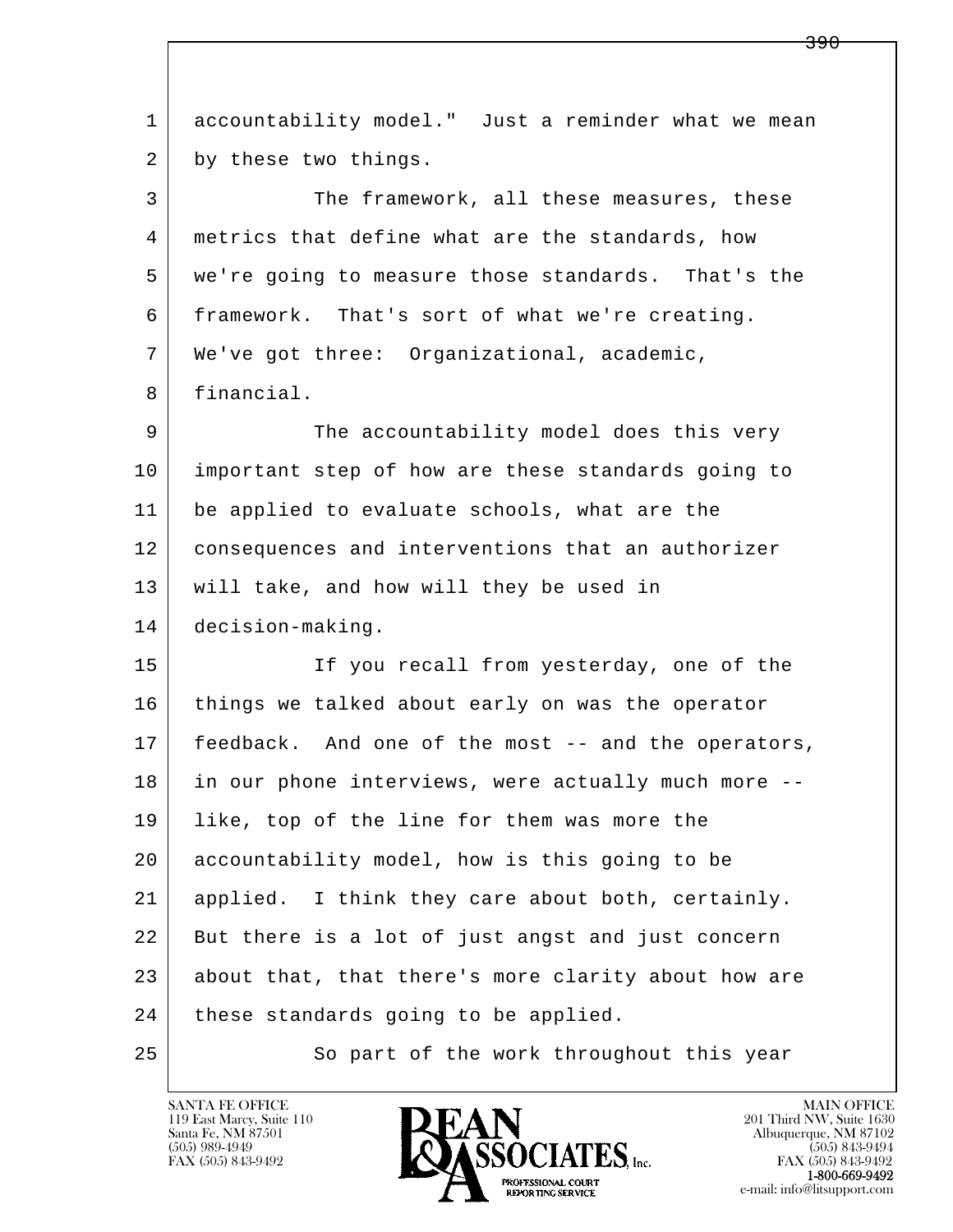accountability model." Just a reminder what we mean by these two things.

The framework, all these measures, these metrics that define what are the standards, how we're going to measure those standards. That's the framework. That's sort of what we're creating. We've got three: Organizational, academic, financial.

The accountability model does this very important step of how are these standards going to be applied to evaluate schools, what are the consequences and interventions that an authorizer will take, and how will they be used in decision-making.

If you recall from yesterday, one of the things we talked about early on was the operator feedback. And one of the most -- and the operators, in our phone interviews, were actually much more -- like, top of the line for them was more the accountability model, how is this going to be applied. I think they care about both, certainly. But there is a lot of just angst and just concern about that, that there's more clarity about how are these standards going to be applied.

So part of the work throughout this year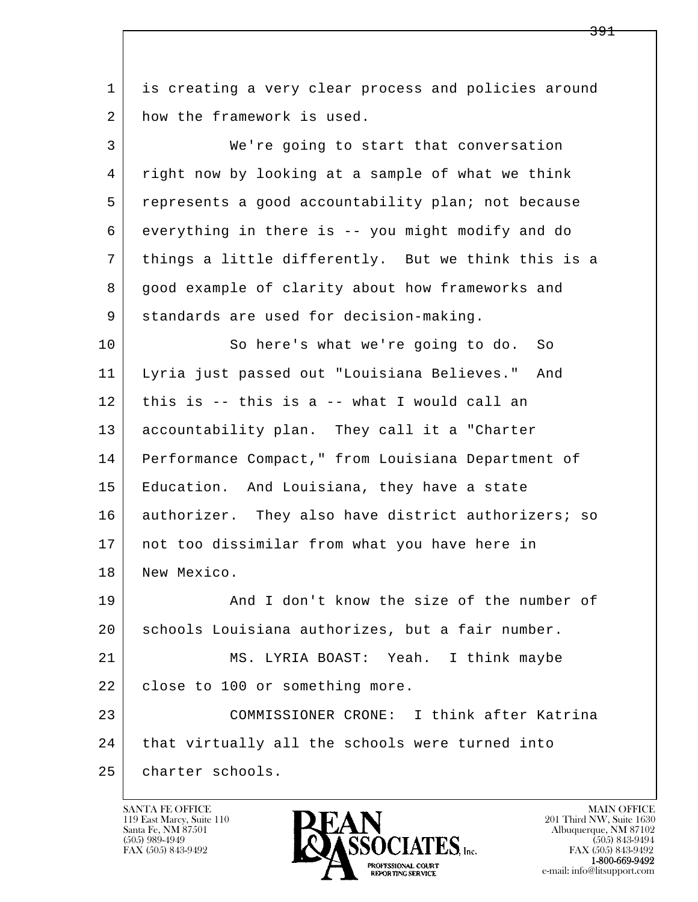1 is creating a very clear process and policies around
2 how the framework is used.

3 We're going to start that conversation
4 right now by looking at a sample of what we think
5 represents a good accountability plan; not because
6 everything in there is -- you might modify and do
7 things a little differently. But we think this is a
8 good example of clarity about how frameworks and
9 standards are used for decision-making.

10 So here's what we're going to do. So
11 Lyria just passed out "Louisiana Believes." And
12 this is -- this is a -- what I would call an
13 accountability plan. They call it a "Charter
14 Performance Compact," from Louisiana Department of
15 Education. And Louisiana, they have a state
16 authorizer. They also have district authorizers; so
17 not too dissimilar from what you have here in
18 New Mexico.

19 And I don't know the size of the number of
20 schools Louisiana authorizes, but a fair number.

21 MS. LYRIA BOAST: Yeah. I think maybe
22 close to 100 or something more.

23 COMMISSIONER CRONE: I think after Katrina
24 that virtually all the schools were turned into
25 charter schools.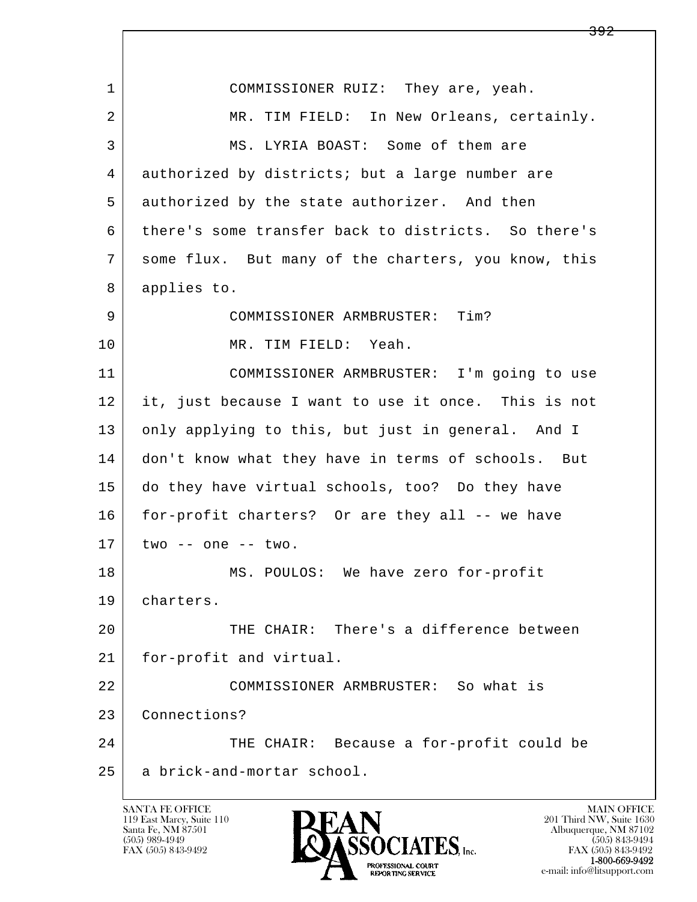1 COMMISSIONER RUIZ: They are, yeah.

2 MR. TIM FIELD: In New Orleans, certainly.

3 MS. LYRIA BOAST: Some of them are

4 authorized by districts; but a large number are

5 authorized by the state authorizer. And then

6 there's some transfer back to districts. So there's

7 some flux. But many of the charters, you know, this

8 applies to.

9 COMMISSIONER ARMBRUSTER: Tim?

10 MR. TIM FIELD: Yeah.

11 COMMISSIONER ARMBRUSTER: I'm going to use

12 it, just because I want to use it once. This is not

13 only applying to this, but just in general. And I

14 don't know what they have in terms of schools. But

15 do they have virtual schools, too? Do they have

16 for-profit charters? Or are they all -- we have

17 two -- one -- two.

18 MS. POULOS: We have zero for-profit

19 charters.

20 THE CHAIR: There's a difference between

21 for-profit and virtual.

22 COMMISSIONER ARMBRUSTER: So what is

23 Connections?

24 THE CHAIR: Because a for-profit could be

25 a brick-and-mortar school.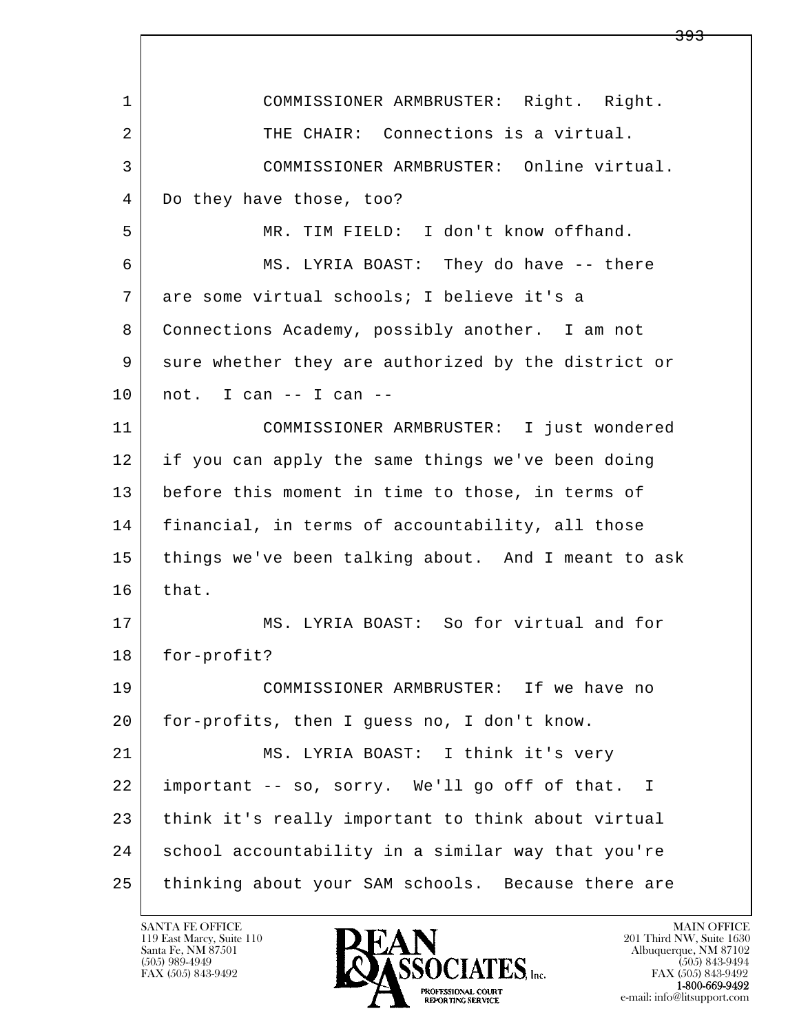1 COMMISSIONER ARMBRUSTER: Right. Right.

2 THE CHAIR: Connections is a virtual.

3 COMMISSIONER ARMBRUSTER: Online virtual.

4 Do they have those, too?

5 MR. TIM FIELD: I don't know offhand.

6 MS. LYRIA BOAST: They do have -- there

7 are some virtual schools; I believe it's a

8 Connections Academy, possibly another. I am not

9 sure whether they are authorized by the district or

10 not. I can -- I can --

11 COMMISSIONER ARMBRUSTER: I just wondered

12 if you can apply the same things we've been doing

13 before this moment in time to those, in terms of

14 financial, in terms of accountability, all those

15 things we've been talking about. And I meant to ask

16 that.

17 MS. LYRIA BOAST: So for virtual and for

18 for-profit?

19 COMMISSIONER ARMBRUSTER: If we have no

20 for-profits, then I guess no, I don't know.

21 MS. LYRIA BOAST: I think it's very

22 important -- so, sorry. We'll go off of that. I

23 think it's really important to think about virtual

24 school accountability in a similar way that you're

25 thinking about your SAM schools. Because there are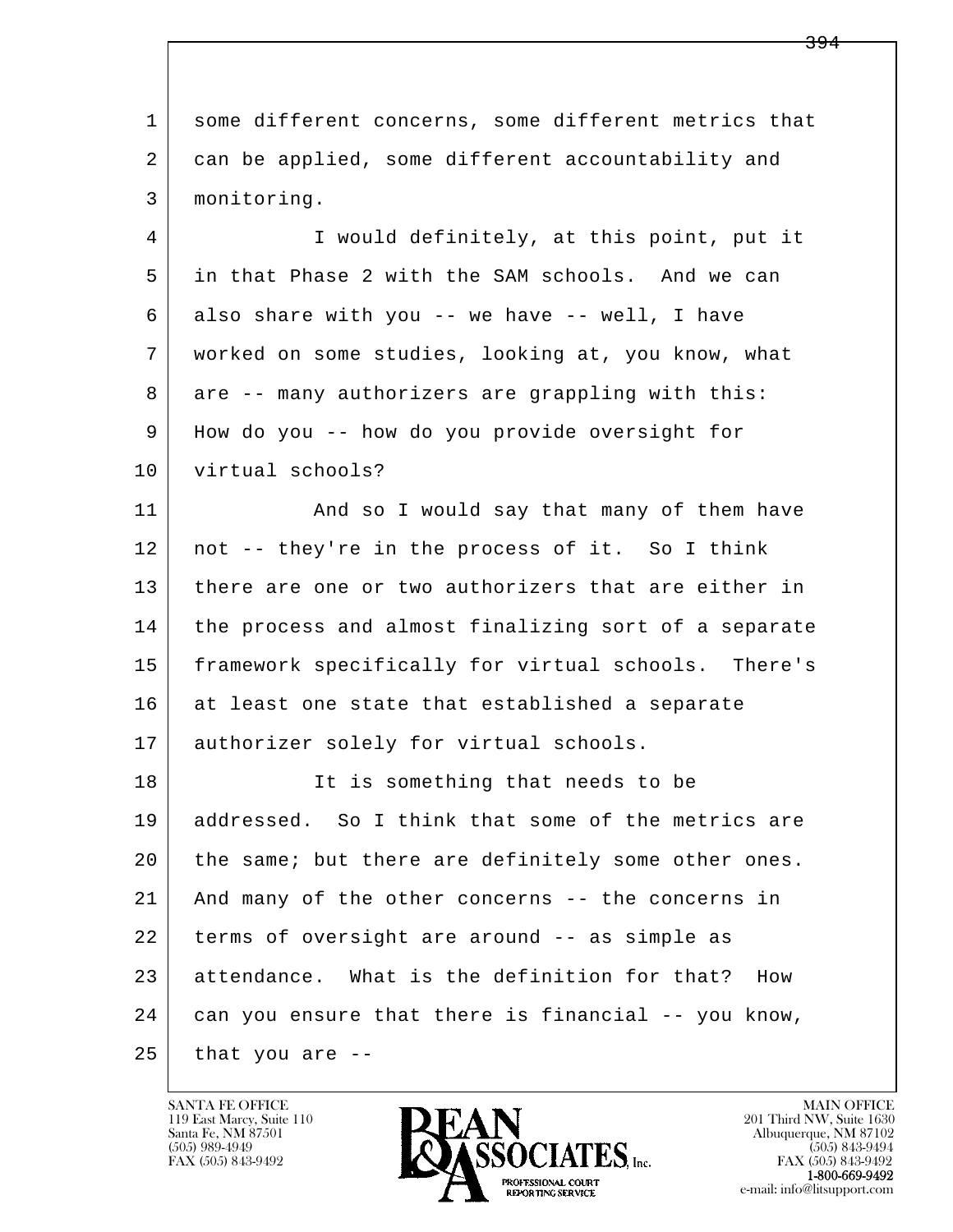1 some different concerns, some different metrics that
2 can be applied, some different accountability and
3 monitoring.

4 I would definitely, at this point, put it
5 in that Phase 2 with the SAM schools. And we can
6 also share with you -- we have -- well, I have
7 worked on some studies, looking at, you know, what
8 are -- many authorizers are grappling with this:
9 How do you -- how do you provide oversight for
10 virtual schools?

11 And so I would say that many of them have
12 not -- they're in the process of it. So I think
13 there are one or two authorizers that are either in
14 the process and almost finalizing sort of a separate
15 framework specifically for virtual schools. There's
16 at least one state that established a separate
17 authorizer solely for virtual schools.

18 It is something that needs to be
19 addressed. So I think that some of the metrics are
20 the same; but there are definitely some other ones.
21 And many of the other concerns -- the concerns in
22 terms of oversight are around -- as simple as
23 attendance. What is the definition for that? How
24 can you ensure that there is financial -- you know,
25 that you are --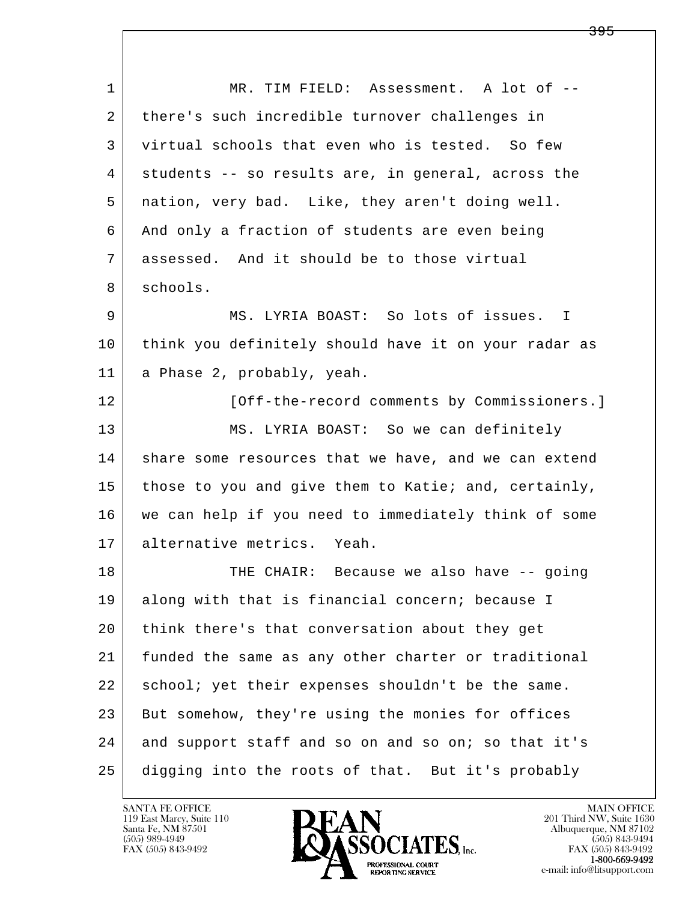1 MR. TIM FIELD: Assessment. A lot of --
2 there's such incredible turnover challenges in
3 virtual schools that even who is tested. So few
4 students -- so results are, in general, across the
5 nation, very bad. Like, they aren't doing well.
6 And only a fraction of students are even being
7 assessed. And it should be to those virtual
8 schools.
9 MS. LYRIA BOAST: So lots of issues. I
10 think you definitely should have it on your radar as
11 a Phase 2, probably, yeah.
12 [Off-the-record comments by Commissioners.]
13 MS. LYRIA BOAST: So we can definitely
14 share some resources that we have, and we can extend
15 those to you and give them to Katie; and, certainly,
16 we can help if you need to immediately think of some
17 alternative metrics. Yeah.
18 THE CHAIR: Because we also have -- going
19 along with that is financial concern; because I
20 think there's that conversation about they get
21 funded the same as any other charter or traditional
22 school; yet their expenses shouldn't be the same.
23 But somehow, they're using the monies for offices
24 and support staff and so on and so on; so that it's
25 digging into the roots of that. But it's probably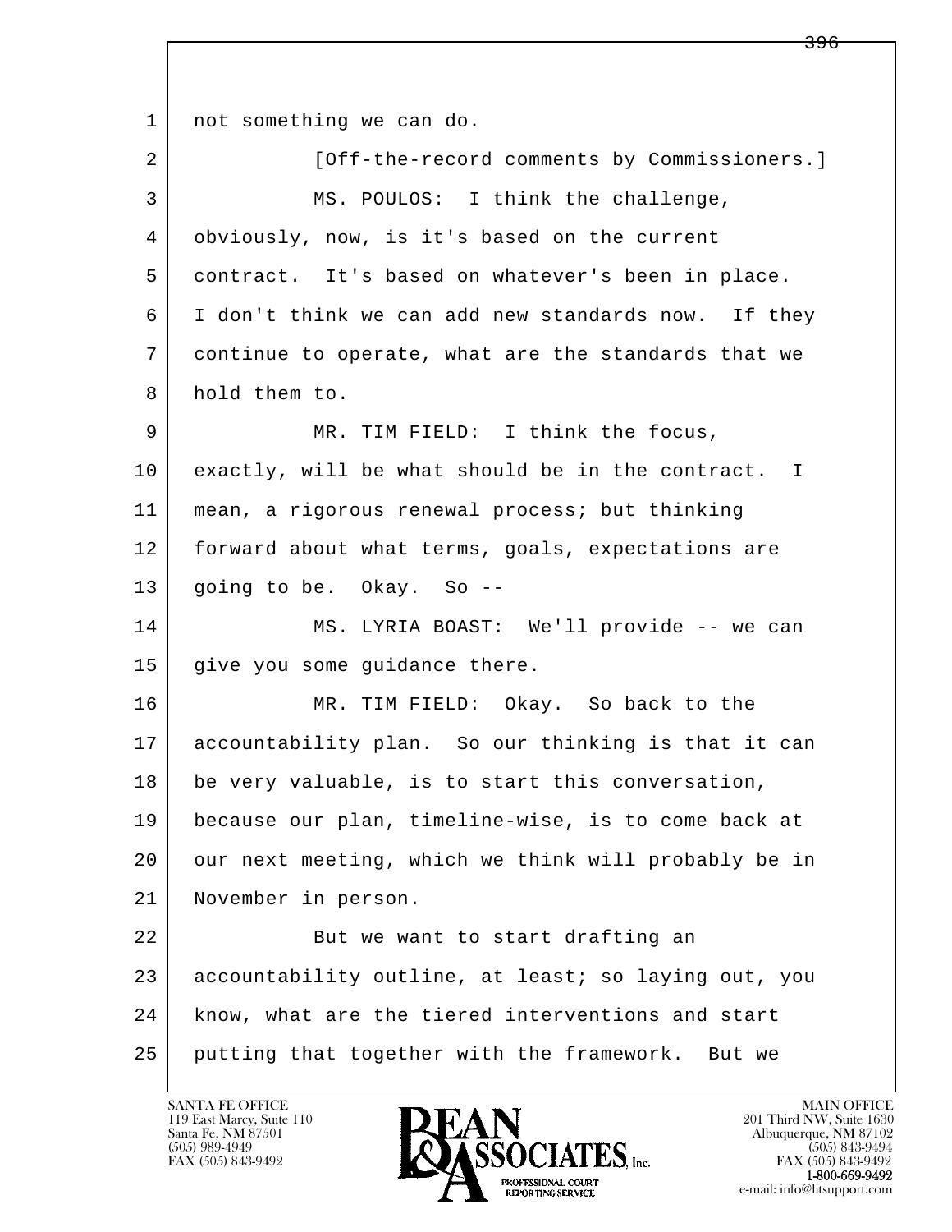not something we can do.

[Off-the-record comments by Commissioners.]

MS. POULOS: I think the challenge, obviously, now, is it's based on the current contract. It's based on whatever's been in place. I don't think we can add new standards now. If they continue to operate, what are the standards that we hold them to.

MR. TIM FIELD: I think the focus, exactly, will be what should be in the contract. I mean, a rigorous renewal process; but thinking forward about what terms, goals, expectations are going to be. Okay. So --

MS. LYRIA BOAST: We'll provide -- we can give you some guidance there.

MR. TIM FIELD: Okay. So back to the accountability plan. So our thinking is that it can be very valuable, is to start this conversation, because our plan, timeline-wise, is to come back at our next meeting, which we think will probably be in November in person.

But we want to start drafting an accountability outline, at least; so laying out, you know, what are the tiered interventions and start putting that together with the framework. But we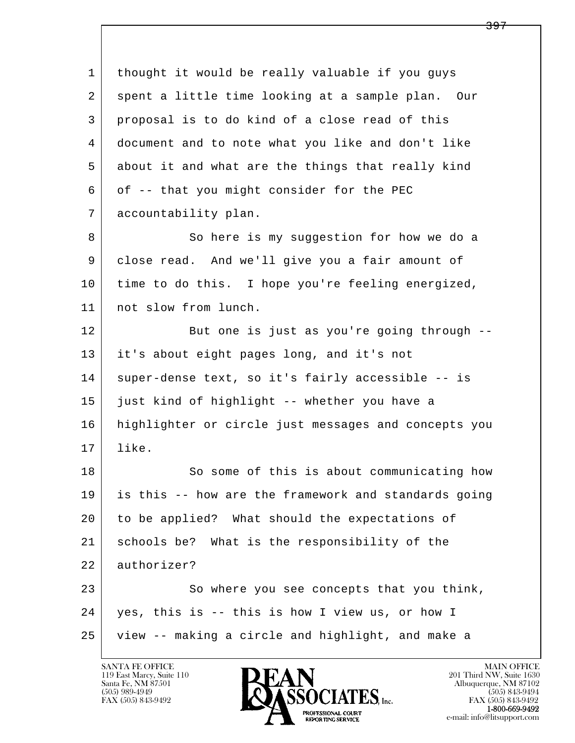thought it would be really valuable if you guys spent a little time looking at a sample plan. Our proposal is to do kind of a close read of this document and to note what you like and don't like about it and what are the things that really kind of -- that you might consider for the PEC accountability plan.

So here is my suggestion for how we do a close read. And we'll give you a fair amount of time to do this. I hope you're feeling energized, not slow from lunch.

But one is just as you're going through -- it's about eight pages long, and it's not super-dense text, so it's fairly accessible -- is just kind of highlight -- whether you have a highlighter or circle just messages and concepts you like.

So some of this is about communicating how is this -- how are the framework and standards going to be applied? What should the expectations of schools be? What is the responsibility of the authorizer?

So where you see concepts that you think, yes, this is -- this is how I view us, or how I view -- making a circle and highlight, and make a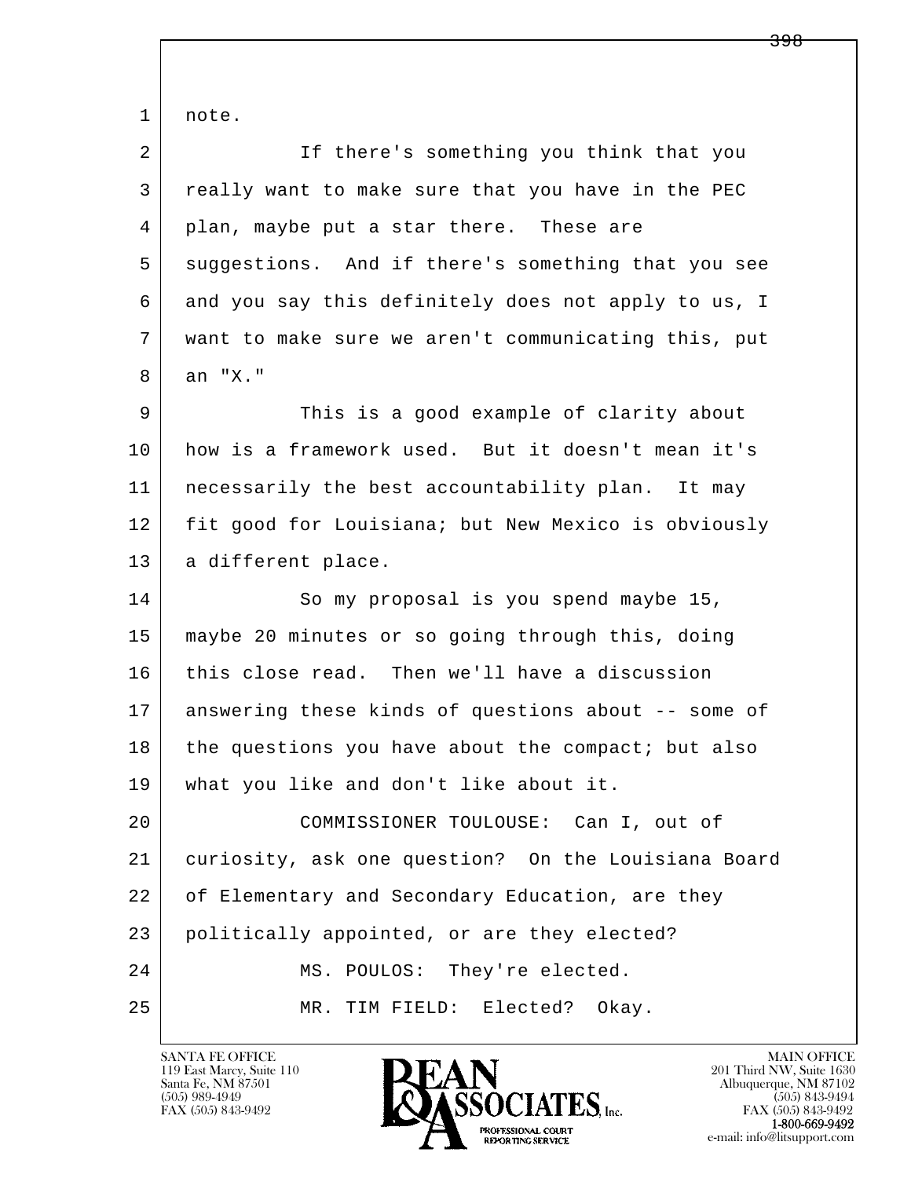note.

If there's something you think that you really want to make sure that you have in the PEC plan, maybe put a star there. These are suggestions. And if there's something that you see and you say this definitely does not apply to us, I want to make sure we aren't communicating this, put an "X."

This is a good example of clarity about how is a framework used. But it doesn't mean it's necessarily the best accountability plan. It may fit good for Louisiana; but New Mexico is obviously a different place.

So my proposal is you spend maybe 15, maybe 20 minutes or so going through this, doing this close read. Then we'll have a discussion answering these kinds of questions about -- some of the questions you have about the compact; but also what you like and don't like about it.

COMMISSIONER TOULOUSE: Can I, out of curiosity, ask one question? On the Louisiana Board of Elementary and Secondary Education, are they politically appointed, or are they elected?

MS. POULOS: They're elected.

MR. TIM FIELD: Elected? Okay.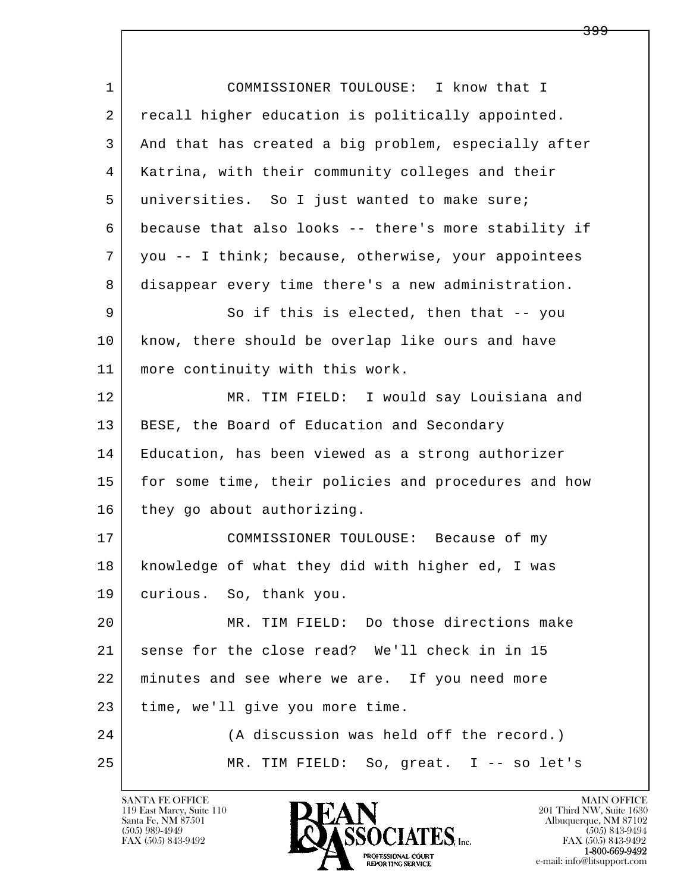1 COMMISSIONER TOULOUSE: I know that I
2 recall higher education is politically appointed.
3 And that has created a big problem, especially after
4 Katrina, with their community colleges and their
5 universities. So I just wanted to make sure;
6 because that also looks -- there's more stability if
7 you -- I think; because, otherwise, your appointees
8 disappear every time there's a new administration.
9 So if this is elected, then that -- you
10 know, there should be overlap like ours and have
11 more continuity with this work.
12 MR. TIM FIELD: I would say Louisiana and
13 BESE, the Board of Education and Secondary
14 Education, has been viewed as a strong authorizer
15 for some time, their policies and procedures and how
16 they go about authorizing.
17 COMMISSIONER TOULOUSE: Because of my
18 knowledge of what they did with higher ed, I was
19 curious. So, thank you.
20 MR. TIM FIELD: Do those directions make
21 sense for the close read? We'll check in in 15
22 minutes and see where we are. If you need more
23 time, we'll give you more time.
24 (A discussion was held off the record.)
25 MR. TIM FIELD: So, great. I -- so let's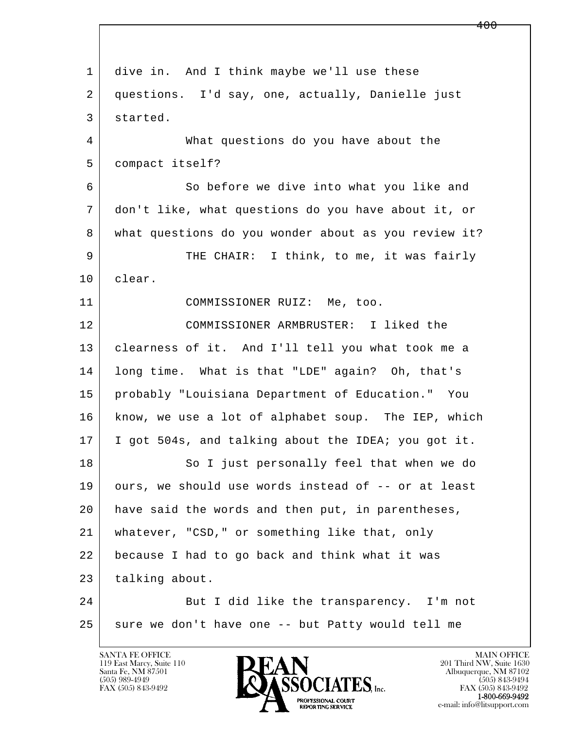dive in. And I think maybe we'll use these questions. I'd say, one, actually, Danielle just started.

What questions do you have about the compact itself?

So before we dive into what you like and don't like, what questions do you have about it, or what questions do you wonder about as you review it?

THE CHAIR: I think, to me, it was fairly clear.

COMMISSIONER RUIZ: Me, too.

COMMISSIONER ARMBRUSTER: I liked the clearness of it. And I'll tell you what took me a long time. What is that "LDE" again? Oh, that's probably "Louisiana Department of Education." You know, we use a lot of alphabet soup. The IEP, which I got 504s, and talking about the IDEA; you got it.

So I just personally feel that when we do ours, we should use words instead of -- or at least have said the words and then put, in parentheses, whatever, "CSD," or something like that, only because I had to go back and think what it was talking about.

But I did like the transparency. I'm not sure we don't have one -- but Patty would tell me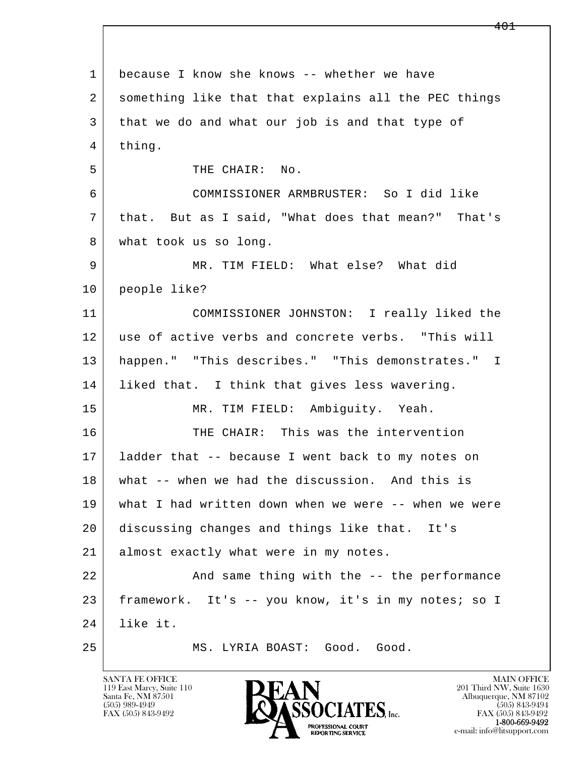1 because I know she knows -- whether we have
2 something like that that explains all the PEC things
3 that we do and what our job is and that type of
4 thing.

5 THE CHAIR: No.

6 COMMISSIONER ARMBRUSTER: So I did like
7 that. But as I said, "What does that mean?" That's
8 what took us so long.

9 MR. TIM FIELD: What else? What did
10 people like?

11 COMMISSIONER JOHNSTON: I really liked the
12 use of active verbs and concrete verbs. "This will
13 happen." "This describes." "This demonstrates." I
14 liked that. I think that gives less wavering.

15 MR. TIM FIELD: Ambiguity. Yeah.

16 THE CHAIR: This was the intervention
17 ladder that -- because I went back to my notes on
18 what -- when we had the discussion. And this is
19 what I had written down when we were -- when we were
20 discussing changes and things like that. It's
21 almost exactly what were in my notes.

22 And same thing with the -- the performance
23 framework. It's -- you know, it's in my notes; so I
24 like it.

25 MS. LYRIA BOAST: Good. Good.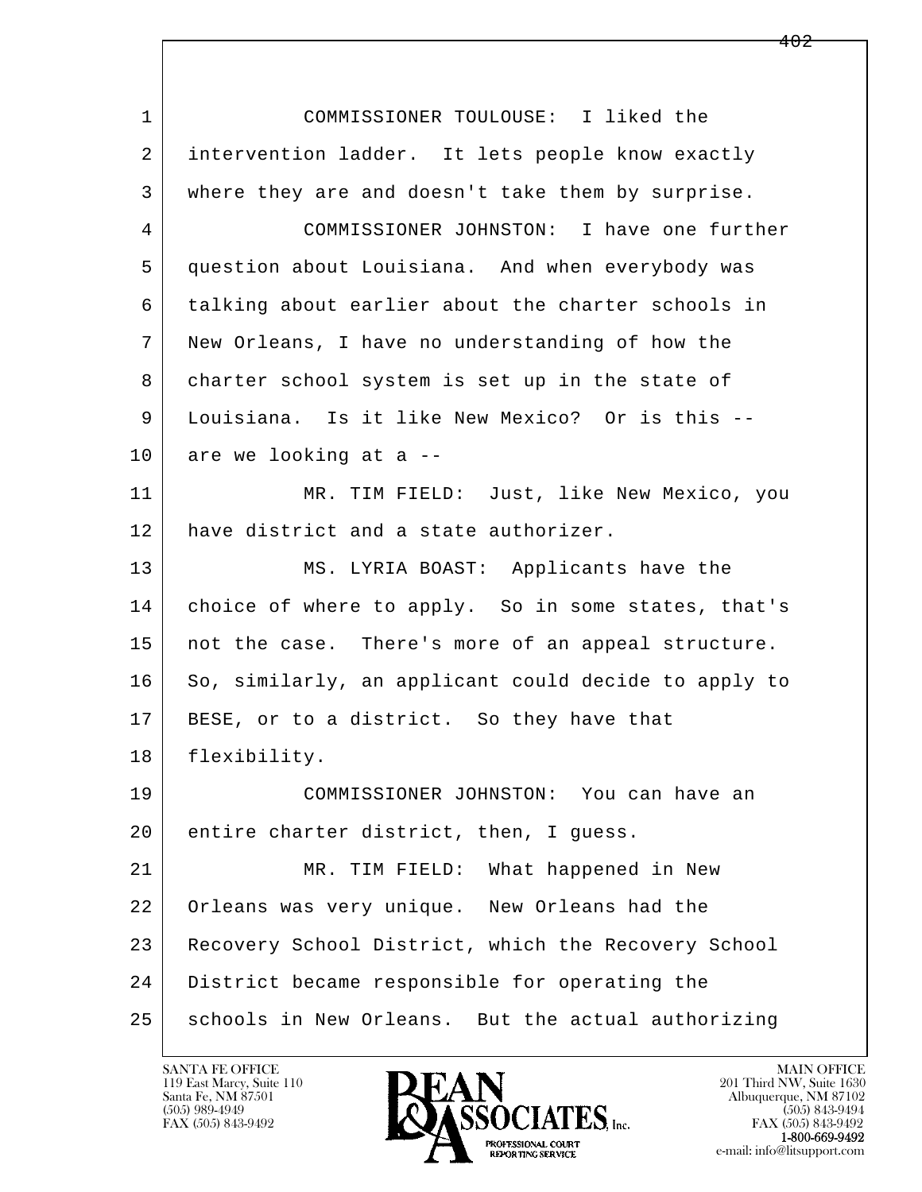1 COMMISSIONER TOULOUSE: I liked the
2 intervention ladder. It lets people know exactly
3 where they are and doesn't take them by surprise.
4 COMMISSIONER JOHNSTON: I have one further
5 question about Louisiana. And when everybody was
6 talking about earlier about the charter schools in
7 New Orleans, I have no understanding of how the
8 charter school system is set up in the state of
9 Louisiana. Is it like New Mexico? Or is this --
10 are we looking at a --
11 MR. TIM FIELD: Just, like New Mexico, you
12 have district and a state authorizer.
13 MS. LYRIA BOAST: Applicants have the
14 choice of where to apply. So in some states, that's
15 not the case. There's more of an appeal structure.
16 So, similarly, an applicant could decide to apply to
17 BESE, or to a district. So they have that
18 flexibility.
19 COMMISSIONER JOHNSTON: You can have an
20 entire charter district, then, I guess.
21 MR. TIM FIELD: What happened in New
22 Orleans was very unique. New Orleans had the
23 Recovery School District, which the Recovery School
24 District became responsible for operating the
25 schools in New Orleans. But the actual authorizing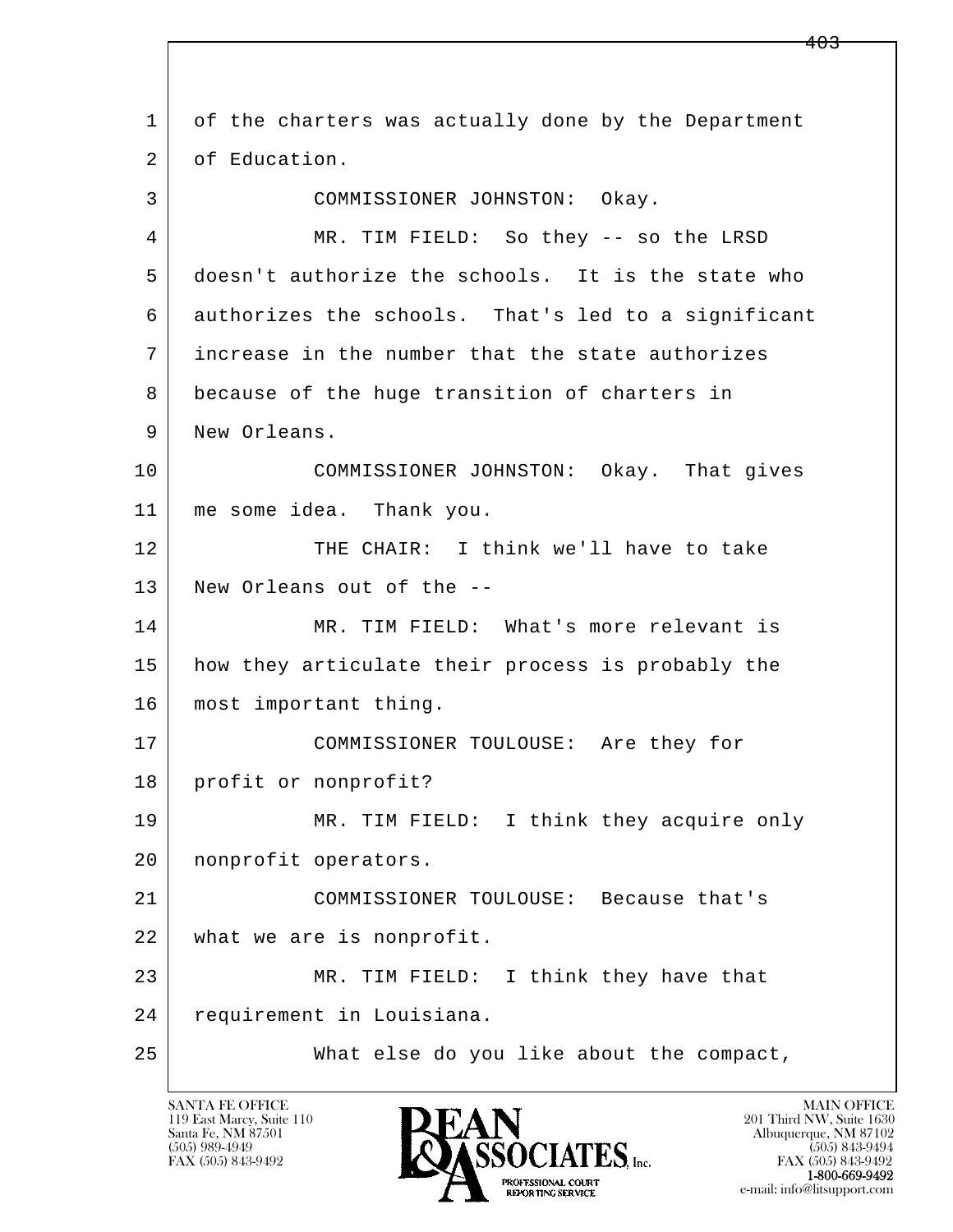1 of the charters was actually done by the Department
2 of Education.

3 COMMISSIONER JOHNSTON: Okay.

4 MR. TIM FIELD: So they -- so the LRSD
5 doesn't authorize the schools. It is the state who
6 authorizes the schools. That's led to a significant
7 increase in the number that the state authorizes
8 because of the huge transition of charters in
9 New Orleans.

10 COMMISSIONER JOHNSTON: Okay. That gives
11 me some idea. Thank you.

12 THE CHAIR: I think we'll have to take
13 New Orleans out of the --

14 MR. TIM FIELD: What's more relevant is
15 how they articulate their process is probably the
16 most important thing.

17 COMMISSIONER TOULOUSE: Are they for
18 profit or nonprofit?

19 MR. TIM FIELD: I think they acquire only
20 nonprofit operators.

21 COMMISSIONER TOULOUSE: Because that's
22 what we are is nonprofit.

23 MR. TIM FIELD: I think they have that
24 requirement in Louisiana.

25 What else do you like about the compact,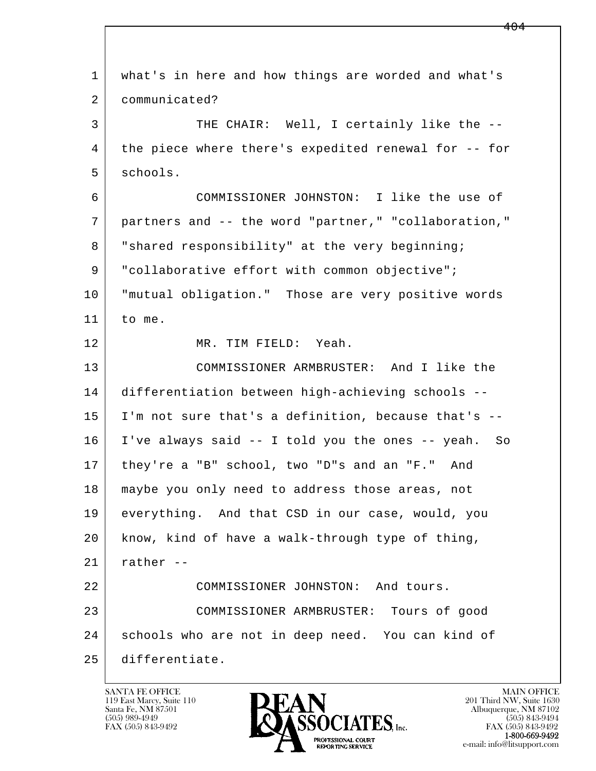1 what's in here and how things are worded and what's
2 communicated?

3 THE CHAIR: Well, I certainly like the --
4 the piece where there's expedited renewal for -- for
5 schools.

6 COMMISSIONER JOHNSTON: I like the use of
7 partners and -- the word "partner," "collaboration,"
8 "shared responsibility" at the very beginning;
9 "collaborative effort with common objective";
10 "mutual obligation." Those are very positive words
11 to me.

12 MR. TIM FIELD: Yeah.

13 COMMISSIONER ARMBRUSTER: And I like the
14 differentiation between high-achieving schools --
15 I'm not sure that's a definition, because that's --
16 I've always said -- I told you the ones -- yeah. So
17 they're a "B" school, two "D"s and an "F." And
18 maybe you only need to address those areas, not
19 everything. And that CSD in our case, would, you
20 know, kind of have a walk-through type of thing,
21 rather --

22 COMMISSIONER JOHNSTON: And tours.

23 COMMISSIONER ARMBRUSTER: Tours of good
24 schools who are not in deep need. You can kind of
25 differentiate.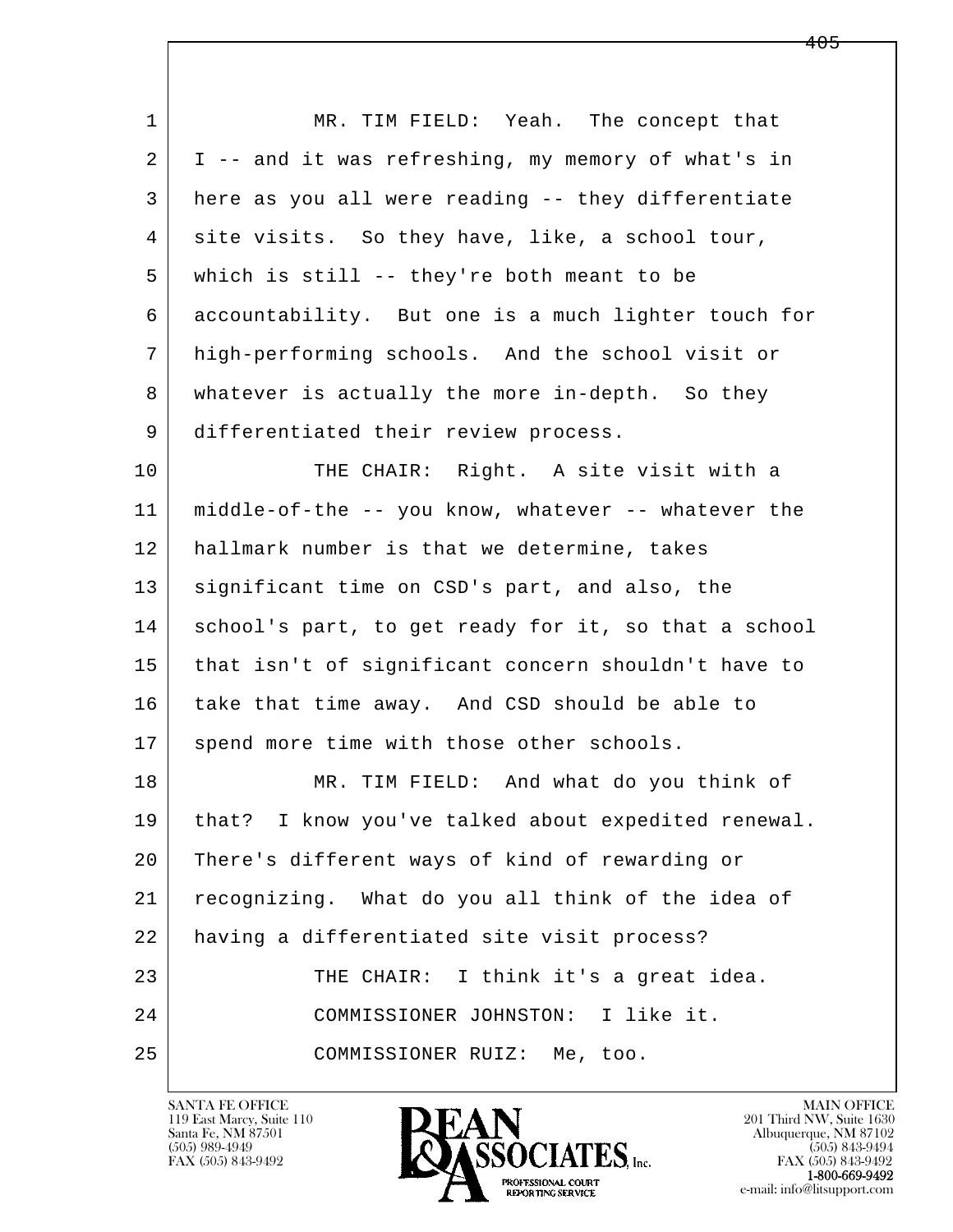MR. TIM FIELD: Yeah. The concept that I -- and it was refreshing, my memory of what's in here as you all were reading -- they differentiate site visits. So they have, like, a school tour, which is still -- they're both meant to be accountability. But one is a much lighter touch for high-performing schools. And the school visit or whatever is actually the more in-depth. So they differentiated their review process.

THE CHAIR: Right. A site visit with a middle-of-the -- you know, whatever -- whatever the hallmark number is that we determine, takes significant time on CSD's part, and also, the school's part, to get ready for it, so that a school that isn't of significant concern shouldn't have to take that time away. And CSD should be able to spend more time with those other schools.

MR. TIM FIELD: And what do you think of that? I know you've talked about expedited renewal. There's different ways of kind of rewarding or recognizing. What do you all think of the idea of having a differentiated site visit process?

THE CHAIR: I think it's a great idea.

COMMISSIONER JOHNSTON: I like it.

COMMISSIONER RUIZ: Me, too.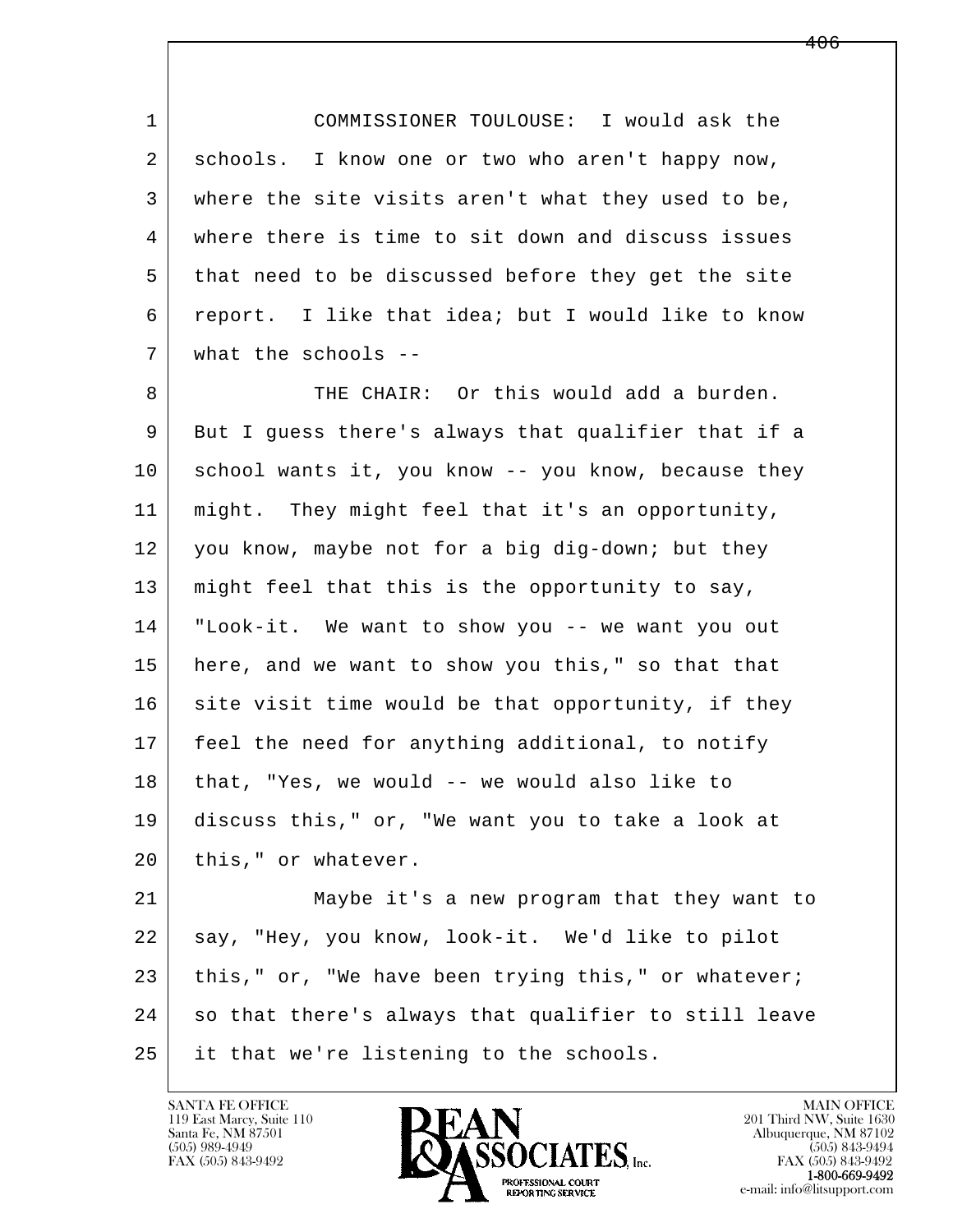COMMISSIONER TOULOUSE: I would ask the schools. I know one or two who aren't happy now, where the site visits aren't what they used to be, where there is time to sit down and discuss issues that need to be discussed before they get the site report. I like that idea; but I would like to know what the schools --

THE CHAIR: Or this would add a burden. But I guess there's always that qualifier that if a school wants it, you know -- you know, because they might. They might feel that it's an opportunity, you know, maybe not for a big dig-down; but they might feel that this is the opportunity to say, "Look-it. We want to show you -- we want you out here, and we want to show you this," so that that site visit time would be that opportunity, if they feel the need for anything additional, to notify that, "Yes, we would -- we would also like to discuss this," or, "We want you to take a look at this," or whatever.

Maybe it's a new program that they want to say, "Hey, you know, look-it. We'd like to pilot this," or, "We have been trying this," or whatever; so that there's always that qualifier to still leave it that we're listening to the schools.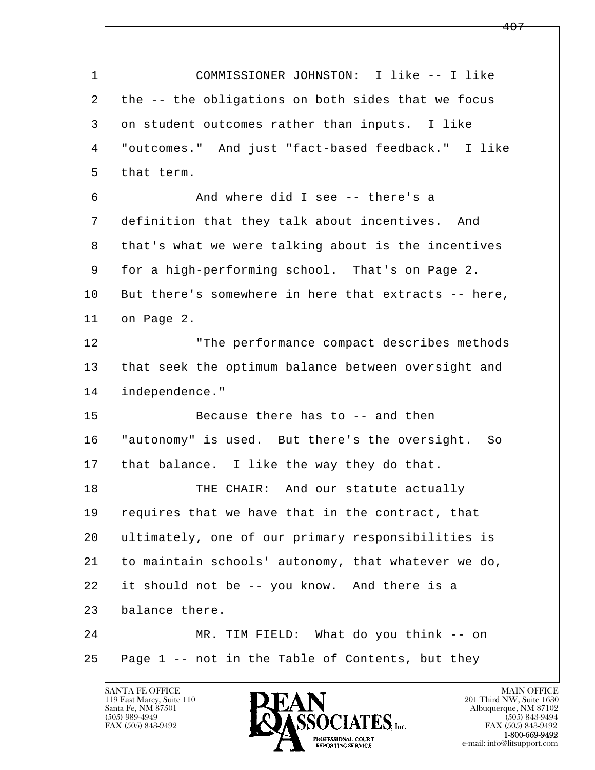COMMISSIONER JOHNSTON: I like -- I like the -- the obligations on both sides that we focus on student outcomes rather than inputs. I like "outcomes." And just "fact-based feedback." I like that term.

And where did I see -- there's a definition that they talk about incentives. And that's what we were talking about is the incentives for a high-performing school. That's on Page 2. But there's somewhere in here that extracts -- here, on Page 2.

"The performance compact describes methods that seek the optimum balance between oversight and independence."

Because there has to -- and then "autonomy" is used. But there's the oversight. So that balance. I like the way they do that.

THE CHAIR: And our statute actually requires that we have that in the contract, that ultimately, one of our primary responsibilities is to maintain schools' autonomy, that whatever we do, it should not be -- you know. And there is a balance there.

MR. TIM FIELD: What do you think -- on Page 1 -- not in the Table of Contents, but they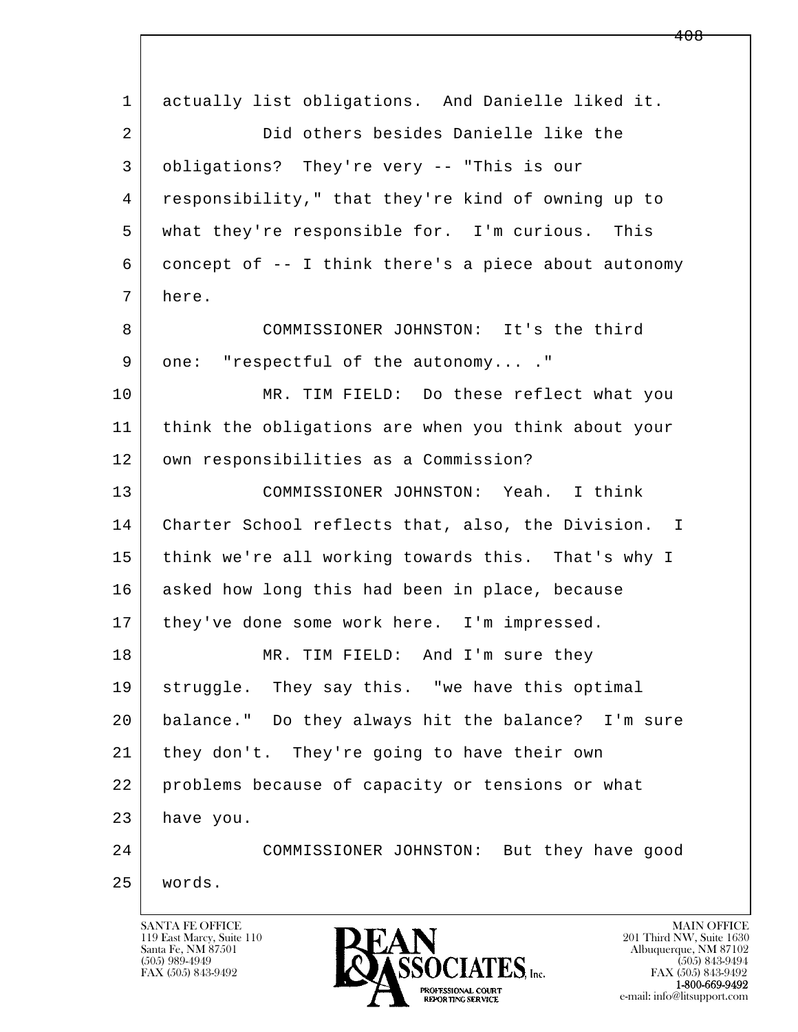actually list obligations. And Danielle liked it.

Did others besides Danielle like the obligations? They're very -- "This is our responsibility," that they're kind of owning up to what they're responsible for. I'm curious. This concept of -- I think there's a piece about autonomy here.

COMMISSIONER JOHNSTON: It's the third one: "respectful of the autonomy... ."

MR. TIM FIELD: Do these reflect what you think the obligations are when you think about your own responsibilities as a Commission?

COMMISSIONER JOHNSTON: Yeah. I think Charter School reflects that, also, the Division. I think we're all working towards this. That's why I asked how long this had been in place, because they've done some work here. I'm impressed.

MR. TIM FIELD: And I'm sure they struggle. They say this. "we have this optimal balance." Do they always hit the balance? I'm sure they don't. They're going to have their own problems because of capacity or tensions or what have you.

COMMISSIONER JOHNSTON: But they have good words.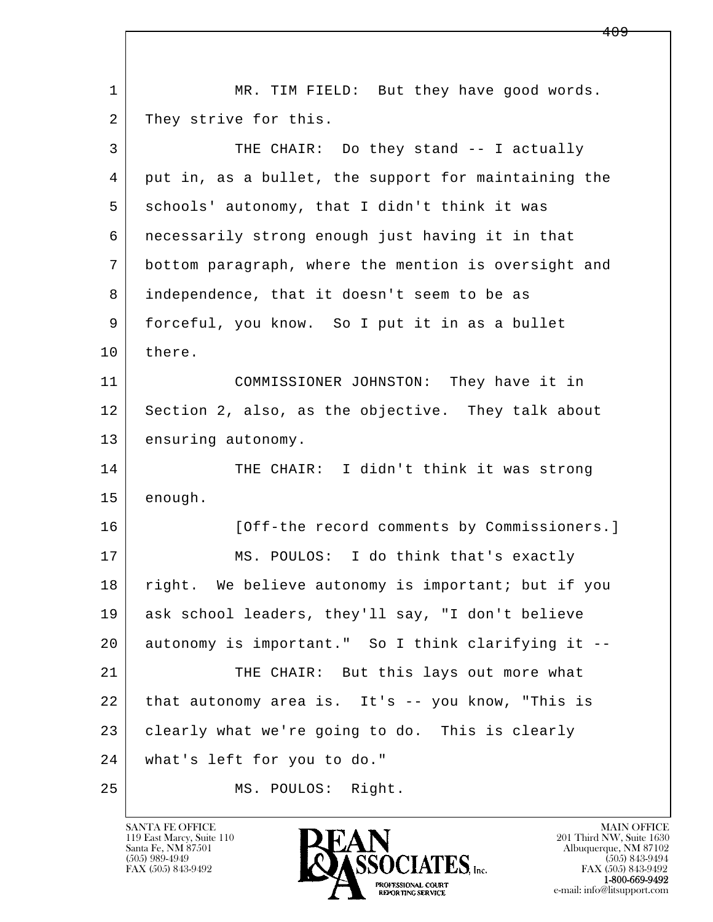1 MR. TIM FIELD: But they have good words.
2 They strive for this.
3 THE CHAIR: Do they stand -- I actually
4 put in, as a bullet, the support for maintaining the
5 schools' autonomy, that I didn't think it was
6 necessarily strong enough just having it in that
7 bottom paragraph, where the mention is oversight and
8 independence, that it doesn't seem to be as
9 forceful, you know. So I put it in as a bullet
10 there.
11 COMMISSIONER JOHNSTON: They have it in
12 Section 2, also, as the objective. They talk about
13 ensuring autonomy.
14 THE CHAIR: I didn't think it was strong
15 enough.
16 [Off-the record comments by Commissioners.]
17 MS. POULOS: I do think that's exactly
18 right. We believe autonomy is important; but if you
19 ask school leaders, they'll say, "I don't believe
20 autonomy is important." So I think clarifying it --
21 THE CHAIR: But this lays out more what
22 that autonomy area is. It's -- you know, "This is
23 clearly what we're going to do. This is clearly
24 what's left for you to do."
25 MS. POULOS: Right.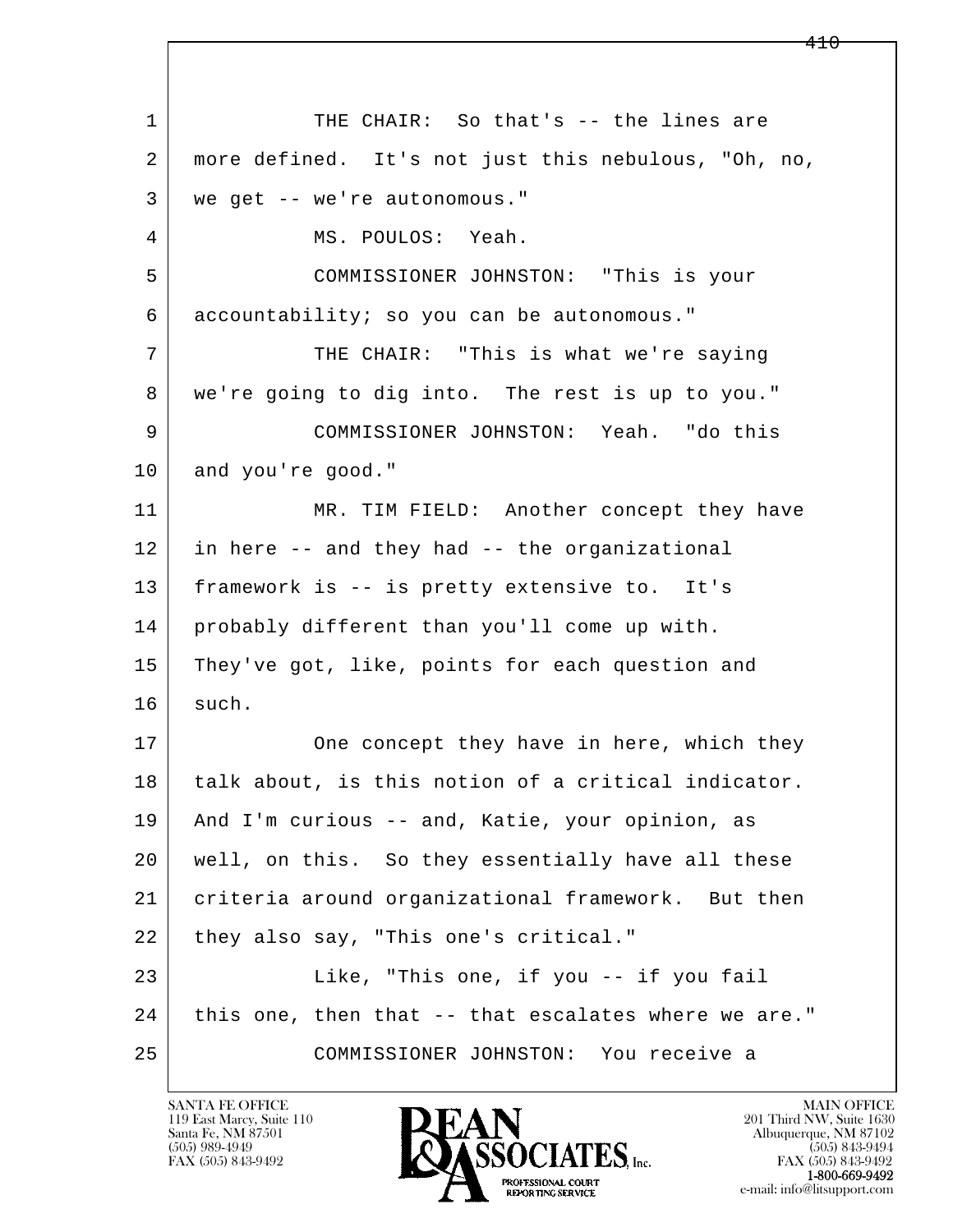1 THE CHAIR: So that's -- the lines are
2 more defined. It's not just this nebulous, "Oh, no,
3 we get -- we're autonomous."
4 MS. POULOS: Yeah.
5 COMMISSIONER JOHNSTON: "This is your
6 accountability; so you can be autonomous."
7 THE CHAIR: "This is what we're saying
8 we're going to dig into. The rest is up to you."
9 COMMISSIONER JOHNSTON: Yeah. "do this
10 and you're good."
11 MR. TIM FIELD: Another concept they have
12 in here -- and they had -- the organizational
13 framework is -- is pretty extensive to. It's
14 probably different than you'll come up with.
15 They've got, like, points for each question and
16 such.
17 One concept they have in here, which they
18 talk about, is this notion of a critical indicator.
19 And I'm curious -- and, Katie, your opinion, as
20 well, on this. So they essentially have all these
21 criteria around organizational framework. But then
22 they also say, "This one's critical."
23 Like, "This one, if you -- if you fail
24 this one, then that -- that escalates where we are."
25 COMMISSIONER JOHNSTON: You receive a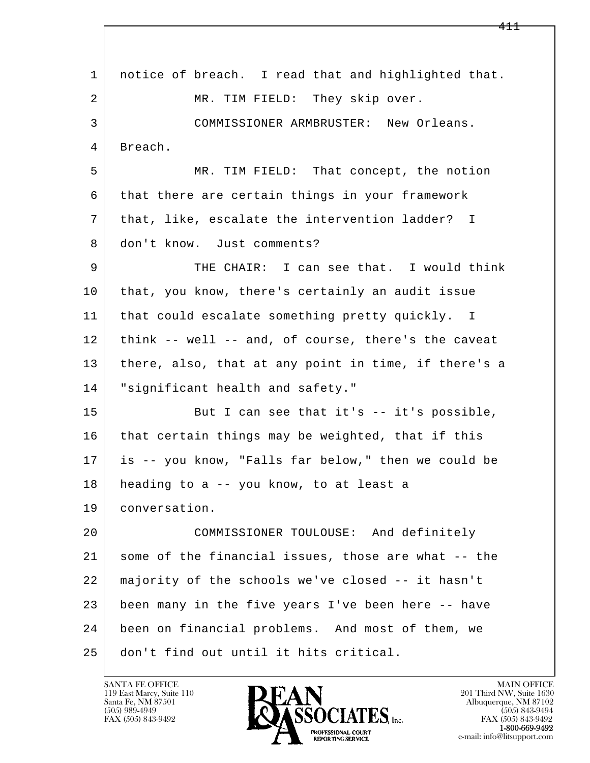notice of breach. I read that and highlighted that.

MR. TIM FIELD: They skip over.

COMMISSIONER ARMBRUSTER: New Orleans. Breach.

MR. TIM FIELD: That concept, the notion that there are certain things in your framework that, like, escalate the intervention ladder? I don't know. Just comments?

THE CHAIR: I can see that. I would think that, you know, there's certainly an audit issue that could escalate something pretty quickly. I think -- well -- and, of course, there's the caveat there, also, that at any point in time, if there's a "significant health and safety."

But I can see that it's -- it's possible, that certain things may be weighted, that if this is -- you know, "Falls far below," then we could be heading to a -- you know, to at least a conversation.

COMMISSIONER TOULOUSE: And definitely some of the financial issues, those are what -- the majority of the schools we've closed -- it hasn't been many in the five years I've been here -- have been on financial problems. And most of them, we don't find out until it hits critical.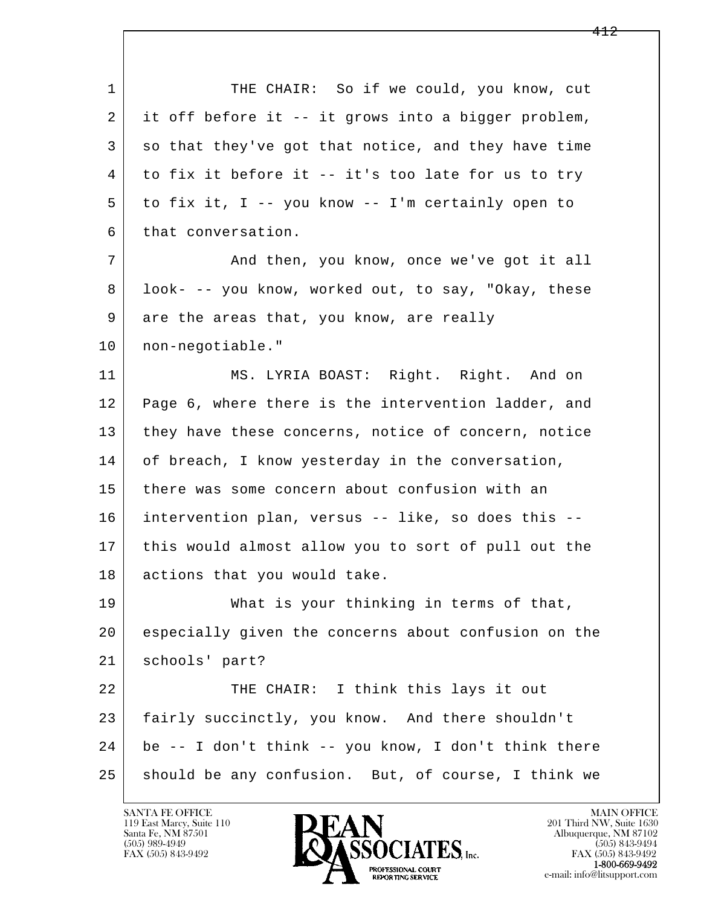THE CHAIR: So if we could, you know, cut it off before it -- it grows into a bigger problem, so that they've got that notice, and they have time to fix it before it -- it's too late for us to try to fix it, I -- you know -- I'm certainly open to that conversation.

And then, you know, once we've got it all look- -- you know, worked out, to say, "Okay, these are the areas that, you know, are really non-negotiable."

MS. LYRIA BOAST: Right. Right. And on Page 6, where there is the intervention ladder, and they have these concerns, notice of concern, notice of breach, I know yesterday in the conversation, there was some concern about confusion with an intervention plan, versus -- like, so does this -- this would almost allow you to sort of pull out the actions that you would take.

What is your thinking in terms of that, especially given the concerns about confusion on the schools' part?

THE CHAIR: I think this lays it out fairly succinctly, you know. And there shouldn't be -- I don't think -- you know, I don't think there should be any confusion. But, of course, I think we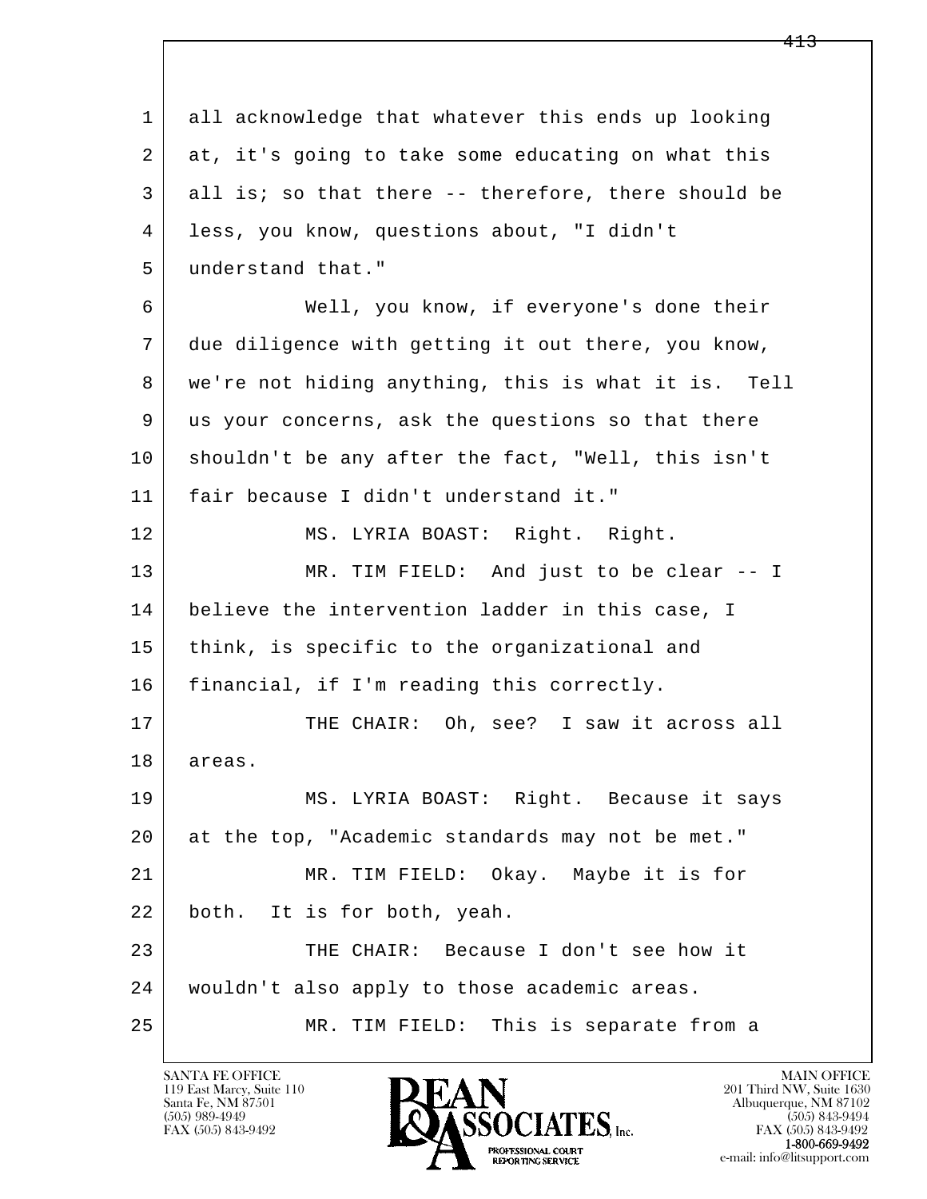1 all acknowledge that whatever this ends up looking
2 at, it's going to take some educating on what this
3 all is; so that there -- therefore, there should be
4 less, you know, questions about, "I didn't
5 understand that."

6 Well, you know, if everyone's done their
7 due diligence with getting it out there, you know,
8 we're not hiding anything, this is what it is. Tell
9 us your concerns, ask the questions so that there
10 shouldn't be any after the fact, "Well, this isn't
11 fair because I didn't understand it."

12 MS. LYRIA BOAST: Right. Right.

13 MR. TIM FIELD: And just to be clear -- I
14 believe the intervention ladder in this case, I
15 think, is specific to the organizational and
16 financial, if I'm reading this correctly.

17 THE CHAIR: Oh, see? I saw it across all
18 areas.

19 MS. LYRIA BOAST: Right. Because it says
20 at the top, "Academic standards may not be met."

21 MR. TIM FIELD: Okay. Maybe it is for
22 both. It is for both, yeah.

23 THE CHAIR: Because I don't see how it
24 wouldn't also apply to those academic areas.

25 MR. TIM FIELD: This is separate from a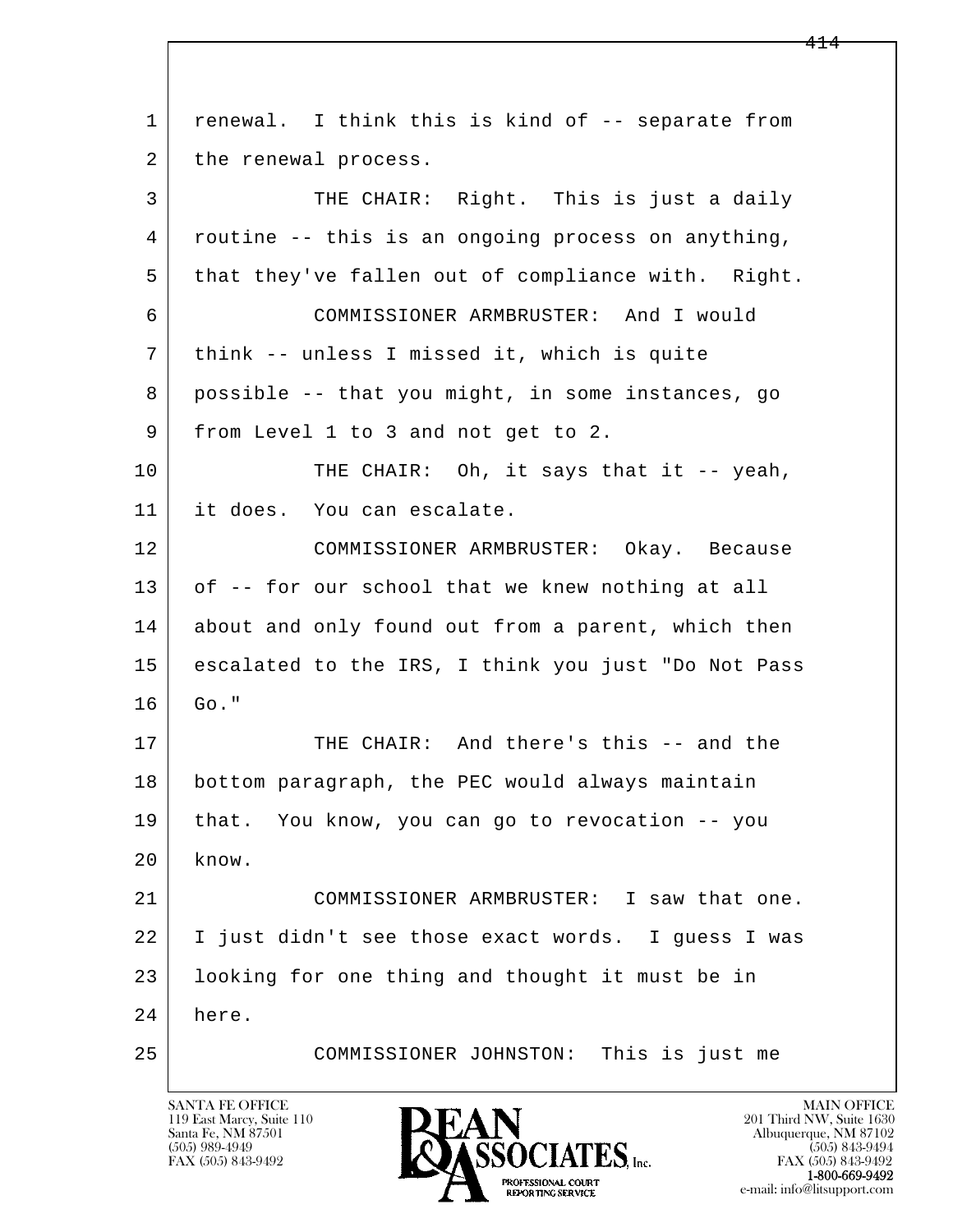1 renewal. I think this is kind of -- separate from
2 the renewal process.
3 THE CHAIR: Right. This is just a daily
4 routine -- this is an ongoing process on anything,
5 that they've fallen out of compliance with. Right.
6 COMMISSIONER ARMBRUSTER: And I would
7 think -- unless I missed it, which is quite
8 possible -- that you might, in some instances, go
9 from Level 1 to 3 and not get to 2.
10 THE CHAIR: Oh, it says that it -- yeah,
11 it does. You can escalate.
12 COMMISSIONER ARMBRUSTER: Okay. Because
13 of -- for our school that we knew nothing at all
14 about and only found out from a parent, which then
15 escalated to the IRS, I think you just "Do Not Pass
16 Go."
17 THE CHAIR: And there's this -- and the
18 bottom paragraph, the PEC would always maintain
19 that. You know, you can go to revocation -- you
20 know.
21 COMMISSIONER ARMBRUSTER: I saw that one.
22 I just didn't see those exact words. I guess I was
23 looking for one thing and thought it must be in
24 here.
25 COMMISSIONER JOHNSTON: This is just me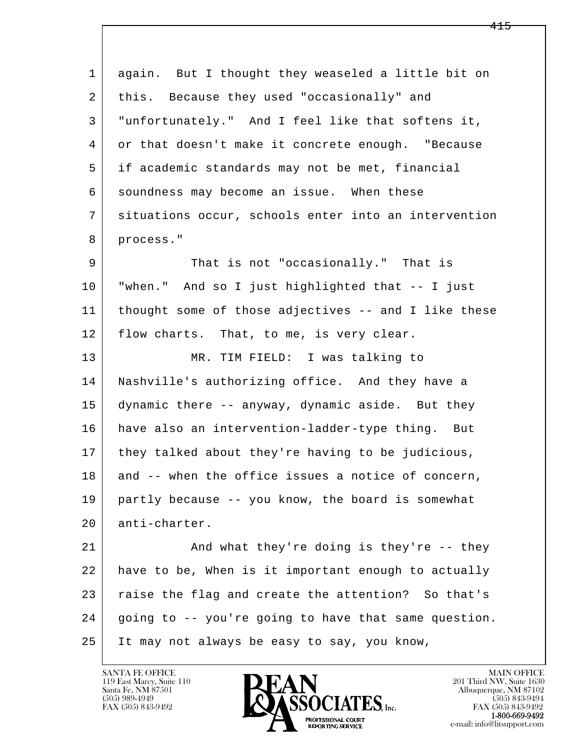again. But I thought they weaseled a little bit on this. Because they used "occasionally" and "unfortunately." And I feel like that softens it, or that doesn't make it concrete enough. "Because if academic standards may not be met, financial soundness may become an issue. When these situations occur, schools enter into an intervention process."

That is not "occasionally." That is "when." And so I just highlighted that -- I just thought some of those adjectives -- and I like these flow charts. That, to me, is very clear.

MR. TIM FIELD: I was talking to Nashville's authorizing office. And they have a dynamic there -- anyway, dynamic aside. But they have also an intervention-ladder-type thing. But they talked about they're having to be judicious, and -- when the office issues a notice of concern, partly because -- you know, the board is somewhat anti-charter.

And what they're doing is they're -- they have to be, When is it important enough to actually raise the flag and create the attention? So that's going to -- you're going to have that same question. It may not always be easy to say, you know,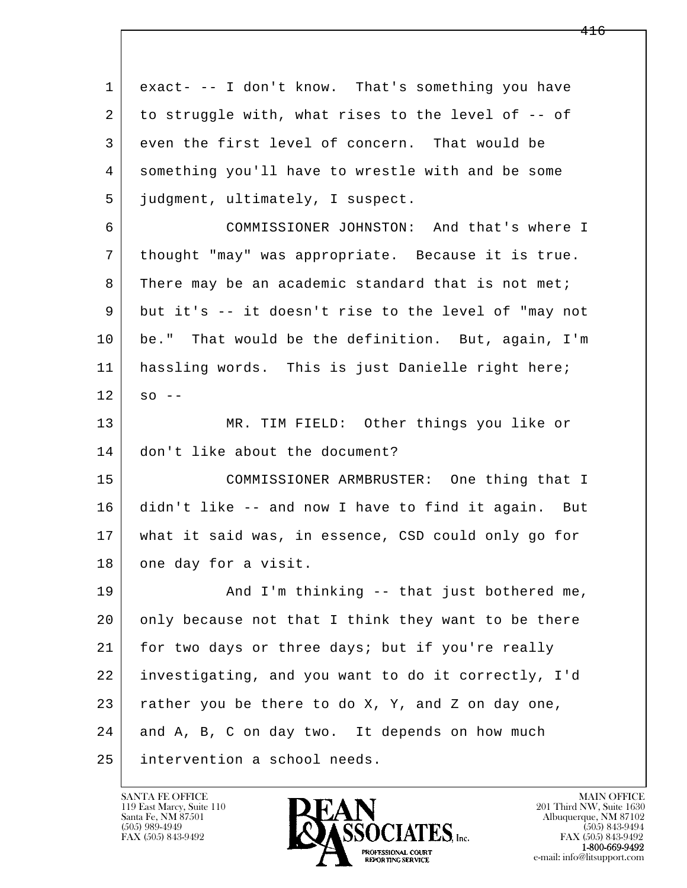exact- -- I don't know. That's something you have to struggle with, what rises to the level of -- of even the first level of concern. That would be something you'll have to wrestle with and be some judgment, ultimately, I suspect.

COMMISSIONER JOHNSTON: And that's where I thought "may" was appropriate. Because it is true. There may be an academic standard that is not met; but it's -- it doesn't rise to the level of "may not be." That would be the definition. But, again, I'm hassling words. This is just Danielle right here; so --

MR. TIM FIELD: Other things you like or don't like about the document?

COMMISSIONER ARMBRUSTER: One thing that I didn't like -- and now I have to find it again. But what it said was, in essence, CSD could only go for one day for a visit.

And I'm thinking -- that just bothered me, only because not that I think they want to be there for two days or three days; but if you're really investigating, and you want to do it correctly, I'd rather you be there to do X, Y, and Z on day one, and A, B, C on day two. It depends on how much intervention a school needs.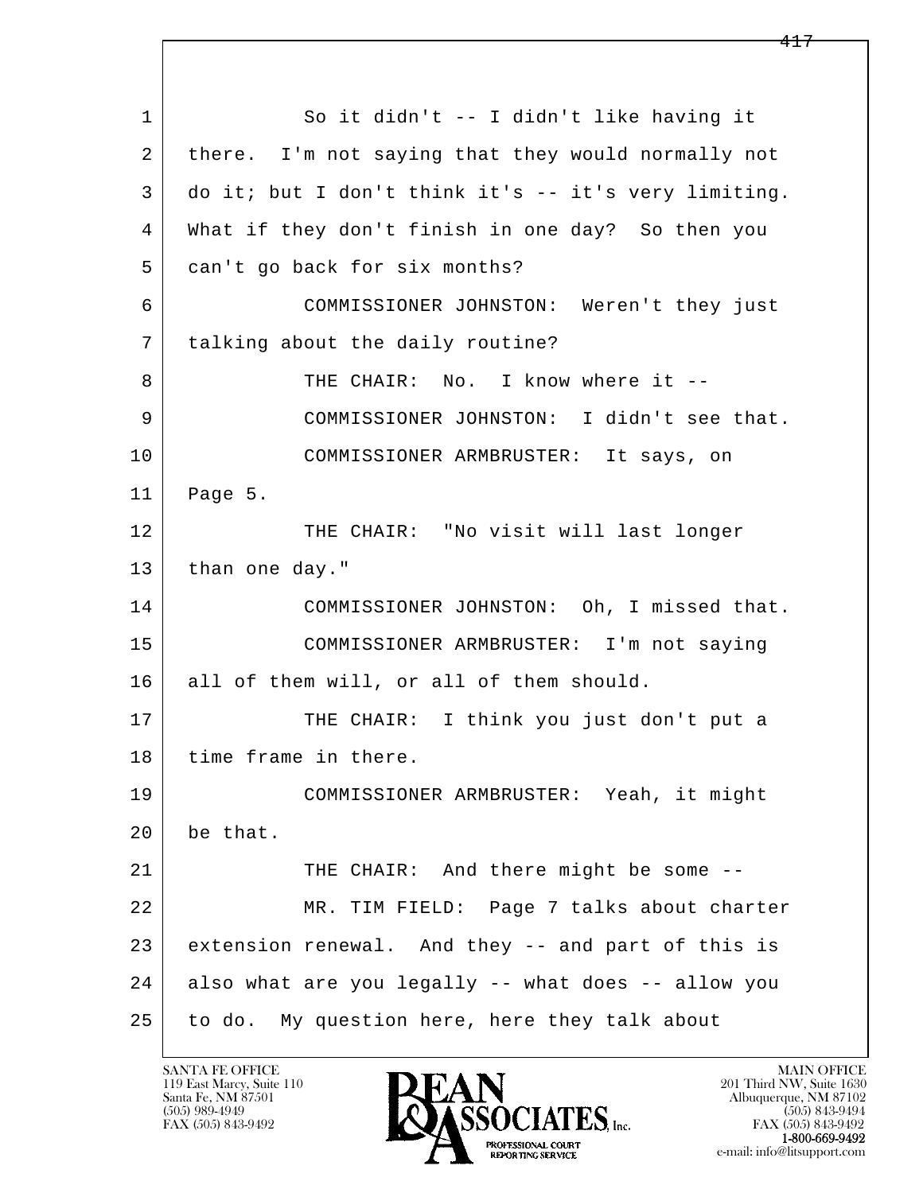1 So it didn't -- I didn't like having it
2 there. I'm not saying that they would normally not
3 do it; but I don't think it's -- it's very limiting.
4 What if they don't finish in one day? So then you
5 can't go back for six months?
6 COMMISSIONER JOHNSTON: Weren't they just
7 talking about the daily routine?
8 THE CHAIR: No. I know where it --
9 COMMISSIONER JOHNSTON: I didn't see that.
10 COMMISSIONER ARMBRUSTER: It says, on
11 Page 5.
12 THE CHAIR: "No visit will last longer
13 than one day."
14 COMMISSIONER JOHNSTON: Oh, I missed that.
15 COMMISSIONER ARMBRUSTER: I'm not saying
16 all of them will, or all of them should.
17 THE CHAIR: I think you just don't put a
18 time frame in there.
19 COMMISSIONER ARMBRUSTER: Yeah, it might
20 be that.
21 THE CHAIR: And there might be some --
22 MR. TIM FIELD: Page 7 talks about charter
23 extension renewal. And they -- and part of this is
24 also what are you legally -- what does -- allow you
25 to do. My question here, here they talk about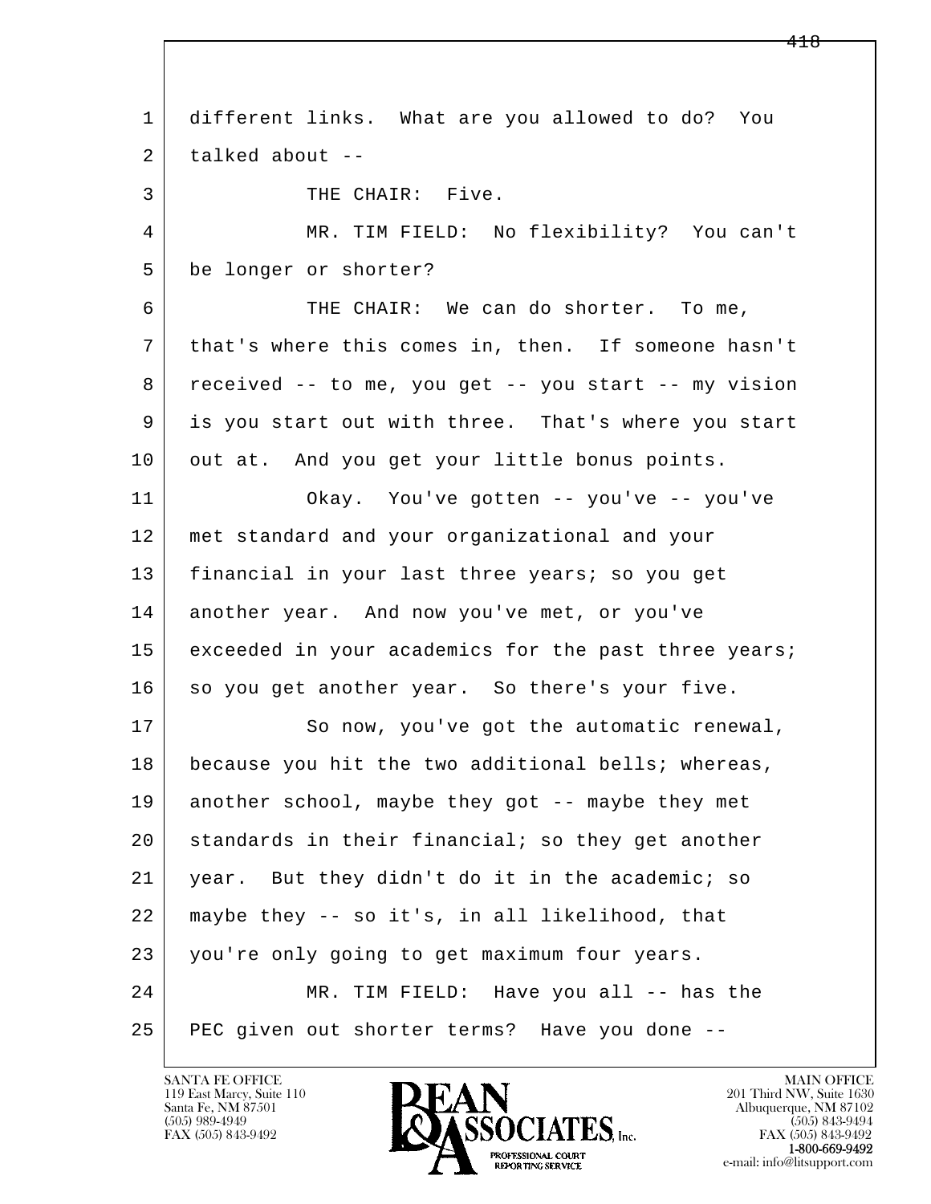different links. What are you allowed to do? You talked about --

THE CHAIR: Five.

MR. TIM FIELD: No flexibility? You can't be longer or shorter?

THE CHAIR: We can do shorter. To me, that's where this comes in, then. If someone hasn't received -- to me, you get -- you start -- my vision is you start out with three. That's where you start out at. And you get your little bonus points.

Okay. You've gotten -- you've -- you've met standard and your organizational and your financial in your last three years; so you get another year. And now you've met, or you've exceeded in your academics for the past three years; so you get another year. So there's your five.

So now, you've got the automatic renewal, because you hit the two additional bells; whereas, another school, maybe they got -- maybe they met standards in their financial; so they get another year. But they didn't do it in the academic; so maybe they -- so it's, in all likelihood, that you're only going to get maximum four years.

MR. TIM FIELD: Have you all -- has the PEC given out shorter terms? Have you done --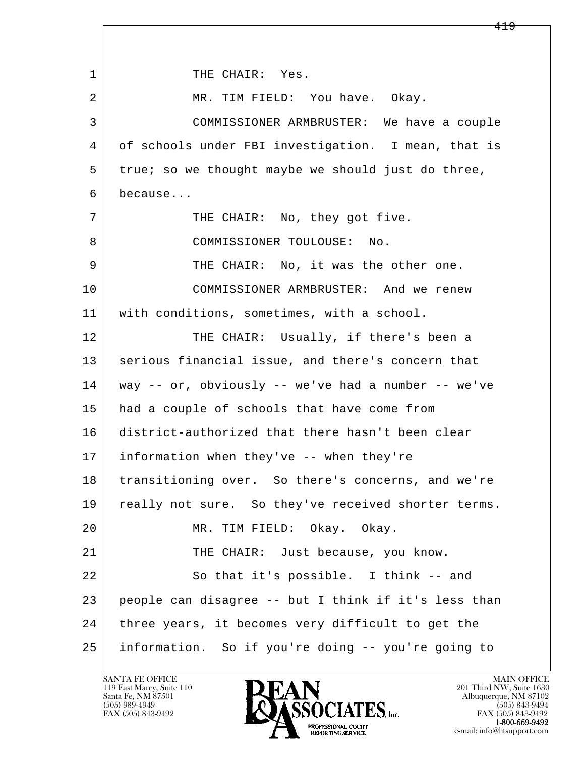THE CHAIR: Yes.

MR. TIM FIELD: You have. Okay.

COMMISSIONER ARMBRUSTER: We have a couple of schools under FBI investigation. I mean, that is true; so we thought maybe we should just do three, because...

THE CHAIR: No, they got five.

COMMISSIONER TOULOUSE: No.

THE CHAIR: No, it was the other one.

COMMISSIONER ARMBRUSTER: And we renew with conditions, sometimes, with a school.

THE CHAIR: Usually, if there's been a serious financial issue, and there's concern that way -- or, obviously -- we've had a number -- we've had a couple of schools that have come from district-authorized that there hasn't been clear information when they've -- when they're transitioning over. So there's concerns, and we're really not sure. So they've received shorter terms.

MR. TIM FIELD: Okay. Okay.

THE CHAIR: Just because, you know.

So that it's possible. I think -- and people can disagree -- but I think if it's less than three years, it becomes very difficult to get the information. So if you're doing -- you're going to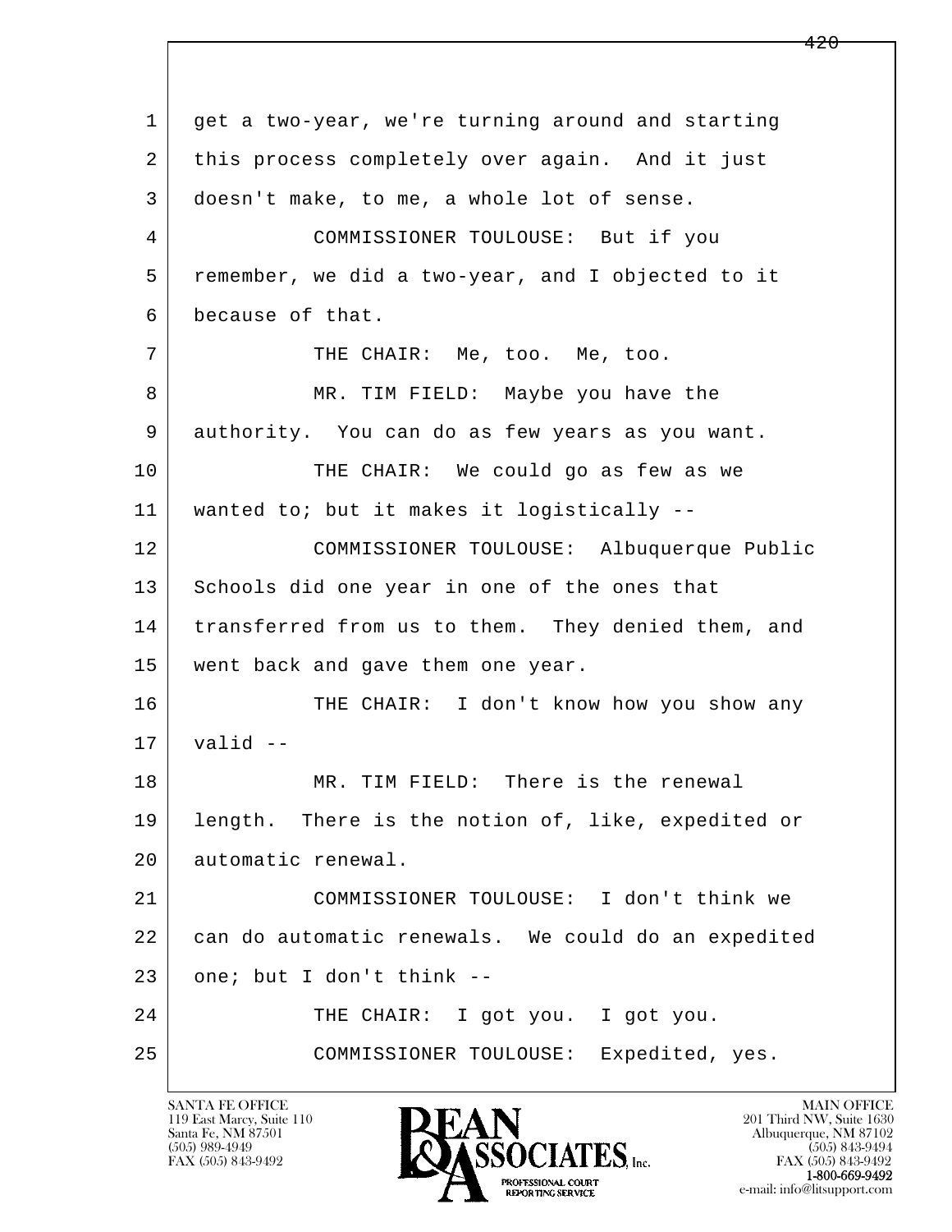get a two-year, we're turning around and starting this process completely over again. And it just doesn't make, to me, a whole lot of sense.

COMMISSIONER TOULOUSE: But if you remember, we did a two-year, and I objected to it because of that.

THE CHAIR: Me, too. Me, too.

MR. TIM FIELD: Maybe you have the authority. You can do as few years as you want.

THE CHAIR: We could go as few as we wanted to; but it makes it logistically --

COMMISSIONER TOULOUSE: Albuquerque Public Schools did one year in one of the ones that transferred from us to them. They denied them, and went back and gave them one year.

THE CHAIR: I don't know how you show any valid --

MR. TIM FIELD: There is the renewal length. There is the notion of, like, expedited or automatic renewal.

COMMISSIONER TOULOUSE: I don't think we can do automatic renewals. We could do an expedited one; but I don't think --

THE CHAIR: I got you. I got you.

COMMISSIONER TOULOUSE: Expedited, yes.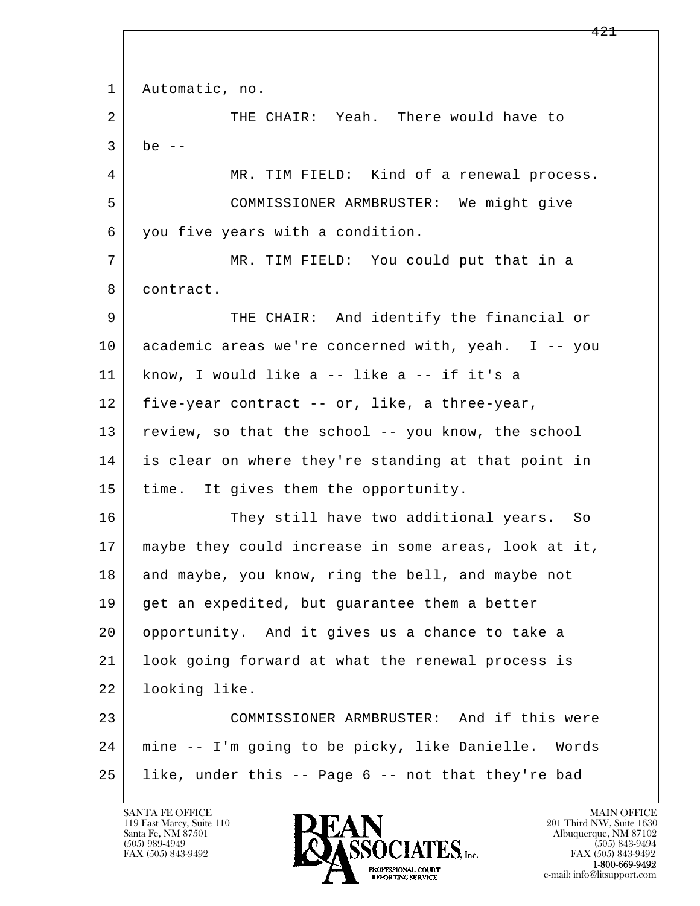Automatic, no.

THE CHAIR: Yeah. There would have to be --

MR. TIM FIELD: Kind of a renewal process.

COMMISSIONER ARMBRUSTER: We might give you five years with a condition.

MR. TIM FIELD: You could put that in a contract.

THE CHAIR: And identify the financial or academic areas we're concerned with, yeah. I -- you know, I would like a -- like a -- if it's a five-year contract -- or, like, a three-year, review, so that the school -- you know, the school is clear on where they're standing at that point in time. It gives them the opportunity.

They still have two additional years. So maybe they could increase in some areas, look at it, and maybe, you know, ring the bell, and maybe not get an expedited, but guarantee them a better opportunity. And it gives us a chance to take a look going forward at what the renewal process is looking like.

COMMISSIONER ARMBRUSTER: And if this were mine -- I'm going to be picky, like Danielle. Words like, under this -- Page 6 -- not that they're bad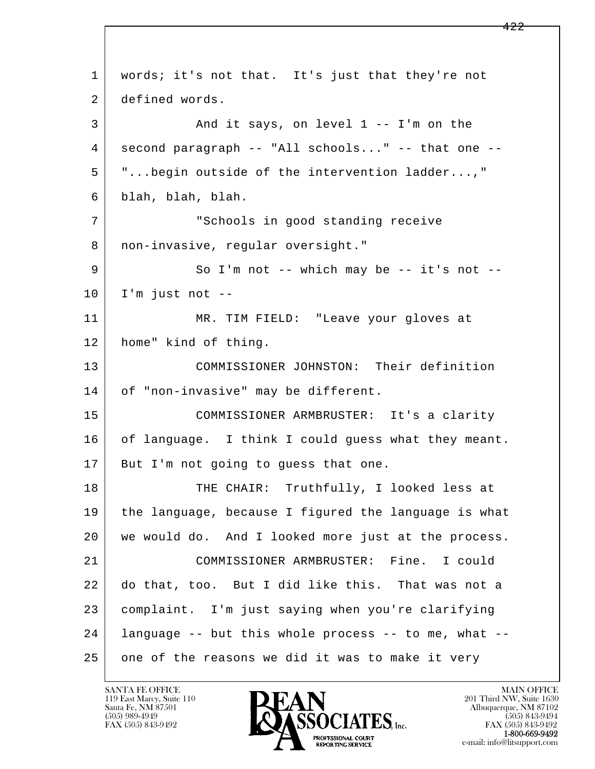1 words; it's not that. It's just that they're not
2 defined words.
3 And it says, on level 1 -- I'm on the
4 second paragraph -- "All schools..." -- that one --
5 "...begin outside of the intervention ladder...,"
6 blah, blah, blah.
7 "Schools in good standing receive
8 non-invasive, regular oversight."
9 So I'm not -- which may be -- it's not --
10 I'm just not --
11 MR. TIM FIELD: "Leave your gloves at
12 home" kind of thing.
13 COMMISSIONER JOHNSTON: Their definition
14 of "non-invasive" may be different.
15 COMMISSIONER ARMBRUSTER: It's a clarity
16 of language. I think I could guess what they meant.
17 But I'm not going to guess that one.
18 THE CHAIR: Truthfully, I looked less at
19 the language, because I figured the language is what
20 we would do. And I looked more just at the process.
21 COMMISSIONER ARMBRUSTER: Fine. I could
22 do that, too. But I did like this. That was not a
23 complaint. I'm just saying when you're clarifying
24 language -- but this whole process -- to me, what --
25 one of the reasons we did it was to make it very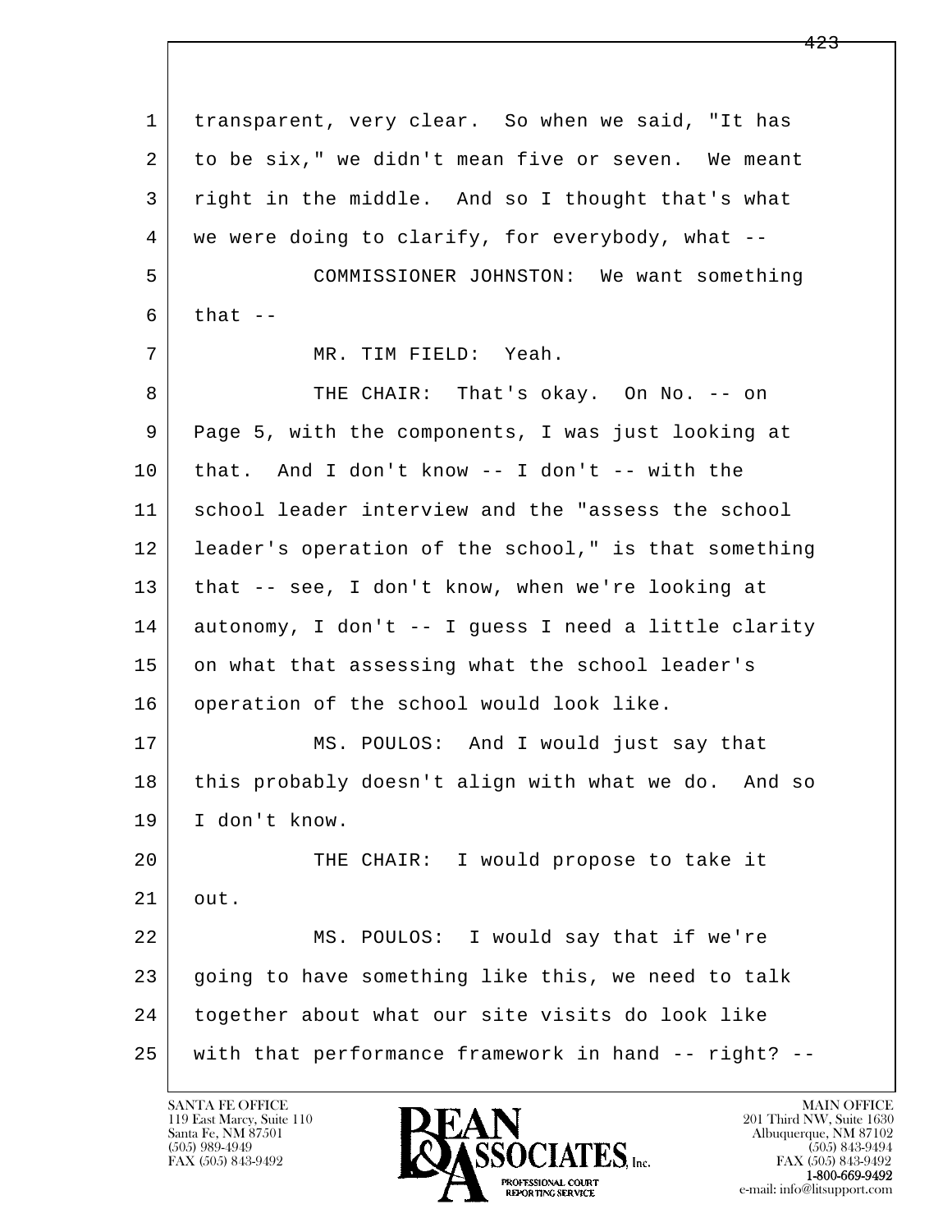1 transparent, very clear. So when we said, "It has
2 to be six," we didn't mean five or seven. We meant
3 right in the middle. And so I thought that's what
4 we were doing to clarify, for everybody, what --
5 COMMISSIONER JOHNSTON: We want something
6 that --
7 MR. TIM FIELD: Yeah.
8 THE CHAIR: That's okay. On No. -- on
9 Page 5, with the components, I was just looking at
10 that. And I don't know -- I don't -- with the
11 school leader interview and the "assess the school
12 leader's operation of the school," is that something
13 that -- see, I don't know, when we're looking at
14 autonomy, I don't -- I guess I need a little clarity
15 on what that assessing what the school leader's
16 operation of the school would look like.
17 MS. POULOS: And I would just say that
18 this probably doesn't align with what we do. And so
19 I don't know.
20 THE CHAIR: I would propose to take it
21 out.
22 MS. POULOS: I would say that if we're
23 going to have something like this, we need to talk
24 together about what our site visits do look like
25 with that performance framework in hand -- right? --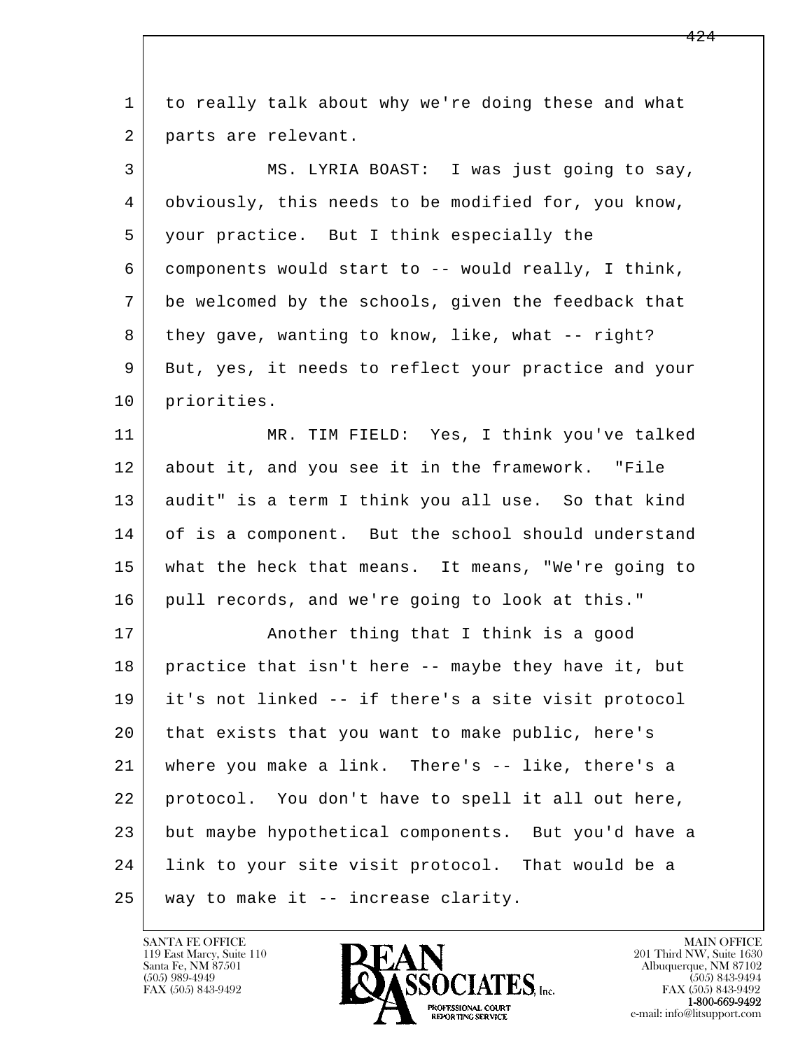to really talk about why we're doing these and what parts are relevant.

MS. LYRIA BOAST: I was just going to say, obviously, this needs to be modified for, you know, your practice. But I think especially the components would start to -- would really, I think, be welcomed by the schools, given the feedback that they gave, wanting to know, like, what -- right? But, yes, it needs to reflect your practice and your priorities.

MR. TIM FIELD: Yes, I think you've talked about it, and you see it in the framework. "File audit" is a term I think you all use. So that kind of is a component. But the school should understand what the heck that means. It means, "We're going to pull records, and we're going to look at this."

Another thing that I think is a good practice that isn't here -- maybe they have it, but it's not linked -- if there's a site visit protocol that exists that you want to make public, here's where you make a link. There's -- like, there's a protocol. You don't have to spell it all out here, but maybe hypothetical components. But you'd have a link to your site visit protocol. That would be a way to make it -- increase clarity.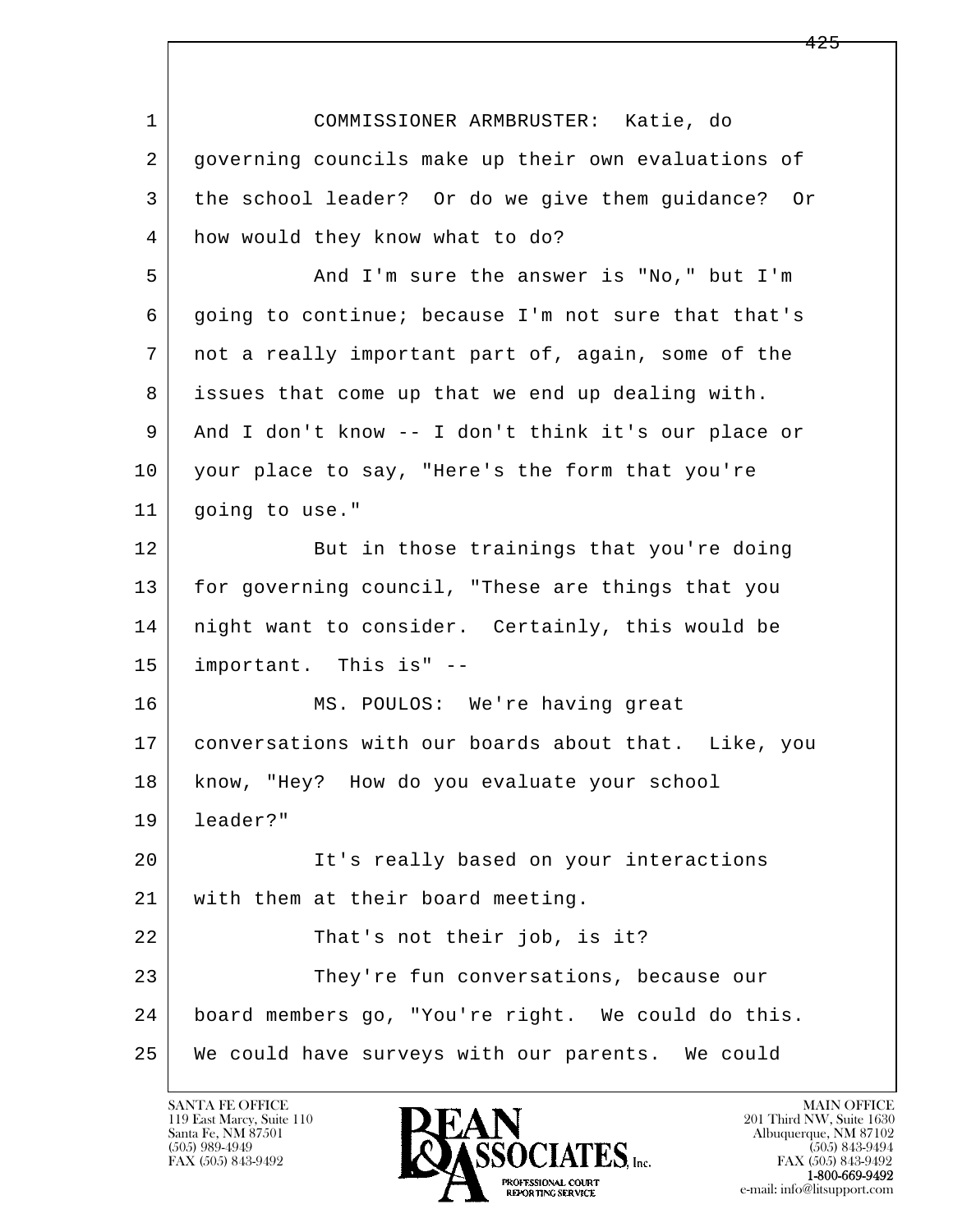1 COMMISSIONER ARMBRUSTER: Katie, do
2 governing councils make up their own evaluations of
3 the school leader? Or do we give them guidance? Or
4 how would they know what to do?
5 And I'm sure the answer is "No," but I'm
6 going to continue; because I'm not sure that that's
7 not a really important part of, again, some of the
8 issues that come up that we end up dealing with.
9 And I don't know -- I don't think it's our place or
10 your place to say, "Here's the form that you're
11 going to use."
12 But in those trainings that you're doing
13 for governing council, "These are things that you
14 night want to consider. Certainly, this would be
15 important. This is" --
16 MS. POULOS: We're having great
17 conversations with our boards about that. Like, you
18 know, "Hey? How do you evaluate your school
19 leader?"
20 It's really based on your interactions
21 with them at their board meeting.
22 That's not their job, is it?
23 They're fun conversations, because our
24 board members go, "You're right. We could do this.
25 We could have surveys with our parents. We could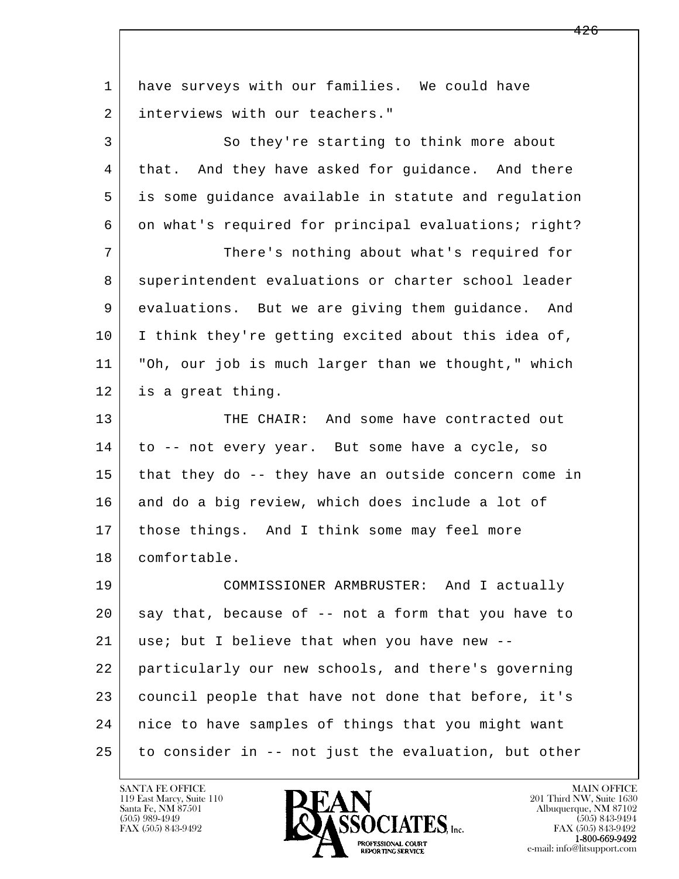have surveys with our families. We could have interviews with our teachers."

So they're starting to think more about that. And they have asked for guidance. And there is some guidance available in statute and regulation on what's required for principal evaluations; right?

There's nothing about what's required for superintendent evaluations or charter school leader evaluations. But we are giving them guidance. And I think they're getting excited about this idea of, "Oh, our job is much larger than we thought," which is a great thing.

THE CHAIR: And some have contracted out to -- not every year. But some have a cycle, so that they do -- they have an outside concern come in and do a big review, which does include a lot of those things. And I think some may feel more comfortable.

COMMISSIONER ARMBRUSTER: And I actually say that, because of -- not a form that you have to use; but I believe that when you have new -- particularly our new schools, and there's governing council people that have not done that before, it's nice to have samples of things that you might want to consider in -- not just the evaluation, but other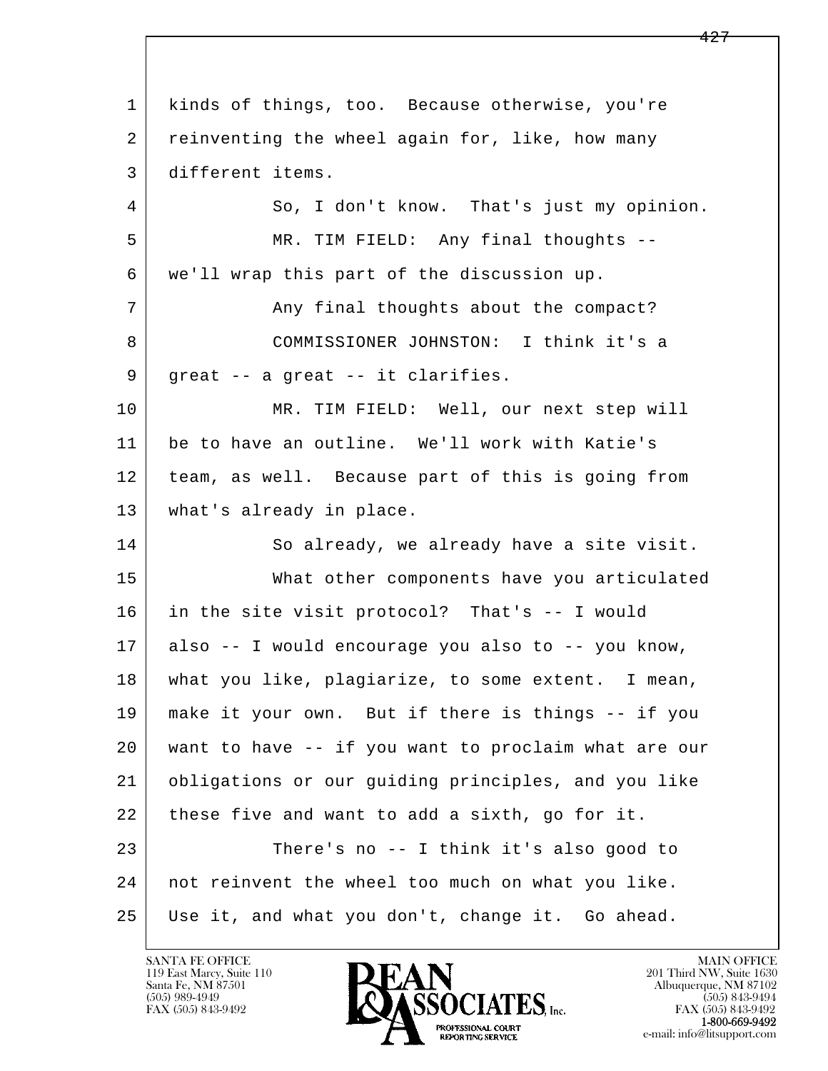kinds of things, too.  Because otherwise, you're reinventing the wheel again for, like, how many different items.

So, I don't know.  That's just my opinion.

MR. TIM FIELD:  Any final thoughts -- we'll wrap this part of the discussion up.

Any final thoughts about the compact?

COMMISSIONER JOHNSTON:  I think it's a great -- a great -- it clarifies.

MR. TIM FIELD:  Well, our next step will be to have an outline.  We'll work with Katie's team, as well.  Because part of this is going from what's already in place.

So already, we already have a site visit.

What other components have you articulated in the site visit protocol?  That's -- I would also -- I would encourage you also to -- you know, what you like, plagiarize, to some extent.  I mean, make it your own.  But if there is things -- if you want to have -- if you want to proclaim what are our obligations or our guiding principles, and you like these five and want to add a sixth, go for it.

There's no -- I think it's also good to not reinvent the wheel too much on what you like.  Use it, and what you don't, change it.  Go ahead.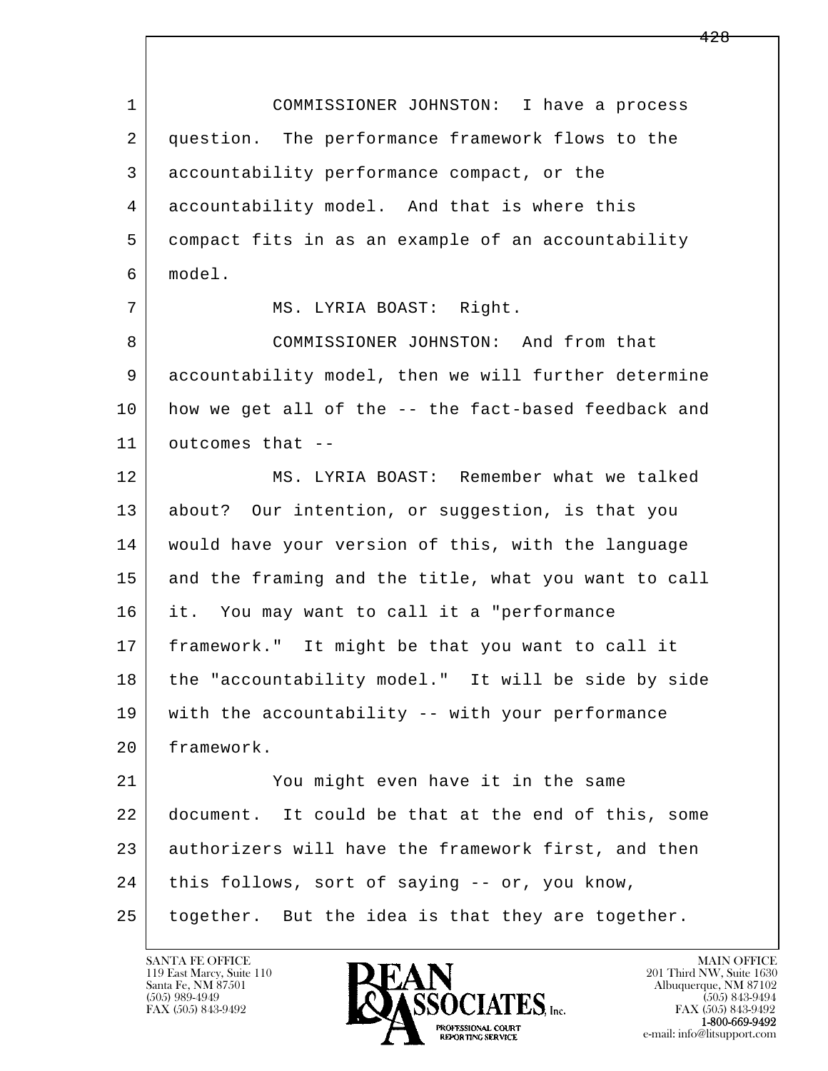COMMISSIONER JOHNSTON: I have a process question. The performance framework flows to the accountability performance compact, or the accountability model. And that is where this compact fits in as an example of an accountability model.

MS. LYRIA BOAST: Right.

COMMISSIONER JOHNSTON: And from that accountability model, then we will further determine how we get all of the -- the fact-based feedback and outcomes that --

MS. LYRIA BOAST: Remember what we talked about? Our intention, or suggestion, is that you would have your version of this, with the language and the framing and the title, what you want to call it. You may want to call it a "performance framework." It might be that you want to call it the "accountability model." It will be side by side with the accountability -- with your performance framework.

You might even have it in the same document. It could be that at the end of this, some authorizers will have the framework first, and then this follows, sort of saying -- or, you know, together. But the idea is that they are together.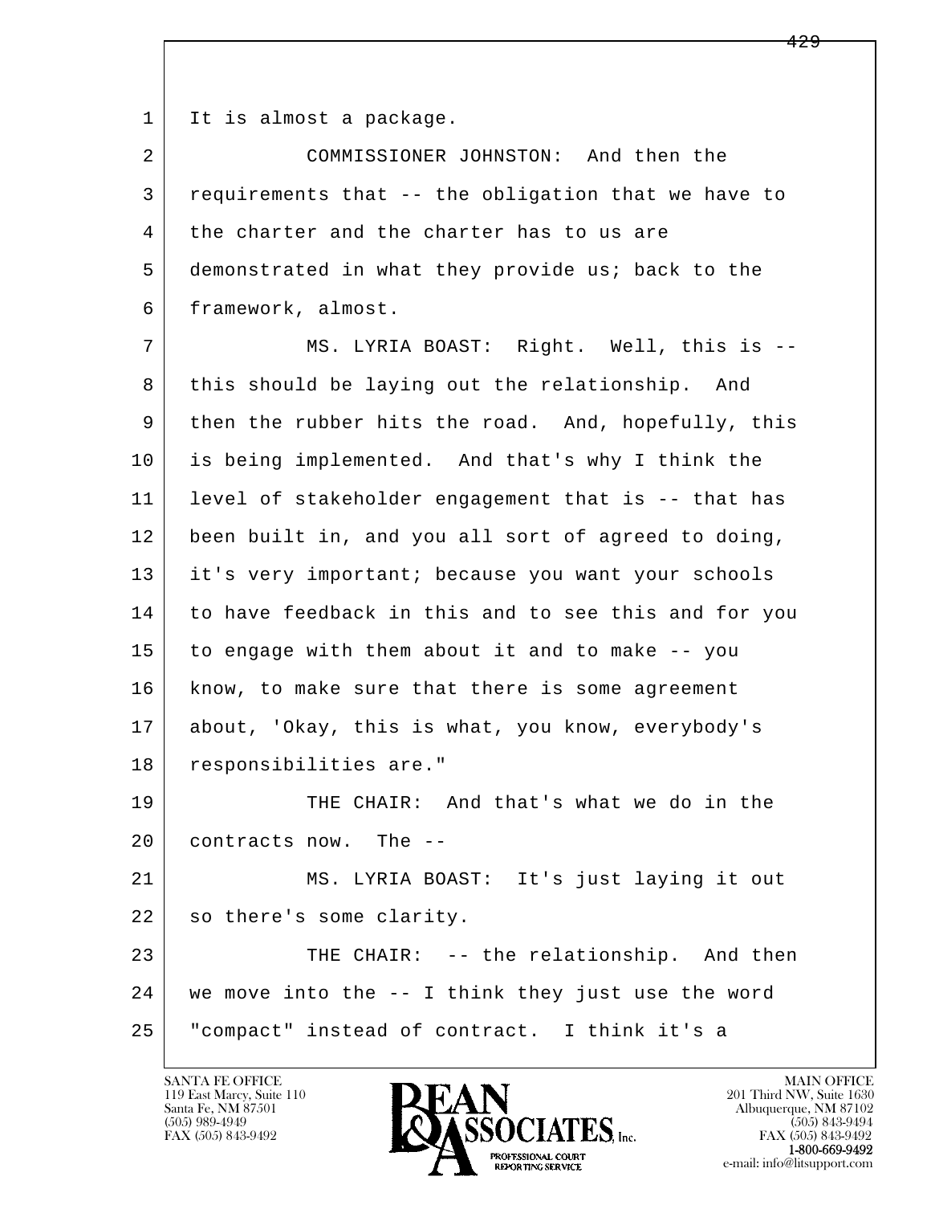It is almost a package.

COMMISSIONER JOHNSTON: And then the requirements that -- the obligation that we have to the charter and the charter has to us are demonstrated in what they provide us; back to the framework, almost.

MS. LYRIA BOAST: Right. Well, this is -- this should be laying out the relationship. And then the rubber hits the road. And, hopefully, this is being implemented. And that's why I think the level of stakeholder engagement that is -- that has been built in, and you all sort of agreed to doing, it's very important; because you want your schools to have feedback in this and to see this and for you to engage with them about it and to make -- you know, to make sure that there is some agreement about, 'Okay, this is what, you know, everybody's responsibilities are."

THE CHAIR: And that's what we do in the contracts now. The --

MS. LYRIA BOAST: It's just laying it out so there's some clarity.

THE CHAIR: -- the relationship. And then we move into the -- I think they just use the word "compact" instead of contract. I think it's a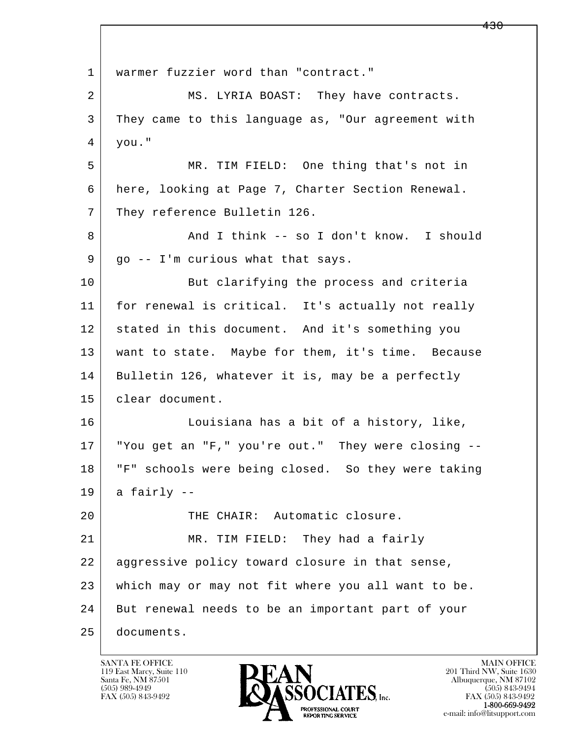1 warmer fuzzier word than "contract."

2 MS. LYRIA BOAST: They have contracts.

3 They came to this language as, "Our agreement with

4 you."

5 MR. TIM FIELD: One thing that's not in

6 here, looking at Page 7, Charter Section Renewal.

7 They reference Bulletin 126.

8 And I think -- so I don't know. I should

9 go -- I'm curious what that says.

10 But clarifying the process and criteria

11 for renewal is critical. It's actually not really

12 stated in this document. And it's something you

13 want to state. Maybe for them, it's time. Because

14 Bulletin 126, whatever it is, may be a perfectly

15 clear document.

16 Louisiana has a bit of a history, like,

17 "You get an "F," you're out." They were closing --

18 "F" schools were being closed. So they were taking

19 a fairly --

20 THE CHAIR: Automatic closure.

21 MR. TIM FIELD: They had a fairly

22 aggressive policy toward closure in that sense,

23 which may or may not fit where you all want to be.

24 But renewal needs to be an important part of your

25 documents.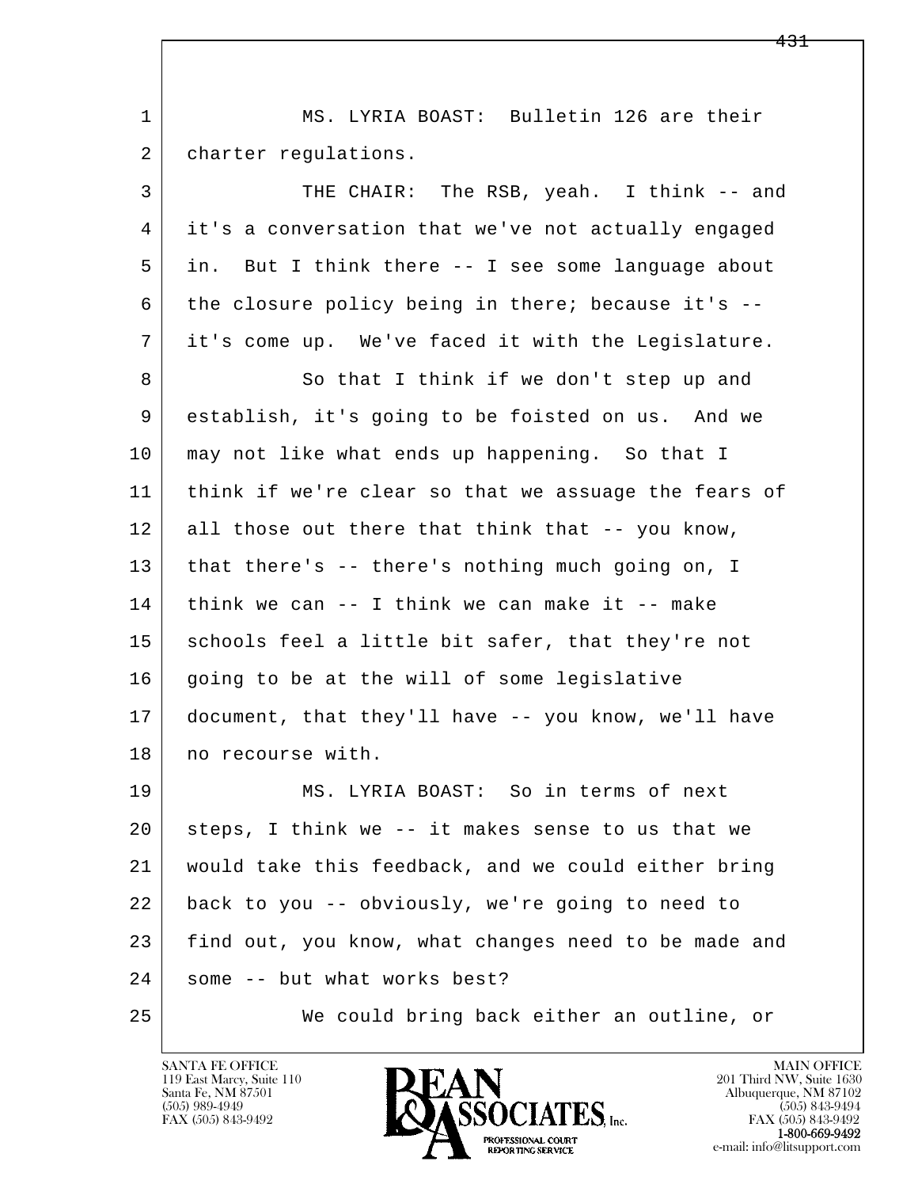MS. LYRIA BOAST: Bulletin 126 are their charter regulations.

THE CHAIR: The RSB, yeah. I think -- and it's a conversation that we've not actually engaged in. But I think there -- I see some language about the closure policy being in there; because it's -- it's come up. We've faced it with the Legislature.

So that I think if we don't step up and establish, it's going to be foisted on us. And we may not like what ends up happening. So that I think if we're clear so that we assuage the fears of all those out there that think that -- you know, that there's -- there's nothing much going on, I think we can -- I think we can make it -- make schools feel a little bit safer, that they're not going to be at the will of some legislative document, that they'll have -- you know, we'll have no recourse with.

MS. LYRIA BOAST: So in terms of next steps, I think we -- it makes sense to us that we would take this feedback, and we could either bring back to you -- obviously, we're going to need to find out, you know, what changes need to be made and some -- but what works best?

We could bring back either an outline, or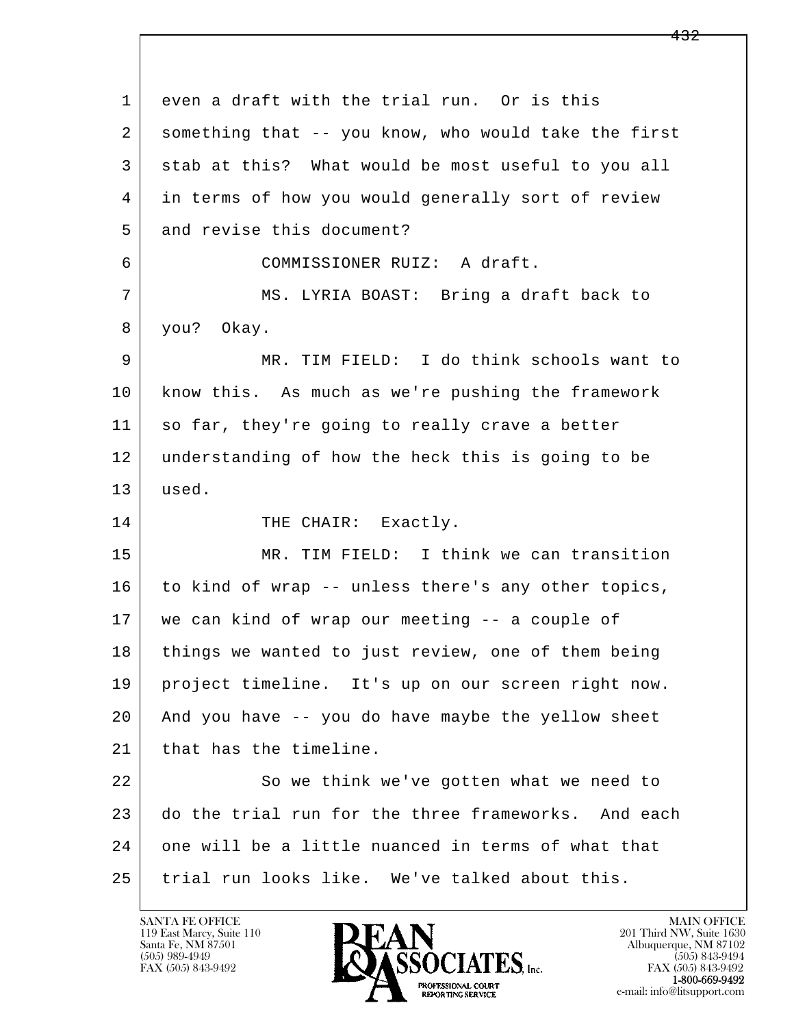1 even a draft with the trial run. Or is this
2 something that -- you know, who would take the first
3 stab at this? What would be most useful to you all
4 in terms of how you would generally sort of review
5 and revise this document?

6 COMMISSIONER RUIZ: A draft.

7 MS. LYRIA BOAST: Bring a draft back to
8 you? Okay.

9 MR. TIM FIELD: I do think schools want to
10 know this. As much as we're pushing the framework
11 so far, they're going to really crave a better
12 understanding of how the heck this is going to be
13 used.

14 THE CHAIR: Exactly.

15 MR. TIM FIELD: I think we can transition
16 to kind of wrap -- unless there's any other topics,
17 we can kind of wrap our meeting -- a couple of
18 things we wanted to just review, one of them being
19 project timeline. It's up on our screen right now.
20 And you have -- you do have maybe the yellow sheet
21 that has the timeline.

22 So we think we've gotten what we need to
23 do the trial run for the three frameworks. And each
24 one will be a little nuanced in terms of what that
25 trial run looks like. We've talked about this.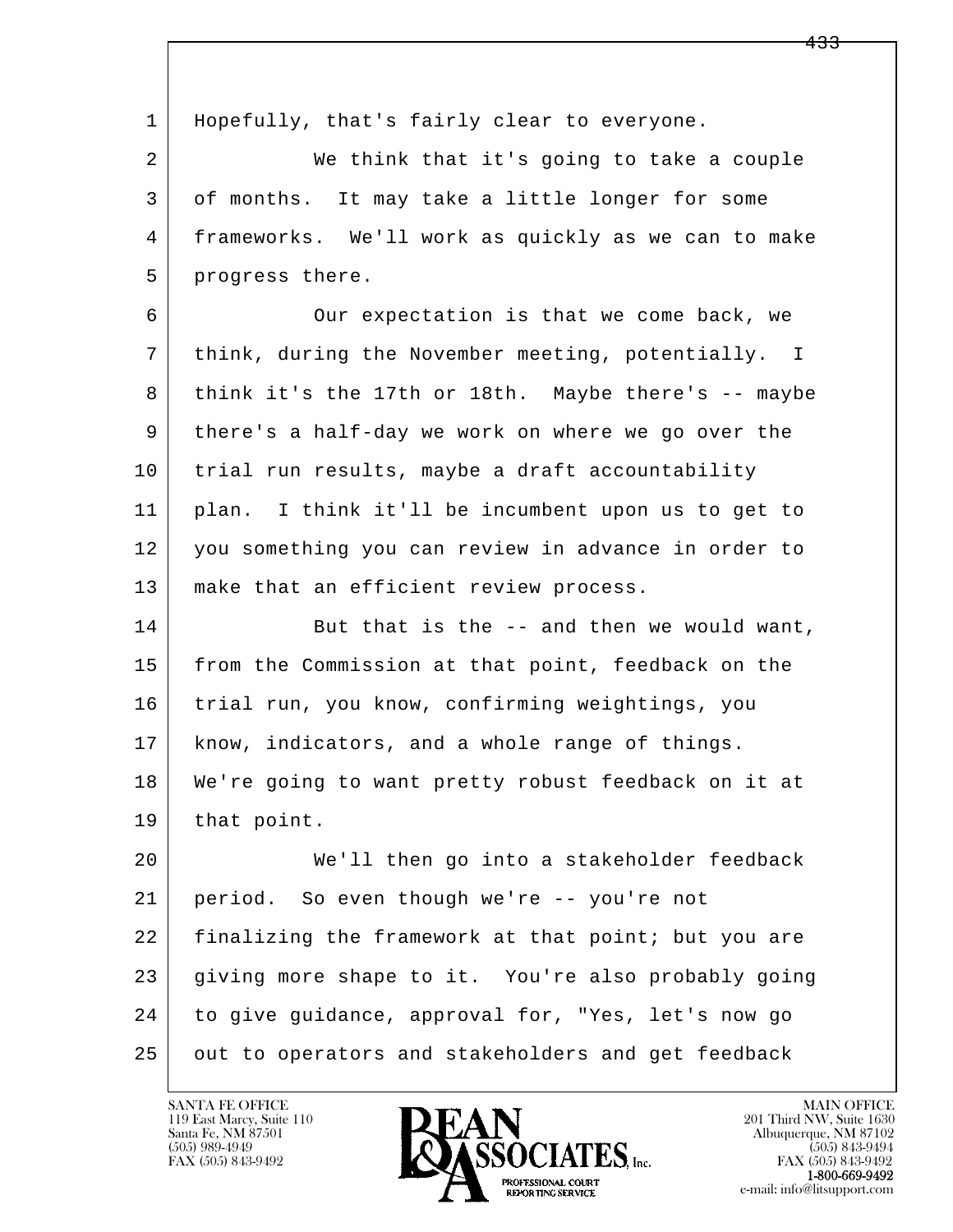Hopefully, that's fairly clear to everyone.

We think that it's going to take a couple of months. It may take a little longer for some frameworks. We'll work as quickly as we can to make progress there.

Our expectation is that we come back, we think, during the November meeting, potentially. I think it's the 17th or 18th. Maybe there's -- maybe there's a half-day we work on where we go over the trial run results, maybe a draft accountability plan. I think it'll be incumbent upon us to get to you something you can review in advance in order to make that an efficient review process.

But that is the -- and then we would want, from the Commission at that point, feedback on the trial run, you know, confirming weightings, you know, indicators, and a whole range of things. We're going to want pretty robust feedback on it at that point.

We'll then go into a stakeholder feedback period. So even though we're -- you're not finalizing the framework at that point; but you are giving more shape to it. You're also probably going to give guidance, approval for, "Yes, let's now go out to operators and stakeholders and get feedback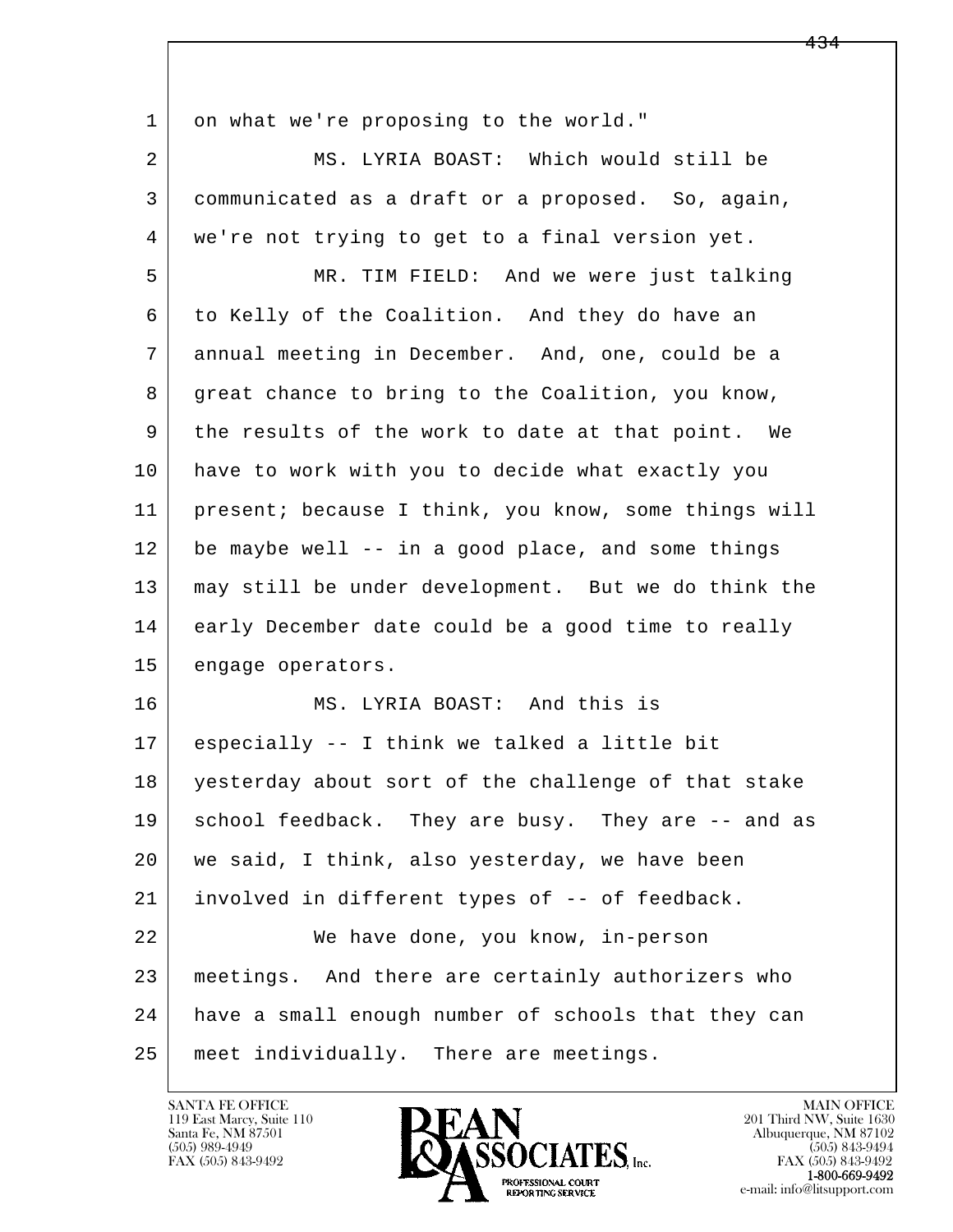on what we're proposing to the world."

MS. LYRIA BOAST: Which would still be communicated as a draft or a proposed. So, again, we're not trying to get to a final version yet.

MR. TIM FIELD: And we were just talking to Kelly of the Coalition. And they do have an annual meeting in December. And, one, could be a great chance to bring to the Coalition, you know, the results of the work to date at that point. We have to work with you to decide what exactly you present; because I think, you know, some things will be maybe well -- in a good place, and some things may still be under development. But we do think the early December date could be a good time to really engage operators.

MS. LYRIA BOAST: And this is especially -- I think we talked a little bit yesterday about sort of the challenge of that stake school feedback. They are busy. They are -- and as we said, I think, also yesterday, we have been involved in different types of -- of feedback.

We have done, you know, in-person meetings. And there are certainly authorizers who have a small enough number of schools that they can meet individually. There are meetings.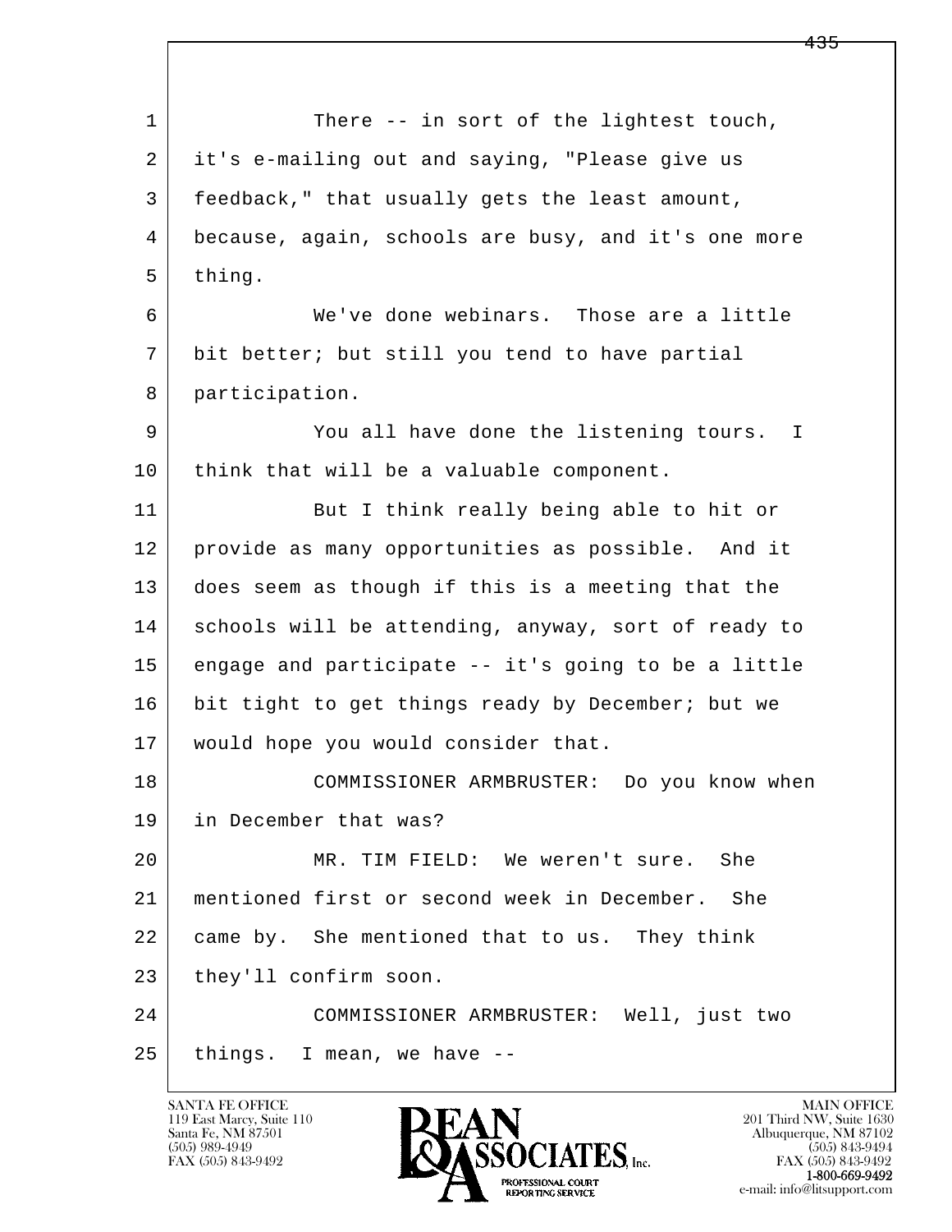There -- in sort of the lightest touch, it's e-mailing out and saying, "Please give us feedback," that usually gets the least amount, because, again, schools are busy, and it's one more thing.

We've done webinars. Those are a little bit better; but still you tend to have partial participation.

You all have done the listening tours. I think that will be a valuable component.

But I think really being able to hit or provide as many opportunities as possible. And it does seem as though if this is a meeting that the schools will be attending, anyway, sort of ready to engage and participate -- it's going to be a little bit tight to get things ready by December; but we would hope you would consider that.

COMMISSIONER ARMBRUSTER: Do you know when in December that was?

MR. TIM FIELD: We weren't sure. She mentioned first or second week in December. She came by. She mentioned that to us. They think they'll confirm soon.

COMMISSIONER ARMBRUSTER: Well, just two things. I mean, we have --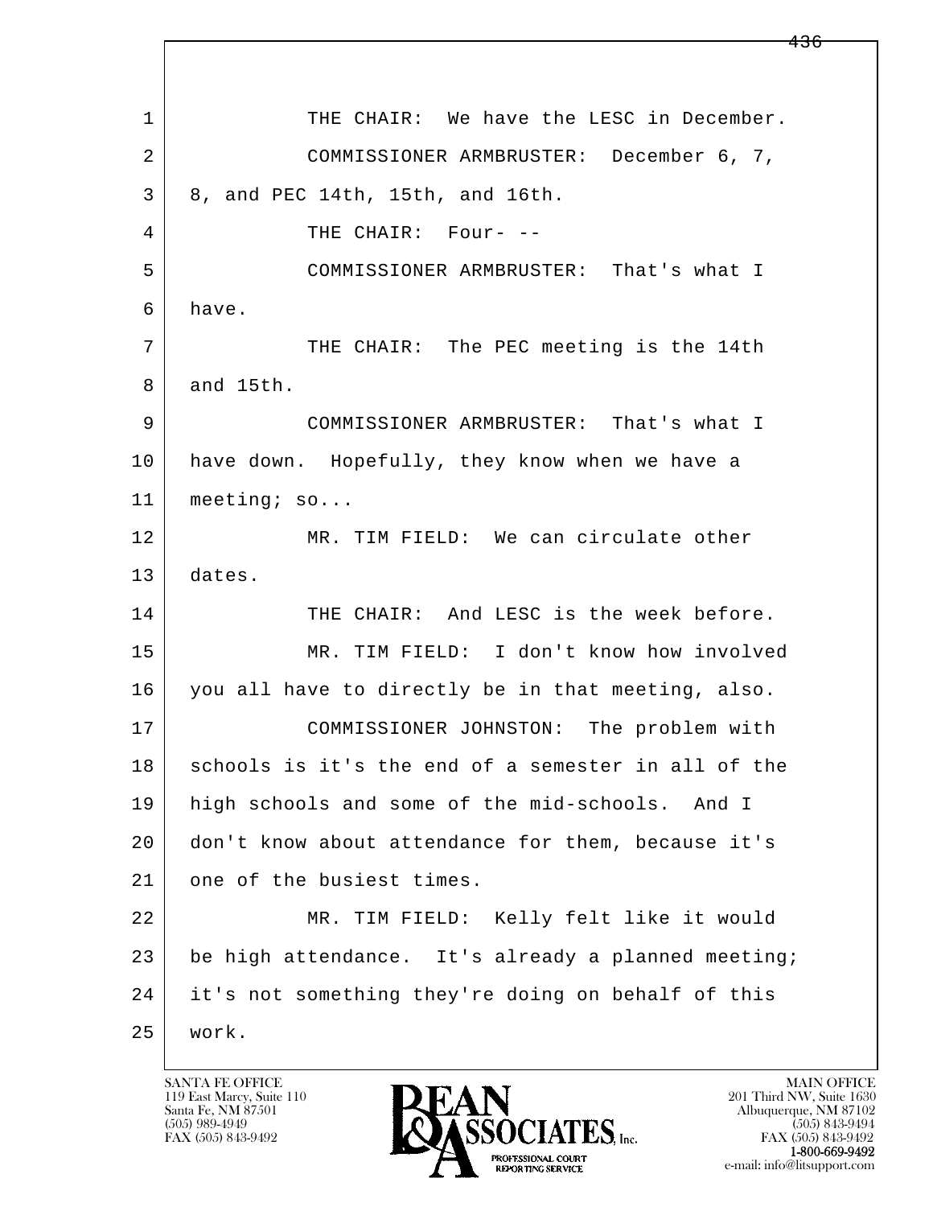1 THE CHAIR: We have the LESC in December.

2 COMMISSIONER ARMBRUSTER: December 6, 7,

3 8, and PEC 14th, 15th, and 16th.

4 THE CHAIR: Four- --

5 COMMISSIONER ARMBRUSTER: That's what I

6 have.

7 THE CHAIR: The PEC meeting is the 14th

8 and 15th.

9 COMMISSIONER ARMBRUSTER: That's what I

10 have down. Hopefully, they know when we have a

11 meeting; so...

12 MR. TIM FIELD: We can circulate other

13 dates.

14 THE CHAIR: And LESC is the week before.

15 MR. TIM FIELD: I don't know how involved

16 you all have to directly be in that meeting, also.

17 COMMISSIONER JOHNSTON: The problem with

18 schools is it's the end of a semester in all of the

19 high schools and some of the mid-schools. And I

20 don't know about attendance for them, because it's

21 one of the busiest times.

22 MR. TIM FIELD: Kelly felt like it would

23 be high attendance. It's already a planned meeting;

24 it's not something they're doing on behalf of this

25 work.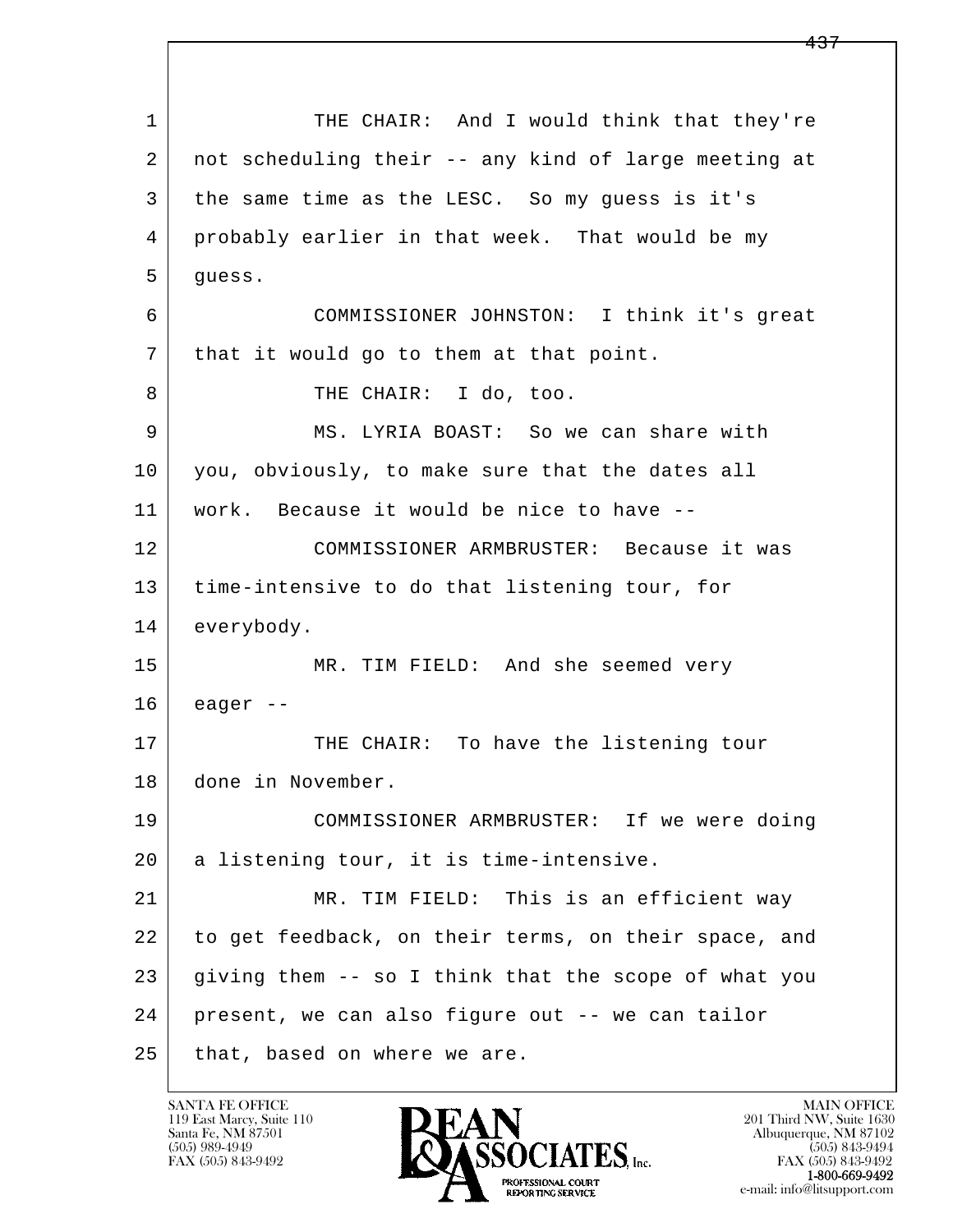1 THE CHAIR: And I would think that they're
2 not scheduling their -- any kind of large meeting at
3 the same time as the LESC. So my guess is it's
4 probably earlier in that week. That would be my
5 guess.
6 COMMISSIONER JOHNSTON: I think it's great
7 that it would go to them at that point.
8 THE CHAIR: I do, too.
9 MS. LYRIA BOAST: So we can share with
10 you, obviously, to make sure that the dates all
11 work. Because it would be nice to have --
12 COMMISSIONER ARMBRUSTER: Because it was
13 time-intensive to do that listening tour, for
14 everybody.
15 MR. TIM FIELD: And she seemed very
16 eager --
17 THE CHAIR: To have the listening tour
18 done in November.
19 COMMISSIONER ARMBRUSTER: If we were doing
20 a listening tour, it is time-intensive.
21 MR. TIM FIELD: This is an efficient way
22 to get feedback, on their terms, on their space, and
23 giving them -- so I think that the scope of what you
24 present, we can also figure out -- we can tailor
25 that, based on where we are.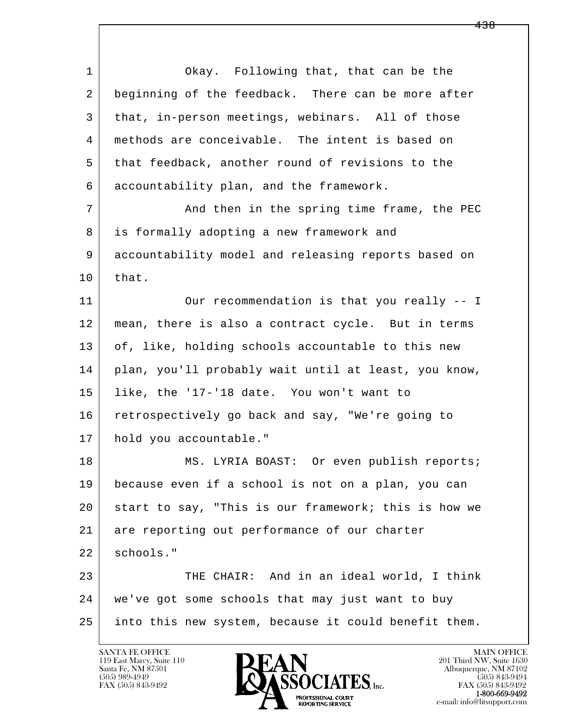Okay. Following that, that can be the beginning of the feedback. There can be more after that, in-person meetings, webinars. All of those methods are conceivable. The intent is based on that feedback, another round of revisions to the accountability plan, and the framework.

And then in the spring time frame, the PEC is formally adopting a new framework and accountability model and releasing reports based on that.

Our recommendation is that you really -- I mean, there is also a contract cycle. But in terms of, like, holding schools accountable to this new plan, you'll probably wait until at least, you know, like, the '17-'18 date. You won't want to retrospectively go back and say, "We're going to hold you accountable."

MS. LYRIA BOAST: Or even publish reports; because even if a school is not on a plan, you can start to say, "This is our framework; this is how we are reporting out performance of our charter schools."

THE CHAIR: And in an ideal world, I think we've got some schools that may just want to buy into this new system, because it could benefit them.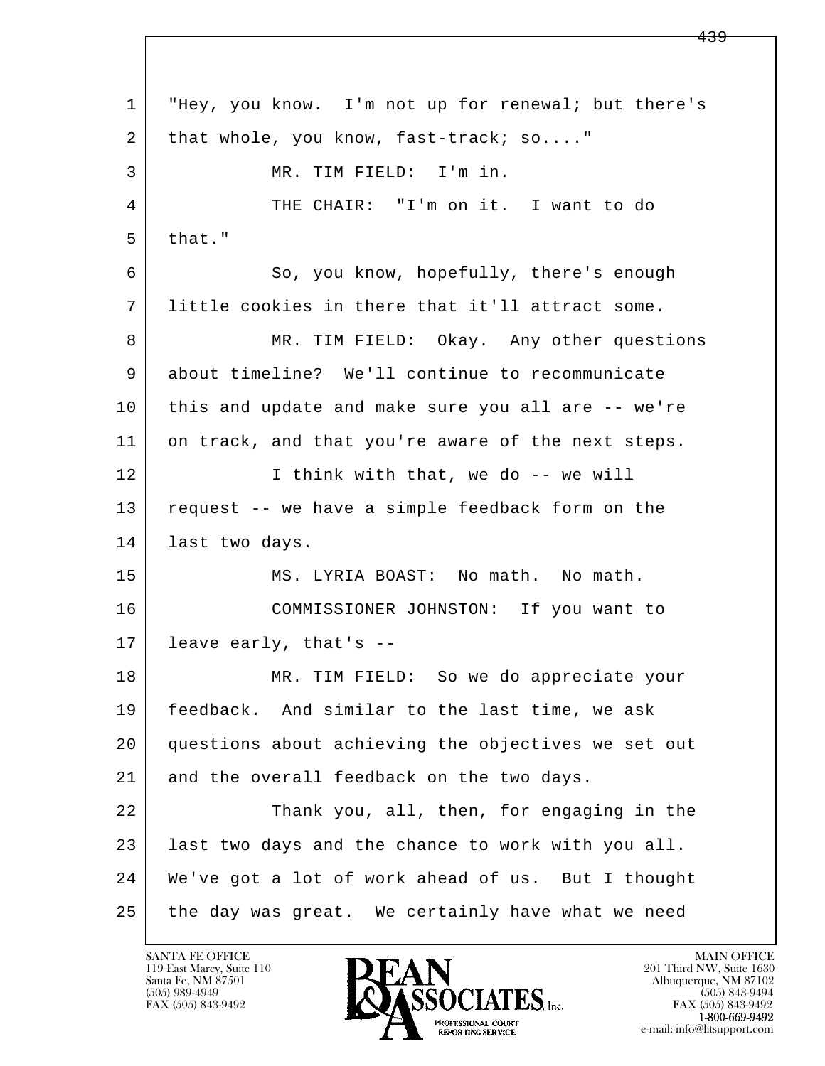1 "Hey, you know. I'm not up for renewal; but there's
2 that whole, you know, fast-track; so...."

3 MR. TIM FIELD: I'm in.

4 THE CHAIR: "I'm on it. I want to do
5 that."

6 So, you know, hopefully, there's enough
7 little cookies in there that it'll attract some.

8 MR. TIM FIELD: Okay. Any other questions
9 about timeline? We'll continue to recommunicate
10 this and update and make sure you all are -- we're
11 on track, and that you're aware of the next steps.

12 I think with that, we do -- we will
13 request -- we have a simple feedback form on the
14 last two days.

15 MS. LYRIA BOAST: No math. No math.

16 COMMISSIONER JOHNSTON: If you want to
17 leave early, that's --

18 MR. TIM FIELD: So we do appreciate your
19 feedback. And similar to the last time, we ask
20 questions about achieving the objectives we set out
21 and the overall feedback on the two days.

22 Thank you, all, then, for engaging in the
23 last two days and the chance to work with you all.
24 We've got a lot of work ahead of us. But I thought
25 the day was great. We certainly have what we need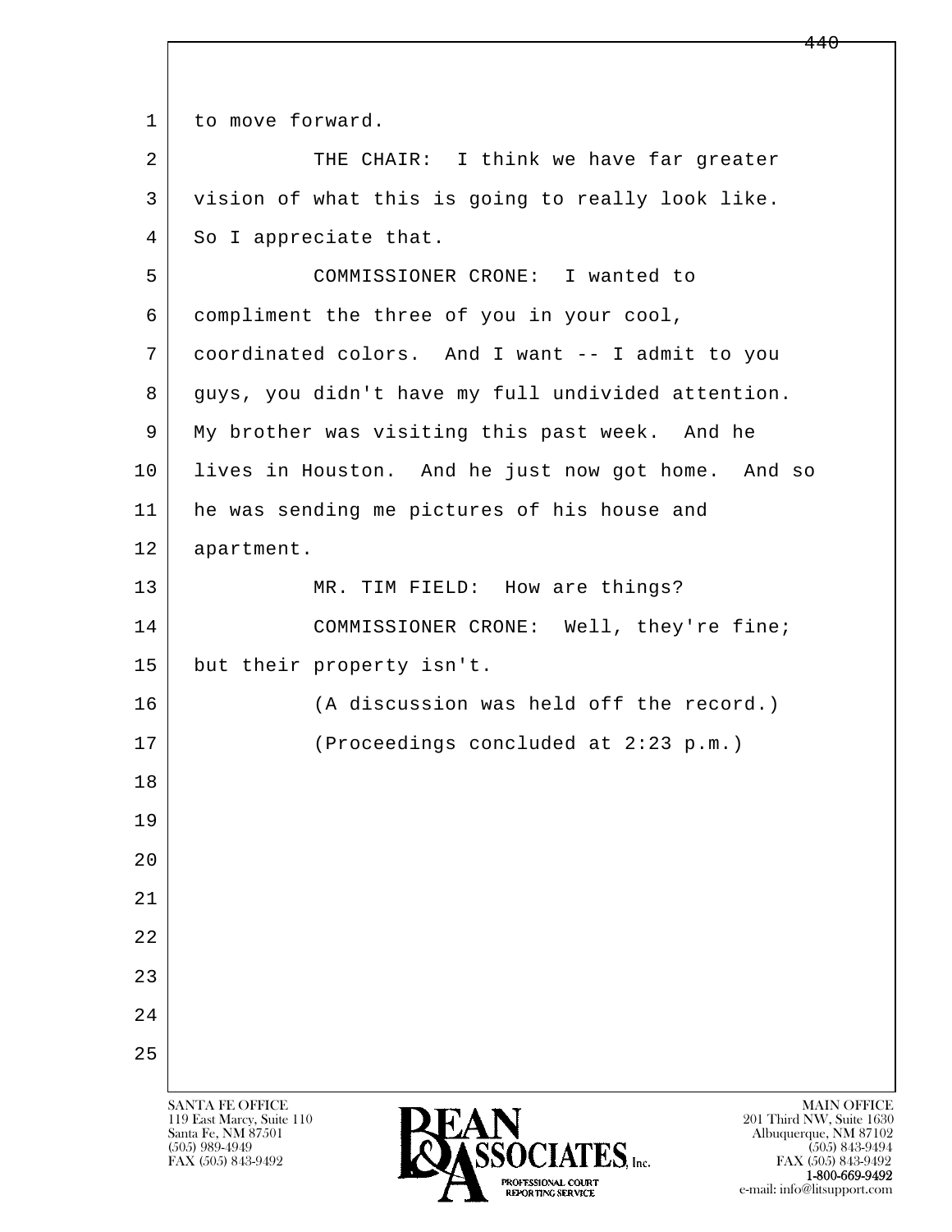to move forward.

THE CHAIR: I think we have far greater vision of what this is going to really look like. So I appreciate that.

COMMISSIONER CRONE: I wanted to compliment the three of you in your cool, coordinated colors. And I want -- I admit to you guys, you didn't have my full undivided attention. My brother was visiting this past week. And he lives in Houston. And he just now got home. And so he was sending me pictures of his house and apartment.

MR. TIM FIELD: How are things?

COMMISSIONER CRONE: Well, they're fine; but their property isn't.

(A discussion was held off the record.)

(Proceedings concluded at 2:23 p.m.)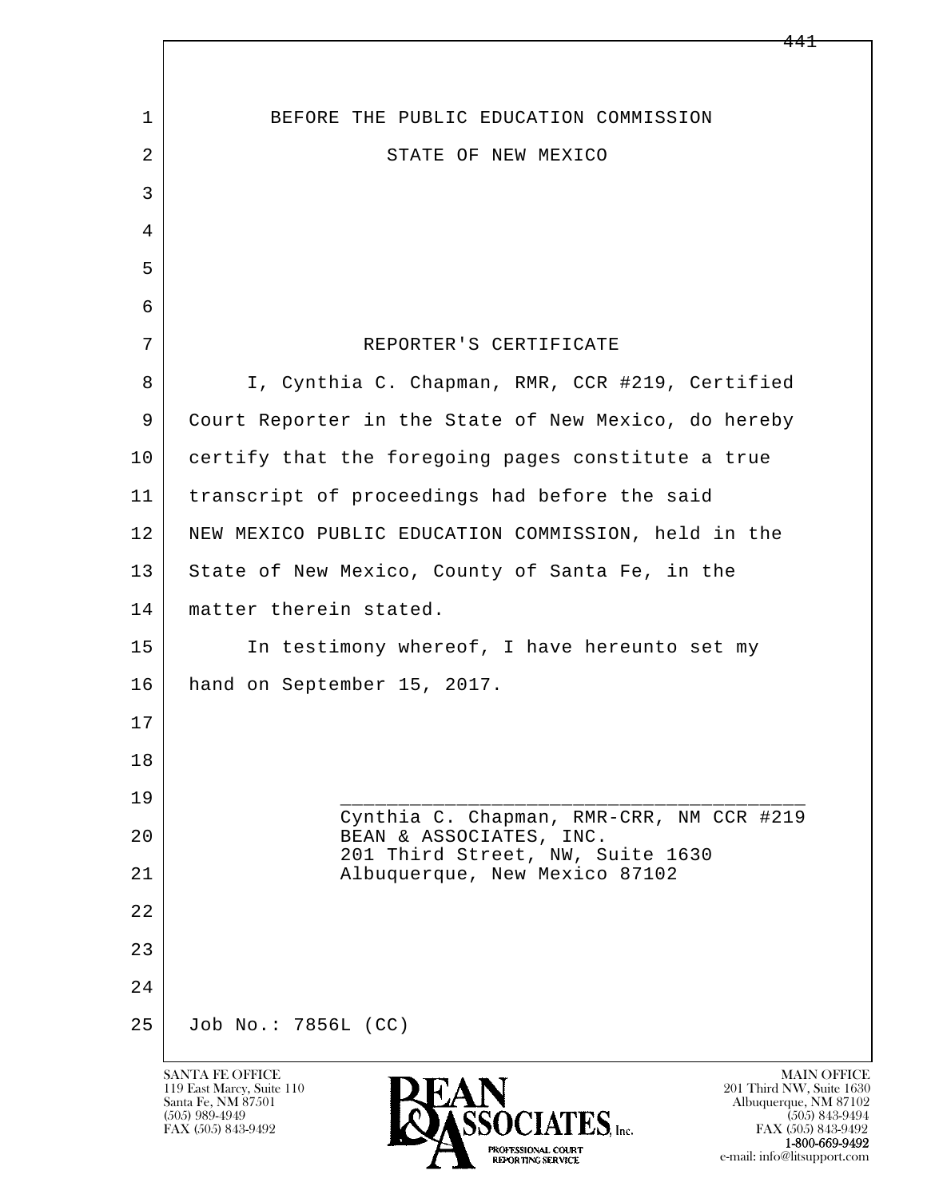BEFORE THE PUBLIC EDUCATION COMMISSION

STATE OF NEW MEXICO

REPORTER'S CERTIFICATE

I, Cynthia C. Chapman, RMR, CCR #219, Certified Court Reporter in the State of New Mexico, do hereby certify that the foregoing pages constitute a true transcript of proceedings had before the said NEW MEXICO PUBLIC EDUCATION COMMISSION, held in the State of New Mexico, County of Santa Fe, in the matter therein stated.

In testimony whereof, I have hereunto set my hand on September 15, 2017.

\_\_\_\_\_\_\_\_\_\_\_\_\_\_\_\_\_\_\_\_\_\_\_\_\_\_\_\_\_\_\_\_\_\_\_\_\_\_\_\_

Cynthia C. Chapman, RMR-CRR, NM CCR #219
BEAN & ASSOCIATES, INC.
201 Third Street, NW, Suite 1630
Albuquerque, New Mexico 87102

Job No.: 7856L (CC)

SANTA FE OFFICE
119 East Marcy, Suite 110
Santa Fe, NM 87501
(505) 989-4949
FAX (505) 843-9492

BEAN & ASSOCIATES, Inc.
PROFESSIONAL COURT REPORTING SERVICE

MAIN OFFICE
201 Third NW, Suite 1630
Albuquerque, NM 87102
(505) 843-9494
FAX (505) 843-9492
1-800-669-9492
e-mail: info@litsupport.com